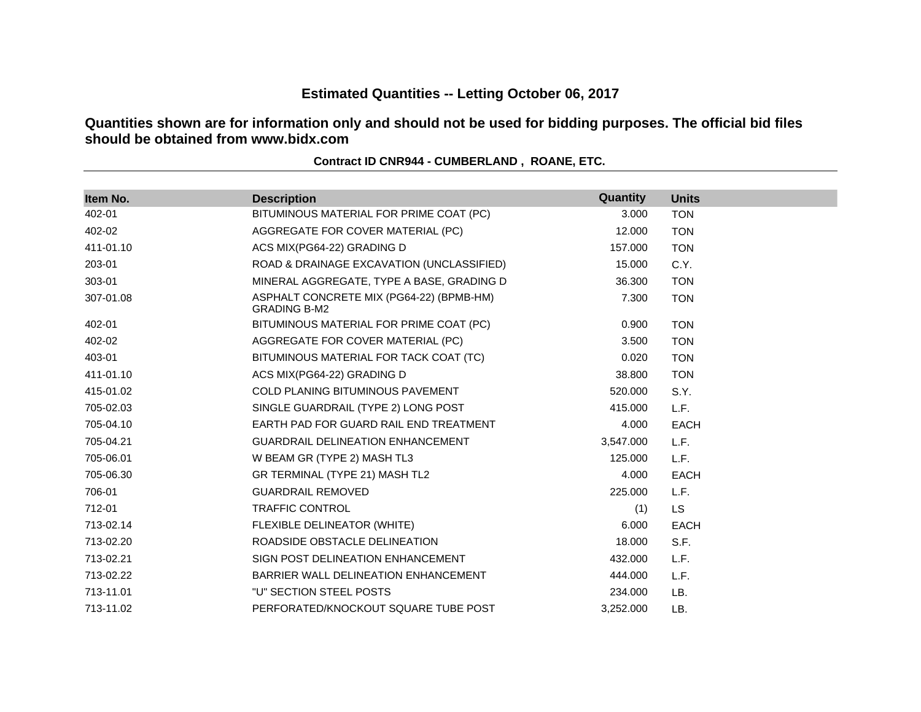# Estimated Quantities -- Letting October 06, 2017

**Quantities shown are for information only and should not be used for bidding purposes. The official bid files should be obtained from www.bidx.com**

**Contract ID CNR944 - CUMBERLAND , ROANE, ETC.**

| Item No. | Description | Quantity | Units |
|---|---|---|---|
| 402-01 | BITUMINOUS MATERIAL FOR PRIME COAT (PC) | 3.000 | TON |
| 402-02 | AGGREGATE FOR COVER MATERIAL (PC) | 12.000 | TON |
| 411-01.10 | ACS MIX(PG64-22) GRADING D | 157.000 | TON |
| 203-01 | ROAD & DRAINAGE EXCAVATION (UNCLASSIFIED) | 15.000 | C.Y. |
| 303-01 | MINERAL AGGREGATE, TYPE A BASE, GRADING D | 36.300 | TON |
| 307-01.08 | ASPHALT CONCRETE MIX (PG64-22) (BPMB-HM) GRADING B-M2 | 7.300 | TON |
| 402-01 | BITUMINOUS MATERIAL FOR PRIME COAT (PC) | 0.900 | TON |
| 402-02 | AGGREGATE FOR COVER MATERIAL (PC) | 3.500 | TON |
| 403-01 | BITUMINOUS MATERIAL FOR TACK COAT (TC) | 0.020 | TON |
| 411-01.10 | ACS MIX(PG64-22) GRADING D | 38.800 | TON |
| 415-01.02 | COLD PLANING BITUMINOUS PAVEMENT | 520.000 | S.Y. |
| 705-02.03 | SINGLE GUARDRAIL (TYPE 2) LONG POST | 415.000 | L.F. |
| 705-04.10 | EARTH PAD FOR GUARD RAIL END TREATMENT | 4.000 | EACH |
| 705-04.21 | GUARDRAIL DELINEATION ENHANCEMENT | 3,547.000 | L.F. |
| 705-06.01 | W BEAM GR (TYPE 2) MASH TL3 | 125.000 | L.F. |
| 705-06.30 | GR TERMINAL (TYPE 21) MASH TL2 | 4.000 | EACH |
| 706-01 | GUARDRAIL REMOVED | 225.000 | L.F. |
| 712-01 | TRAFFIC CONTROL | (1) | LS |
| 713-02.14 | FLEXIBLE DELINEATOR (WHITE) | 6.000 | EACH |
| 713-02.20 | ROADSIDE OBSTACLE DELINEATION | 18.000 | S.F. |
| 713-02.21 | SIGN POST DELINEATION ENHANCEMENT | 432.000 | L.F. |
| 713-02.22 | BARRIER WALL DELINEATION ENHANCEMENT | 444.000 | L.F. |
| 713-11.01 | "U" SECTION STEEL POSTS | 234.000 | LB. |
| 713-11.02 | PERFORATED/KNOCKOUT SQUARE TUBE POST | 3,252.000 | LB. |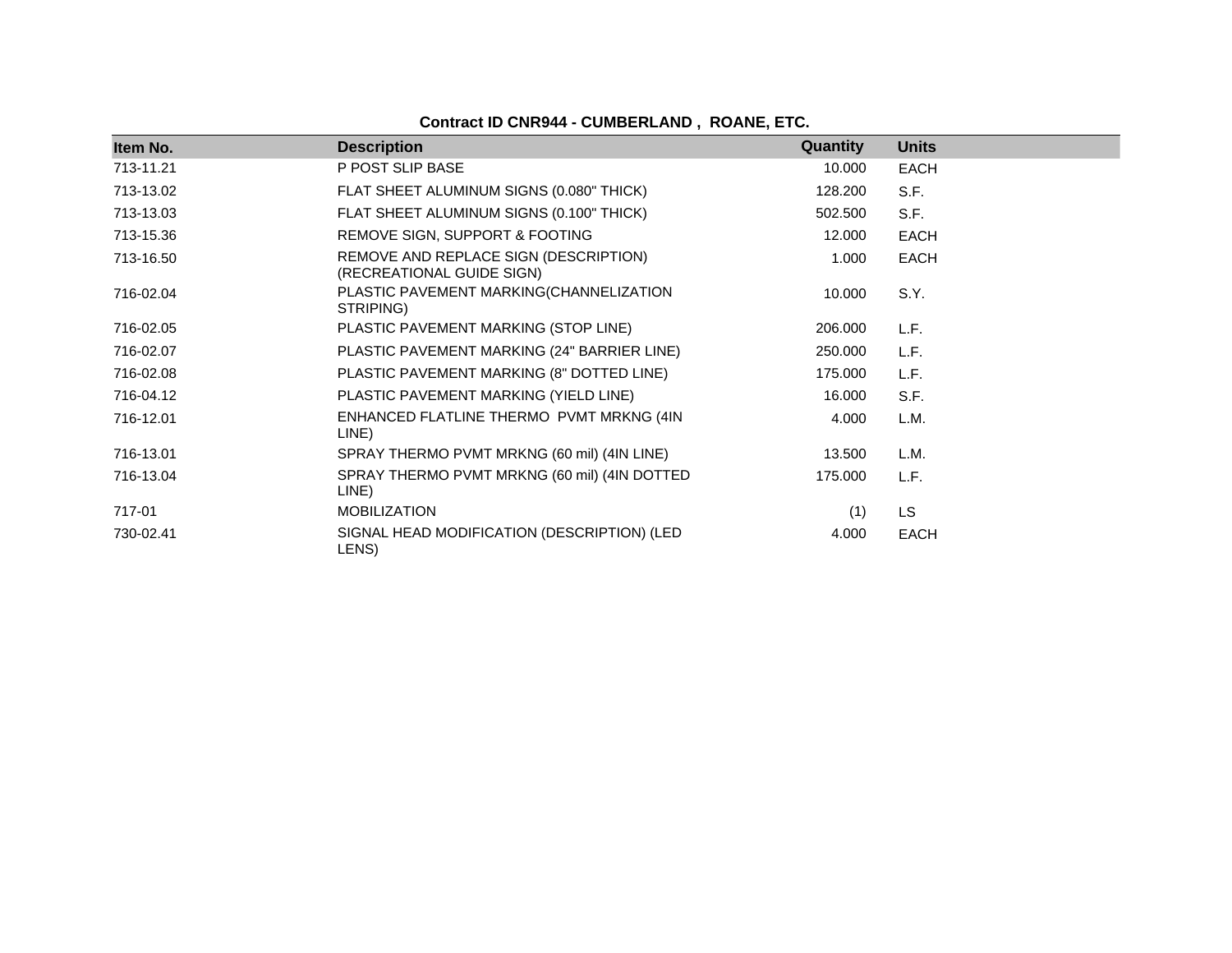**Contract ID CNR944 - CUMBERLAND , ROANE, ETC.**

| Item No. | Description | Quantity | Units |
|---|---|---|---|
| 713-11.21 | P POST SLIP BASE | 10.000 | EACH |
| 713-13.02 | FLAT SHEET ALUMINUM SIGNS (0.080" THICK) | 128.200 | S.F. |
| 713-13.03 | FLAT SHEET ALUMINUM SIGNS (0.100" THICK) | 502.500 | S.F. |
| 713-15.36 | REMOVE SIGN, SUPPORT & FOOTING | 12.000 | EACH |
| 713-16.50 | REMOVE AND REPLACE SIGN (DESCRIPTION) (RECREATIONAL GUIDE SIGN) | 1.000 | EACH |
| 716-02.04 | PLASTIC PAVEMENT MARKING(CHANNELIZATION STRIPING) | 10.000 | S.Y. |
| 716-02.05 | PLASTIC PAVEMENT MARKING (STOP LINE) | 206.000 | L.F. |
| 716-02.07 | PLASTIC PAVEMENT MARKING (24" BARRIER LINE) | 250.000 | L.F. |
| 716-02.08 | PLASTIC PAVEMENT MARKING (8" DOTTED LINE) | 175.000 | L.F. |
| 716-04.12 | PLASTIC PAVEMENT MARKING (YIELD LINE) | 16.000 | S.F. |
| 716-12.01 | ENHANCED FLATLINE THERMO PVMT MRKNG (4IN LINE) | 4.000 | L.M. |
| 716-13.01 | SPRAY THERMO PVMT MRKNG (60 mil) (4IN LINE) | 13.500 | L.M. |
| 716-13.04 | SPRAY THERMO PVMT MRKNG (60 mil) (4IN DOTTED LINE) | 175.000 | L.F. |
| 717-01 | MOBILIZATION | (1) | LS |
| 730-02.41 | SIGNAL HEAD MODIFICATION (DESCRIPTION) (LED LENS) | 4.000 | EACH |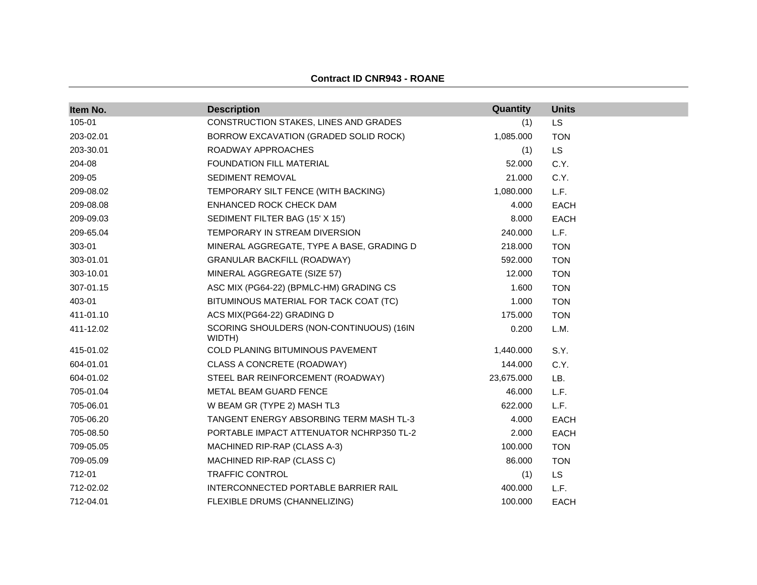**Contract ID CNR943 - ROANE**

| Item No. | Description | Quantity | Units |
| --- | --- | --- | --- |
| 105-01 | CONSTRUCTION STAKES, LINES AND GRADES | (1) | LS |
| 203-02.01 | BORROW EXCAVATION (GRADED SOLID ROCK) | 1,085.000 | TON |
| 203-30.01 | ROADWAY APPROACHES | (1) | LS |
| 204-08 | FOUNDATION FILL MATERIAL | 52.000 | C.Y. |
| 209-05 | SEDIMENT REMOVAL | 21.000 | C.Y. |
| 209-08.02 | TEMPORARY SILT FENCE (WITH BACKING) | 1,080.000 | L.F. |
| 209-08.08 | ENHANCED ROCK CHECK DAM | 4.000 | EACH |
| 209-09.03 | SEDIMENT FILTER BAG (15' X 15') | 8.000 | EACH |
| 209-65.04 | TEMPORARY IN STREAM DIVERSION | 240.000 | L.F. |
| 303-01 | MINERAL AGGREGATE, TYPE A BASE, GRADING D | 218.000 | TON |
| 303-01.01 | GRANULAR BACKFILL (ROADWAY) | 592.000 | TON |
| 303-10.01 | MINERAL AGGREGATE (SIZE 57) | 12.000 | TON |
| 307-01.15 | ASC MIX (PG64-22) (BPMLC-HM) GRADING CS | 1.600 | TON |
| 403-01 | BITUMINOUS MATERIAL FOR TACK COAT (TC) | 1.000 | TON |
| 411-01.10 | ACS MIX(PG64-22) GRADING D | 175.000 | TON |
| 411-12.02 | SCORING SHOULDERS (NON-CONTINUOUS) (16IN WIDTH) | 0.200 | L.M. |
| 415-01.02 | COLD PLANING BITUMINOUS PAVEMENT | 1,440.000 | S.Y. |
| 604-01.01 | CLASS A CONCRETE (ROADWAY) | 144.000 | C.Y. |
| 604-01.02 | STEEL BAR REINFORCEMENT (ROADWAY) | 23,675.000 | LB. |
| 705-01.04 | METAL BEAM GUARD FENCE | 46.000 | L.F. |
| 705-06.01 | W BEAM GR (TYPE 2) MASH TL3 | 622.000 | L.F. |
| 705-06.20 | TANGENT ENERGY ABSORBING TERM MASH TL-3 | 4.000 | EACH |
| 705-08.50 | PORTABLE IMPACT ATTENUATOR NCHRP350 TL-2 | 2.000 | EACH |
| 709-05.05 | MACHINED RIP-RAP (CLASS A-3) | 100.000 | TON |
| 709-05.09 | MACHINED RIP-RAP (CLASS C) | 86.000 | TON |
| 712-01 | TRAFFIC CONTROL | (1) | LS |
| 712-02.02 | INTERCONNECTED PORTABLE BARRIER RAIL | 400.000 | L.F. |
| 712-04.01 | FLEXIBLE DRUMS (CHANNELIZING) | 100.000 | EACH |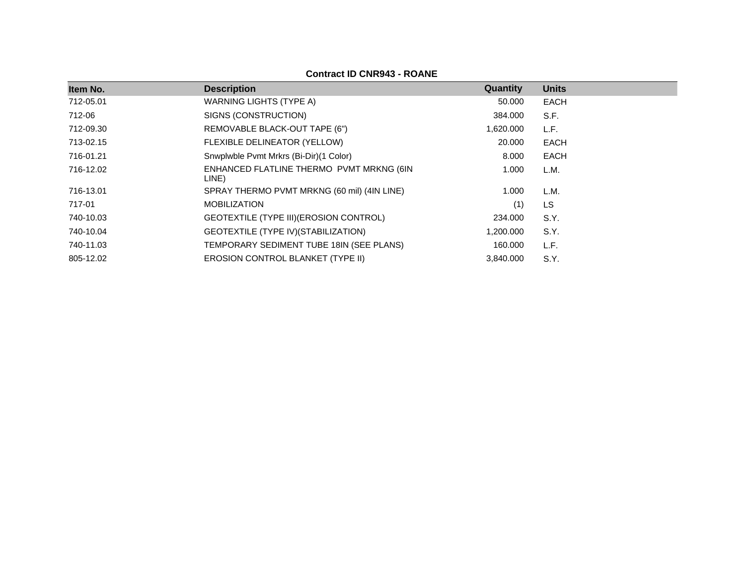**Contract ID CNR943 - ROANE**

| Item No. | Description | Quantity | Units |
|---|---|---|---|
| 712-05.01 | WARNING LIGHTS (TYPE A) | 50.000 | EACH |
| 712-06 | SIGNS (CONSTRUCTION) | 384.000 | S.F. |
| 712-09.30 | REMOVABLE BLACK-OUT TAPE (6") | 1,620.000 | L.F. |
| 713-02.15 | FLEXIBLE DELINEATOR (YELLOW) | 20.000 | EACH |
| 716-01.21 | Snwplwble Pvmt Mrkrs (Bi-Dir)(1 Color) | 8.000 | EACH |
| 716-12.02 | ENHANCED FLATLINE THERMO PVMT MRKNG (6IN LINE) | 1.000 | L.M. |
| 716-13.01 | SPRAY THERMO PVMT MRKNG (60 mil) (4IN LINE) | 1.000 | L.M. |
| 717-01 | MOBILIZATION | (1) | LS |
| 740-10.03 | GEOTEXTILE (TYPE III)(EROSION CONTROL) | 234.000 | S.Y. |
| 740-10.04 | GEOTEXTILE (TYPE IV)(STABILIZATION) | 1,200.000 | S.Y. |
| 740-11.03 | TEMPORARY SEDIMENT TUBE 18IN (SEE PLANS) | 160.000 | L.F. |
| 805-12.02 | EROSION CONTROL BLANKET (TYPE II) | 3,840.000 | S.Y. |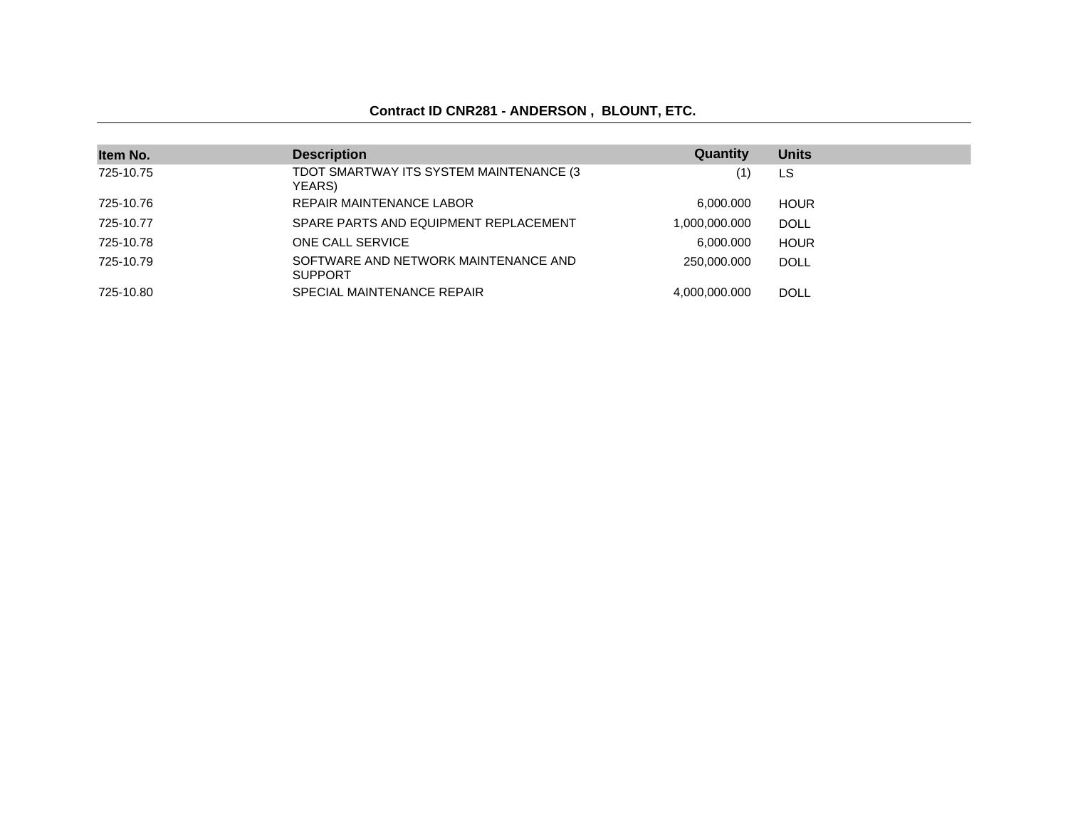**Contract ID CNR281 - ANDERSON , BLOUNT, ETC.**

| Item No. | Description | Quantity | Units |
|---|---|---|---|
| 725-10.75 | TDOT SMARTWAY ITS SYSTEM MAINTENANCE (3 YEARS) | (1) | LS |
| 725-10.76 | REPAIR MAINTENANCE LABOR | 6,000.000 | HOUR |
| 725-10.77 | SPARE PARTS AND EQUIPMENT REPLACEMENT | 1,000,000.000 | DOLL |
| 725-10.78 | ONE CALL SERVICE | 6,000.000 | HOUR |
| 725-10.79 | SOFTWARE AND NETWORK MAINTENANCE AND SUPPORT | 250,000.000 | DOLL |
| 725-10.80 | SPECIAL MAINTENANCE REPAIR | 4,000,000.000 | DOLL |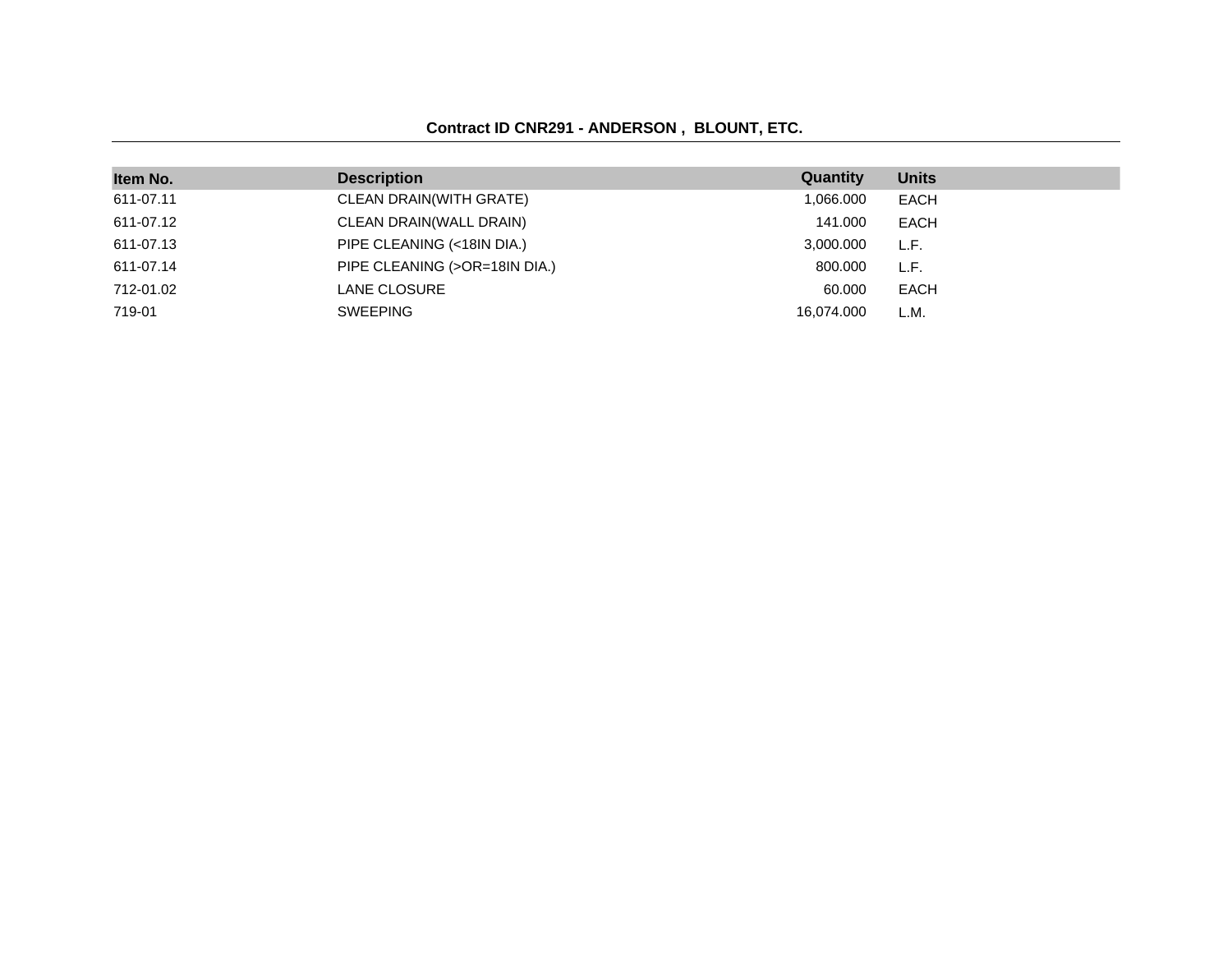**Contract ID CNR291 - ANDERSON , BLOUNT, ETC.**

| Item No. | Description | Quantity | Units |
|---|---|---|---|
| 611-07.11 | CLEAN DRAIN(WITH GRATE) | 1,066.000 | EACH |
| 611-07.12 | CLEAN DRAIN(WALL DRAIN) | 141.000 | EACH |
| 611-07.13 | PIPE CLEANING (<18IN DIA.) | 3,000.000 | L.F. |
| 611-07.14 | PIPE CLEANING (>OR=18IN DIA.) | 800.000 | L.F. |
| 712-01.02 | LANE CLOSURE | 60.000 | EACH |
| 719-01 | SWEEPING | 16,074.000 | L.M. |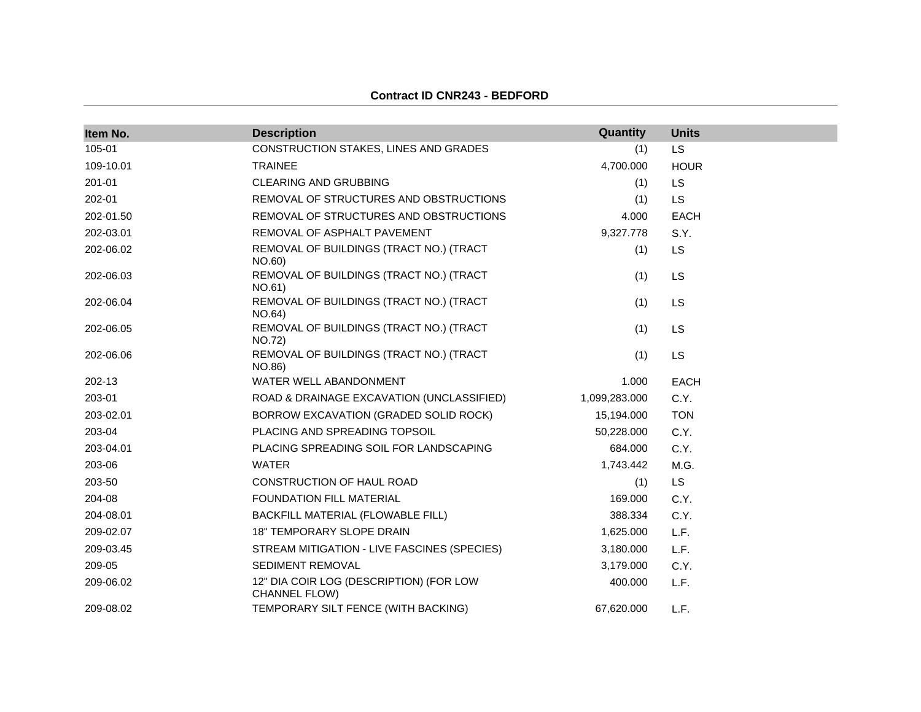**Contract ID CNR243 - BEDFORD**

| Item No. | Description | Quantity | Units |
| --- | --- | --- | --- |
| 105-01 | CONSTRUCTION STAKES, LINES AND GRADES | (1) | LS |
| 109-10.01 | TRAINEE | 4,700.000 | HOUR |
| 201-01 | CLEARING AND GRUBBING | (1) | LS |
| 202-01 | REMOVAL OF STRUCTURES AND OBSTRUCTIONS | (1) | LS |
| 202-01.50 | REMOVAL OF STRUCTURES AND OBSTRUCTIONS | 4.000 | EACH |
| 202-03.01 | REMOVAL OF ASPHALT PAVEMENT | 9,327.778 | S.Y. |
| 202-06.02 | REMOVAL OF BUILDINGS (TRACT NO.) (TRACT NO.60) | (1) | LS |
| 202-06.03 | REMOVAL OF BUILDINGS (TRACT NO.) (TRACT NO.61) | (1) | LS |
| 202-06.04 | REMOVAL OF BUILDINGS (TRACT NO.) (TRACT NO.64) | (1) | LS |
| 202-06.05 | REMOVAL OF BUILDINGS (TRACT NO.) (TRACT NO.72) | (1) | LS |
| 202-06.06 | REMOVAL OF BUILDINGS (TRACT NO.) (TRACT NO.86) | (1) | LS |
| 202-13 | WATER WELL ABANDONMENT | 1.000 | EACH |
| 203-01 | ROAD & DRAINAGE EXCAVATION (UNCLASSIFIED) | 1,099,283.000 | C.Y. |
| 203-02.01 | BORROW EXCAVATION (GRADED SOLID ROCK) | 15,194.000 | TON |
| 203-04 | PLACING AND SPREADING TOPSOIL | 50,228.000 | C.Y. |
| 203-04.01 | PLACING SPREADING SOIL FOR LANDSCAPING | 684.000 | C.Y. |
| 203-06 | WATER | 1,743.442 | M.G. |
| 203-50 | CONSTRUCTION OF HAUL ROAD | (1) | LS |
| 204-08 | FOUNDATION FILL MATERIAL | 169.000 | C.Y. |
| 204-08.01 | BACKFILL MATERIAL (FLOWABLE FILL) | 388.334 | C.Y. |
| 209-02.07 | 18" TEMPORARY SLOPE DRAIN | 1,625.000 | L.F. |
| 209-03.45 | STREAM MITIGATION - LIVE FASCINES (SPECIES) | 3,180.000 | L.F. |
| 209-05 | SEDIMENT REMOVAL | 3,179.000 | C.Y. |
| 209-06.02 | 12" DIA COIR LOG (DESCRIPTION) (FOR LOW CHANNEL FLOW) | 400.000 | L.F. |
| 209-08.02 | TEMPORARY SILT FENCE (WITH BACKING) | 67,620.000 | L.F. |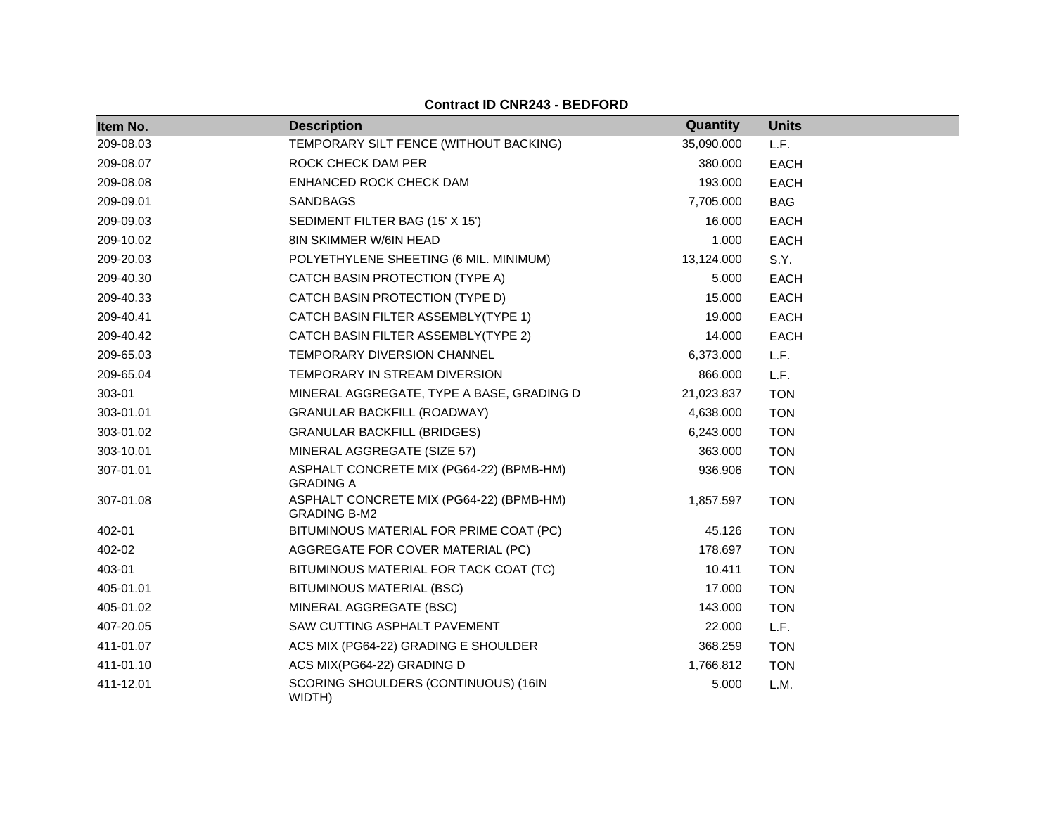**Contract ID CNR243 - BEDFORD**

| Item No. | Description | Quantity | Units |
| --- | --- | --- | --- |
| 209-08.03 | TEMPORARY SILT FENCE (WITHOUT BACKING) | 35,090.000 | L.F. |
| 209-08.07 | ROCK CHECK DAM PER | 380.000 | EACH |
| 209-08.08 | ENHANCED ROCK CHECK DAM | 193.000 | EACH |
| 209-09.01 | SANDBAGS | 7,705.000 | BAG |
| 209-09.03 | SEDIMENT FILTER BAG (15' X 15') | 16.000 | EACH |
| 209-10.02 | 8IN SKIMMER W/6IN HEAD | 1.000 | EACH |
| 209-20.03 | POLYETHYLENE SHEETING (6 MIL. MINIMUM) | 13,124.000 | S.Y. |
| 209-40.30 | CATCH BASIN PROTECTION (TYPE A) | 5.000 | EACH |
| 209-40.33 | CATCH BASIN PROTECTION (TYPE D) | 15.000 | EACH |
| 209-40.41 | CATCH BASIN FILTER ASSEMBLY(TYPE 1) | 19.000 | EACH |
| 209-40.42 | CATCH BASIN FILTER ASSEMBLY(TYPE 2) | 14.000 | EACH |
| 209-65.03 | TEMPORARY DIVERSION CHANNEL | 6,373.000 | L.F. |
| 209-65.04 | TEMPORARY IN STREAM DIVERSION | 866.000 | L.F. |
| 303-01 | MINERAL AGGREGATE, TYPE A BASE, GRADING D | 21,023.837 | TON |
| 303-01.01 | GRANULAR BACKFILL (ROADWAY) | 4,638.000 | TON |
| 303-01.02 | GRANULAR BACKFILL (BRIDGES) | 6,243.000 | TON |
| 303-10.01 | MINERAL AGGREGATE (SIZE 57) | 363.000 | TON |
| 307-01.01 | ASPHALT CONCRETE MIX (PG64-22) (BPMB-HM) GRADING A | 936.906 | TON |
| 307-01.08 | ASPHALT CONCRETE MIX (PG64-22) (BPMB-HM) GRADING B-M2 | 1,857.597 | TON |
| 402-01 | BITUMINOUS MATERIAL FOR PRIME COAT (PC) | 45.126 | TON |
| 402-02 | AGGREGATE FOR COVER MATERIAL (PC) | 178.697 | TON |
| 403-01 | BITUMINOUS MATERIAL FOR TACK COAT (TC) | 10.411 | TON |
| 405-01.01 | BITUMINOUS MATERIAL (BSC) | 17.000 | TON |
| 405-01.02 | MINERAL AGGREGATE (BSC) | 143.000 | TON |
| 407-20.05 | SAW CUTTING ASPHALT PAVEMENT | 22.000 | L.F. |
| 411-01.07 | ACS MIX (PG64-22) GRADING E SHOULDER | 368.259 | TON |
| 411-01.10 | ACS MIX(PG64-22) GRADING D | 1,766.812 | TON |
| 411-12.01 | SCORING SHOULDERS (CONTINUOUS) (16IN WIDTH) | 5.000 | L.M. |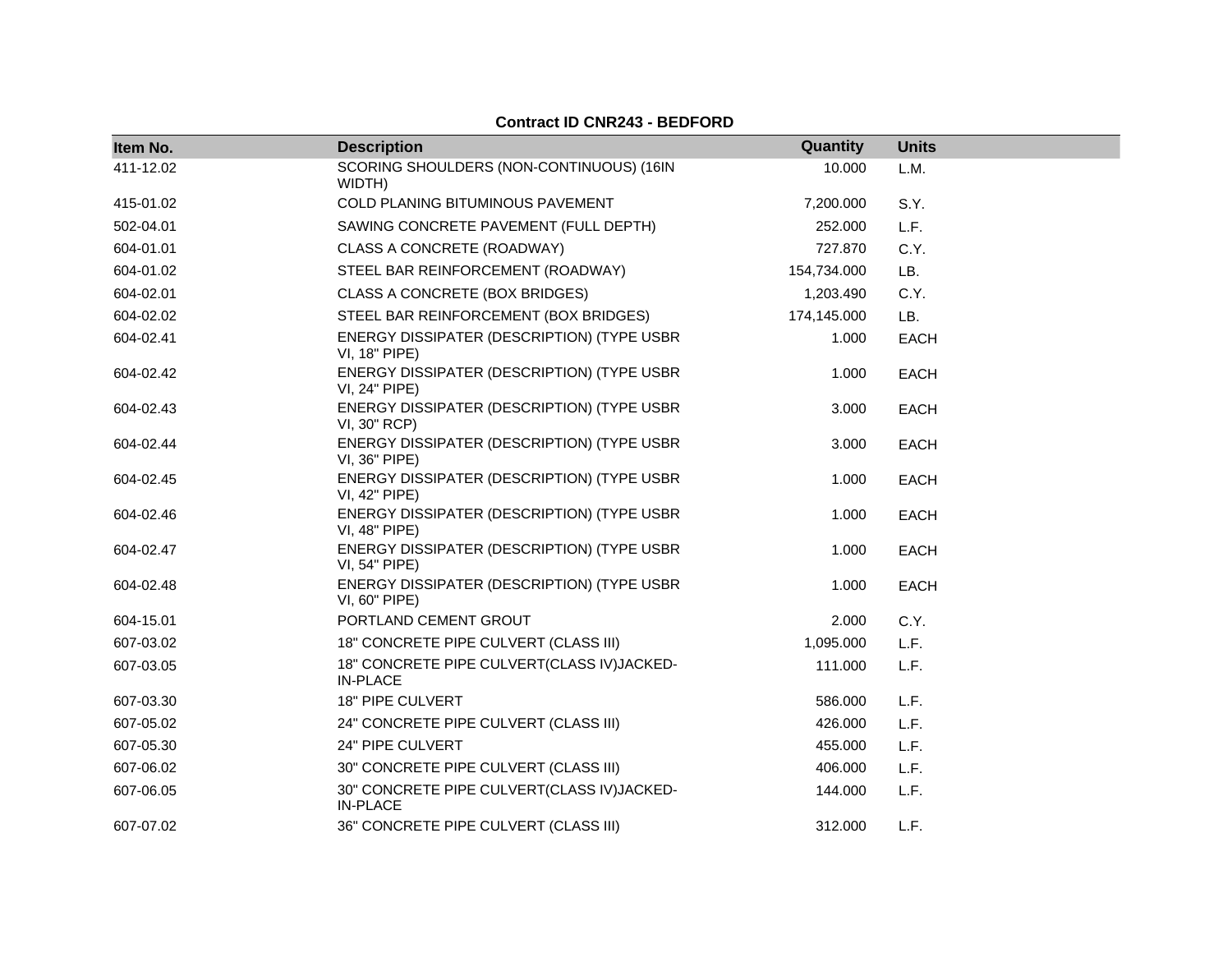**Contract ID CNR243 - BEDFORD**

| Item No. | Description | Quantity | Units |
|---|---|---|---|
| 411-12.02 | SCORING SHOULDERS (NON-CONTINUOUS) (16IN WIDTH) | 10.000 | L.M. |
| 415-01.02 | COLD PLANING BITUMINOUS PAVEMENT | 7,200.000 | S.Y. |
| 502-04.01 | SAWING CONCRETE PAVEMENT (FULL DEPTH) | 252.000 | L.F. |
| 604-01.01 | CLASS A CONCRETE (ROADWAY) | 727.870 | C.Y. |
| 604-01.02 | STEEL BAR REINFORCEMENT (ROADWAY) | 154,734.000 | LB. |
| 604-02.01 | CLASS A CONCRETE (BOX BRIDGES) | 1,203.490 | C.Y. |
| 604-02.02 | STEEL BAR REINFORCEMENT (BOX BRIDGES) | 174,145.000 | LB. |
| 604-02.41 | ENERGY DISSIPATER (DESCRIPTION) (TYPE USBR VI, 18" PIPE) | 1.000 | EACH |
| 604-02.42 | ENERGY DISSIPATER (DESCRIPTION) (TYPE USBR VI, 24" PIPE) | 1.000 | EACH |
| 604-02.43 | ENERGY DISSIPATER (DESCRIPTION) (TYPE USBR VI, 30" RCP) | 3.000 | EACH |
| 604-02.44 | ENERGY DISSIPATER (DESCRIPTION) (TYPE USBR VI, 36" PIPE) | 3.000 | EACH |
| 604-02.45 | ENERGY DISSIPATER (DESCRIPTION) (TYPE USBR VI, 42" PIPE) | 1.000 | EACH |
| 604-02.46 | ENERGY DISSIPATER (DESCRIPTION) (TYPE USBR VI, 48" PIPE) | 1.000 | EACH |
| 604-02.47 | ENERGY DISSIPATER (DESCRIPTION) (TYPE USBR VI, 54" PIPE) | 1.000 | EACH |
| 604-02.48 | ENERGY DISSIPATER (DESCRIPTION) (TYPE USBR VI, 60" PIPE) | 1.000 | EACH |
| 604-15.01 | PORTLAND CEMENT GROUT | 2.000 | C.Y. |
| 607-03.02 | 18" CONCRETE PIPE CULVERT (CLASS III) | 1,095.000 | L.F. |
| 607-03.05 | 18" CONCRETE PIPE CULVERT(CLASS IV)JACKED-IN-PLACE | 111.000 | L.F. |
| 607-03.30 | 18" PIPE CULVERT | 586.000 | L.F. |
| 607-05.02 | 24" CONCRETE PIPE CULVERT (CLASS III) | 426.000 | L.F. |
| 607-05.30 | 24" PIPE CULVERT | 455.000 | L.F. |
| 607-06.02 | 30" CONCRETE PIPE CULVERT (CLASS III) | 406.000 | L.F. |
| 607-06.05 | 30" CONCRETE PIPE CULVERT(CLASS IV)JACKED-IN-PLACE | 144.000 | L.F. |
| 607-07.02 | 36" CONCRETE PIPE CULVERT (CLASS III) | 312.000 | L.F. |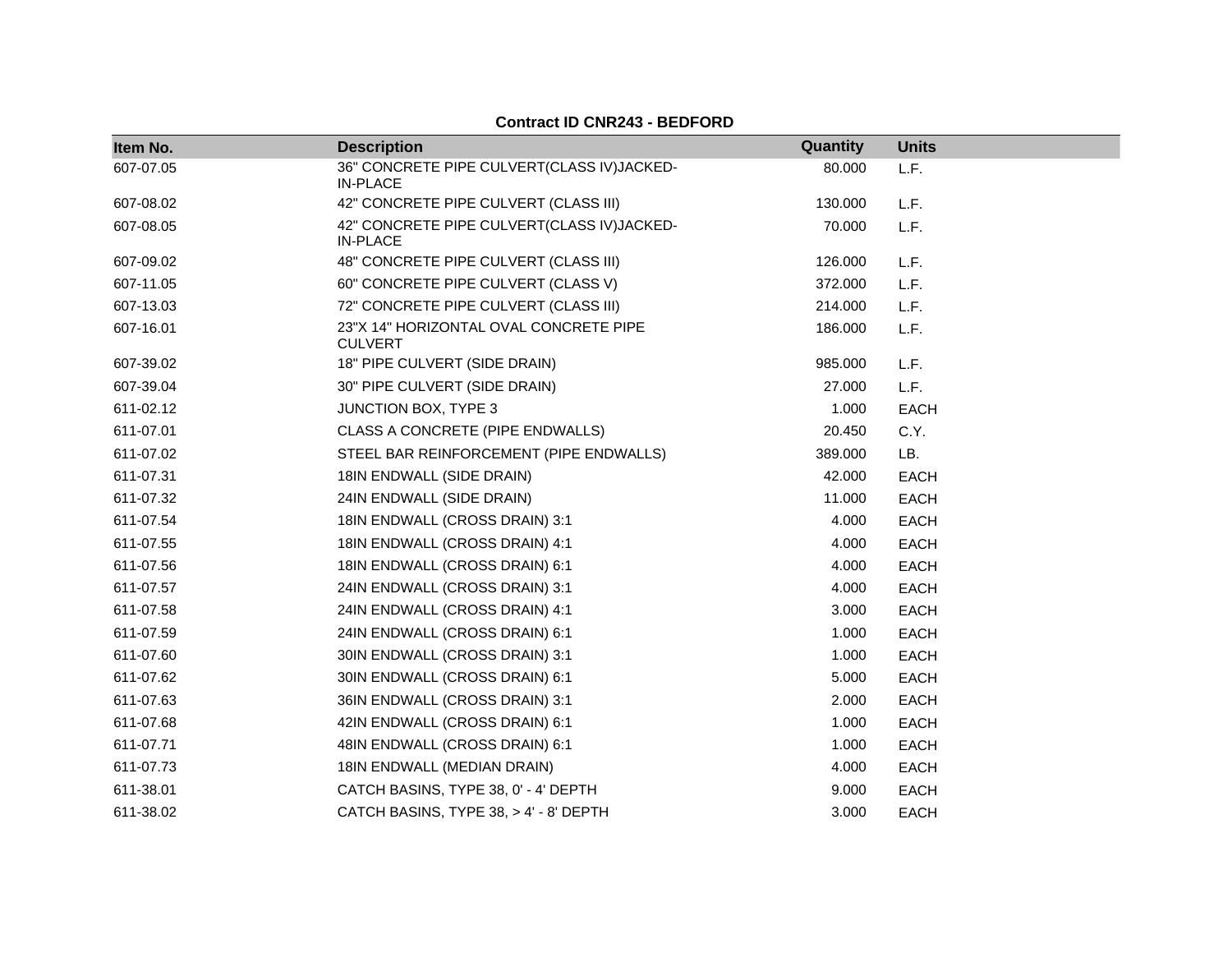**Contract ID CNR243 - BEDFORD**

| Item No. | Description | Quantity | Units |
|---|---|---|---|
| 607-07.05 | 36" CONCRETE PIPE CULVERT(CLASS IV)JACKED-IN-PLACE | 80.000 | L.F. |
| 607-08.02 | 42" CONCRETE PIPE CULVERT (CLASS III) | 130.000 | L.F. |
| 607-08.05 | 42" CONCRETE PIPE CULVERT(CLASS IV)JACKED-IN-PLACE | 70.000 | L.F. |
| 607-09.02 | 48" CONCRETE PIPE CULVERT (CLASS III) | 126.000 | L.F. |
| 607-11.05 | 60" CONCRETE PIPE CULVERT (CLASS V) | 372.000 | L.F. |
| 607-13.03 | 72" CONCRETE PIPE CULVERT (CLASS III) | 214.000 | L.F. |
| 607-16.01 | 23"X 14" HORIZONTAL OVAL CONCRETE PIPE CULVERT | 186.000 | L.F. |
| 607-39.02 | 18" PIPE CULVERT (SIDE DRAIN) | 985.000 | L.F. |
| 607-39.04 | 30" PIPE CULVERT (SIDE DRAIN) | 27.000 | L.F. |
| 611-02.12 | JUNCTION BOX, TYPE 3 | 1.000 | EACH |
| 611-07.01 | CLASS A CONCRETE (PIPE ENDWALLS) | 20.450 | C.Y. |
| 611-07.02 | STEEL BAR REINFORCEMENT (PIPE ENDWALLS) | 389.000 | LB. |
| 611-07.31 | 18IN ENDWALL (SIDE DRAIN) | 42.000 | EACH |
| 611-07.32 | 24IN ENDWALL (SIDE DRAIN) | 11.000 | EACH |
| 611-07.54 | 18IN ENDWALL (CROSS DRAIN) 3:1 | 4.000 | EACH |
| 611-07.55 | 18IN ENDWALL (CROSS DRAIN) 4:1 | 4.000 | EACH |
| 611-07.56 | 18IN ENDWALL (CROSS DRAIN) 6:1 | 4.000 | EACH |
| 611-07.57 | 24IN ENDWALL (CROSS DRAIN) 3:1 | 4.000 | EACH |
| 611-07.58 | 24IN ENDWALL (CROSS DRAIN) 4:1 | 3.000 | EACH |
| 611-07.59 | 24IN ENDWALL (CROSS DRAIN) 6:1 | 1.000 | EACH |
| 611-07.60 | 30IN ENDWALL (CROSS DRAIN) 3:1 | 1.000 | EACH |
| 611-07.62 | 30IN ENDWALL (CROSS DRAIN) 6:1 | 5.000 | EACH |
| 611-07.63 | 36IN ENDWALL (CROSS DRAIN) 3:1 | 2.000 | EACH |
| 611-07.68 | 42IN ENDWALL (CROSS DRAIN) 6:1 | 1.000 | EACH |
| 611-07.71 | 48IN ENDWALL (CROSS DRAIN) 6:1 | 1.000 | EACH |
| 611-07.73 | 18IN ENDWALL (MEDIAN DRAIN) | 4.000 | EACH |
| 611-38.01 | CATCH BASINS, TYPE 38, 0' - 4' DEPTH | 9.000 | EACH |
| 611-38.02 | CATCH BASINS, TYPE 38, > 4' - 8' DEPTH | 3.000 | EACH |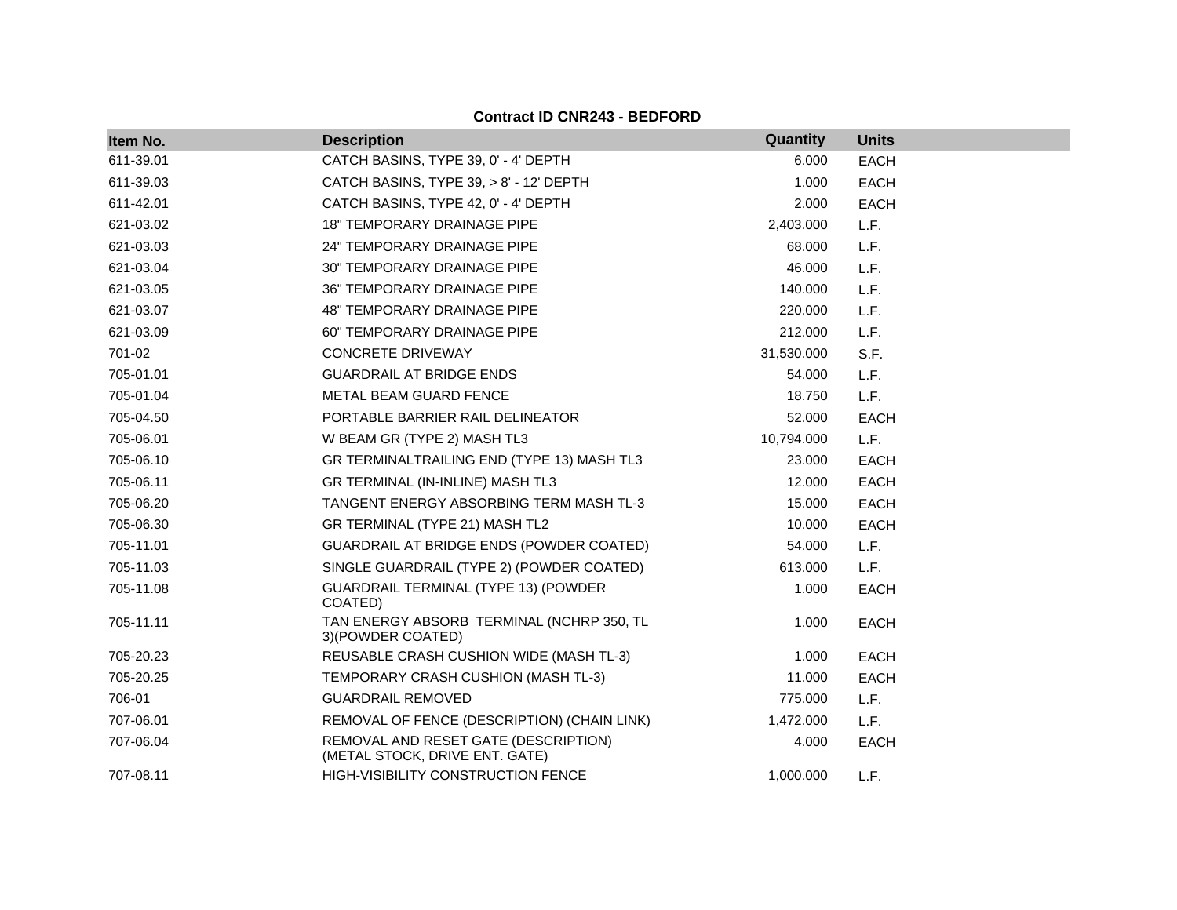**Contract ID CNR243 - BEDFORD**

| Item No. | Description | Quantity | Units |
|---|---|---|---|
| 611-39.01 | CATCH BASINS, TYPE 39, 0' - 4' DEPTH | 6.000 | EACH |
| 611-39.03 | CATCH BASINS, TYPE 39, > 8' - 12' DEPTH | 1.000 | EACH |
| 611-42.01 | CATCH BASINS, TYPE 42, 0' - 4' DEPTH | 2.000 | EACH |
| 621-03.02 | 18" TEMPORARY DRAINAGE PIPE | 2,403.000 | L.F. |
| 621-03.03 | 24" TEMPORARY DRAINAGE PIPE | 68.000 | L.F. |
| 621-03.04 | 30" TEMPORARY DRAINAGE PIPE | 46.000 | L.F. |
| 621-03.05 | 36" TEMPORARY DRAINAGE PIPE | 140.000 | L.F. |
| 621-03.07 | 48" TEMPORARY DRAINAGE PIPE | 220.000 | L.F. |
| 621-03.09 | 60" TEMPORARY DRAINAGE PIPE | 212.000 | L.F. |
| 701-02 | CONCRETE DRIVEWAY | 31,530.000 | S.F. |
| 705-01.01 | GUARDRAIL AT BRIDGE ENDS | 54.000 | L.F. |
| 705-01.04 | METAL BEAM GUARD FENCE | 18.750 | L.F. |
| 705-04.50 | PORTABLE BARRIER RAIL DELINEATOR | 52.000 | EACH |
| 705-06.01 | W BEAM GR (TYPE 2) MASH TL3 | 10,794.000 | L.F. |
| 705-06.10 | GR TERMINALTRAILING END (TYPE 13) MASH TL3 | 23.000 | EACH |
| 705-06.11 | GR TERMINAL (IN-INLINE) MASH TL3 | 12.000 | EACH |
| 705-06.20 | TANGENT ENERGY ABSORBING TERM MASH TL-3 | 15.000 | EACH |
| 705-06.30 | GR TERMINAL (TYPE 21) MASH TL2 | 10.000 | EACH |
| 705-11.01 | GUARDRAIL AT BRIDGE ENDS (POWDER COATED) | 54.000 | L.F. |
| 705-11.03 | SINGLE GUARDRAIL (TYPE 2) (POWDER COATED) | 613.000 | L.F. |
| 705-11.08 | GUARDRAIL TERMINAL (TYPE 13) (POWDER COATED) | 1.000 | EACH |
| 705-11.11 | TAN ENERGY ABSORB TERMINAL (NCHRP 350, TL 3)(POWDER COATED) | 1.000 | EACH |
| 705-20.23 | REUSABLE CRASH CUSHION WIDE (MASH TL-3) | 1.000 | EACH |
| 705-20.25 | TEMPORARY CRASH CUSHION (MASH TL-3) | 11.000 | EACH |
| 706-01 | GUARDRAIL REMOVED | 775.000 | L.F. |
| 707-06.01 | REMOVAL OF FENCE (DESCRIPTION) (CHAIN LINK) | 1,472.000 | L.F. |
| 707-06.04 | REMOVAL AND RESET GATE (DESCRIPTION) (METAL STOCK, DRIVE ENT. GATE) | 4.000 | EACH |
| 707-08.11 | HIGH-VISIBILITY CONSTRUCTION FENCE | 1,000.000 | L.F. |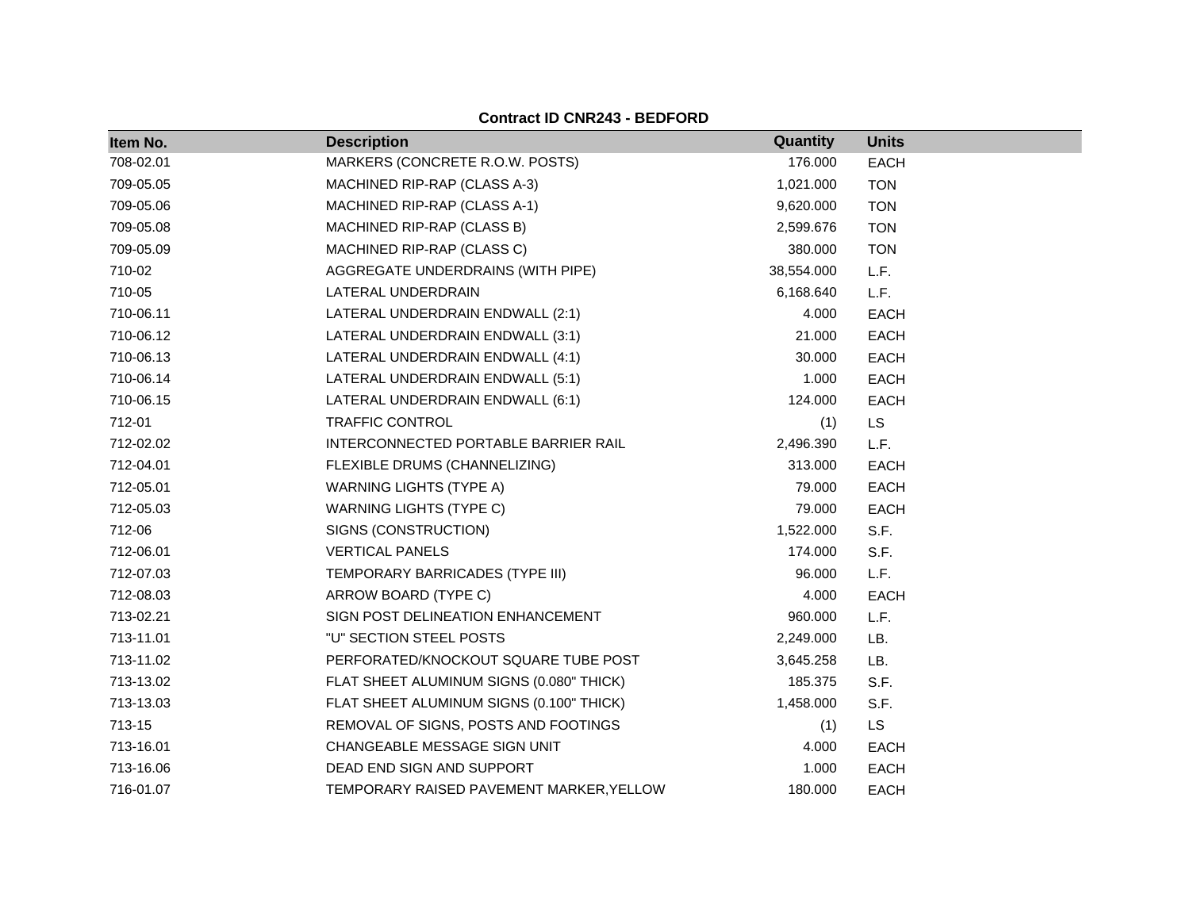**Contract ID CNR243 - BEDFORD**

| Item No. | Description | Quantity | Units |
|---|---|---|---|
| 708-02.01 | MARKERS (CONCRETE R.O.W. POSTS) | 176.000 | EACH |
| 709-05.05 | MACHINED RIP-RAP (CLASS A-3) | 1,021.000 | TON |
| 709-05.06 | MACHINED RIP-RAP (CLASS A-1) | 9,620.000 | TON |
| 709-05.08 | MACHINED RIP-RAP (CLASS B) | 2,599.676 | TON |
| 709-05.09 | MACHINED RIP-RAP (CLASS C) | 380.000 | TON |
| 710-02 | AGGREGATE UNDERDRAINS (WITH PIPE) | 38,554.000 | L.F. |
| 710-05 | LATERAL UNDERDRAIN | 6,168.640 | L.F. |
| 710-06.11 | LATERAL UNDERDRAIN ENDWALL (2:1) | 4.000 | EACH |
| 710-06.12 | LATERAL UNDERDRAIN ENDWALL (3:1) | 21.000 | EACH |
| 710-06.13 | LATERAL UNDERDRAIN ENDWALL (4:1) | 30.000 | EACH |
| 710-06.14 | LATERAL UNDERDRAIN ENDWALL (5:1) | 1.000 | EACH |
| 710-06.15 | LATERAL UNDERDRAIN ENDWALL (6:1) | 124.000 | EACH |
| 712-01 | TRAFFIC CONTROL | (1) | LS |
| 712-02.02 | INTERCONNECTED PORTABLE BARRIER RAIL | 2,496.390 | L.F. |
| 712-04.01 | FLEXIBLE DRUMS (CHANNELIZING) | 313.000 | EACH |
| 712-05.01 | WARNING LIGHTS (TYPE A) | 79.000 | EACH |
| 712-05.03 | WARNING LIGHTS (TYPE C) | 79.000 | EACH |
| 712-06 | SIGNS (CONSTRUCTION) | 1,522.000 | S.F. |
| 712-06.01 | VERTICAL PANELS | 174.000 | S.F. |
| 712-07.03 | TEMPORARY BARRICADES (TYPE III) | 96.000 | L.F. |
| 712-08.03 | ARROW BOARD (TYPE C) | 4.000 | EACH |
| 713-02.21 | SIGN POST DELINEATION ENHANCEMENT | 960.000 | L.F. |
| 713-11.01 | "U" SECTION STEEL POSTS | 2,249.000 | LB. |
| 713-11.02 | PERFORATED/KNOCKOUT SQUARE TUBE POST | 3,645.258 | LB. |
| 713-13.02 | FLAT SHEET ALUMINUM SIGNS (0.080" THICK) | 185.375 | S.F. |
| 713-13.03 | FLAT SHEET ALUMINUM SIGNS (0.100" THICK) | 1,458.000 | S.F. |
| 713-15 | REMOVAL OF SIGNS, POSTS AND FOOTINGS | (1) | LS |
| 713-16.01 | CHANGEABLE MESSAGE SIGN UNIT | 4.000 | EACH |
| 713-16.06 | DEAD END SIGN AND SUPPORT | 1.000 | EACH |
| 716-01.07 | TEMPORARY RAISED PAVEMENT MARKER,YELLOW | 180.000 | EACH |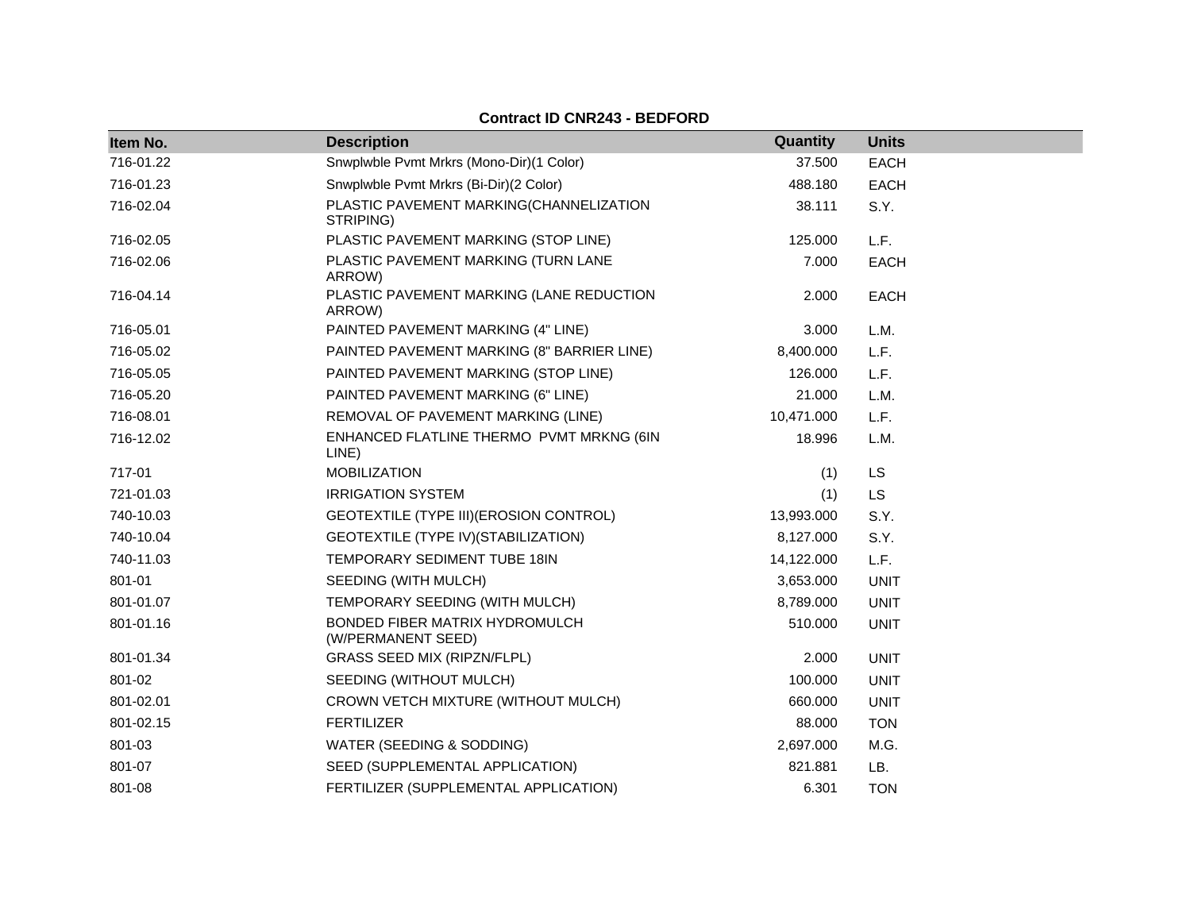**Contract ID CNR243 - BEDFORD**

| Item No. | Description | Quantity | Units |
|---|---|---|---|
| 716-01.22 | Snwplwble Pvmt Mrkrs (Mono-Dir)(1 Color) | 37.500 | EACH |
| 716-01.23 | Snwplwble Pvmt Mrkrs (Bi-Dir)(2 Color) | 488.180 | EACH |
| 716-02.04 | PLASTIC PAVEMENT MARKING(CHANNELIZATION STRIPING) | 38.111 | S.Y. |
| 716-02.05 | PLASTIC PAVEMENT MARKING (STOP LINE) | 125.000 | L.F. |
| 716-02.06 | PLASTIC PAVEMENT MARKING (TURN LANE ARROW) | 7.000 | EACH |
| 716-04.14 | PLASTIC PAVEMENT MARKING (LANE REDUCTION ARROW) | 2.000 | EACH |
| 716-05.01 | PAINTED PAVEMENT MARKING (4" LINE) | 3.000 | L.M. |
| 716-05.02 | PAINTED PAVEMENT MARKING (8" BARRIER LINE) | 8,400.000 | L.F. |
| 716-05.05 | PAINTED PAVEMENT MARKING (STOP LINE) | 126.000 | L.F. |
| 716-05.20 | PAINTED PAVEMENT MARKING (6" LINE) | 21.000 | L.M. |
| 716-08.01 | REMOVAL OF PAVEMENT MARKING (LINE) | 10,471.000 | L.F. |
| 716-12.02 | ENHANCED FLATLINE THERMO PVMT MRKNG (6IN LINE) | 18.996 | L.M. |
| 717-01 | MOBILIZATION | (1) | LS |
| 721-01.03 | IRRIGATION SYSTEM | (1) | LS |
| 740-10.03 | GEOTEXTILE (TYPE III)(EROSION CONTROL) | 13,993.000 | S.Y. |
| 740-10.04 | GEOTEXTILE (TYPE IV)(STABILIZATION) | 8,127.000 | S.Y. |
| 740-11.03 | TEMPORARY SEDIMENT TUBE 18IN | 14,122.000 | L.F. |
| 801-01 | SEEDING (WITH MULCH) | 3,653.000 | UNIT |
| 801-01.07 | TEMPORARY SEEDING (WITH MULCH) | 8,789.000 | UNIT |
| 801-01.16 | BONDED FIBER MATRIX HYDROMULCH (W/PERMANENT SEED) | 510.000 | UNIT |
| 801-01.34 | GRASS SEED MIX (RIPZN/FLPL) | 2.000 | UNIT |
| 801-02 | SEEDING (WITHOUT MULCH) | 100.000 | UNIT |
| 801-02.01 | CROWN VETCH MIXTURE (WITHOUT MULCH) | 660.000 | UNIT |
| 801-02.15 | FERTILIZER | 88.000 | TON |
| 801-03 | WATER (SEEDING & SODDING) | 2,697.000 | M.G. |
| 801-07 | SEED (SUPPLEMENTAL APPLICATION) | 821.881 | LB. |
| 801-08 | FERTILIZER (SUPPLEMENTAL APPLICATION) | 6.301 | TON |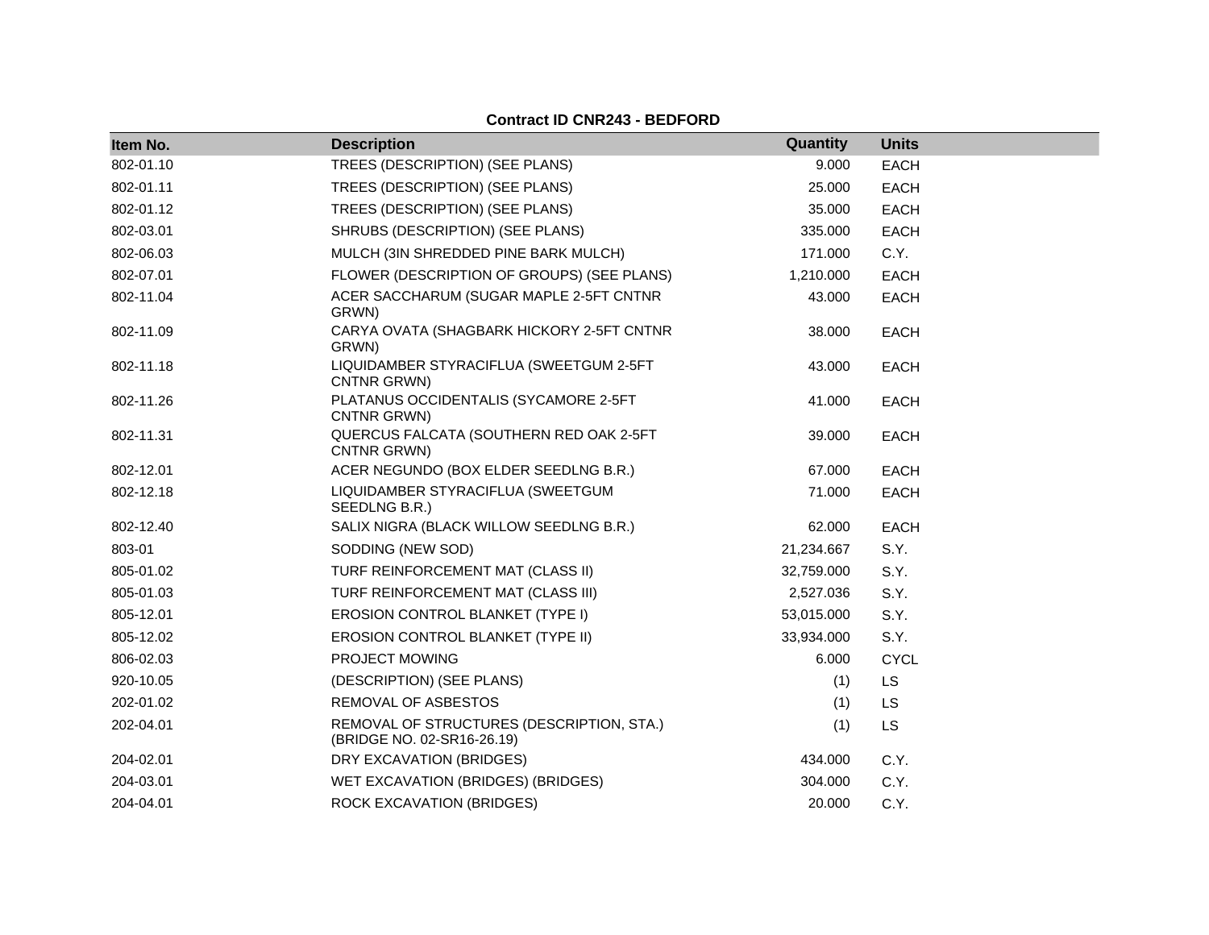**Contract ID CNR243 - BEDFORD**

| Item No. | Description | Quantity | Units |
|---|---|---|---|
| 802-01.10 | TREES (DESCRIPTION) (SEE PLANS) | 9.000 | EACH |
| 802-01.11 | TREES (DESCRIPTION) (SEE PLANS) | 25.000 | EACH |
| 802-01.12 | TREES (DESCRIPTION) (SEE PLANS) | 35.000 | EACH |
| 802-03.01 | SHRUBS (DESCRIPTION) (SEE PLANS) | 335.000 | EACH |
| 802-06.03 | MULCH (3IN SHREDDED PINE BARK MULCH) | 171.000 | C.Y. |
| 802-07.01 | FLOWER (DESCRIPTION OF GROUPS) (SEE PLANS) | 1,210.000 | EACH |
| 802-11.04 | ACER SACCHARUM (SUGAR MAPLE 2-5FT CNTNR GRWN) | 43.000 | EACH |
| 802-11.09 | CARYA OVATA (SHAGBARK HICKORY 2-5FT CNTNR GRWN) | 38.000 | EACH |
| 802-11.18 | LIQUIDAMBER STYRACIFLUA (SWEETGUM 2-5FT CNTNR GRWN) | 43.000 | EACH |
| 802-11.26 | PLATANUS OCCIDENTALIS (SYCAMORE 2-5FT CNTNR GRWN) | 41.000 | EACH |
| 802-11.31 | QUERCUS FALCATA (SOUTHERN RED OAK 2-5FT CNTNR GRWN) | 39.000 | EACH |
| 802-12.01 | ACER NEGUNDO (BOX ELDER SEEDLNG B.R.) | 67.000 | EACH |
| 802-12.18 | LIQUIDAMBER STYRACIFLUA (SWEETGUM SEEDLNG B.R.) | 71.000 | EACH |
| 802-12.40 | SALIX NIGRA (BLACK WILLOW SEEDLNG B.R.) | 62.000 | EACH |
| 803-01 | SODDING (NEW SOD) | 21,234.667 | S.Y. |
| 805-01.02 | TURF REINFORCEMENT MAT (CLASS II) | 32,759.000 | S.Y. |
| 805-01.03 | TURF REINFORCEMENT MAT (CLASS III) | 2,527.036 | S.Y. |
| 805-12.01 | EROSION CONTROL BLANKET (TYPE I) | 53,015.000 | S.Y. |
| 805-12.02 | EROSION CONTROL BLANKET (TYPE II) | 33,934.000 | S.Y. |
| 806-02.03 | PROJECT MOWING | 6.000 | CYCL |
| 920-10.05 | (DESCRIPTION) (SEE PLANS) | (1) | LS |
| 202-01.02 | REMOVAL OF ASBESTOS | (1) | LS |
| 202-04.01 | REMOVAL OF STRUCTURES (DESCRIPTION, STA.) (BRIDGE NO. 02-SR16-26.19) | (1) | LS |
| 204-02.01 | DRY EXCAVATION (BRIDGES) | 434.000 | C.Y. |
| 204-03.01 | WET EXCAVATION (BRIDGES) (BRIDGES) | 304.000 | C.Y. |
| 204-04.01 | ROCK EXCAVATION (BRIDGES) | 20.000 | C.Y. |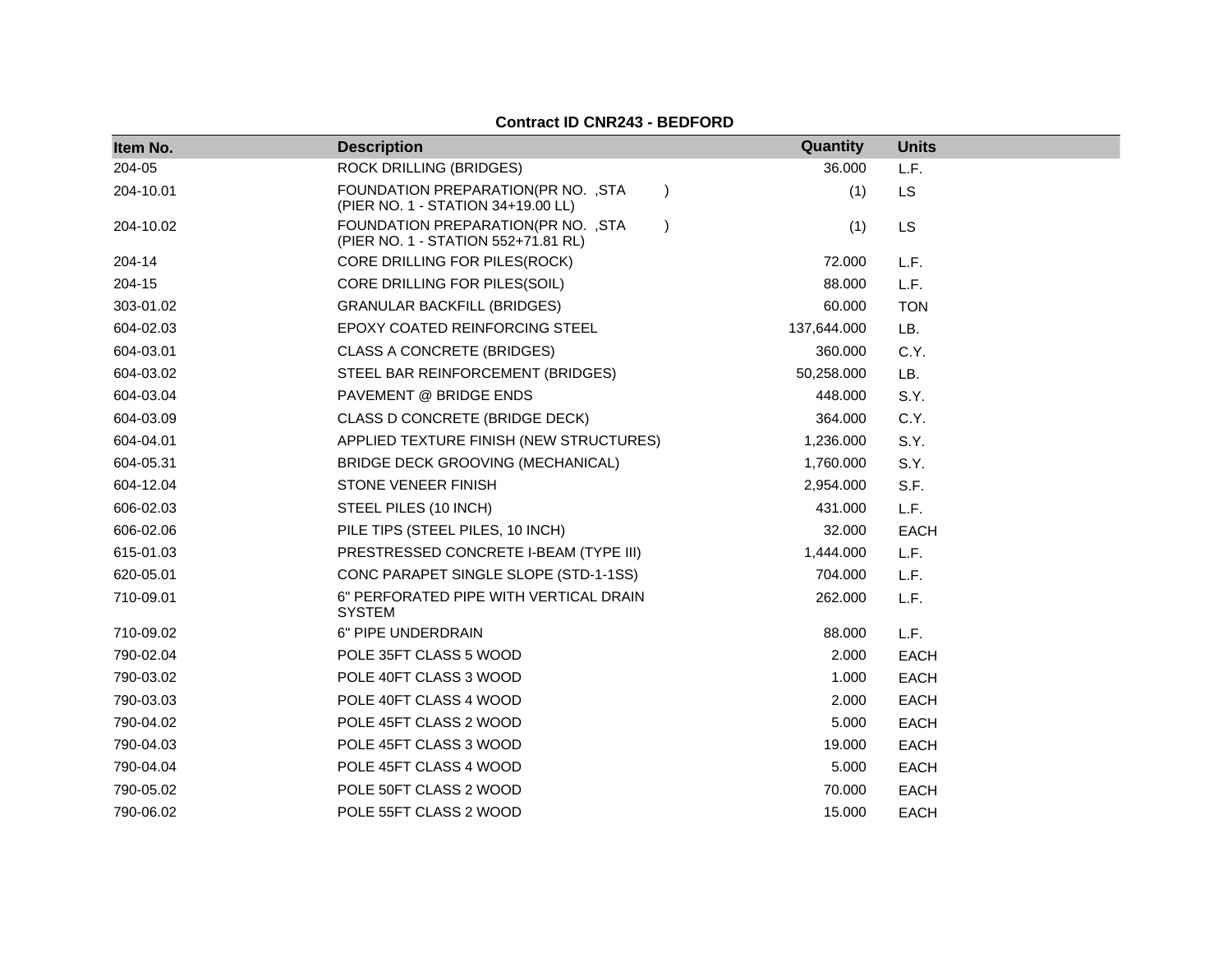**Contract ID CNR243 - BEDFORD**

| Item No. | Description | Quantity | Units |
|---|---|---|---|
| 204-05 | ROCK DRILLING (BRIDGES) | 36.000 | L.F. |
| 204-10.01 | FOUNDATION PREPARATION(PR NO. ,STA ) (PIER NO. 1 - STATION 34+19.00 LL) | (1) | LS |
| 204-10.02 | FOUNDATION PREPARATION(PR NO. ,STA ) (PIER NO. 1 - STATION 552+71.81 RL) | (1) | LS |
| 204-14 | CORE DRILLING FOR PILES(ROCK) | 72.000 | L.F. |
| 204-15 | CORE DRILLING FOR PILES(SOIL) | 88.000 | L.F. |
| 303-01.02 | GRANULAR BACKFILL (BRIDGES) | 60.000 | TON |
| 604-02.03 | EPOXY COATED REINFORCING STEEL | 137,644.000 | LB. |
| 604-03.01 | CLASS A CONCRETE (BRIDGES) | 360.000 | C.Y. |
| 604-03.02 | STEEL BAR REINFORCEMENT (BRIDGES) | 50,258.000 | LB. |
| 604-03.04 | PAVEMENT @ BRIDGE ENDS | 448.000 | S.Y. |
| 604-03.09 | CLASS D CONCRETE (BRIDGE DECK) | 364.000 | C.Y. |
| 604-04.01 | APPLIED TEXTURE FINISH (NEW STRUCTURES) | 1,236.000 | S.Y. |
| 604-05.31 | BRIDGE DECK GROOVING (MECHANICAL) | 1,760.000 | S.Y. |
| 604-12.04 | STONE VENEER FINISH | 2,954.000 | S.F. |
| 606-02.03 | STEEL PILES (10 INCH) | 431.000 | L.F. |
| 606-02.06 | PILE TIPS (STEEL PILES, 10 INCH) | 32.000 | EACH |
| 615-01.03 | PRESTRESSED CONCRETE I-BEAM (TYPE III) | 1,444.000 | L.F. |
| 620-05.01 | CONC PARAPET SINGLE SLOPE (STD-1-1SS) | 704.000 | L.F. |
| 710-09.01 | 6" PERFORATED PIPE WITH VERTICAL DRAIN SYSTEM | 262.000 | L.F. |
| 710-09.02 | 6" PIPE UNDERDRAIN | 88.000 | L.F. |
| 790-02.04 | POLE 35FT CLASS 5 WOOD | 2.000 | EACH |
| 790-03.02 | POLE 40FT CLASS 3 WOOD | 1.000 | EACH |
| 790-03.03 | POLE 40FT CLASS 4 WOOD | 2.000 | EACH |
| 790-04.02 | POLE 45FT CLASS 2 WOOD | 5.000 | EACH |
| 790-04.03 | POLE 45FT CLASS 3 WOOD | 19.000 | EACH |
| 790-04.04 | POLE 45FT CLASS 4 WOOD | 5.000 | EACH |
| 790-05.02 | POLE 50FT CLASS 2 WOOD | 70.000 | EACH |
| 790-06.02 | POLE 55FT CLASS 2 WOOD | 15.000 | EACH |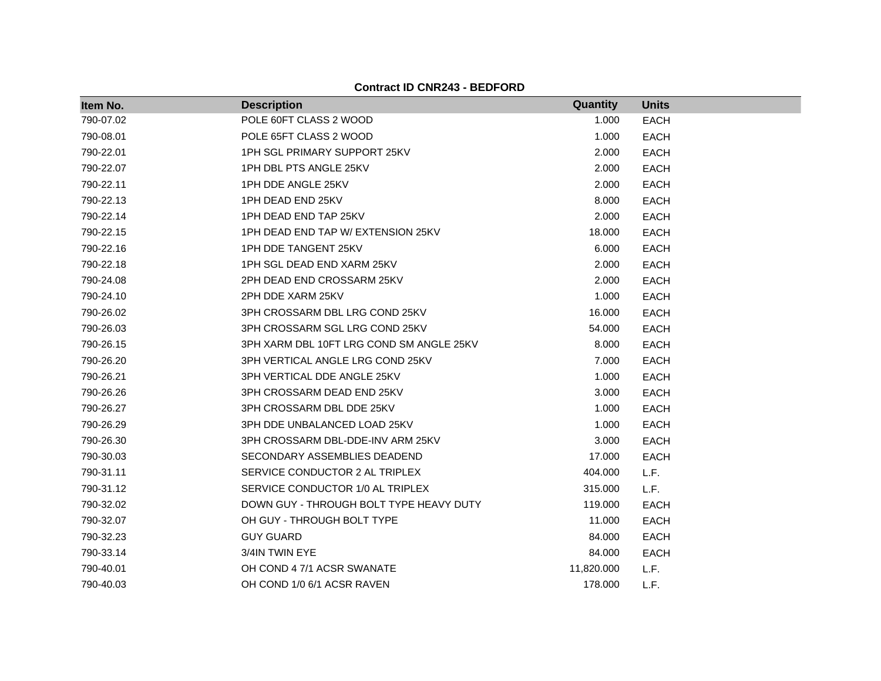**Contract ID CNR243 - BEDFORD**

| Item No. | Description | Quantity | Units |
|---|---|---|---|
| 790-07.02 | POLE 60FT CLASS 2 WOOD | 1.000 | EACH |
| 790-08.01 | POLE 65FT CLASS 2 WOOD | 1.000 | EACH |
| 790-22.01 | 1PH SGL PRIMARY SUPPORT 25KV | 2.000 | EACH |
| 790-22.07 | 1PH DBL PTS ANGLE 25KV | 2.000 | EACH |
| 790-22.11 | 1PH DDE ANGLE 25KV | 2.000 | EACH |
| 790-22.13 | 1PH DEAD END 25KV | 8.000 | EACH |
| 790-22.14 | 1PH DEAD END TAP 25KV | 2.000 | EACH |
| 790-22.15 | 1PH DEAD END TAP W/ EXTENSION 25KV | 18.000 | EACH |
| 790-22.16 | 1PH DDE TANGENT 25KV | 6.000 | EACH |
| 790-22.18 | 1PH SGL DEAD END XARM 25KV | 2.000 | EACH |
| 790-24.08 | 2PH DEAD END CROSSARM 25KV | 2.000 | EACH |
| 790-24.10 | 2PH DDE XARM 25KV | 1.000 | EACH |
| 790-26.02 | 3PH CROSSARM DBL LRG COND 25KV | 16.000 | EACH |
| 790-26.03 | 3PH CROSSARM SGL LRG COND 25KV | 54.000 | EACH |
| 790-26.15 | 3PH XARM DBL 10FT LRG COND SM ANGLE 25KV | 8.000 | EACH |
| 790-26.20 | 3PH VERTICAL ANGLE LRG COND 25KV | 7.000 | EACH |
| 790-26.21 | 3PH VERTICAL DDE ANGLE 25KV | 1.000 | EACH |
| 790-26.26 | 3PH CROSSARM DEAD END 25KV | 3.000 | EACH |
| 790-26.27 | 3PH CROSSARM DBL DDE 25KV | 1.000 | EACH |
| 790-26.29 | 3PH DDE UNBALANCED LOAD 25KV | 1.000 | EACH |
| 790-26.30 | 3PH CROSSARM DBL-DDE-INV ARM 25KV | 3.000 | EACH |
| 790-30.03 | SECONDARY ASSEMBLIES DEADEND | 17.000 | EACH |
| 790-31.11 | SERVICE CONDUCTOR 2 AL TRIPLEX | 404.000 | L.F. |
| 790-31.12 | SERVICE CONDUCTOR 1/0 AL TRIPLEX | 315.000 | L.F. |
| 790-32.02 | DOWN GUY - THROUGH BOLT TYPE HEAVY DUTY | 119.000 | EACH |
| 790-32.07 | OH GUY - THROUGH BOLT TYPE | 11.000 | EACH |
| 790-32.23 | GUY GUARD | 84.000 | EACH |
| 790-33.14 | 3/4IN TWIN EYE | 84.000 | EACH |
| 790-40.01 | OH COND 4 7/1 ACSR SWANATE | 11,820.000 | L.F. |
| 790-40.03 | OH COND 1/0 6/1 ACSR RAVEN | 178.000 | L.F. |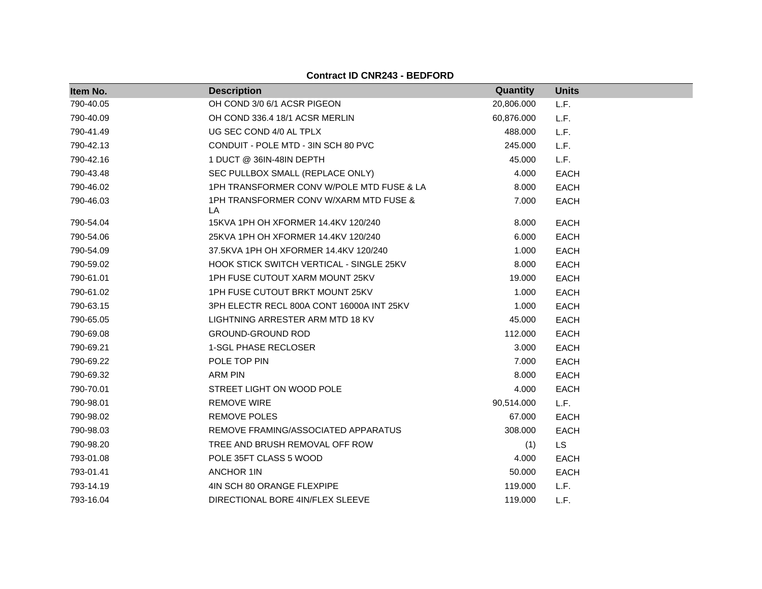**Contract ID CNR243 - BEDFORD**

| Item No. | Description | Quantity | Units |
|---|---|---|---|
| 790-40.05 | OH COND 3/0 6/1 ACSR PIGEON | 20,806.000 | L.F. |
| 790-40.09 | OH COND 336.4 18/1 ACSR MERLIN | 60,876.000 | L.F. |
| 790-41.49 | UG SEC COND 4/0 AL TPLX | 488.000 | L.F. |
| 790-42.13 | CONDUIT - POLE MTD - 3IN SCH 80 PVC | 245.000 | L.F. |
| 790-42.16 | 1 DUCT @ 36IN-48IN DEPTH | 45.000 | L.F. |
| 790-43.48 | SEC PULLBOX SMALL (REPLACE ONLY) | 4.000 | EACH |
| 790-46.02 | 1PH TRANSFORMER CONV W/POLE MTD FUSE & LA | 8.000 | EACH |
| 790-46.03 | 1PH TRANSFORMER CONV W/XARM MTD FUSE & LA | 7.000 | EACH |
| 790-54.04 | 15KVA 1PH OH XFORMER 14.4KV 120/240 | 8.000 | EACH |
| 790-54.06 | 25KVA 1PH OH XFORMER 14.4KV 120/240 | 6.000 | EACH |
| 790-54.09 | 37.5KVA 1PH OH XFORMER 14.4KV 120/240 | 1.000 | EACH |
| 790-59.02 | HOOK STICK SWITCH VERTICAL - SINGLE 25KV | 8.000 | EACH |
| 790-61.01 | 1PH FUSE CUTOUT XARM MOUNT 25KV | 19.000 | EACH |
| 790-61.02 | 1PH FUSE CUTOUT BRKT MOUNT 25KV | 1.000 | EACH |
| 790-63.15 | 3PH ELECTR RECL 800A CONT 16000A INT 25KV | 1.000 | EACH |
| 790-65.05 | LIGHTNING ARRESTER ARM MTD 18 KV | 45.000 | EACH |
| 790-69.08 | GROUND-GROUND ROD | 112.000 | EACH |
| 790-69.21 | 1-SGL PHASE RECLOSER | 3.000 | EACH |
| 790-69.22 | POLE TOP PIN | 7.000 | EACH |
| 790-69.32 | ARM PIN | 8.000 | EACH |
| 790-70.01 | STREET LIGHT ON WOOD POLE | 4.000 | EACH |
| 790-98.01 | REMOVE WIRE | 90,514.000 | L.F. |
| 790-98.02 | REMOVE POLES | 67.000 | EACH |
| 790-98.03 | REMOVE FRAMING/ASSOCIATED APPARATUS | 308.000 | EACH |
| 790-98.20 | TREE AND BRUSH REMOVAL OFF ROW | (1) | LS |
| 793-01.08 | POLE 35FT CLASS 5 WOOD | 4.000 | EACH |
| 793-01.41 | ANCHOR 1IN | 50.000 | EACH |
| 793-14.19 | 4IN SCH 80 ORANGE FLEXPIPE | 119.000 | L.F. |
| 793-16.04 | DIRECTIONAL BORE 4IN/FLEX SLEEVE | 119.000 | L.F. |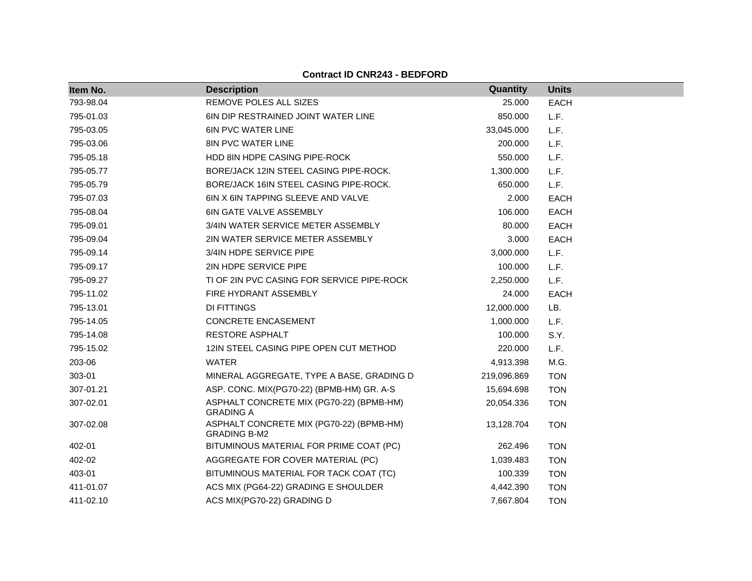**Contract ID CNR243 - BEDFORD**

| Item No. | Description | Quantity | Units |
|---|---|---|---|
| 793-98.04 | REMOVE POLES ALL SIZES | 25.000 | EACH |
| 795-01.03 | 6IN DIP RESTRAINED JOINT WATER LINE | 850.000 | L.F. |
| 795-03.05 | 6IN PVC WATER LINE | 33,045.000 | L.F. |
| 795-03.06 | 8IN PVC WATER LINE | 200.000 | L.F. |
| 795-05.18 | HDD 8IN HDPE CASING PIPE-ROCK | 550.000 | L.F. |
| 795-05.77 | BORE/JACK 12IN STEEL CASING PIPE-ROCK. | 1,300.000 | L.F. |
| 795-05.79 | BORE/JACK 16IN STEEL CASING PIPE-ROCK. | 650.000 | L.F. |
| 795-07.03 | 6IN X 6IN TAPPING SLEEVE AND VALVE | 2.000 | EACH |
| 795-08.04 | 6IN GATE VALVE ASSEMBLY | 106.000 | EACH |
| 795-09.01 | 3/4IN WATER SERVICE METER ASSEMBLY | 80.000 | EACH |
| 795-09.04 | 2IN WATER SERVICE METER ASSEMBLY | 3.000 | EACH |
| 795-09.14 | 3/4IN HDPE SERVICE PIPE | 3,000.000 | L.F. |
| 795-09.17 | 2IN HDPE SERVICE PIPE | 100.000 | L.F. |
| 795-09.27 | TI OF 2IN PVC CASING FOR SERVICE PIPE-ROCK | 2,250.000 | L.F. |
| 795-11.02 | FIRE HYDRANT ASSEMBLY | 24.000 | EACH |
| 795-13.01 | DI FITTINGS | 12,000.000 | LB. |
| 795-14.05 | CONCRETE ENCASEMENT | 1,000.000 | L.F. |
| 795-14.08 | RESTORE ASPHALT | 100.000 | S.Y. |
| 795-15.02 | 12IN STEEL CASING PIPE OPEN CUT METHOD | 220.000 | L.F. |
| 203-06 | WATER | 4,913.398 | M.G. |
| 303-01 | MINERAL AGGREGATE, TYPE A BASE, GRADING D | 219,096.869 | TON |
| 307-01.21 | ASP. CONC. MIX(PG70-22) (BPMB-HM) GR. A-S | 15,694.698 | TON |
| 307-02.01 | ASPHALT CONCRETE MIX (PG70-22) (BPMB-HM) GRADING A | 20,054.336 | TON |
| 307-02.08 | ASPHALT CONCRETE MIX (PG70-22) (BPMB-HM) GRADING B-M2 | 13,128.704 | TON |
| 402-01 | BITUMINOUS MATERIAL FOR PRIME COAT (PC) | 262.496 | TON |
| 402-02 | AGGREGATE FOR COVER MATERIAL (PC) | 1,039.483 | TON |
| 403-01 | BITUMINOUS MATERIAL FOR TACK COAT (TC) | 100.339 | TON |
| 411-01.07 | ACS MIX (PG64-22) GRADING E SHOULDER | 4,442.390 | TON |
| 411-02.10 | ACS MIX(PG70-22) GRADING D | 7,667.804 | TON |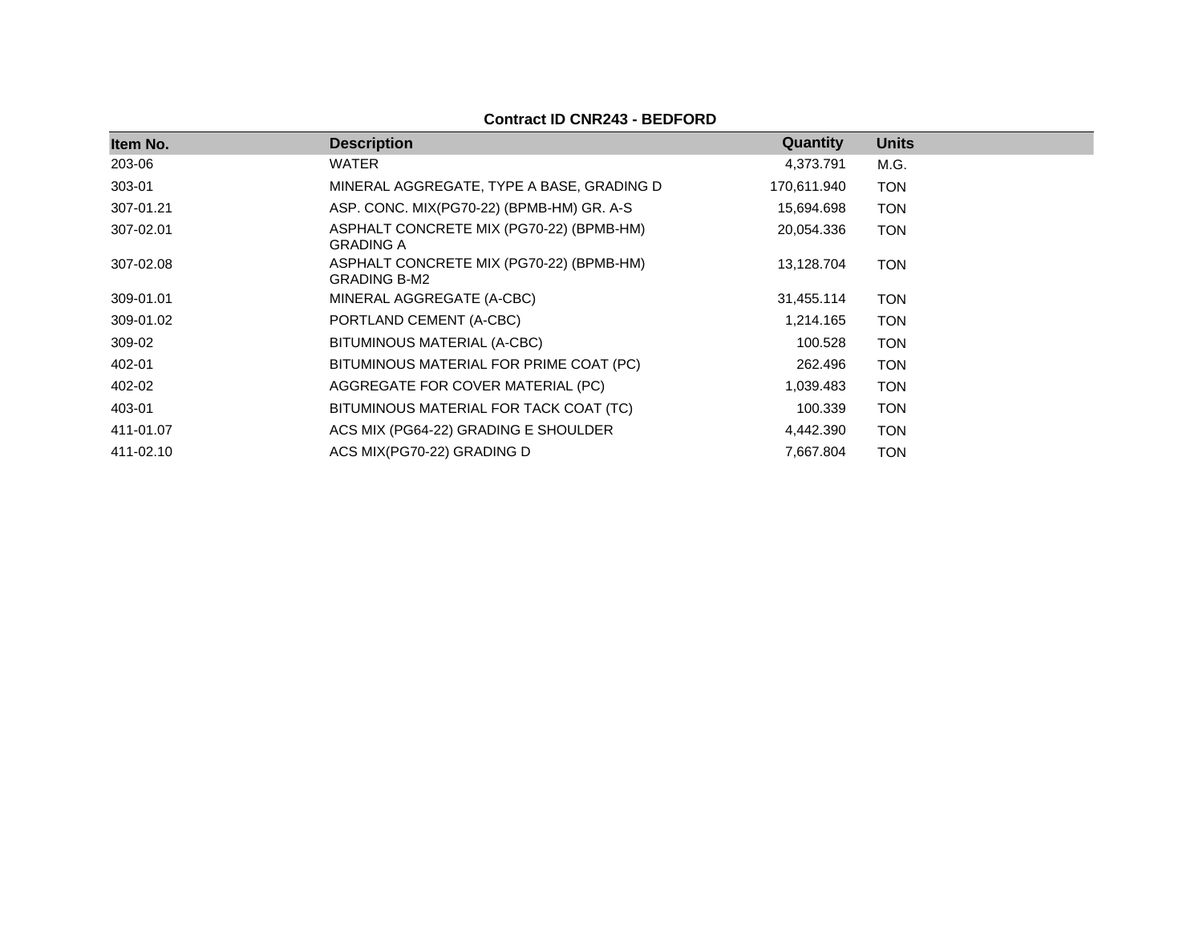**Contract ID CNR243 - BEDFORD**

| Item No. | Description | Quantity | Units |
|---|---|---|---|
| 203-06 | WATER | 4,373.791 | M.G. |
| 303-01 | MINERAL AGGREGATE, TYPE A BASE, GRADING D | 170,611.940 | TON |
| 307-01.21 | ASP. CONC. MIX(PG70-22) (BPMB-HM) GR. A-S | 15,694.698 | TON |
| 307-02.01 | ASPHALT CONCRETE MIX (PG70-22) (BPMB-HM) GRADING A | 20,054.336 | TON |
| 307-02.08 | ASPHALT CONCRETE MIX (PG70-22) (BPMB-HM) GRADING B-M2 | 13,128.704 | TON |
| 309-01.01 | MINERAL AGGREGATE (A-CBC) | 31,455.114 | TON |
| 309-01.02 | PORTLAND CEMENT (A-CBC) | 1,214.165 | TON |
| 309-02 | BITUMINOUS MATERIAL (A-CBC) | 100.528 | TON |
| 402-01 | BITUMINOUS MATERIAL FOR PRIME COAT (PC) | 262.496 | TON |
| 402-02 | AGGREGATE FOR COVER MATERIAL (PC) | 1,039.483 | TON |
| 403-01 | BITUMINOUS MATERIAL FOR TACK COAT (TC) | 100.339 | TON |
| 411-01.07 | ACS MIX (PG64-22) GRADING E SHOULDER | 4,442.390 | TON |
| 411-02.10 | ACS MIX(PG70-22) GRADING D | 7,667.804 | TON |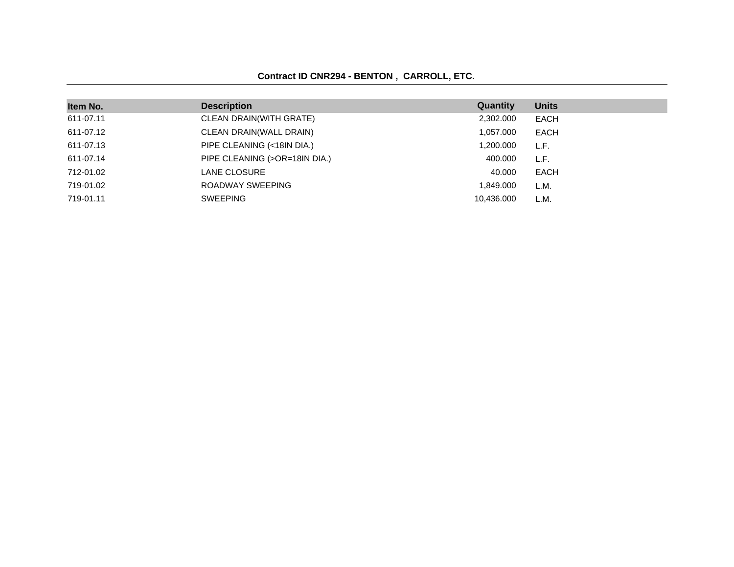**Contract ID CNR294 - BENTON , CARROLL, ETC.**

| Item No. | Description | Quantity | Units |
|---|---|---|---|
| 611-07.11 | CLEAN DRAIN(WITH GRATE) | 2,302.000 | EACH |
| 611-07.12 | CLEAN DRAIN(WALL DRAIN) | 1,057.000 | EACH |
| 611-07.13 | PIPE CLEANING (<18IN DIA.) | 1,200.000 | L.F. |
| 611-07.14 | PIPE CLEANING (>OR=18IN DIA.) | 400.000 | L.F. |
| 712-01.02 | LANE CLOSURE | 40.000 | EACH |
| 719-01.02 | ROADWAY SWEEPING | 1,849.000 | L.M. |
| 719-01.11 | SWEEPING | 10,436.000 | L.M. |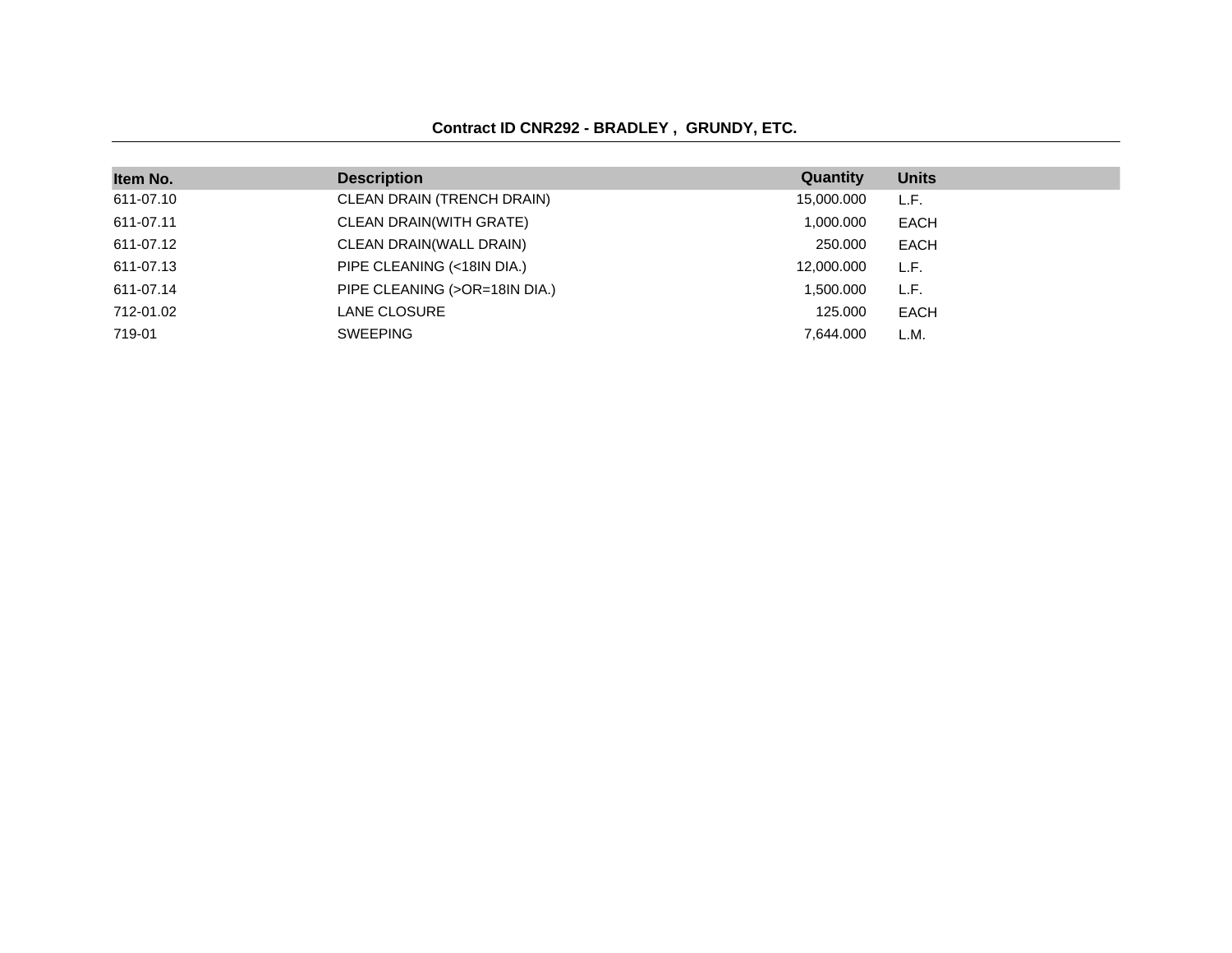**Contract ID CNR292 - BRADLEY , GRUNDY, ETC.**

| Item No. | Description | Quantity | Units |
|---|---|---|---|
| 611-07.10 | CLEAN DRAIN (TRENCH DRAIN) | 15,000.000 | L.F. |
| 611-07.11 | CLEAN DRAIN(WITH GRATE) | 1,000.000 | EACH |
| 611-07.12 | CLEAN DRAIN(WALL DRAIN) | 250.000 | EACH |
| 611-07.13 | PIPE CLEANING (<18IN DIA.) | 12,000.000 | L.F. |
| 611-07.14 | PIPE CLEANING (>OR=18IN DIA.) | 1,500.000 | L.F. |
| 712-01.02 | LANE CLOSURE | 125.000 | EACH |
| 719-01 | SWEEPING | 7,644.000 | L.M. |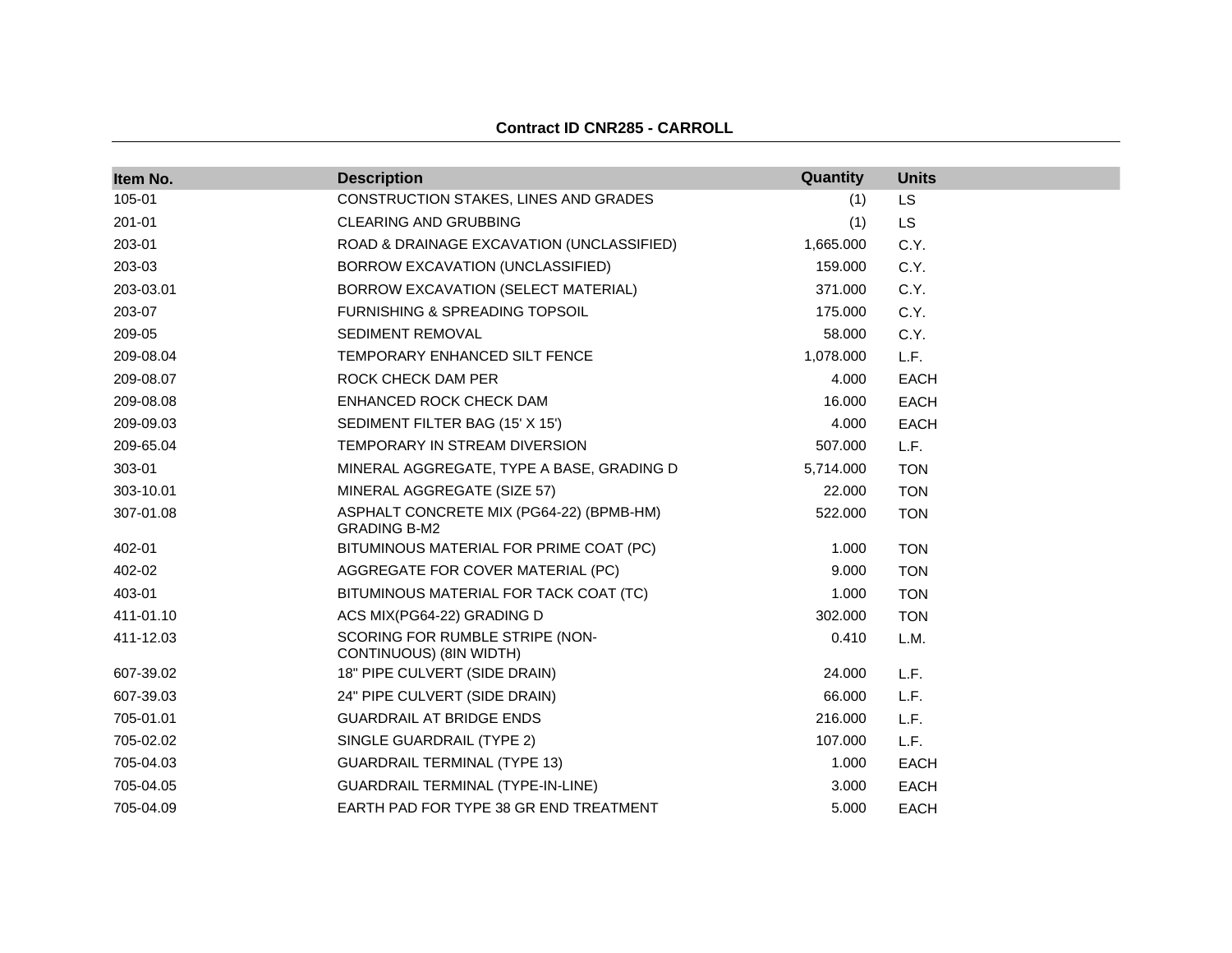**Contract ID CNR285 - CARROLL**

| Item No. | Description | Quantity | Units |
|---|---|---|---|
| 105-01 | CONSTRUCTION STAKES, LINES AND GRADES | (1) | LS |
| 201-01 | CLEARING AND GRUBBING | (1) | LS |
| 203-01 | ROAD & DRAINAGE EXCAVATION (UNCLASSIFIED) | 1,665.000 | C.Y. |
| 203-03 | BORROW EXCAVATION (UNCLASSIFIED) | 159.000 | C.Y. |
| 203-03.01 | BORROW EXCAVATION (SELECT MATERIAL) | 371.000 | C.Y. |
| 203-07 | FURNISHING & SPREADING TOPSOIL | 175.000 | C.Y. |
| 209-05 | SEDIMENT REMOVAL | 58.000 | C.Y. |
| 209-08.04 | TEMPORARY ENHANCED SILT FENCE | 1,078.000 | L.F. |
| 209-08.07 | ROCK CHECK DAM PER | 4.000 | EACH |
| 209-08.08 | ENHANCED ROCK CHECK DAM | 16.000 | EACH |
| 209-09.03 | SEDIMENT FILTER BAG (15' X 15') | 4.000 | EACH |
| 209-65.04 | TEMPORARY IN STREAM DIVERSION | 507.000 | L.F. |
| 303-01 | MINERAL AGGREGATE, TYPE A BASE, GRADING D | 5,714.000 | TON |
| 303-10.01 | MINERAL AGGREGATE (SIZE 57) | 22.000 | TON |
| 307-01.08 | ASPHALT CONCRETE MIX (PG64-22) (BPMB-HM) GRADING B-M2 | 522.000 | TON |
| 402-01 | BITUMINOUS MATERIAL FOR PRIME COAT (PC) | 1.000 | TON |
| 402-02 | AGGREGATE FOR COVER MATERIAL (PC) | 9.000 | TON |
| 403-01 | BITUMINOUS MATERIAL FOR TACK COAT (TC) | 1.000 | TON |
| 411-01.10 | ACS MIX(PG64-22) GRADING D | 302.000 | TON |
| 411-12.03 | SCORING FOR RUMBLE STRIPE (NON-CONTINUOUS) (8IN WIDTH) | 0.410 | L.M. |
| 607-39.02 | 18" PIPE CULVERT (SIDE DRAIN) | 24.000 | L.F. |
| 607-39.03 | 24" PIPE CULVERT (SIDE DRAIN) | 66.000 | L.F. |
| 705-01.01 | GUARDRAIL AT BRIDGE ENDS | 216.000 | L.F. |
| 705-02.02 | SINGLE GUARDRAIL (TYPE 2) | 107.000 | L.F. |
| 705-04.03 | GUARDRAIL TERMINAL (TYPE 13) | 1.000 | EACH |
| 705-04.05 | GUARDRAIL TERMINAL (TYPE-IN-LINE) | 3.000 | EACH |
| 705-04.09 | EARTH PAD FOR TYPE 38 GR END TREATMENT | 5.000 | EACH |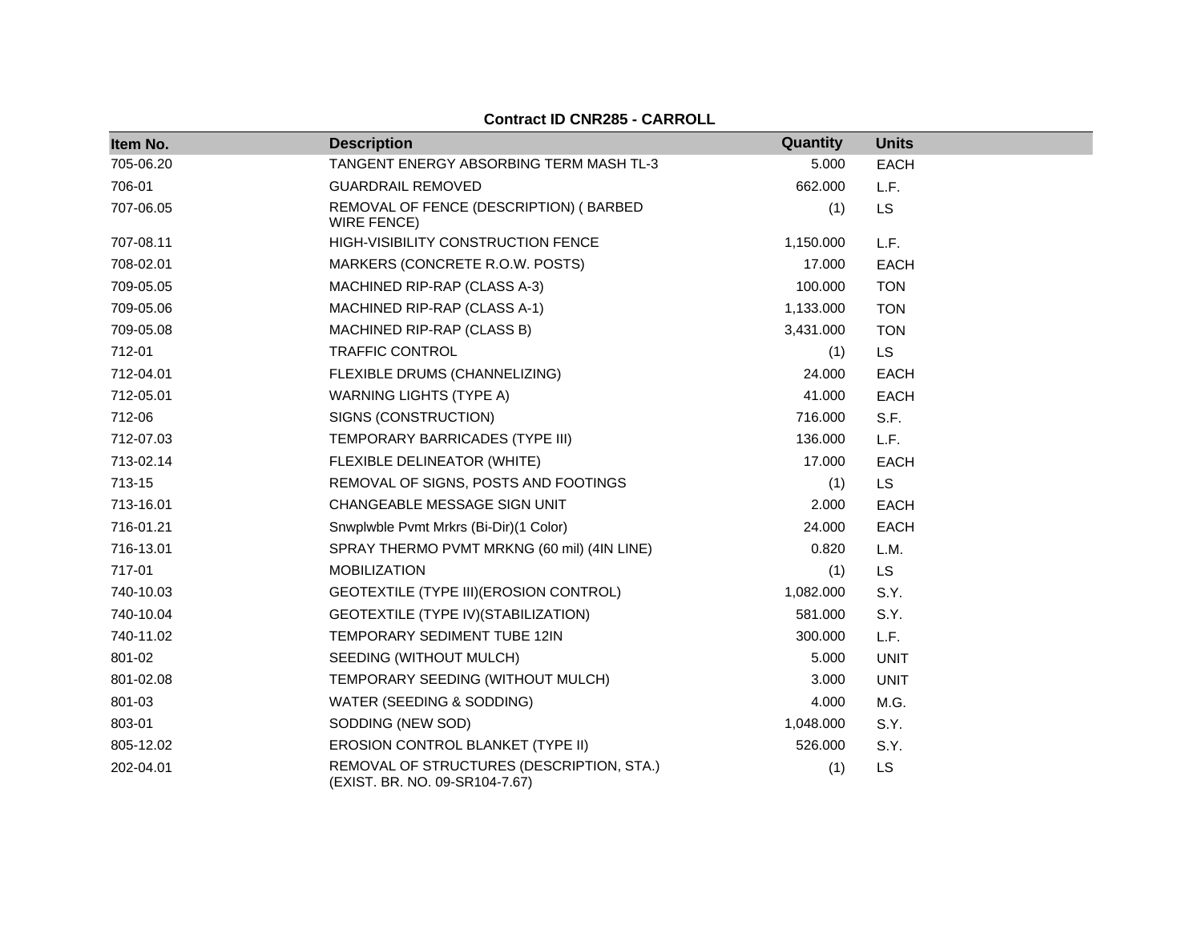**Contract ID CNR285 - CARROLL**

| Item No. | Description | Quantity | Units |
|---|---|---|---|
| 705-06.20 | TANGENT ENERGY ABSORBING TERM MASH TL-3 | 5.000 | EACH |
| 706-01 | GUARDRAIL REMOVED | 662.000 | L.F. |
| 707-06.05 | REMOVAL OF FENCE (DESCRIPTION) ( BARBED WIRE FENCE) | (1) | LS |
| 707-08.11 | HIGH-VISIBILITY CONSTRUCTION FENCE | 1,150.000 | L.F. |
| 708-02.01 | MARKERS (CONCRETE R.O.W. POSTS) | 17.000 | EACH |
| 709-05.05 | MACHINED RIP-RAP (CLASS A-3) | 100.000 | TON |
| 709-05.06 | MACHINED RIP-RAP (CLASS A-1) | 1,133.000 | TON |
| 709-05.08 | MACHINED RIP-RAP (CLASS B) | 3,431.000 | TON |
| 712-01 | TRAFFIC CONTROL | (1) | LS |
| 712-04.01 | FLEXIBLE DRUMS (CHANNELIZING) | 24.000 | EACH |
| 712-05.01 | WARNING LIGHTS (TYPE A) | 41.000 | EACH |
| 712-06 | SIGNS (CONSTRUCTION) | 716.000 | S.F. |
| 712-07.03 | TEMPORARY BARRICADES (TYPE III) | 136.000 | L.F. |
| 713-02.14 | FLEXIBLE DELINEATOR (WHITE) | 17.000 | EACH |
| 713-15 | REMOVAL OF SIGNS, POSTS AND FOOTINGS | (1) | LS |
| 713-16.01 | CHANGEABLE MESSAGE SIGN UNIT | 2.000 | EACH |
| 716-01.21 | Snwplwble Pvmt Mrkrs (Bi-Dir)(1 Color) | 24.000 | EACH |
| 716-13.01 | SPRAY THERMO PVMT MRKNG (60 mil) (4IN LINE) | 0.820 | L.M. |
| 717-01 | MOBILIZATION | (1) | LS |
| 740-10.03 | GEOTEXTILE (TYPE III)(EROSION CONTROL) | 1,082.000 | S.Y. |
| 740-10.04 | GEOTEXTILE (TYPE IV)(STABILIZATION) | 581.000 | S.Y. |
| 740-11.02 | TEMPORARY SEDIMENT TUBE 12IN | 300.000 | L.F. |
| 801-02 | SEEDING (WITHOUT MULCH) | 5.000 | UNIT |
| 801-02.08 | TEMPORARY SEEDING (WITHOUT MULCH) | 3.000 | UNIT |
| 801-03 | WATER (SEEDING & SODDING) | 4.000 | M.G. |
| 803-01 | SODDING (NEW SOD) | 1,048.000 | S.Y. |
| 805-12.02 | EROSION CONTROL BLANKET (TYPE II) | 526.000 | S.Y. |
| 202-04.01 | REMOVAL OF STRUCTURES (DESCRIPTION, STA.) (EXIST. BR. NO. 09-SR104-7.67) | (1) | LS |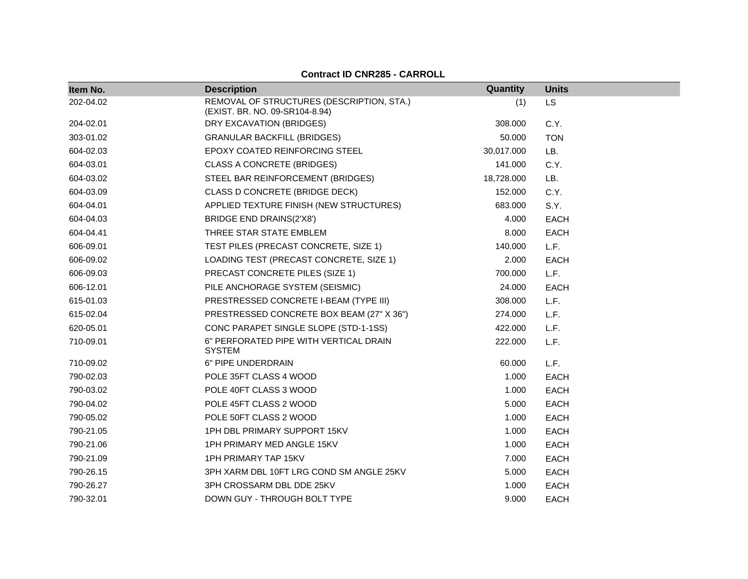**Contract ID CNR285 - CARROLL**

| Item No. | Description | Quantity | Units |
|---|---|---|---|
| 202-04.02 | REMOVAL OF STRUCTURES (DESCRIPTION, STA.) (EXIST. BR. NO. 09-SR104-8.94) | (1) | LS |
| 204-02.01 | DRY EXCAVATION (BRIDGES) | 308.000 | C.Y. |
| 303-01.02 | GRANULAR BACKFILL (BRIDGES) | 50.000 | TON |
| 604-02.03 | EPOXY COATED REINFORCING STEEL | 30,017.000 | LB. |
| 604-03.01 | CLASS A CONCRETE (BRIDGES) | 141.000 | C.Y. |
| 604-03.02 | STEEL BAR REINFORCEMENT (BRIDGES) | 18,728.000 | LB. |
| 604-03.09 | CLASS D CONCRETE (BRIDGE DECK) | 152.000 | C.Y. |
| 604-04.01 | APPLIED TEXTURE FINISH (NEW STRUCTURES) | 683.000 | S.Y. |
| 604-04.03 | BRIDGE END DRAINS(2'X8') | 4.000 | EACH |
| 604-04.41 | THREE STAR STATE EMBLEM | 8.000 | EACH |
| 606-09.01 | TEST PILES (PRECAST CONCRETE, SIZE 1) | 140.000 | L.F. |
| 606-09.02 | LOADING TEST (PRECAST CONCRETE, SIZE 1) | 2.000 | EACH |
| 606-09.03 | PRECAST CONCRETE PILES (SIZE 1) | 700.000 | L.F. |
| 606-12.01 | PILE ANCHORAGE SYSTEM (SEISMIC) | 24.000 | EACH |
| 615-01.03 | PRESTRESSED CONCRETE I-BEAM (TYPE III) | 308.000 | L.F. |
| 615-02.04 | PRESTRESSED CONCRETE BOX BEAM (27" X 36") | 274.000 | L.F. |
| 620-05.01 | CONC PARAPET SINGLE SLOPE (STD-1-1SS) | 422.000 | L.F. |
| 710-09.01 | 6" PERFORATED PIPE WITH VERTICAL DRAIN SYSTEM | 222.000 | L.F. |
| 710-09.02 | 6" PIPE UNDERDRAIN | 60.000 | L.F. |
| 790-02.03 | POLE 35FT CLASS 4 WOOD | 1.000 | EACH |
| 790-03.02 | POLE 40FT CLASS 3 WOOD | 1.000 | EACH |
| 790-04.02 | POLE 45FT CLASS 2 WOOD | 5.000 | EACH |
| 790-05.02 | POLE 50FT CLASS 2 WOOD | 1.000 | EACH |
| 790-21.05 | 1PH DBL PRIMARY SUPPORT 15KV | 1.000 | EACH |
| 790-21.06 | 1PH PRIMARY MED ANGLE 15KV | 1.000 | EACH |
| 790-21.09 | 1PH PRIMARY TAP 15KV | 7.000 | EACH |
| 790-26.15 | 3PH XARM DBL 10FT LRG COND SM ANGLE 25KV | 5.000 | EACH |
| 790-26.27 | 3PH CROSSARM DBL DDE 25KV | 1.000 | EACH |
| 790-32.01 | DOWN GUY - THROUGH BOLT TYPE | 9.000 | EACH |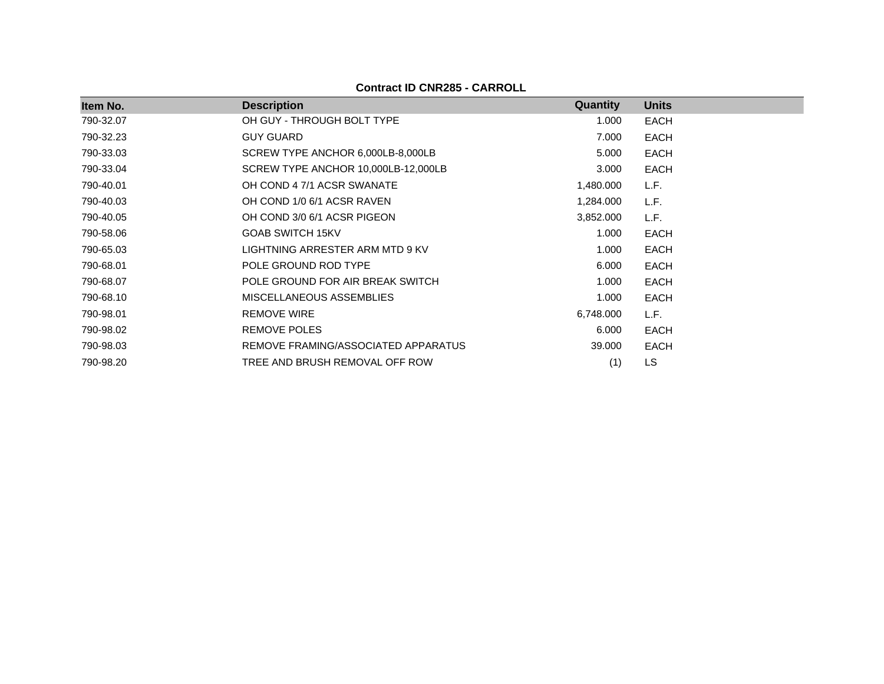**Contract ID CNR285 - CARROLL**

| Item No. | Description | Quantity | Units |
|---|---|---|---|
| 790-32.07 | OH GUY - THROUGH BOLT TYPE | 1.000 | EACH |
| 790-32.23 | GUY GUARD | 7.000 | EACH |
| 790-33.03 | SCREW TYPE ANCHOR 6,000LB-8,000LB | 5.000 | EACH |
| 790-33.04 | SCREW TYPE ANCHOR 10,000LB-12,000LB | 3.000 | EACH |
| 790-40.01 | OH COND 4 7/1 ACSR SWANATE | 1,480.000 | L.F. |
| 790-40.03 | OH COND 1/0 6/1 ACSR RAVEN | 1,284.000 | L.F. |
| 790-40.05 | OH COND 3/0 6/1 ACSR PIGEON | 3,852.000 | L.F. |
| 790-58.06 | GOAB SWITCH 15KV | 1.000 | EACH |
| 790-65.03 | LIGHTNING ARRESTER ARM MTD 9 KV | 1.000 | EACH |
| 790-68.01 | POLE GROUND ROD TYPE | 6.000 | EACH |
| 790-68.07 | POLE GROUND FOR AIR BREAK SWITCH | 1.000 | EACH |
| 790-68.10 | MISCELLANEOUS ASSEMBLIES | 1.000 | EACH |
| 790-98.01 | REMOVE WIRE | 6,748.000 | L.F. |
| 790-98.02 | REMOVE POLES | 6.000 | EACH |
| 790-98.03 | REMOVE FRAMING/ASSOCIATED APPARATUS | 39.000 | EACH |
| 790-98.20 | TREE AND BRUSH REMOVAL OFF ROW | (1) | LS |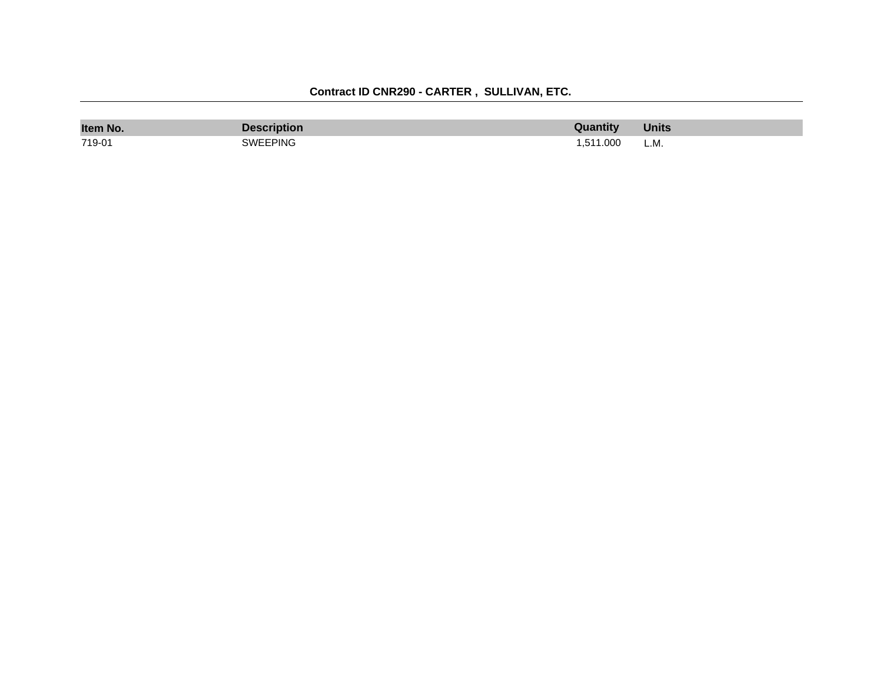**Contract ID CNR290 - CARTER , SULLIVAN, ETC.**

| Item No. | Description | Quantity | Units |
| --- | --- | --- | --- |
| 719-01 | SWEEPING | 1,511.000 | L.M. |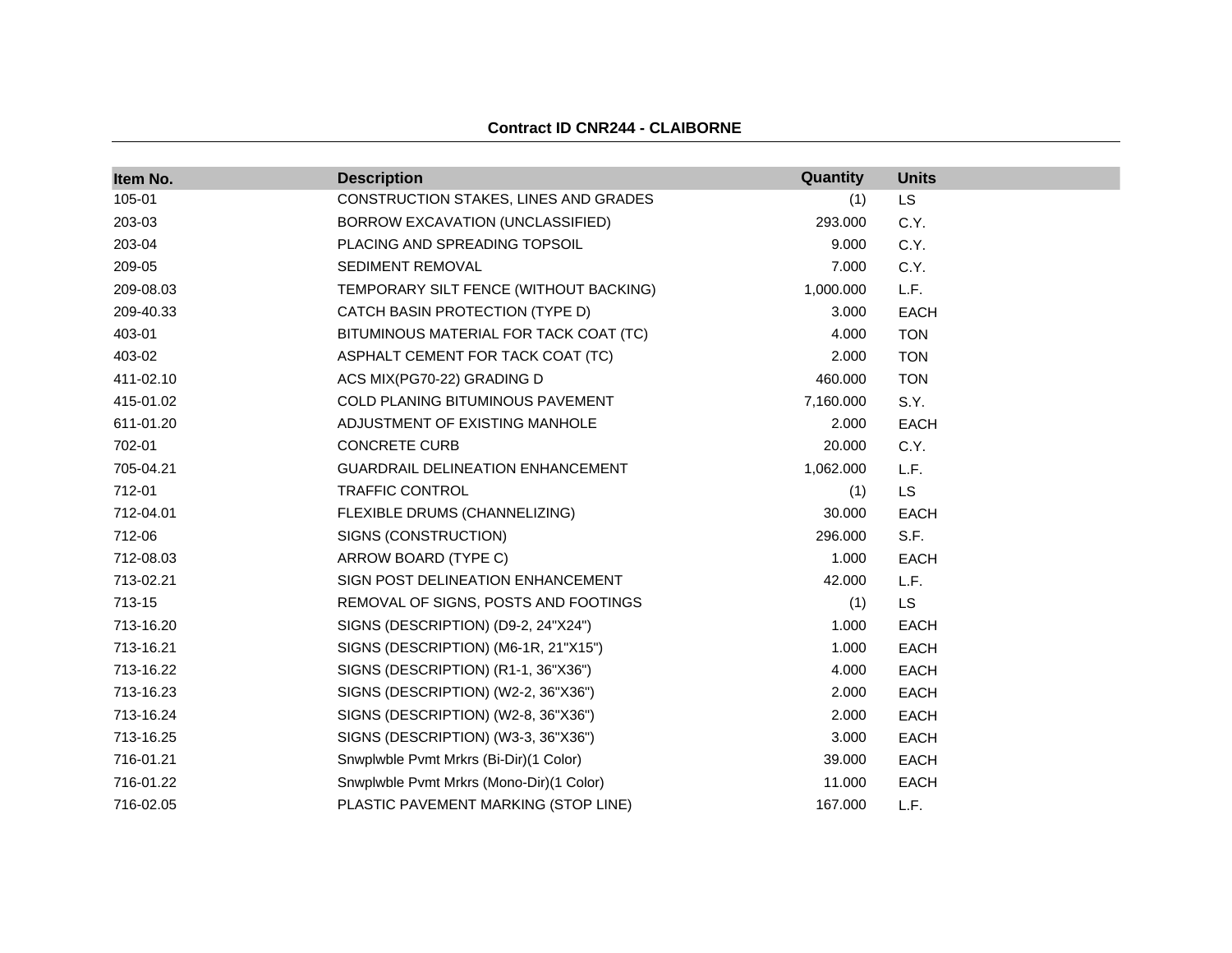**Contract ID CNR244 - CLAIBORNE**

| Item No. | Description | Quantity | Units |
|---|---|---|---|
| 105-01 | CONSTRUCTION STAKES, LINES AND GRADES | (1) | LS |
| 203-03 | BORROW EXCAVATION (UNCLASSIFIED) | 293.000 | C.Y. |
| 203-04 | PLACING AND SPREADING TOPSOIL | 9.000 | C.Y. |
| 209-05 | SEDIMENT REMOVAL | 7.000 | C.Y. |
| 209-08.03 | TEMPORARY SILT FENCE (WITHOUT BACKING) | 1,000.000 | L.F. |
| 209-40.33 | CATCH BASIN PROTECTION (TYPE D) | 3.000 | EACH |
| 403-01 | BITUMINOUS MATERIAL FOR TACK COAT (TC) | 4.000 | TON |
| 403-02 | ASPHALT CEMENT FOR TACK COAT (TC) | 2.000 | TON |
| 411-02.10 | ACS MIX(PG70-22) GRADING D | 460.000 | TON |
| 415-01.02 | COLD PLANING BITUMINOUS PAVEMENT | 7,160.000 | S.Y. |
| 611-01.20 | ADJUSTMENT OF EXISTING MANHOLE | 2.000 | EACH |
| 702-01 | CONCRETE CURB | 20.000 | C.Y. |
| 705-04.21 | GUARDRAIL DELINEATION ENHANCEMENT | 1,062.000 | L.F. |
| 712-01 | TRAFFIC CONTROL | (1) | LS |
| 712-04.01 | FLEXIBLE DRUMS (CHANNELIZING) | 30.000 | EACH |
| 712-06 | SIGNS (CONSTRUCTION) | 296.000 | S.F. |
| 712-08.03 | ARROW BOARD (TYPE C) | 1.000 | EACH |
| 713-02.21 | SIGN POST DELINEATION ENHANCEMENT | 42.000 | L.F. |
| 713-15 | REMOVAL OF SIGNS, POSTS AND FOOTINGS | (1) | LS |
| 713-16.20 | SIGNS (DESCRIPTION) (D9-2, 24"X24") | 1.000 | EACH |
| 713-16.21 | SIGNS (DESCRIPTION) (M6-1R, 21"X15") | 1.000 | EACH |
| 713-16.22 | SIGNS (DESCRIPTION) (R1-1, 36"X36") | 4.000 | EACH |
| 713-16.23 | SIGNS (DESCRIPTION) (W2-2, 36"X36") | 2.000 | EACH |
| 713-16.24 | SIGNS (DESCRIPTION) (W2-8, 36"X36") | 2.000 | EACH |
| 713-16.25 | SIGNS (DESCRIPTION) (W3-3, 36"X36") | 3.000 | EACH |
| 716-01.21 | Snwplwble Pvmt Mrkrs (Bi-Dir)(1 Color) | 39.000 | EACH |
| 716-01.22 | Snwplwble Pvmt Mrkrs (Mono-Dir)(1 Color) | 11.000 | EACH |
| 716-02.05 | PLASTIC PAVEMENT MARKING (STOP LINE) | 167.000 | L.F. |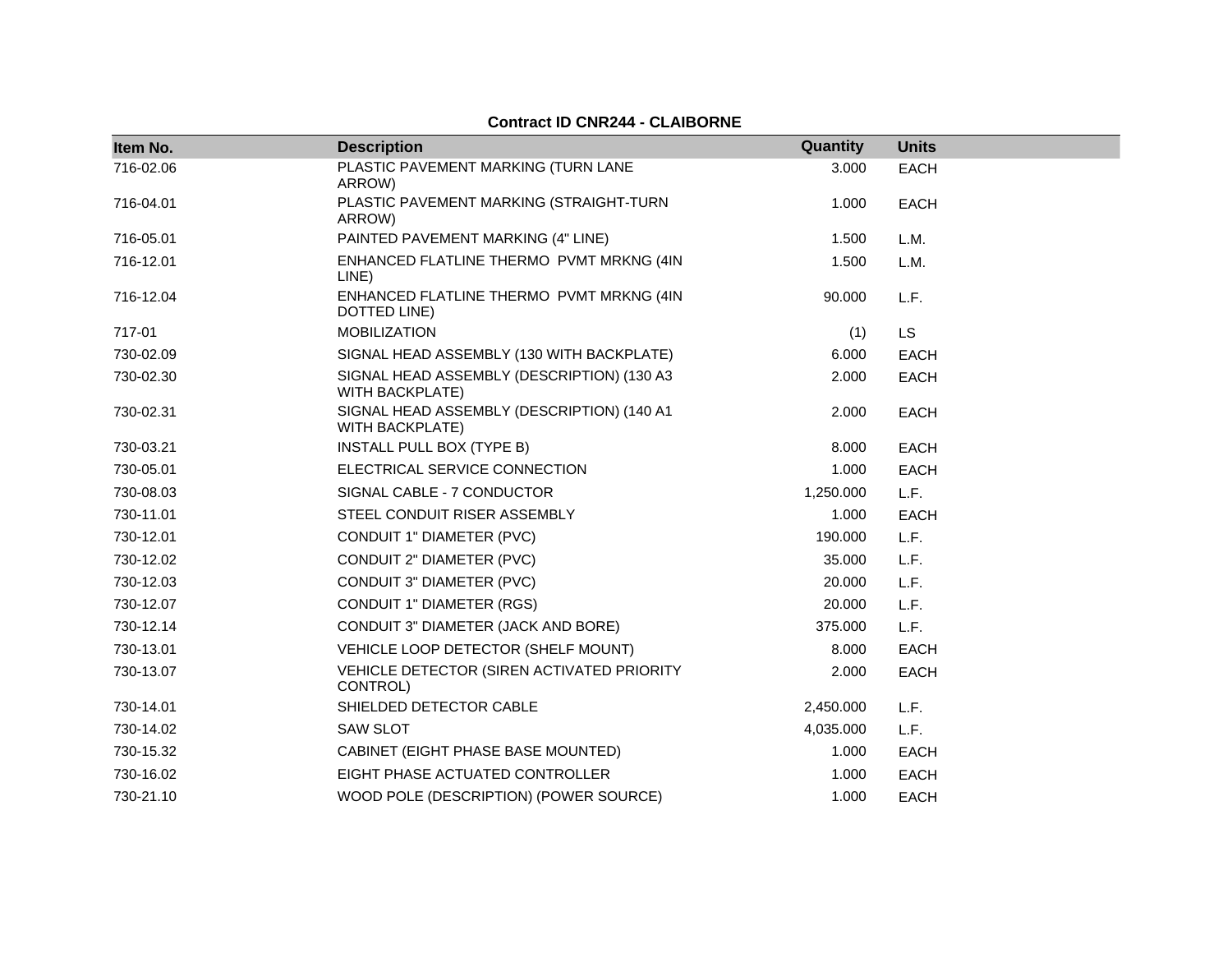**Contract ID CNR244 - CLAIBORNE**

| Item No. | Description | Quantity | Units |
|---|---|---|---|
| 716-02.06 | PLASTIC PAVEMENT MARKING (TURN LANE ARROW) | 3.000 | EACH |
| 716-04.01 | PLASTIC PAVEMENT MARKING (STRAIGHT-TURN ARROW) | 1.000 | EACH |
| 716-05.01 | PAINTED PAVEMENT MARKING (4" LINE) | 1.500 | L.M. |
| 716-12.01 | ENHANCED FLATLINE THERMO PVMT MRKNG (4IN LINE) | 1.500 | L.M. |
| 716-12.04 | ENHANCED FLATLINE THERMO PVMT MRKNG (4IN DOTTED LINE) | 90.000 | L.F. |
| 717-01 | MOBILIZATION | (1) | LS |
| 730-02.09 | SIGNAL HEAD ASSEMBLY (130 WITH BACKPLATE) | 6.000 | EACH |
| 730-02.30 | SIGNAL HEAD ASSEMBLY (DESCRIPTION) (130 A3 WITH BACKPLATE) | 2.000 | EACH |
| 730-02.31 | SIGNAL HEAD ASSEMBLY (DESCRIPTION) (140 A1 WITH BACKPLATE) | 2.000 | EACH |
| 730-03.21 | INSTALL PULL BOX (TYPE B) | 8.000 | EACH |
| 730-05.01 | ELECTRICAL SERVICE CONNECTION | 1.000 | EACH |
| 730-08.03 | SIGNAL CABLE - 7 CONDUCTOR | 1,250.000 | L.F. |
| 730-11.01 | STEEL CONDUIT RISER ASSEMBLY | 1.000 | EACH |
| 730-12.01 | CONDUIT 1" DIAMETER (PVC) | 190.000 | L.F. |
| 730-12.02 | CONDUIT 2" DIAMETER (PVC) | 35.000 | L.F. |
| 730-12.03 | CONDUIT 3" DIAMETER (PVC) | 20.000 | L.F. |
| 730-12.07 | CONDUIT 1" DIAMETER (RGS) | 20.000 | L.F. |
| 730-12.14 | CONDUIT 3" DIAMETER (JACK AND BORE) | 375.000 | L.F. |
| 730-13.01 | VEHICLE LOOP DETECTOR (SHELF MOUNT) | 8.000 | EACH |
| 730-13.07 | VEHICLE DETECTOR (SIREN ACTIVATED PRIORITY CONTROL) | 2.000 | EACH |
| 730-14.01 | SHIELDED DETECTOR CABLE | 2,450.000 | L.F. |
| 730-14.02 | SAW SLOT | 4,035.000 | L.F. |
| 730-15.32 | CABINET (EIGHT PHASE BASE MOUNTED) | 1.000 | EACH |
| 730-16.02 | EIGHT PHASE ACTUATED CONTROLLER | 1.000 | EACH |
| 730-21.10 | WOOD POLE (DESCRIPTION) (POWER SOURCE) | 1.000 | EACH |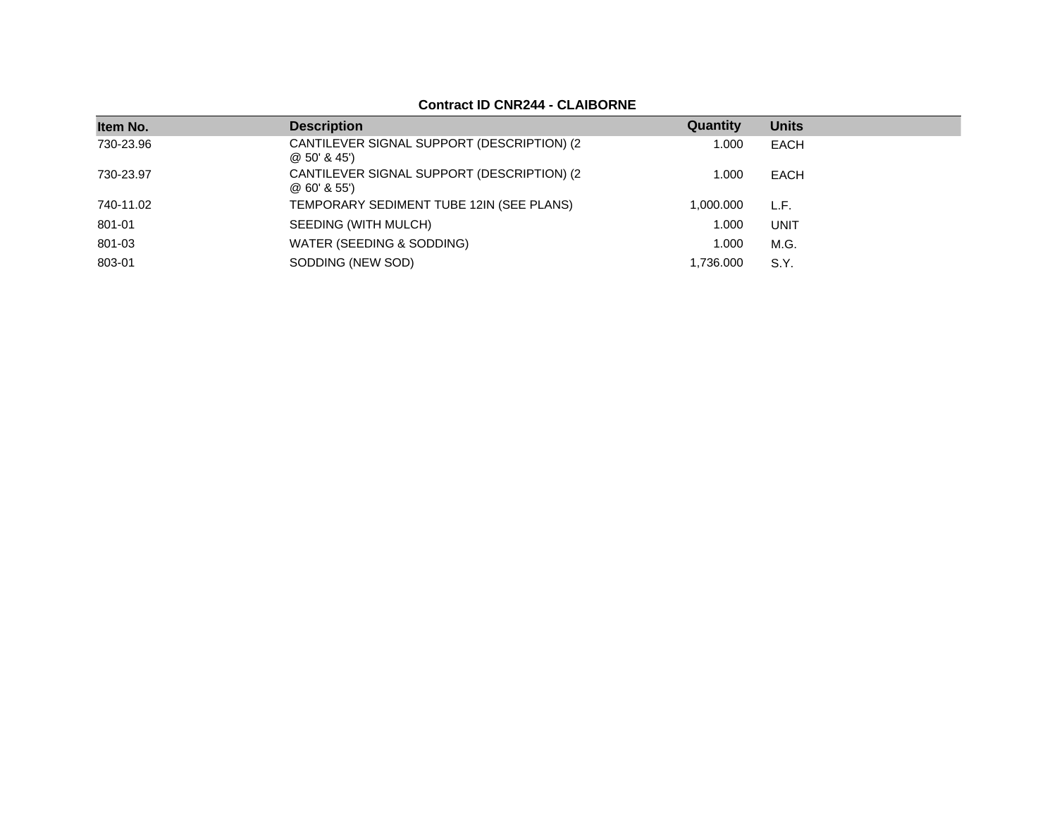**Contract ID CNR244 - CLAIBORNE**

| Item No. | Description | Quantity | Units |
|---|---|---|---|
| 730-23.96 | CANTILEVER SIGNAL SUPPORT (DESCRIPTION) (2 @ 50' & 45') | 1.000 | EACH |
| 730-23.97 | CANTILEVER SIGNAL SUPPORT (DESCRIPTION) (2 @ 60' & 55') | 1.000 | EACH |
| 740-11.02 | TEMPORARY SEDIMENT TUBE 12IN (SEE PLANS) | 1,000.000 | L.F. |
| 801-01 | SEEDING (WITH MULCH) | 1.000 | UNIT |
| 801-03 | WATER (SEEDING & SODDING) | 1.000 | M.G. |
| 803-01 | SODDING (NEW SOD) | 1,736.000 | S.Y. |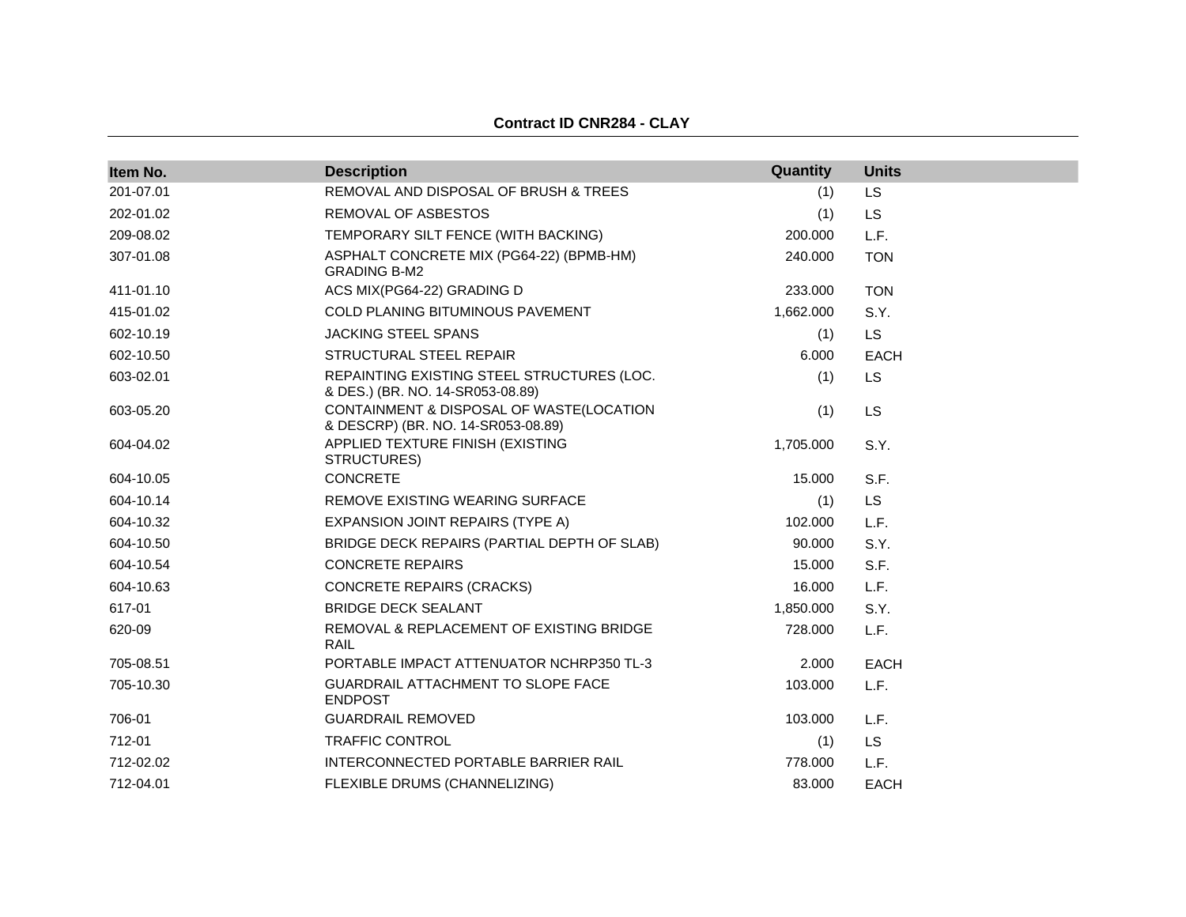**Contract ID CNR284 - CLAY**

| Item No. | Description | Quantity | Units |
|---|---|---|---|
| 201-07.01 | REMOVAL AND DISPOSAL OF BRUSH & TREES | (1) | LS |
| 202-01.02 | REMOVAL OF ASBESTOS | (1) | LS |
| 209-08.02 | TEMPORARY SILT FENCE (WITH BACKING) | 200.000 | L.F. |
| 307-01.08 | ASPHALT CONCRETE MIX (PG64-22) (BPMB-HM) GRADING B-M2 | 240.000 | TON |
| 411-01.10 | ACS MIX(PG64-22) GRADING D | 233.000 | TON |
| 415-01.02 | COLD PLANING BITUMINOUS PAVEMENT | 1,662.000 | S.Y. |
| 602-10.19 | JACKING STEEL SPANS | (1) | LS |
| 602-10.50 | STRUCTURAL STEEL REPAIR | 6.000 | EACH |
| 603-02.01 | REPAINTING EXISTING STEEL STRUCTURES (LOC. & DES.) (BR. NO. 14-SR053-08.89) | (1) | LS |
| 603-05.20 | CONTAINMENT & DISPOSAL OF WASTE(LOCATION & DESCRP) (BR. NO. 14-SR053-08.89) | (1) | LS |
| 604-04.02 | APPLIED TEXTURE FINISH (EXISTING STRUCTURES) | 1,705.000 | S.Y. |
| 604-10.05 | CONCRETE | 15.000 | S.F. |
| 604-10.14 | REMOVE EXISTING WEARING SURFACE | (1) | LS |
| 604-10.32 | EXPANSION JOINT REPAIRS (TYPE A) | 102.000 | L.F. |
| 604-10.50 | BRIDGE DECK REPAIRS (PARTIAL DEPTH OF SLAB) | 90.000 | S.Y. |
| 604-10.54 | CONCRETE REPAIRS | 15.000 | S.F. |
| 604-10.63 | CONCRETE REPAIRS (CRACKS) | 16.000 | L.F. |
| 617-01 | BRIDGE DECK SEALANT | 1,850.000 | S.Y. |
| 620-09 | REMOVAL & REPLACEMENT OF EXISTING BRIDGE RAIL | 728.000 | L.F. |
| 705-08.51 | PORTABLE IMPACT ATTENUATOR NCHRP350 TL-3 | 2.000 | EACH |
| 705-10.30 | GUARDRAIL ATTACHMENT TO SLOPE FACE ENDPOST | 103.000 | L.F. |
| 706-01 | GUARDRAIL REMOVED | 103.000 | L.F. |
| 712-01 | TRAFFIC CONTROL | (1) | LS |
| 712-02.02 | INTERCONNECTED PORTABLE BARRIER RAIL | 778.000 | L.F. |
| 712-04.01 | FLEXIBLE DRUMS (CHANNELIZING) | 83.000 | EACH |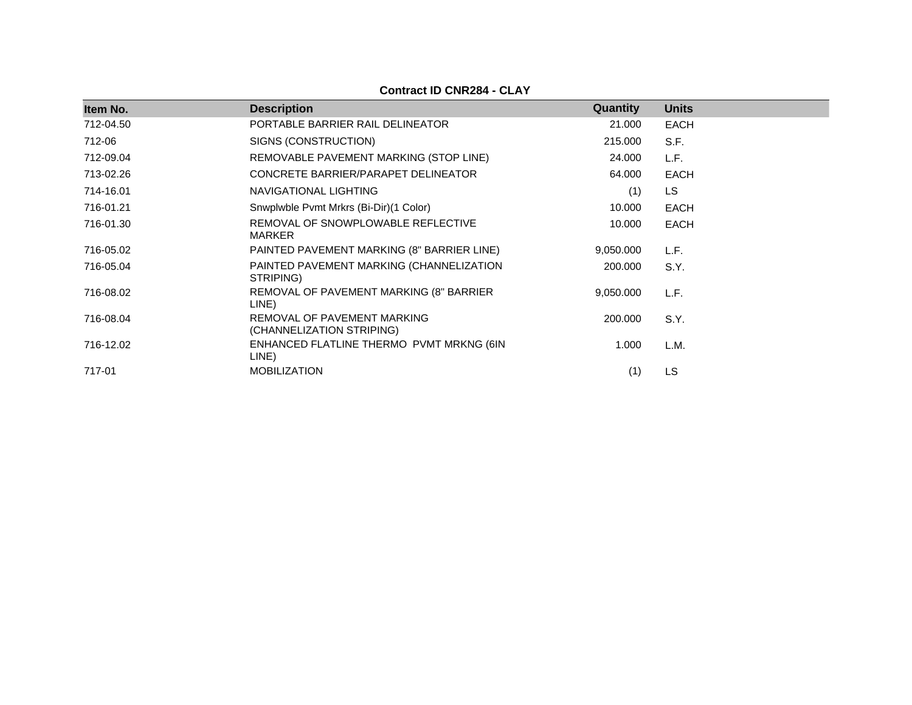**Contract ID CNR284 - CLAY**

| Item No. | Description | Quantity | Units |
|---|---|---|---|
| 712-04.50 | PORTABLE BARRIER RAIL DELINEATOR | 21.000 | EACH |
| 712-06 | SIGNS (CONSTRUCTION) | 215.000 | S.F. |
| 712-09.04 | REMOVABLE PAVEMENT MARKING (STOP LINE) | 24.000 | L.F. |
| 713-02.26 | CONCRETE BARRIER/PARAPET DELINEATOR | 64.000 | EACH |
| 714-16.01 | NAVIGATIONAL LIGHTING | (1) | LS |
| 716-01.21 | Snwplwble Pvmt Mrkrs (Bi-Dir)(1 Color) | 10.000 | EACH |
| 716-01.30 | REMOVAL OF SNOWPLOWABLE REFLECTIVE MARKER | 10.000 | EACH |
| 716-05.02 | PAINTED PAVEMENT MARKING (8" BARRIER LINE) | 9,050.000 | L.F. |
| 716-05.04 | PAINTED PAVEMENT MARKING (CHANNELIZATION STRIPING) | 200.000 | S.Y. |
| 716-08.02 | REMOVAL OF PAVEMENT MARKING (8" BARRIER LINE) | 9,050.000 | L.F. |
| 716-08.04 | REMOVAL OF PAVEMENT MARKING (CHANNELIZATION STRIPING) | 200.000 | S.Y. |
| 716-12.02 | ENHANCED FLATLINE THERMO PVMT MRKNG (6IN LINE) | 1.000 | L.M. |
| 717-01 | MOBILIZATION | (1) | LS |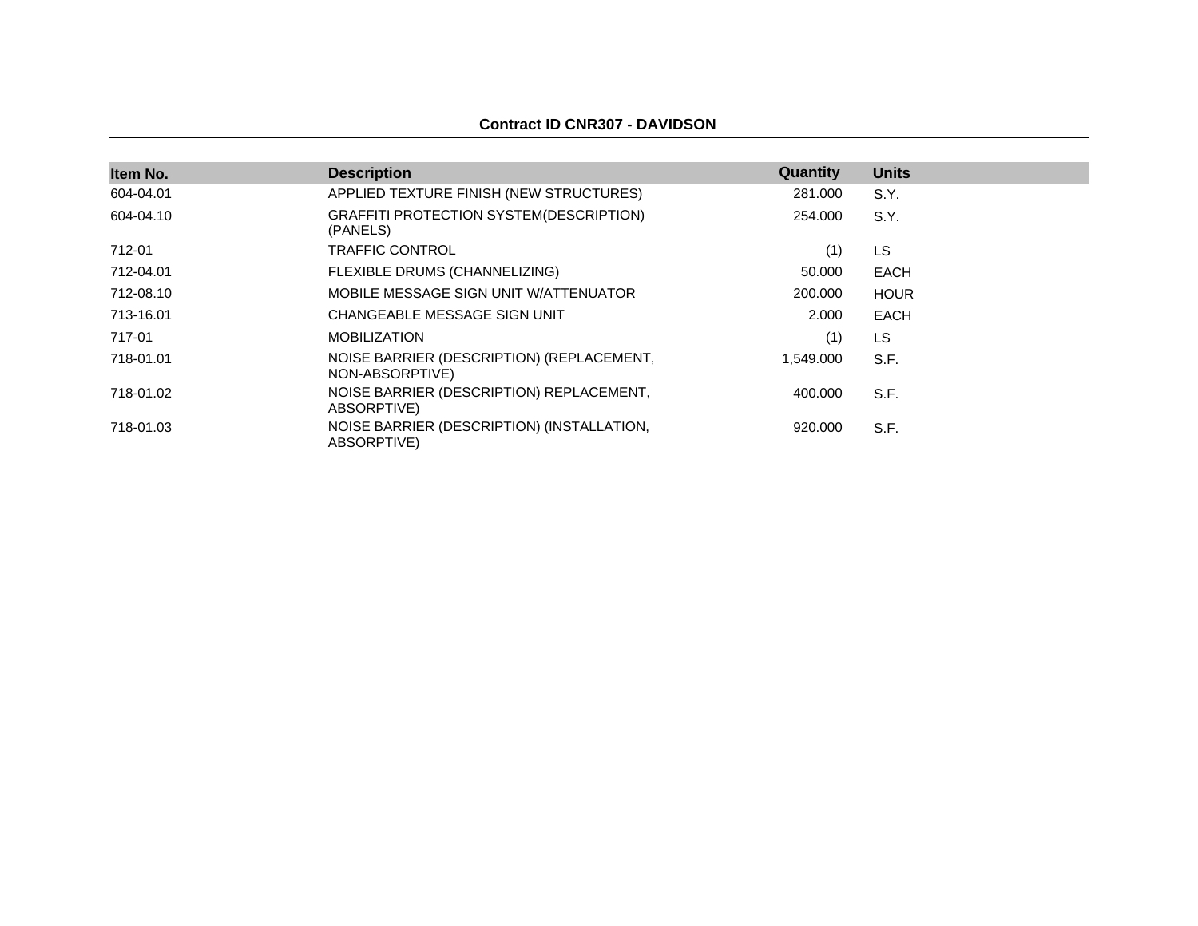**Contract ID CNR307 - DAVIDSON**

| Item No. | Description | Quantity | Units |
|---|---|---|---|
| 604-04.01 | APPLIED TEXTURE FINISH (NEW STRUCTURES) | 281.000 | S.Y. |
| 604-04.10 | GRAFFITI PROTECTION SYSTEM(DESCRIPTION) (PANELS) | 254.000 | S.Y. |
| 712-01 | TRAFFIC CONTROL | (1) | LS |
| 712-04.01 | FLEXIBLE DRUMS (CHANNELIZING) | 50.000 | EACH |
| 712-08.10 | MOBILE MESSAGE SIGN UNIT W/ATTENUATOR | 200.000 | HOUR |
| 713-16.01 | CHANGEABLE MESSAGE SIGN UNIT | 2.000 | EACH |
| 717-01 | MOBILIZATION | (1) | LS |
| 718-01.01 | NOISE BARRIER (DESCRIPTION) (REPLACEMENT, NON-ABSORPTIVE) | 1,549.000 | S.F. |
| 718-01.02 | NOISE BARRIER (DESCRIPTION) REPLACEMENT, ABSORPTIVE) | 400.000 | S.F. |
| 718-01.03 | NOISE BARRIER (DESCRIPTION) (INSTALLATION, ABSORPTIVE) | 920.000 | S.F. |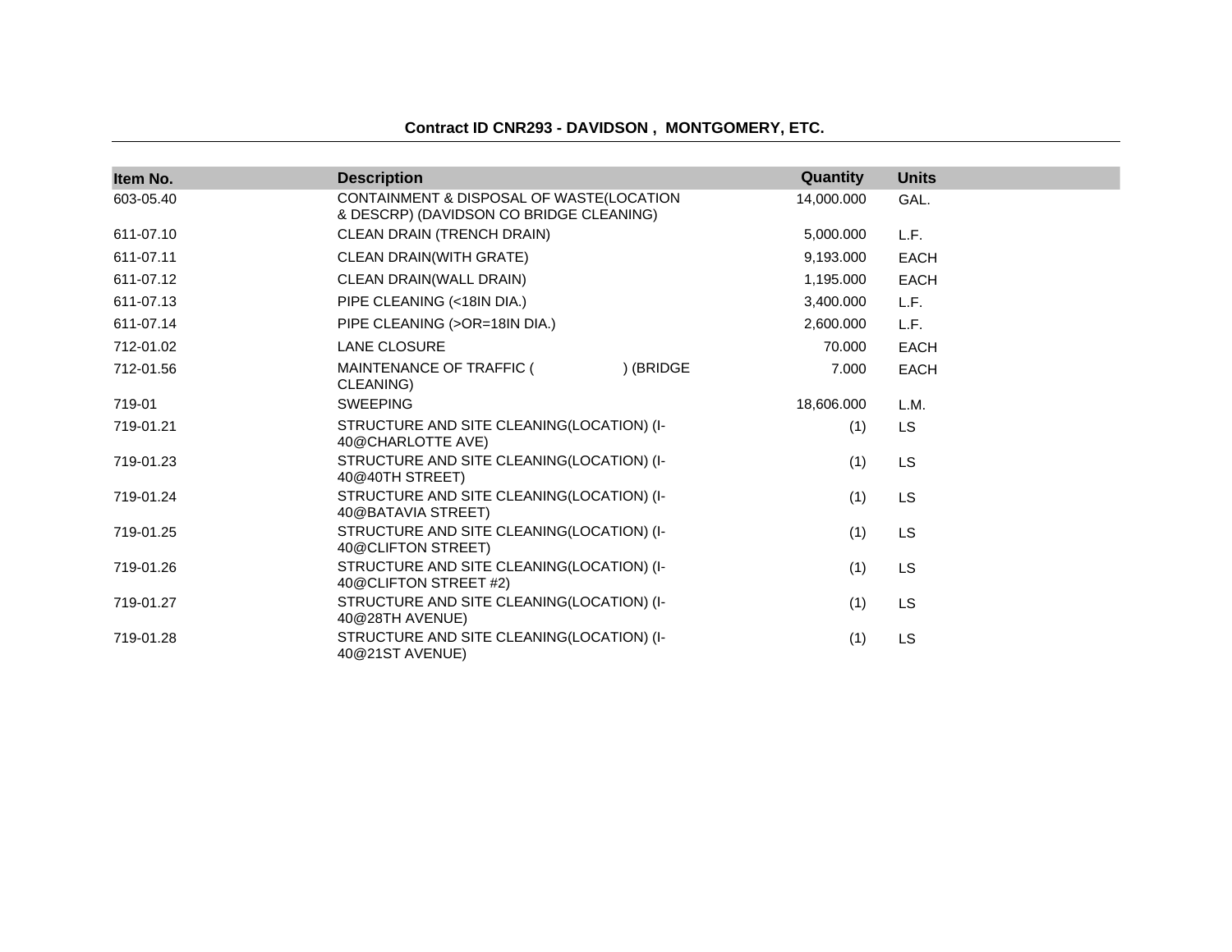**Contract ID CNR293 - DAVIDSON , MONTGOMERY, ETC.**

| Item No. | Description | Quantity | Units |
|---|---|---|---|
| 603-05.40 | CONTAINMENT & DISPOSAL OF WASTE(LOCATION & DESCRP) (DAVIDSON CO BRIDGE CLEANING) | 14,000.000 | GAL. |
| 611-07.10 | CLEAN DRAIN (TRENCH DRAIN) | 5,000.000 | L.F. |
| 611-07.11 | CLEAN DRAIN(WITH GRATE) | 9,193.000 | EACH |
| 611-07.12 | CLEAN DRAIN(WALL DRAIN) | 1,195.000 | EACH |
| 611-07.13 | PIPE CLEANING (<18IN DIA.) | 3,400.000 | L.F. |
| 611-07.14 | PIPE CLEANING (>OR=18IN DIA.) | 2,600.000 | L.F. |
| 712-01.02 | LANE CLOSURE | 70.000 | EACH |
| 712-01.56 | MAINTENANCE OF TRAFFIC ( ) (BRIDGE CLEANING) | 7.000 | EACH |
| 719-01 | SWEEPING | 18,606.000 | L.M. |
| 719-01.21 | STRUCTURE AND SITE CLEANING(LOCATION) (I-40@CHARLOTTE AVE) | (1) | LS |
| 719-01.23 | STRUCTURE AND SITE CLEANING(LOCATION) (I-40@40TH STREET) | (1) | LS |
| 719-01.24 | STRUCTURE AND SITE CLEANING(LOCATION) (I-40@BATAVIA STREET) | (1) | LS |
| 719-01.25 | STRUCTURE AND SITE CLEANING(LOCATION) (I-40@CLIFTON STREET) | (1) | LS |
| 719-01.26 | STRUCTURE AND SITE CLEANING(LOCATION) (I-40@CLIFTON STREET #2) | (1) | LS |
| 719-01.27 | STRUCTURE AND SITE CLEANING(LOCATION) (I-40@28TH AVENUE) | (1) | LS |
| 719-01.28 | STRUCTURE AND SITE CLEANING(LOCATION) (I-40@21ST AVENUE) | (1) | LS |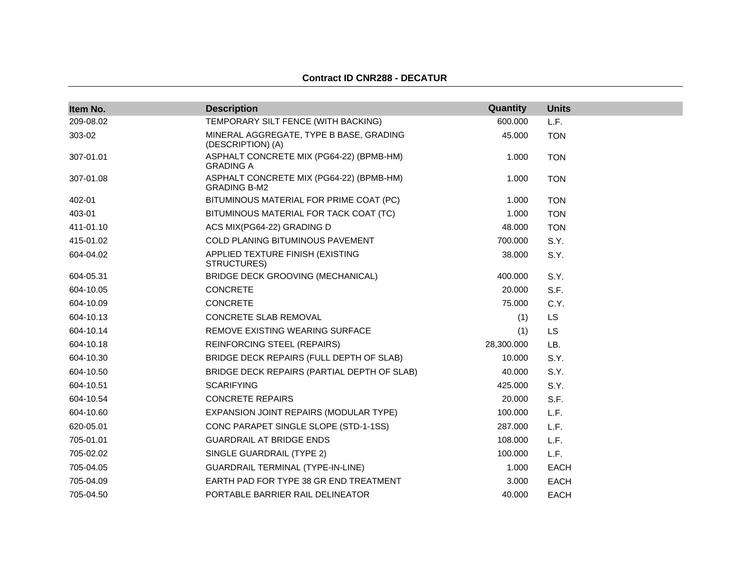**Contract ID CNR288 - DECATUR**

| Item No. | Description | Quantity | Units |
|---|---|---|---|
| 209-08.02 | TEMPORARY SILT FENCE (WITH BACKING) | 600.000 | L.F. |
| 303-02 | MINERAL AGGREGATE, TYPE B BASE, GRADING (DESCRIPTION) (A) | 45.000 | TON |
| 307-01.01 | ASPHALT CONCRETE MIX (PG64-22) (BPMB-HM) GRADING A | 1.000 | TON |
| 307-01.08 | ASPHALT CONCRETE MIX (PG64-22) (BPMB-HM) GRADING B-M2 | 1.000 | TON |
| 402-01 | BITUMINOUS MATERIAL FOR PRIME COAT (PC) | 1.000 | TON |
| 403-01 | BITUMINOUS MATERIAL FOR TACK COAT (TC) | 1.000 | TON |
| 411-01.10 | ACS MIX(PG64-22) GRADING D | 48.000 | TON |
| 415-01.02 | COLD PLANING BITUMINOUS PAVEMENT | 700.000 | S.Y. |
| 604-04.02 | APPLIED TEXTURE FINISH (EXISTING STRUCTURES) | 38.000 | S.Y. |
| 604-05.31 | BRIDGE DECK GROOVING (MECHANICAL) | 400.000 | S.Y. |
| 604-10.05 | CONCRETE | 20.000 | S.F. |
| 604-10.09 | CONCRETE | 75.000 | C.Y. |
| 604-10.13 | CONCRETE SLAB REMOVAL | (1) | LS |
| 604-10.14 | REMOVE EXISTING WEARING SURFACE | (1) | LS |
| 604-10.18 | REINFORCING STEEL (REPAIRS) | 28,300.000 | LB. |
| 604-10.30 | BRIDGE DECK REPAIRS (FULL DEPTH OF SLAB) | 10.000 | S.Y. |
| 604-10.50 | BRIDGE DECK REPAIRS (PARTIAL DEPTH OF SLAB) | 40.000 | S.Y. |
| 604-10.51 | SCARIFYING | 425.000 | S.Y. |
| 604-10.54 | CONCRETE REPAIRS | 20.000 | S.F. |
| 604-10.60 | EXPANSION JOINT REPAIRS (MODULAR TYPE) | 100.000 | L.F. |
| 620-05.01 | CONC PARAPET SINGLE SLOPE (STD-1-1SS) | 287.000 | L.F. |
| 705-01.01 | GUARDRAIL AT BRIDGE ENDS | 108.000 | L.F. |
| 705-02.02 | SINGLE GUARDRAIL (TYPE 2) | 100.000 | L.F. |
| 705-04.05 | GUARDRAIL TERMINAL (TYPE-IN-LINE) | 1.000 | EACH |
| 705-04.09 | EARTH PAD FOR TYPE 38 GR END TREATMENT | 3.000 | EACH |
| 705-04.50 | PORTABLE BARRIER RAIL DELINEATOR | 40.000 | EACH |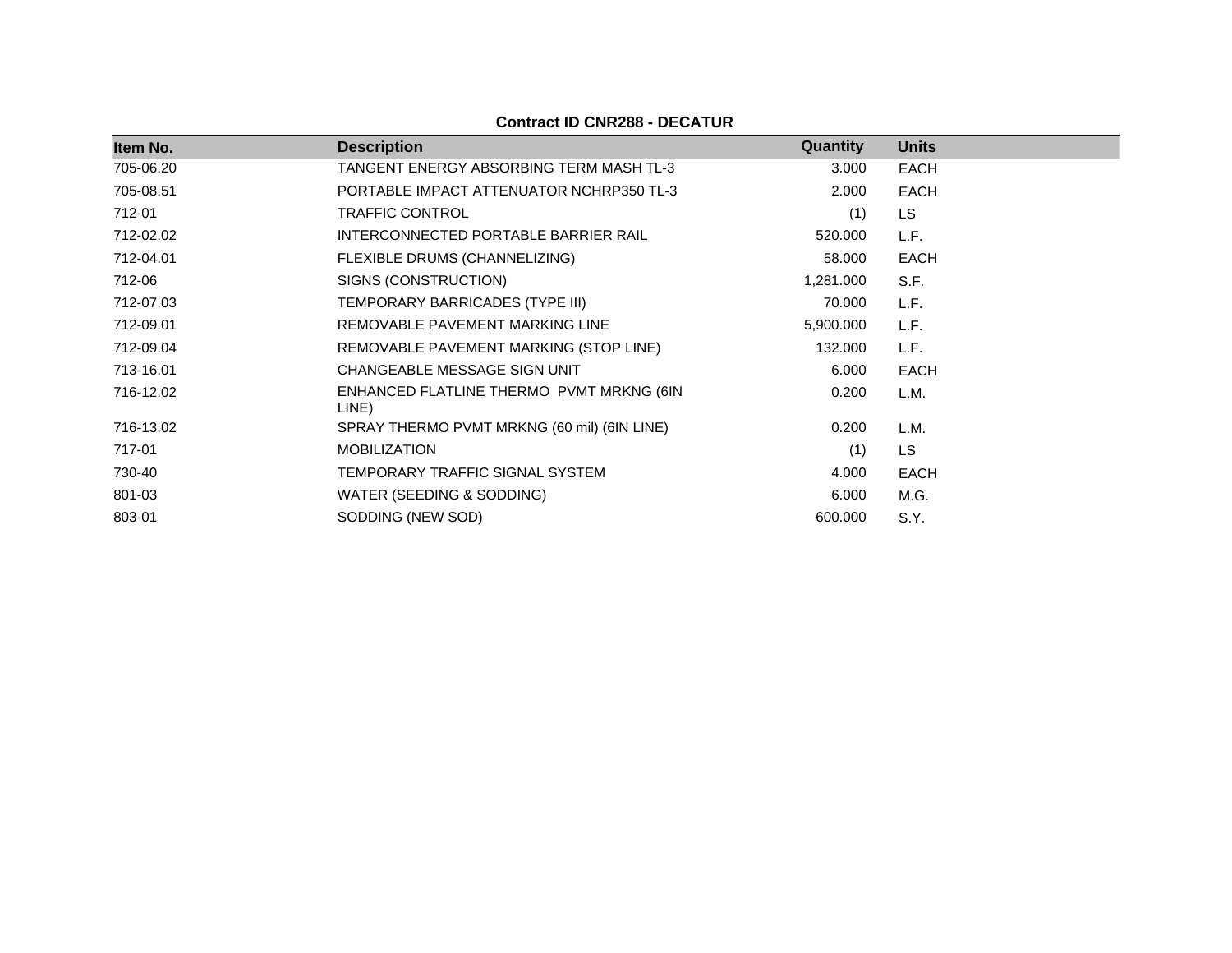**Contract ID CNR288 - DECATUR**

| Item No. | Description | Quantity | Units |
|---|---|---|---|
| 705-06.20 | TANGENT ENERGY ABSORBING TERM MASH TL-3 | 3.000 | EACH |
| 705-08.51 | PORTABLE IMPACT ATTENUATOR NCHRP350 TL-3 | 2.000 | EACH |
| 712-01 | TRAFFIC CONTROL | (1) | LS |
| 712-02.02 | INTERCONNECTED PORTABLE BARRIER RAIL | 520.000 | L.F. |
| 712-04.01 | FLEXIBLE DRUMS (CHANNELIZING) | 58.000 | EACH |
| 712-06 | SIGNS (CONSTRUCTION) | 1,281.000 | S.F. |
| 712-07.03 | TEMPORARY BARRICADES (TYPE III) | 70.000 | L.F. |
| 712-09.01 | REMOVABLE PAVEMENT MARKING LINE | 5,900.000 | L.F. |
| 712-09.04 | REMOVABLE PAVEMENT MARKING (STOP LINE) | 132.000 | L.F. |
| 713-16.01 | CHANGEABLE MESSAGE SIGN UNIT | 6.000 | EACH |
| 716-12.02 | ENHANCED FLATLINE THERMO PVMT MRKNG (6IN LINE) | 0.200 | L.M. |
| 716-13.02 | SPRAY THERMO PVMT MRKNG (60 mil) (6IN LINE) | 0.200 | L.M. |
| 717-01 | MOBILIZATION | (1) | LS |
| 730-40 | TEMPORARY TRAFFIC SIGNAL SYSTEM | 4.000 | EACH |
| 801-03 | WATER (SEEDING & SODDING) | 6.000 | M.G. |
| 803-01 | SODDING (NEW SOD) | 600.000 | S.Y. |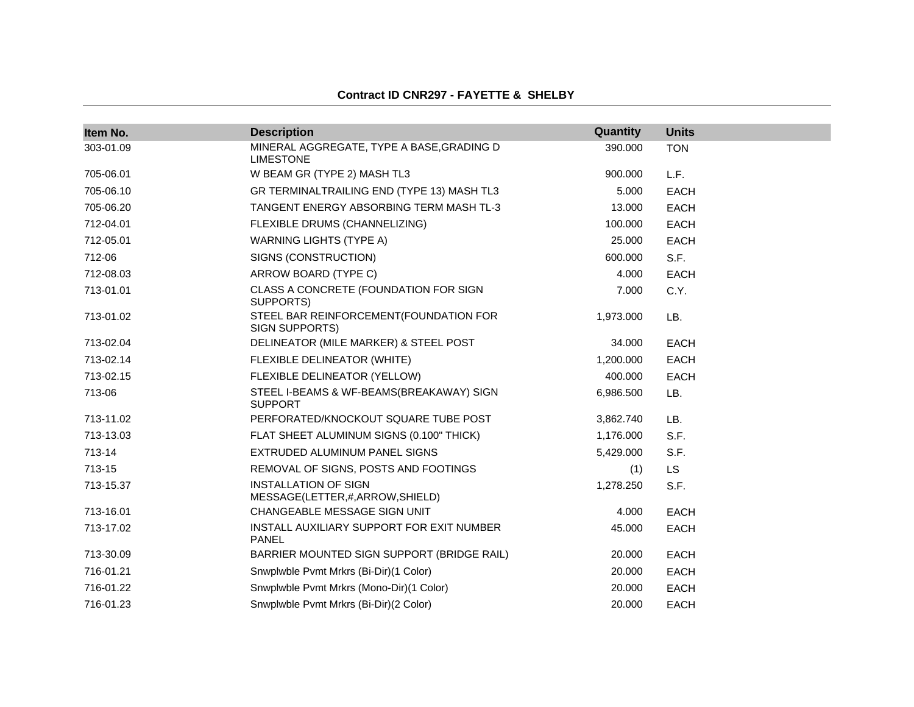**Contract ID CNR297 - FAYETTE & SHELBY**

| Item No. | Description | Quantity | Units |
|---|---|---|---|
| 303-01.09 | MINERAL AGGREGATE, TYPE A BASE,GRADING D LIMESTONE | 390.000 | TON |
| 705-06.01 | W BEAM GR (TYPE 2) MASH TL3 | 900.000 | L.F. |
| 705-06.10 | GR TERMINALTRAILING END (TYPE 13) MASH TL3 | 5.000 | EACH |
| 705-06.20 | TANGENT ENERGY ABSORBING TERM MASH TL-3 | 13.000 | EACH |
| 712-04.01 | FLEXIBLE DRUMS (CHANNELIZING) | 100.000 | EACH |
| 712-05.01 | WARNING LIGHTS (TYPE A) | 25.000 | EACH |
| 712-06 | SIGNS (CONSTRUCTION) | 600.000 | S.F. |
| 712-08.03 | ARROW BOARD (TYPE C) | 4.000 | EACH |
| 713-01.01 | CLASS A CONCRETE (FOUNDATION FOR SIGN SUPPORTS) | 7.000 | C.Y. |
| 713-01.02 | STEEL BAR REINFORCEMENT(FOUNDATION FOR SIGN SUPPORTS) | 1,973.000 | LB. |
| 713-02.04 | DELINEATOR (MILE MARKER) & STEEL POST | 34.000 | EACH |
| 713-02.14 | FLEXIBLE DELINEATOR (WHITE) | 1,200.000 | EACH |
| 713-02.15 | FLEXIBLE DELINEATOR (YELLOW) | 400.000 | EACH |
| 713-06 | STEEL I-BEAMS & WF-BEAMS(BREAKAWAY) SIGN SUPPORT | 6,986.500 | LB. |
| 713-11.02 | PERFORATED/KNOCKOUT SQUARE TUBE POST | 3,862.740 | LB. |
| 713-13.03 | FLAT SHEET ALUMINUM SIGNS (0.100" THICK) | 1,176.000 | S.F. |
| 713-14 | EXTRUDED ALUMINUM PANEL SIGNS | 5,429.000 | S.F. |
| 713-15 | REMOVAL OF SIGNS, POSTS AND FOOTINGS | (1) | LS |
| 713-15.37 | INSTALLATION OF SIGN MESSAGE(LETTER,#,ARROW,SHIELD) | 1,278.250 | S.F. |
| 713-16.01 | CHANGEABLE MESSAGE SIGN UNIT | 4.000 | EACH |
| 713-17.02 | INSTALL AUXILIARY SUPPORT FOR EXIT NUMBER PANEL | 45.000 | EACH |
| 713-30.09 | BARRIER MOUNTED SIGN SUPPORT (BRIDGE RAIL) | 20.000 | EACH |
| 716-01.21 | Snwplwble Pvmt Mrkrs (Bi-Dir)(1 Color) | 20.000 | EACH |
| 716-01.22 | Snwplwble Pvmt Mrkrs (Mono-Dir)(1 Color) | 20.000 | EACH |
| 716-01.23 | Snwplwble Pvmt Mrkrs (Bi-Dir)(2 Color) | 20.000 | EACH |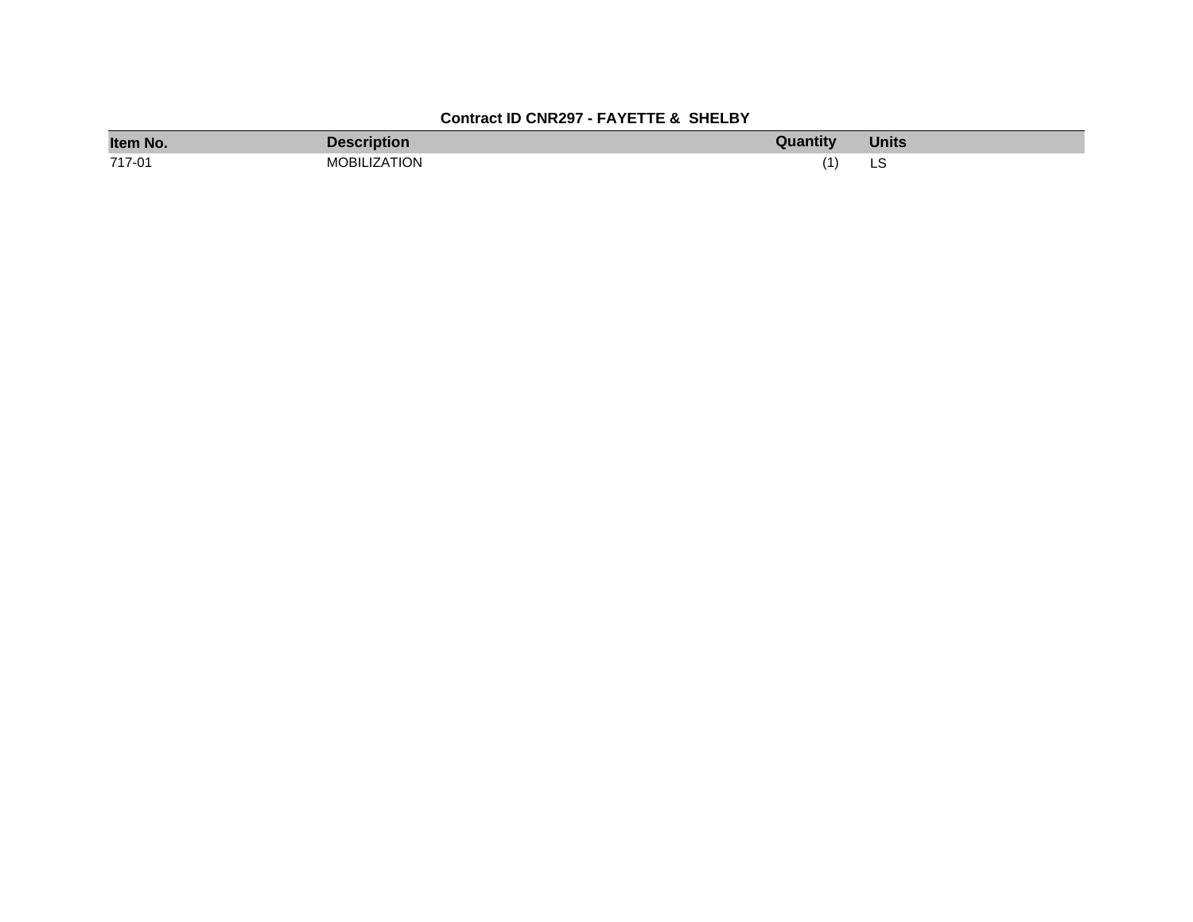**Contract ID CNR297 - FAYETTE & SHELBY**

| Item No. | Description | Quantity | Units |
|---|---|---|---|
| 717-01 | MOBILIZATION | (1) | LS |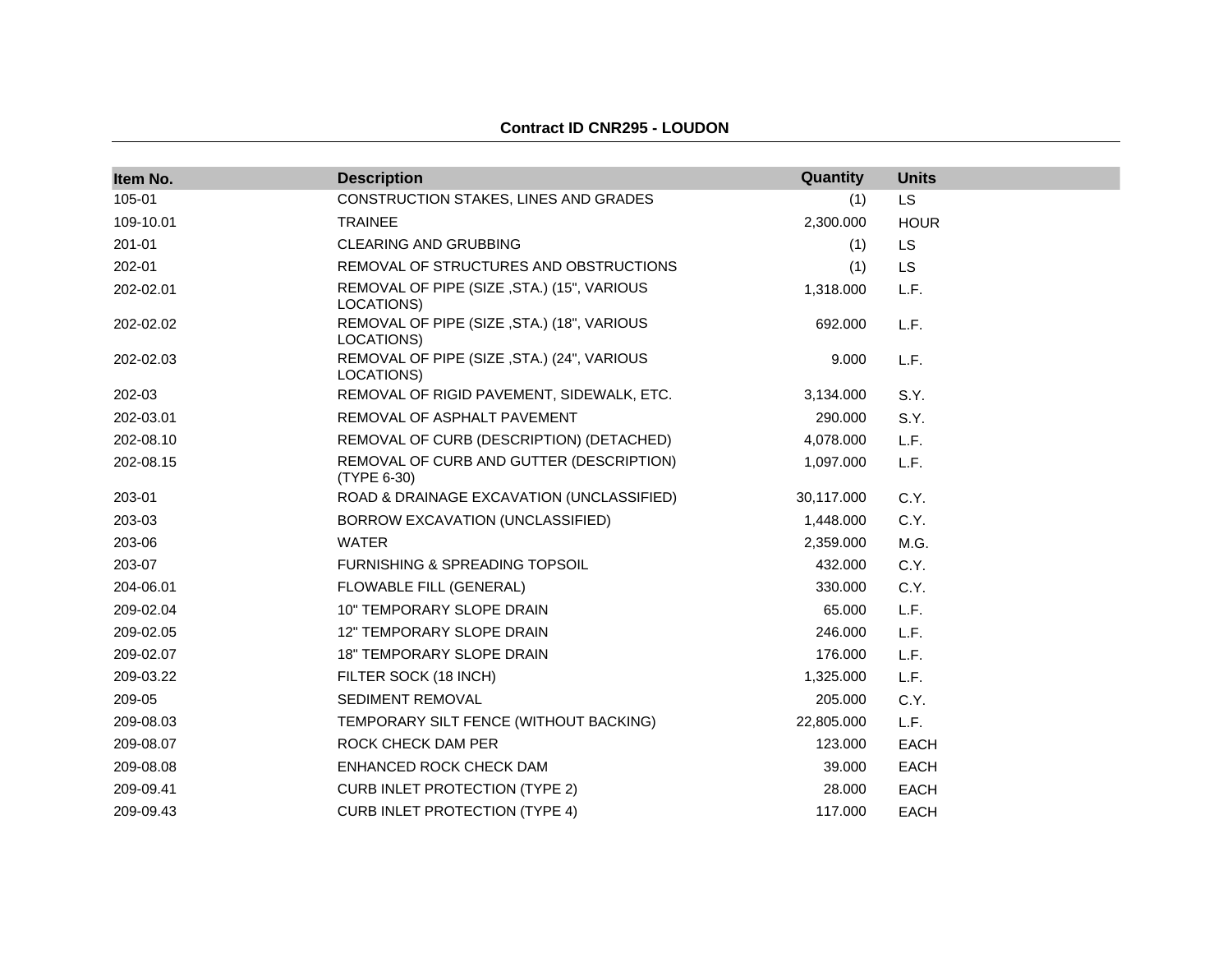**Contract ID CNR295 - LOUDON**

| Item No. | Description | Quantity | Units |
|---|---|---|---|
| 105-01 | CONSTRUCTION STAKES, LINES AND GRADES | (1) | LS |
| 109-10.01 | TRAINEE | 2,300.000 | HOUR |
| 201-01 | CLEARING AND GRUBBING | (1) | LS |
| 202-01 | REMOVAL OF STRUCTURES AND OBSTRUCTIONS | (1) | LS |
| 202-02.01 | REMOVAL OF PIPE (SIZE ,STA.) (15", VARIOUS LOCATIONS) | 1,318.000 | L.F. |
| 202-02.02 | REMOVAL OF PIPE (SIZE ,STA.) (18", VARIOUS LOCATIONS) | 692.000 | L.F. |
| 202-02.03 | REMOVAL OF PIPE (SIZE ,STA.) (24", VARIOUS LOCATIONS) | 9.000 | L.F. |
| 202-03 | REMOVAL OF RIGID PAVEMENT, SIDEWALK, ETC. | 3,134.000 | S.Y. |
| 202-03.01 | REMOVAL OF ASPHALT PAVEMENT | 290.000 | S.Y. |
| 202-08.10 | REMOVAL OF CURB (DESCRIPTION) (DETACHED) | 4,078.000 | L.F. |
| 202-08.15 | REMOVAL OF CURB AND GUTTER (DESCRIPTION) (TYPE 6-30) | 1,097.000 | L.F. |
| 203-01 | ROAD & DRAINAGE EXCAVATION (UNCLASSIFIED) | 30,117.000 | C.Y. |
| 203-03 | BORROW EXCAVATION (UNCLASSIFIED) | 1,448.000 | C.Y. |
| 203-06 | WATER | 2,359.000 | M.G. |
| 203-07 | FURNISHING & SPREADING TOPSOIL | 432.000 | C.Y. |
| 204-06.01 | FLOWABLE FILL (GENERAL) | 330.000 | C.Y. |
| 209-02.04 | 10" TEMPORARY SLOPE DRAIN | 65.000 | L.F. |
| 209-02.05 | 12" TEMPORARY SLOPE DRAIN | 246.000 | L.F. |
| 209-02.07 | 18" TEMPORARY SLOPE DRAIN | 176.000 | L.F. |
| 209-03.22 | FILTER SOCK (18 INCH) | 1,325.000 | L.F. |
| 209-05 | SEDIMENT REMOVAL | 205.000 | C.Y. |
| 209-08.03 | TEMPORARY SILT FENCE (WITHOUT BACKING) | 22,805.000 | L.F. |
| 209-08.07 | ROCK CHECK DAM PER | 123.000 | EACH |
| 209-08.08 | ENHANCED ROCK CHECK DAM | 39.000 | EACH |
| 209-09.41 | CURB INLET PROTECTION (TYPE 2) | 28.000 | EACH |
| 209-09.43 | CURB INLET PROTECTION (TYPE 4) | 117.000 | EACH |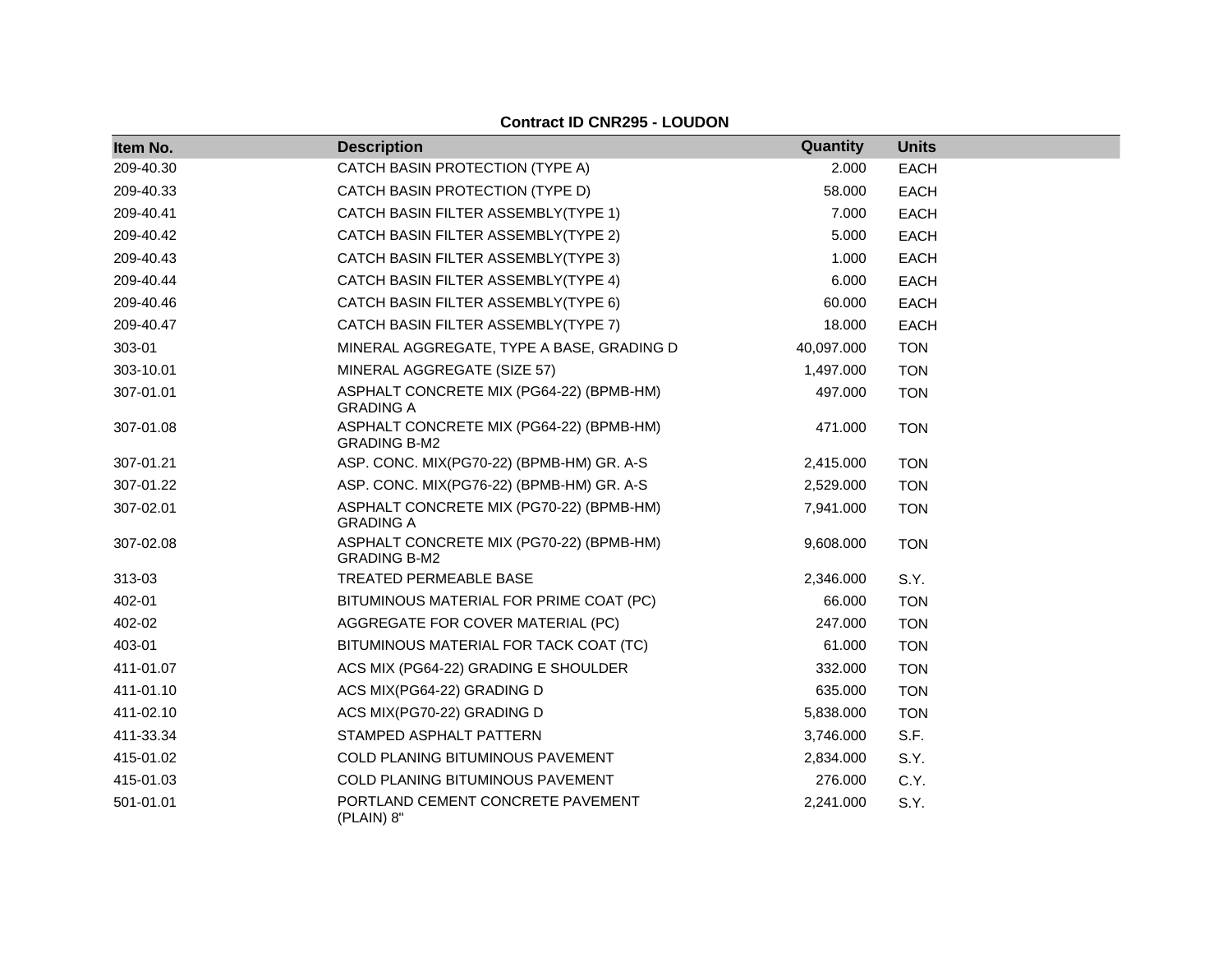**Contract ID CNR295 - LOUDON**

| Item No. | Description | Quantity | Units |
|---|---|---|---|
| 209-40.30 | CATCH BASIN PROTECTION (TYPE A) | 2.000 | EACH |
| 209-40.33 | CATCH BASIN PROTECTION (TYPE D) | 58.000 | EACH |
| 209-40.41 | CATCH BASIN FILTER ASSEMBLY(TYPE 1) | 7.000 | EACH |
| 209-40.42 | CATCH BASIN FILTER ASSEMBLY(TYPE 2) | 5.000 | EACH |
| 209-40.43 | CATCH BASIN FILTER ASSEMBLY(TYPE 3) | 1.000 | EACH |
| 209-40.44 | CATCH BASIN FILTER ASSEMBLY(TYPE 4) | 6.000 | EACH |
| 209-40.46 | CATCH BASIN FILTER ASSEMBLY(TYPE 6) | 60.000 | EACH |
| 209-40.47 | CATCH BASIN FILTER ASSEMBLY(TYPE 7) | 18.000 | EACH |
| 303-01 | MINERAL AGGREGATE, TYPE A BASE, GRADING D | 40,097.000 | TON |
| 303-10.01 | MINERAL AGGREGATE (SIZE 57) | 1,497.000 | TON |
| 307-01.01 | ASPHALT CONCRETE MIX (PG64-22) (BPMB-HM) GRADING A | 497.000 | TON |
| 307-01.08 | ASPHALT CONCRETE MIX (PG64-22) (BPMB-HM) GRADING B-M2 | 471.000 | TON |
| 307-01.21 | ASP. CONC. MIX(PG70-22) (BPMB-HM) GR. A-S | 2,415.000 | TON |
| 307-01.22 | ASP. CONC. MIX(PG76-22) (BPMB-HM) GR. A-S | 2,529.000 | TON |
| 307-02.01 | ASPHALT CONCRETE MIX (PG70-22) (BPMB-HM) GRADING A | 7,941.000 | TON |
| 307-02.08 | ASPHALT CONCRETE MIX (PG70-22) (BPMB-HM) GRADING B-M2 | 9,608.000 | TON |
| 313-03 | TREATED PERMEABLE BASE | 2,346.000 | S.Y. |
| 402-01 | BITUMINOUS MATERIAL FOR PRIME COAT (PC) | 66.000 | TON |
| 402-02 | AGGREGATE FOR COVER MATERIAL (PC) | 247.000 | TON |
| 403-01 | BITUMINOUS MATERIAL FOR TACK COAT (TC) | 61.000 | TON |
| 411-01.07 | ACS MIX (PG64-22) GRADING E SHOULDER | 332.000 | TON |
| 411-01.10 | ACS MIX(PG64-22) GRADING D | 635.000 | TON |
| 411-02.10 | ACS MIX(PG70-22) GRADING D | 5,838.000 | TON |
| 411-33.34 | STAMPED ASPHALT PATTERN | 3,746.000 | S.F. |
| 415-01.02 | COLD PLANING BITUMINOUS PAVEMENT | 2,834.000 | S.Y. |
| 415-01.03 | COLD PLANING BITUMINOUS PAVEMENT | 276.000 | C.Y. |
| 501-01.01 | PORTLAND CEMENT CONCRETE PAVEMENT (PLAIN) 8" | 2,241.000 | S.Y. |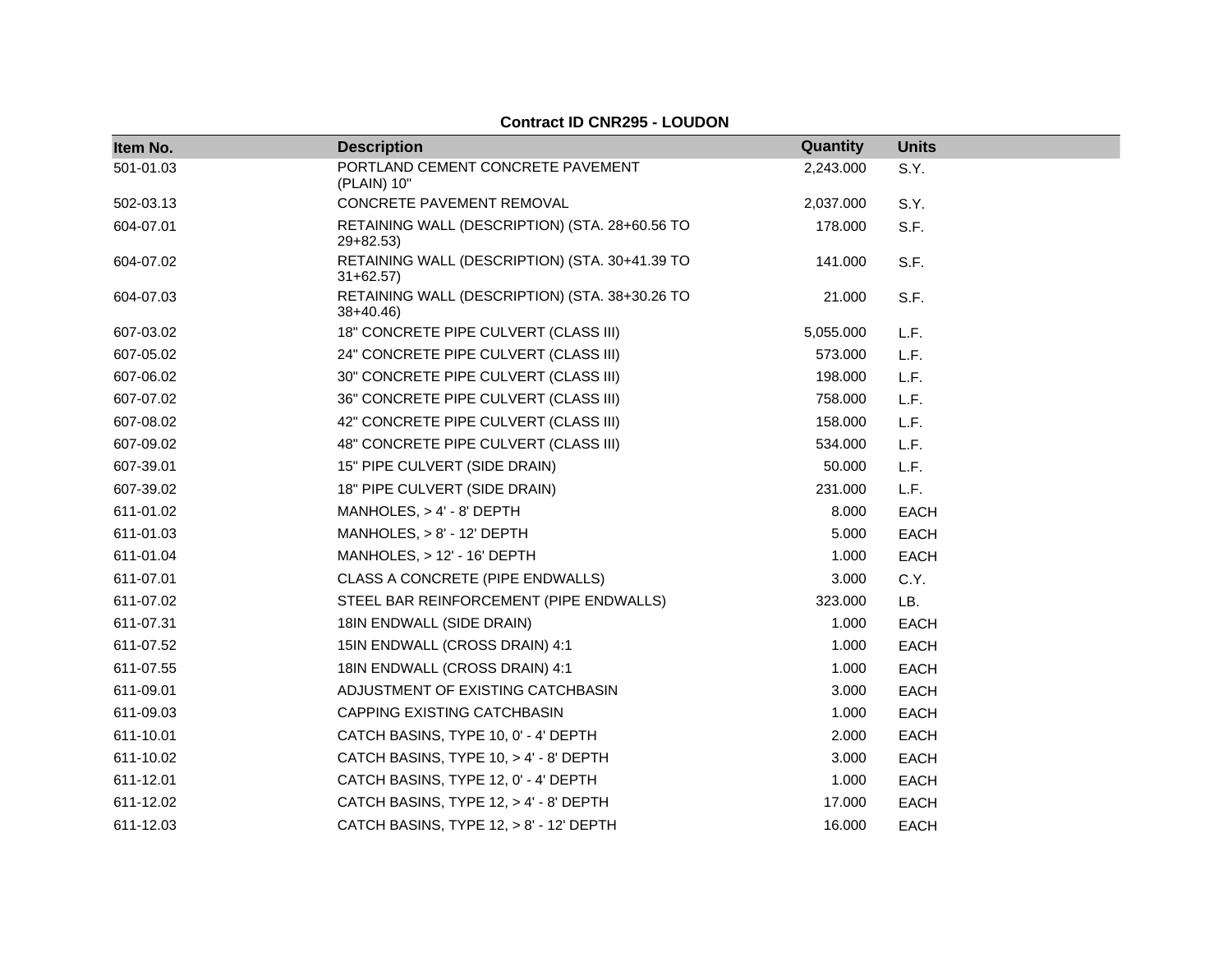**Contract ID CNR295 - LOUDON**

| Item No. | Description | Quantity | Units |
|---|---|---|---|
| 501-01.03 | PORTLAND CEMENT CONCRETE PAVEMENT (PLAIN) 10" | 2,243.000 | S.Y. |
| 502-03.13 | CONCRETE PAVEMENT REMOVAL | 2,037.000 | S.Y. |
| 604-07.01 | RETAINING WALL (DESCRIPTION) (STA. 28+60.56 TO 29+82.53) | 178.000 | S.F. |
| 604-07.02 | RETAINING WALL (DESCRIPTION) (STA. 30+41.39 TO 31+62.57) | 141.000 | S.F. |
| 604-07.03 | RETAINING WALL (DESCRIPTION) (STA. 38+30.26 TO 38+40.46) | 21.000 | S.F. |
| 607-03.02 | 18" CONCRETE PIPE CULVERT (CLASS III) | 5,055.000 | L.F. |
| 607-05.02 | 24" CONCRETE PIPE CULVERT (CLASS III) | 573.000 | L.F. |
| 607-06.02 | 30" CONCRETE PIPE CULVERT (CLASS III) | 198.000 | L.F. |
| 607-07.02 | 36" CONCRETE PIPE CULVERT (CLASS III) | 758.000 | L.F. |
| 607-08.02 | 42" CONCRETE PIPE CULVERT (CLASS III) | 158.000 | L.F. |
| 607-09.02 | 48" CONCRETE PIPE CULVERT (CLASS III) | 534.000 | L.F. |
| 607-39.01 | 15" PIPE CULVERT (SIDE DRAIN) | 50.000 | L.F. |
| 607-39.02 | 18" PIPE CULVERT (SIDE DRAIN) | 231.000 | L.F. |
| 611-01.02 | MANHOLES, > 4' - 8' DEPTH | 8.000 | EACH |
| 611-01.03 | MANHOLES, > 8' - 12' DEPTH | 5.000 | EACH |
| 611-01.04 | MANHOLES, > 12' - 16' DEPTH | 1.000 | EACH |
| 611-07.01 | CLASS A CONCRETE (PIPE ENDWALLS) | 3.000 | C.Y. |
| 611-07.02 | STEEL BAR REINFORCEMENT (PIPE ENDWALLS) | 323.000 | LB. |
| 611-07.31 | 18IN ENDWALL (SIDE DRAIN) | 1.000 | EACH |
| 611-07.52 | 15IN ENDWALL (CROSS DRAIN) 4:1 | 1.000 | EACH |
| 611-07.55 | 18IN ENDWALL (CROSS DRAIN) 4:1 | 1.000 | EACH |
| 611-09.01 | ADJUSTMENT OF EXISTING CATCHBASIN | 3.000 | EACH |
| 611-09.03 | CAPPING EXISTING CATCHBASIN | 1.000 | EACH |
| 611-10.01 | CATCH BASINS, TYPE 10, 0' - 4' DEPTH | 2.000 | EACH |
| 611-10.02 | CATCH BASINS, TYPE 10, > 4' - 8' DEPTH | 3.000 | EACH |
| 611-12.01 | CATCH BASINS, TYPE 12, 0' - 4' DEPTH | 1.000 | EACH |
| 611-12.02 | CATCH BASINS, TYPE 12, > 4' - 8' DEPTH | 17.000 | EACH |
| 611-12.03 | CATCH BASINS, TYPE 12, > 8' - 12' DEPTH | 16.000 | EACH |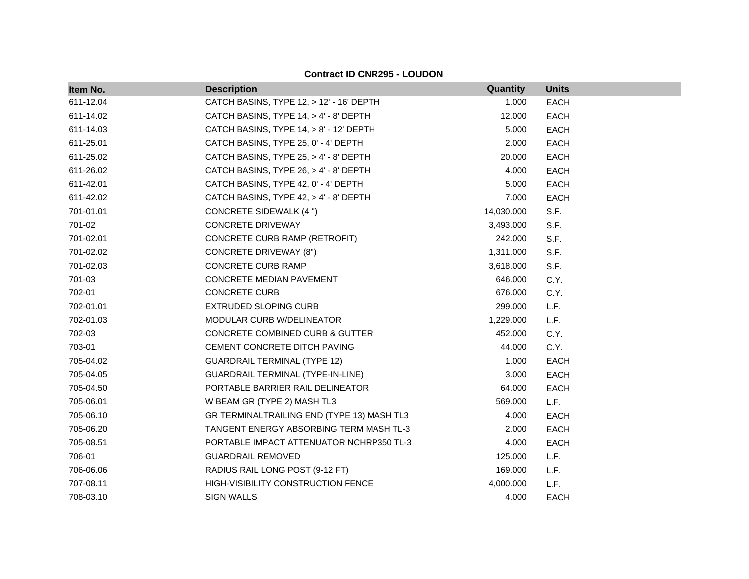**Contract ID CNR295 - LOUDON**

| Item No. | Description | Quantity | Units |
|---|---|---|---|
| 611-12.04 | CATCH BASINS, TYPE 12, > 12' - 16' DEPTH | 1.000 | EACH |
| 611-14.02 | CATCH BASINS, TYPE 14, > 4' - 8' DEPTH | 12.000 | EACH |
| 611-14.03 | CATCH BASINS, TYPE 14, > 8' - 12' DEPTH | 5.000 | EACH |
| 611-25.01 | CATCH BASINS, TYPE 25, 0' - 4' DEPTH | 2.000 | EACH |
| 611-25.02 | CATCH BASINS, TYPE 25, > 4' - 8' DEPTH | 20.000 | EACH |
| 611-26.02 | CATCH BASINS, TYPE 26, > 4' - 8' DEPTH | 4.000 | EACH |
| 611-42.01 | CATCH BASINS, TYPE 42, 0' - 4' DEPTH | 5.000 | EACH |
| 611-42.02 | CATCH BASINS, TYPE 42, > 4' - 8' DEPTH | 7.000 | EACH |
| 701-01.01 | CONCRETE SIDEWALK (4 ") | 14,030.000 | S.F. |
| 701-02 | CONCRETE DRIVEWAY | 3,493.000 | S.F. |
| 701-02.01 | CONCRETE CURB RAMP (RETROFIT) | 242.000 | S.F. |
| 701-02.02 | CONCRETE DRIVEWAY (8") | 1,311.000 | S.F. |
| 701-02.03 | CONCRETE CURB RAMP | 3,618.000 | S.F. |
| 701-03 | CONCRETE MEDIAN PAVEMENT | 646.000 | C.Y. |
| 702-01 | CONCRETE CURB | 676.000 | C.Y. |
| 702-01.01 | EXTRUDED SLOPING CURB | 299.000 | L.F. |
| 702-01.03 | MODULAR CURB W/DELINEATOR | 1,229.000 | L.F. |
| 702-03 | CONCRETE COMBINED CURB & GUTTER | 452.000 | C.Y. |
| 703-01 | CEMENT CONCRETE DITCH PAVING | 44.000 | C.Y. |
| 705-04.02 | GUARDRAIL TERMINAL (TYPE 12) | 1.000 | EACH |
| 705-04.05 | GUARDRAIL TERMINAL (TYPE-IN-LINE) | 3.000 | EACH |
| 705-04.50 | PORTABLE BARRIER RAIL DELINEATOR | 64.000 | EACH |
| 705-06.01 | W BEAM GR (TYPE 2) MASH TL3 | 569.000 | L.F. |
| 705-06.10 | GR TERMINALTRAILING END (TYPE 13) MASH TL3 | 4.000 | EACH |
| 705-06.20 | TANGENT ENERGY ABSORBING TERM MASH TL-3 | 2.000 | EACH |
| 705-08.51 | PORTABLE IMPACT ATTENUATOR NCHRP350 TL-3 | 4.000 | EACH |
| 706-01 | GUARDRAIL REMOVED | 125.000 | L.F. |
| 706-06.06 | RADIUS RAIL LONG POST (9-12 FT) | 169.000 | L.F. |
| 707-08.11 | HIGH-VISIBILITY CONSTRUCTION FENCE | 4,000.000 | L.F. |
| 708-03.10 | SIGN WALLS | 4.000 | EACH |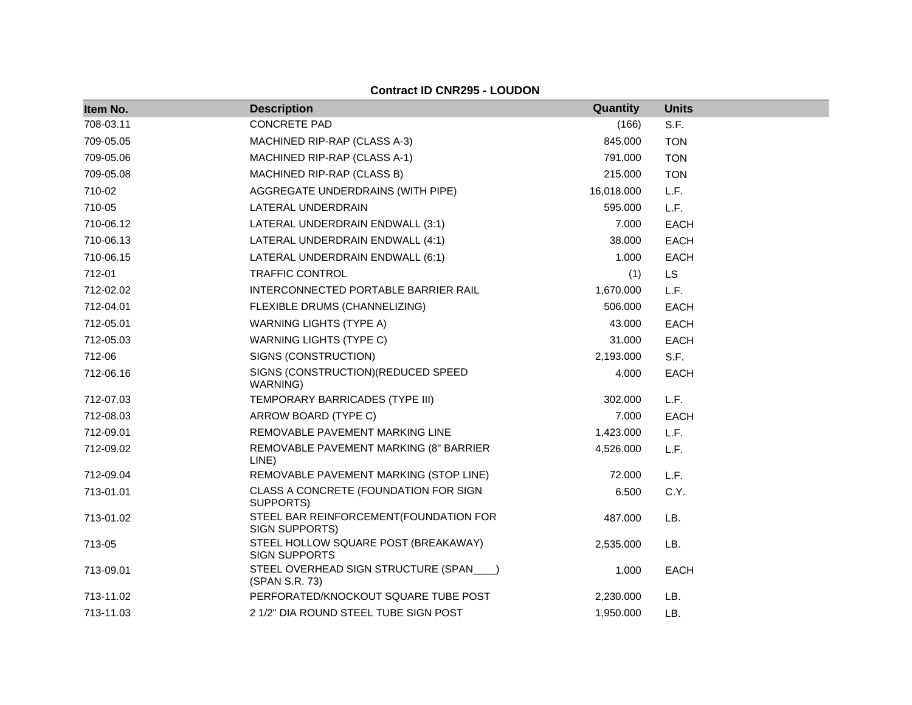**Contract ID CNR295 - LOUDON**

| Item No. | Description | Quantity | Units |
|---|---|---|---|
| 708-03.11 | CONCRETE PAD | (166) | S.F. |
| 709-05.05 | MACHINED RIP-RAP (CLASS A-3) | 845.000 | TON |
| 709-05.06 | MACHINED RIP-RAP (CLASS A-1) | 791.000 | TON |
| 709-05.08 | MACHINED RIP-RAP (CLASS B) | 215.000 | TON |
| 710-02 | AGGREGATE UNDERDRAINS (WITH PIPE) | 16,018.000 | L.F. |
| 710-05 | LATERAL UNDERDRAIN | 595.000 | L.F. |
| 710-06.12 | LATERAL UNDERDRAIN ENDWALL (3:1) | 7.000 | EACH |
| 710-06.13 | LATERAL UNDERDRAIN ENDWALL (4:1) | 38.000 | EACH |
| 710-06.15 | LATERAL UNDERDRAIN ENDWALL (6:1) | 1.000 | EACH |
| 712-01 | TRAFFIC CONTROL | (1) | LS |
| 712-02.02 | INTERCONNECTED PORTABLE BARRIER RAIL | 1,670.000 | L.F. |
| 712-04.01 | FLEXIBLE DRUMS (CHANNELIZING) | 506.000 | EACH |
| 712-05.01 | WARNING LIGHTS (TYPE A) | 43.000 | EACH |
| 712-05.03 | WARNING LIGHTS (TYPE C) | 31.000 | EACH |
| 712-06 | SIGNS (CONSTRUCTION) | 2,193.000 | S.F. |
| 712-06.16 | SIGNS (CONSTRUCTION)(REDUCED SPEED WARNING) | 4.000 | EACH |
| 712-07.03 | TEMPORARY BARRICADES (TYPE III) | 302.000 | L.F. |
| 712-08.03 | ARROW BOARD (TYPE C) | 7.000 | EACH |
| 712-09.01 | REMOVABLE PAVEMENT MARKING LINE | 1,423.000 | L.F. |
| 712-09.02 | REMOVABLE PAVEMENT MARKING (8" BARRIER LINE) | 4,526.000 | L.F. |
| 712-09.04 | REMOVABLE PAVEMENT MARKING (STOP LINE) | 72.000 | L.F. |
| 713-01.01 | CLASS A CONCRETE (FOUNDATION FOR SIGN SUPPORTS) | 6.500 | C.Y. |
| 713-01.02 | STEEL BAR REINFORCEMENT(FOUNDATION FOR SIGN SUPPORTS) | 487.000 | LB. |
| 713-05 | STEEL HOLLOW SQUARE POST (BREAKAWAY) SIGN SUPPORTS | 2,535.000 | LB. |
| 713-09.01 | STEEL OVERHEAD SIGN STRUCTURE (SPAN____) (SPAN S.R. 73) | 1.000 | EACH |
| 713-11.02 | PERFORATED/KNOCKOUT SQUARE TUBE POST | 2,230.000 | LB. |
| 713-11.03 | 2 1/2" DIA ROUND STEEL TUBE SIGN POST | 1,950.000 | LB. |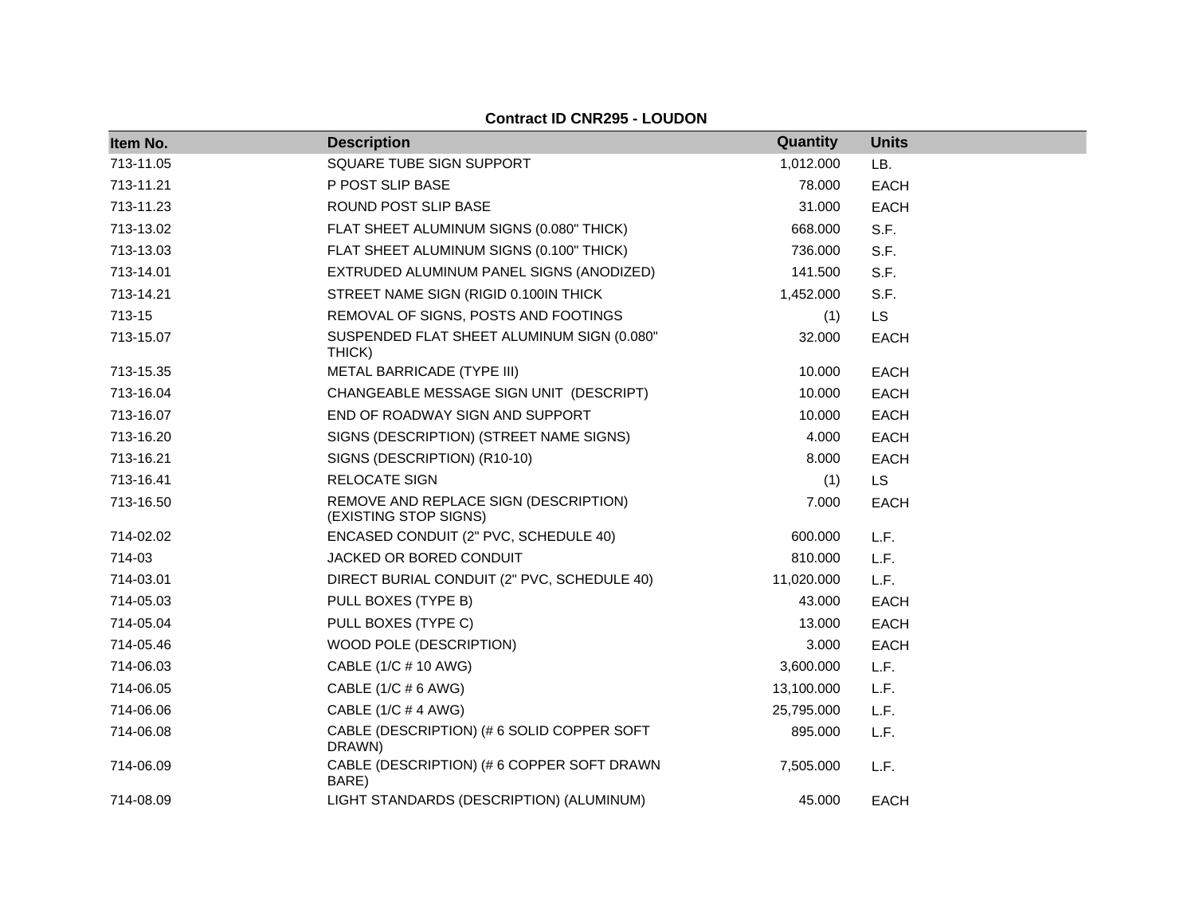**Contract ID CNR295 - LOUDON**

| Item No. | Description | Quantity | Units |
|---|---|---|---|
| 713-11.05 | SQUARE TUBE SIGN SUPPORT | 1,012.000 | LB. |
| 713-11.21 | P POST SLIP BASE | 78.000 | EACH |
| 713-11.23 | ROUND POST SLIP BASE | 31.000 | EACH |
| 713-13.02 | FLAT SHEET ALUMINUM SIGNS (0.080" THICK) | 668.000 | S.F. |
| 713-13.03 | FLAT SHEET ALUMINUM SIGNS (0.100" THICK) | 736.000 | S.F. |
| 713-14.01 | EXTRUDED ALUMINUM PANEL SIGNS (ANODIZED) | 141.500 | S.F. |
| 713-14.21 | STREET NAME SIGN (RIGID 0.100IN THICK | 1,452.000 | S.F. |
| 713-15 | REMOVAL OF SIGNS, POSTS AND FOOTINGS | (1) | LS |
| 713-15.07 | SUSPENDED FLAT SHEET ALUMINUM SIGN (0.080" THICK) | 32.000 | EACH |
| 713-15.35 | METAL BARRICADE (TYPE III) | 10.000 | EACH |
| 713-16.04 | CHANGEABLE MESSAGE SIGN UNIT (DESCRIPT) | 10.000 | EACH |
| 713-16.07 | END OF ROADWAY SIGN AND SUPPORT | 10.000 | EACH |
| 713-16.20 | SIGNS (DESCRIPTION) (STREET NAME SIGNS) | 4.000 | EACH |
| 713-16.21 | SIGNS (DESCRIPTION) (R10-10) | 8.000 | EACH |
| 713-16.41 | RELOCATE SIGN | (1) | LS |
| 713-16.50 | REMOVE AND REPLACE SIGN (DESCRIPTION) (EXISTING STOP SIGNS) | 7.000 | EACH |
| 714-02.02 | ENCASED CONDUIT (2" PVC, SCHEDULE 40) | 600.000 | L.F. |
| 714-03 | JACKED OR BORED CONDUIT | 810.000 | L.F. |
| 714-03.01 | DIRECT BURIAL CONDUIT (2" PVC, SCHEDULE 40) | 11,020.000 | L.F. |
| 714-05.03 | PULL BOXES (TYPE B) | 43.000 | EACH |
| 714-05.04 | PULL BOXES (TYPE C) | 13.000 | EACH |
| 714-05.46 | WOOD POLE (DESCRIPTION) | 3.000 | EACH |
| 714-06.03 | CABLE (1/C # 10 AWG) | 3,600.000 | L.F. |
| 714-06.05 | CABLE (1/C # 6 AWG) | 13,100.000 | L.F. |
| 714-06.06 | CABLE (1/C # 4 AWG) | 25,795.000 | L.F. |
| 714-06.08 | CABLE (DESCRIPTION) (# 6 SOLID COPPER SOFT DRAWN) | 895.000 | L.F. |
| 714-06.09 | CABLE (DESCRIPTION) (# 6 COPPER SOFT DRAWN BARE) | 7,505.000 | L.F. |
| 714-08.09 | LIGHT STANDARDS (DESCRIPTION) (ALUMINUM) | 45.000 | EACH |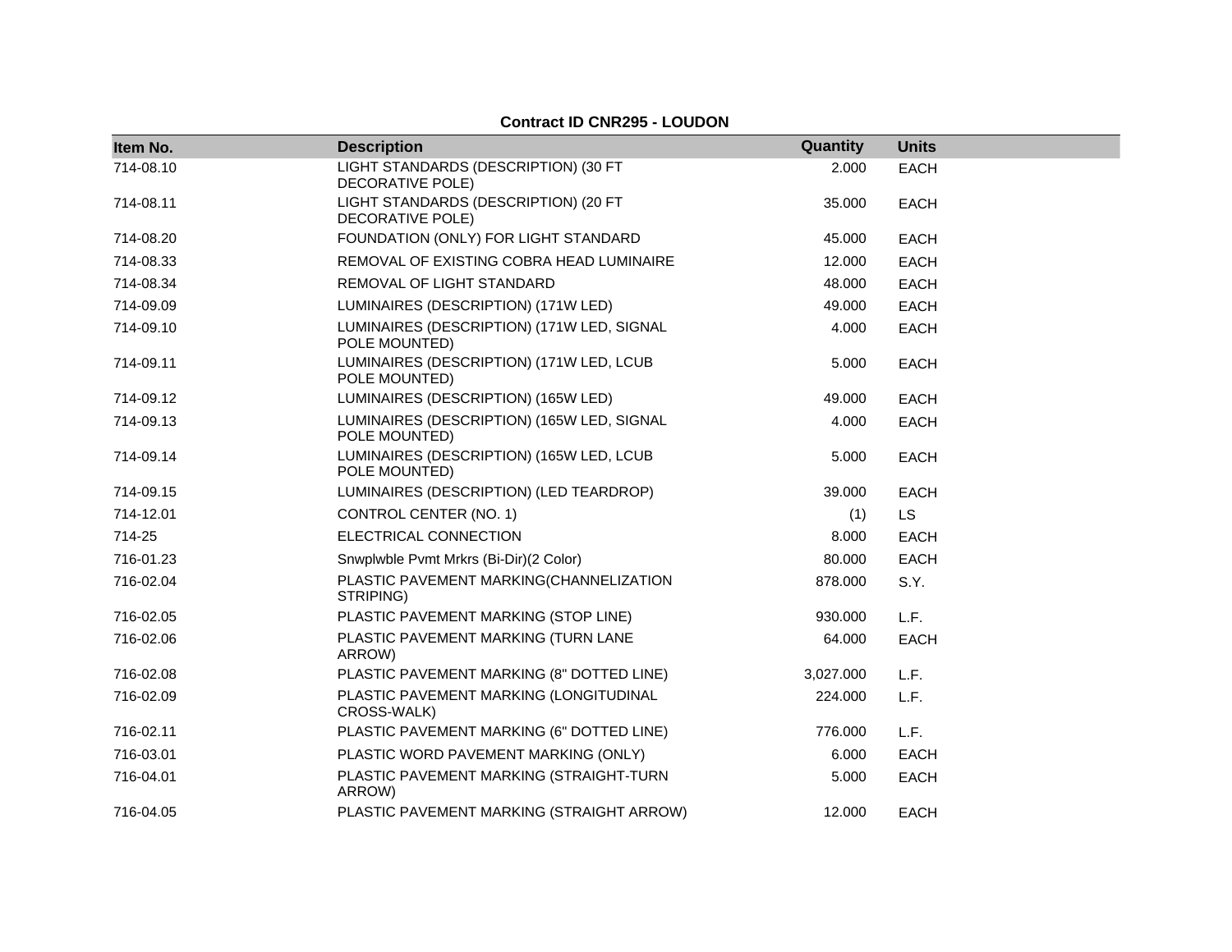**Contract ID CNR295 - LOUDON**

| Item No. | Description | Quantity | Units |
|---|---|---|---|
| 714-08.10 | LIGHT STANDARDS (DESCRIPTION) (30 FT DECORATIVE POLE) | 2.000 | EACH |
| 714-08.11 | LIGHT STANDARDS (DESCRIPTION) (20 FT DECORATIVE POLE) | 35.000 | EACH |
| 714-08.20 | FOUNDATION (ONLY) FOR LIGHT STANDARD | 45.000 | EACH |
| 714-08.33 | REMOVAL OF EXISTING COBRA HEAD LUMINAIRE | 12.000 | EACH |
| 714-08.34 | REMOVAL OF LIGHT STANDARD | 48.000 | EACH |
| 714-09.09 | LUMINAIRES (DESCRIPTION) (171W LED) | 49.000 | EACH |
| 714-09.10 | LUMINAIRES (DESCRIPTION) (171W LED, SIGNAL POLE MOUNTED) | 4.000 | EACH |
| 714-09.11 | LUMINAIRES (DESCRIPTION) (171W LED, LCUB POLE MOUNTED) | 5.000 | EACH |
| 714-09.12 | LUMINAIRES (DESCRIPTION) (165W LED) | 49.000 | EACH |
| 714-09.13 | LUMINAIRES (DESCRIPTION) (165W LED, SIGNAL POLE MOUNTED) | 4.000 | EACH |
| 714-09.14 | LUMINAIRES (DESCRIPTION) (165W LED, LCUB POLE MOUNTED) | 5.000 | EACH |
| 714-09.15 | LUMINAIRES (DESCRIPTION) (LED TEARDROP) | 39.000 | EACH |
| 714-12.01 | CONTROL CENTER (NO. 1) | (1) | LS |
| 714-25 | ELECTRICAL CONNECTION | 8.000 | EACH |
| 716-01.23 | Snwplwble Pvmt Mrkrs (Bi-Dir)(2 Color) | 80.000 | EACH |
| 716-02.04 | PLASTIC PAVEMENT MARKING(CHANNELIZATION STRIPING) | 878.000 | S.Y. |
| 716-02.05 | PLASTIC PAVEMENT MARKING (STOP LINE) | 930.000 | L.F. |
| 716-02.06 | PLASTIC PAVEMENT MARKING (TURN LANE ARROW) | 64.000 | EACH |
| 716-02.08 | PLASTIC PAVEMENT MARKING (8" DOTTED LINE) | 3,027.000 | L.F. |
| 716-02.09 | PLASTIC PAVEMENT MARKING (LONGITUDINAL CROSS-WALK) | 224.000 | L.F. |
| 716-02.11 | PLASTIC PAVEMENT MARKING (6" DOTTED LINE) | 776.000 | L.F. |
| 716-03.01 | PLASTIC WORD PAVEMENT MARKING (ONLY) | 6.000 | EACH |
| 716-04.01 | PLASTIC PAVEMENT MARKING (STRAIGHT-TURN ARROW) | 5.000 | EACH |
| 716-04.05 | PLASTIC PAVEMENT MARKING (STRAIGHT ARROW) | 12.000 | EACH |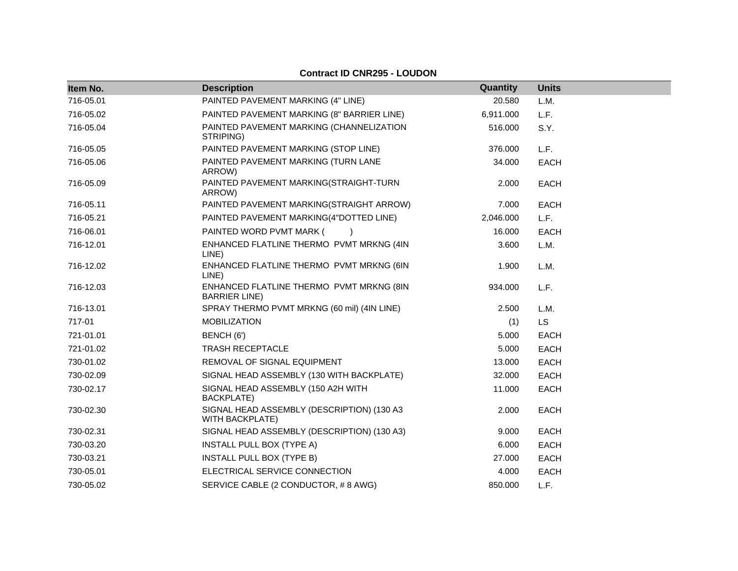**Contract ID CNR295 - LOUDON**

| Item No. | Description | Quantity | Units |
|---|---|---|---|
| 716-05.01 | PAINTED PAVEMENT MARKING (4" LINE) | 20.580 | L.M. |
| 716-05.02 | PAINTED PAVEMENT MARKING (8" BARRIER LINE) | 6,911.000 | L.F. |
| 716-05.04 | PAINTED PAVEMENT MARKING (CHANNELIZATION STRIPING) | 516.000 | S.Y. |
| 716-05.05 | PAINTED PAVEMENT MARKING (STOP LINE) | 376.000 | L.F. |
| 716-05.06 | PAINTED PAVEMENT MARKING (TURN LANE ARROW) | 34.000 | EACH |
| 716-05.09 | PAINTED PAVEMENT MARKING(STRAIGHT-TURN ARROW) | 2.000 | EACH |
| 716-05.11 | PAINTED PAVEMENT MARKING(STRAIGHT ARROW) | 7.000 | EACH |
| 716-05.21 | PAINTED PAVEMENT MARKING(4"DOTTED LINE) | 2,046.000 | L.F. |
| 716-06.01 | PAINTED WORD PVMT MARK ( ) | 16.000 | EACH |
| 716-12.01 | ENHANCED FLATLINE THERMO PVMT MRKNG (4IN LINE) | 3.600 | L.M. |
| 716-12.02 | ENHANCED FLATLINE THERMO PVMT MRKNG (6IN LINE) | 1.900 | L.M. |
| 716-12.03 | ENHANCED FLATLINE THERMO PVMT MRKNG (8IN BARRIER LINE) | 934.000 | L.F. |
| 716-13.01 | SPRAY THERMO PVMT MRKNG (60 mil) (4IN LINE) | 2.500 | L.M. |
| 717-01 | MOBILIZATION | (1) | LS |
| 721-01.01 | BENCH (6') | 5.000 | EACH |
| 721-01.02 | TRASH RECEPTACLE | 5.000 | EACH |
| 730-01.02 | REMOVAL OF SIGNAL EQUIPMENT | 13.000 | EACH |
| 730-02.09 | SIGNAL HEAD ASSEMBLY (130 WITH BACKPLATE) | 32.000 | EACH |
| 730-02.17 | SIGNAL HEAD ASSEMBLY (150 A2H WITH BACKPLATE) | 11.000 | EACH |
| 730-02.30 | SIGNAL HEAD ASSEMBLY (DESCRIPTION) (130 A3 WITH BACKPLATE) | 2.000 | EACH |
| 730-02.31 | SIGNAL HEAD ASSEMBLY (DESCRIPTION) (130 A3) | 9.000 | EACH |
| 730-03.20 | INSTALL PULL BOX (TYPE A) | 6.000 | EACH |
| 730-03.21 | INSTALL PULL BOX (TYPE B) | 27.000 | EACH |
| 730-05.01 | ELECTRICAL SERVICE CONNECTION | 4.000 | EACH |
| 730-05.02 | SERVICE CABLE (2 CONDUCTOR, # 8 AWG) | 850.000 | L.F. |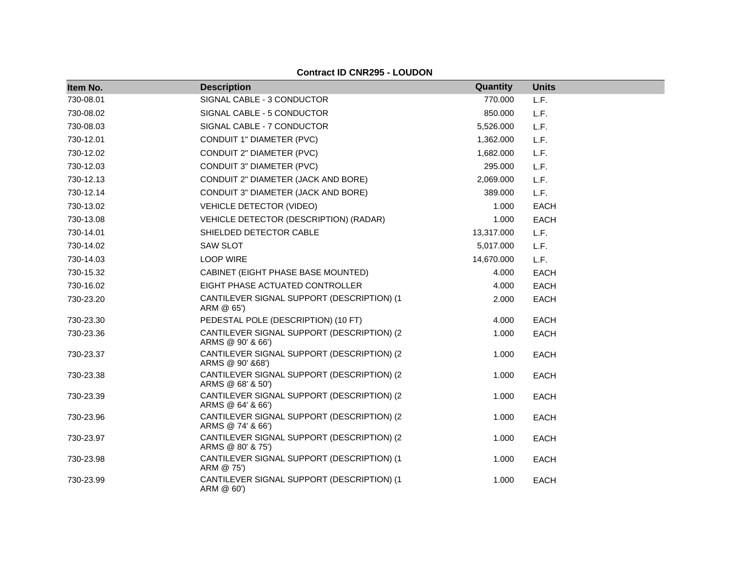**Contract ID CNR295 - LOUDON**

| Item No. | Description | Quantity | Units |
|---|---|---|---|
| 730-08.01 | SIGNAL CABLE - 3 CONDUCTOR | 770.000 | L.F. |
| 730-08.02 | SIGNAL CABLE - 5 CONDUCTOR | 850.000 | L.F. |
| 730-08.03 | SIGNAL CABLE - 7 CONDUCTOR | 5,526.000 | L.F. |
| 730-12.01 | CONDUIT 1" DIAMETER (PVC) | 1,362.000 | L.F. |
| 730-12.02 | CONDUIT 2" DIAMETER (PVC) | 1,682.000 | L.F. |
| 730-12.03 | CONDUIT 3" DIAMETER (PVC) | 295.000 | L.F. |
| 730-12.13 | CONDUIT 2" DIAMETER (JACK AND BORE) | 2,069.000 | L.F. |
| 730-12.14 | CONDUIT 3" DIAMETER (JACK AND BORE) | 389.000 | L.F. |
| 730-13.02 | VEHICLE DETECTOR (VIDEO) | 1.000 | EACH |
| 730-13.08 | VEHICLE DETECTOR (DESCRIPTION) (RADAR) | 1.000 | EACH |
| 730-14.01 | SHIELDED DETECTOR CABLE | 13,317.000 | L.F. |
| 730-14.02 | SAW SLOT | 5,017.000 | L.F. |
| 730-14.03 | LOOP WIRE | 14,670.000 | L.F. |
| 730-15.32 | CABINET (EIGHT PHASE BASE MOUNTED) | 4.000 | EACH |
| 730-16.02 | EIGHT PHASE ACTUATED CONTROLLER | 4.000 | EACH |
| 730-23.20 | CANTILEVER SIGNAL SUPPORT (DESCRIPTION) (1 ARM @ 65') | 2.000 | EACH |
| 730-23.30 | PEDESTAL POLE (DESCRIPTION) (10 FT) | 4.000 | EACH |
| 730-23.36 | CANTILEVER SIGNAL SUPPORT (DESCRIPTION) (2 ARMS @ 90' & 66') | 1.000 | EACH |
| 730-23.37 | CANTILEVER SIGNAL SUPPORT (DESCRIPTION) (2 ARMS @ 90' &68') | 1.000 | EACH |
| 730-23.38 | CANTILEVER SIGNAL SUPPORT (DESCRIPTION) (2 ARMS @ 68' & 50') | 1.000 | EACH |
| 730-23.39 | CANTILEVER SIGNAL SUPPORT (DESCRIPTION) (2 ARMS @ 64' & 66') | 1.000 | EACH |
| 730-23.96 | CANTILEVER SIGNAL SUPPORT (DESCRIPTION) (2 ARMS @ 74' & 66') | 1.000 | EACH |
| 730-23.97 | CANTILEVER SIGNAL SUPPORT (DESCRIPTION) (2 ARMS @ 80' & 75') | 1.000 | EACH |
| 730-23.98 | CANTILEVER SIGNAL SUPPORT (DESCRIPTION) (1 ARM @ 75') | 1.000 | EACH |
| 730-23.99 | CANTILEVER SIGNAL SUPPORT (DESCRIPTION) (1 ARM @ 60') | 1.000 | EACH |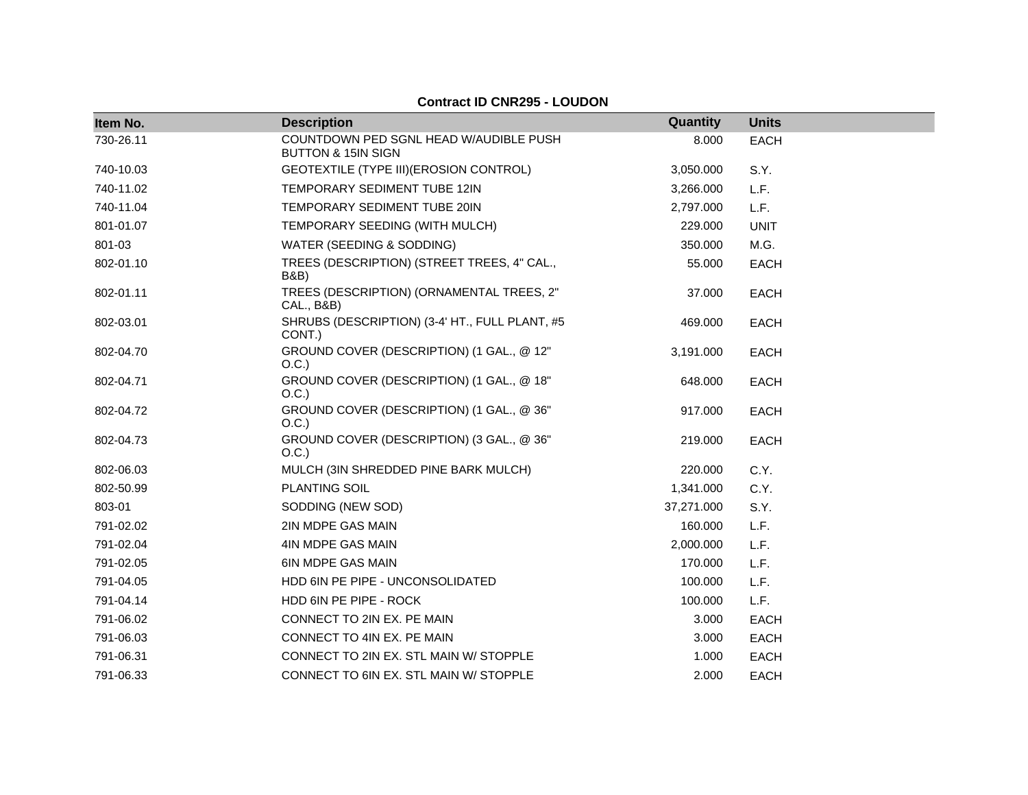**Contract ID CNR295 - LOUDON**

| Item No. | Description | Quantity | Units |
|---|---|---|---|
| 730-26.11 | COUNTDOWN PED SGNL HEAD W/AUDIBLE PUSH BUTTON & 15IN SIGN | 8.000 | EACH |
| 740-10.03 | GEOTEXTILE (TYPE III)(EROSION CONTROL) | 3,050.000 | S.Y. |
| 740-11.02 | TEMPORARY SEDIMENT TUBE 12IN | 3,266.000 | L.F. |
| 740-11.04 | TEMPORARY SEDIMENT TUBE 20IN | 2,797.000 | L.F. |
| 801-01.07 | TEMPORARY SEEDING (WITH MULCH) | 229.000 | UNIT |
| 801-03 | WATER (SEEDING & SODDING) | 350.000 | M.G. |
| 802-01.10 | TREES (DESCRIPTION) (STREET TREES, 4" CAL., B&B) | 55.000 | EACH |
| 802-01.11 | TREES (DESCRIPTION) (ORNAMENTAL TREES, 2" CAL., B&B) | 37.000 | EACH |
| 802-03.01 | SHRUBS (DESCRIPTION) (3-4' HT., FULL PLANT, #5 CONT.) | 469.000 | EACH |
| 802-04.70 | GROUND COVER (DESCRIPTION) (1 GAL., @ 12" O.C.) | 3,191.000 | EACH |
| 802-04.71 | GROUND COVER (DESCRIPTION) (1 GAL., @ 18" O.C.) | 648.000 | EACH |
| 802-04.72 | GROUND COVER (DESCRIPTION) (1 GAL., @ 36" O.C.) | 917.000 | EACH |
| 802-04.73 | GROUND COVER (DESCRIPTION) (3 GAL., @ 36" O.C.) | 219.000 | EACH |
| 802-06.03 | MULCH (3IN SHREDDED PINE BARK MULCH) | 220.000 | C.Y. |
| 802-50.99 | PLANTING SOIL | 1,341.000 | C.Y. |
| 803-01 | SODDING (NEW SOD) | 37,271.000 | S.Y. |
| 791-02.02 | 2IN MDPE GAS MAIN | 160.000 | L.F. |
| 791-02.04 | 4IN MDPE GAS MAIN | 2,000.000 | L.F. |
| 791-02.05 | 6IN MDPE GAS MAIN | 170.000 | L.F. |
| 791-04.05 | HDD 6IN PE PIPE - UNCONSOLIDATED | 100.000 | L.F. |
| 791-04.14 | HDD 6IN PE PIPE - ROCK | 100.000 | L.F. |
| 791-06.02 | CONNECT TO 2IN EX. PE MAIN | 3.000 | EACH |
| 791-06.03 | CONNECT TO 4IN EX. PE MAIN | 3.000 | EACH |
| 791-06.31 | CONNECT TO 2IN EX. STL MAIN W/ STOPPLE | 1.000 | EACH |
| 791-06.33 | CONNECT TO 6IN EX. STL MAIN W/ STOPPLE | 2.000 | EACH |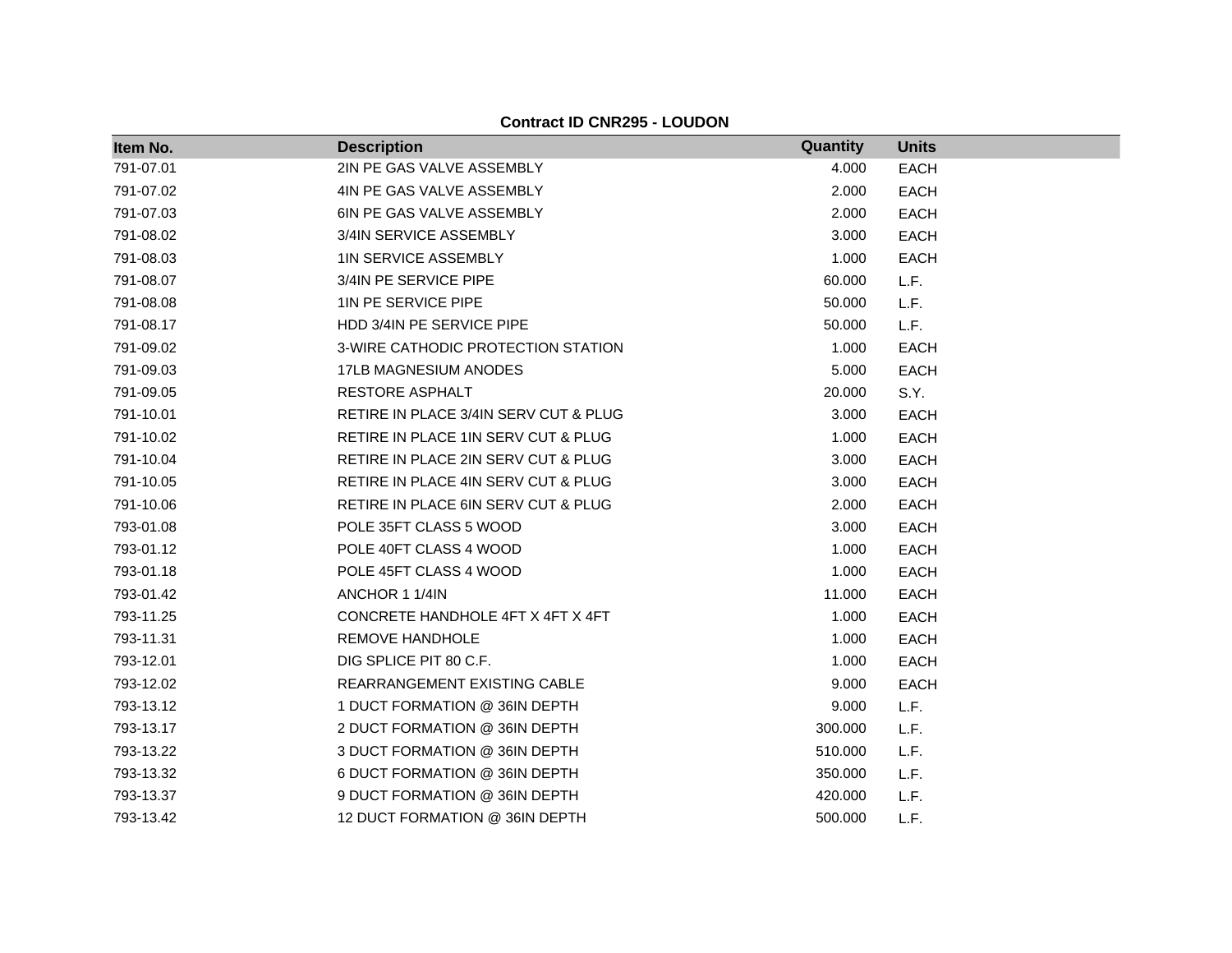**Contract ID CNR295 - LOUDON**

| Item No. | Description | Quantity | Units |
|---|---|---|---|
| 791-07.01 | 2IN PE GAS VALVE ASSEMBLY | 4.000 | EACH |
| 791-07.02 | 4IN PE GAS VALVE ASSEMBLY | 2.000 | EACH |
| 791-07.03 | 6IN PE GAS VALVE ASSEMBLY | 2.000 | EACH |
| 791-08.02 | 3/4IN SERVICE ASSEMBLY | 3.000 | EACH |
| 791-08.03 | 1IN SERVICE ASSEMBLY | 1.000 | EACH |
| 791-08.07 | 3/4IN PE SERVICE PIPE | 60.000 | L.F. |
| 791-08.08 | 1IN PE SERVICE PIPE | 50.000 | L.F. |
| 791-08.17 | HDD 3/4IN PE SERVICE PIPE | 50.000 | L.F. |
| 791-09.02 | 3-WIRE CATHODIC PROTECTION STATION | 1.000 | EACH |
| 791-09.03 | 17LB MAGNESIUM ANODES | 5.000 | EACH |
| 791-09.05 | RESTORE ASPHALT | 20.000 | S.Y. |
| 791-10.01 | RETIRE IN PLACE 3/4IN SERV CUT & PLUG | 3.000 | EACH |
| 791-10.02 | RETIRE IN PLACE 1IN SERV CUT & PLUG | 1.000 | EACH |
| 791-10.04 | RETIRE IN PLACE 2IN SERV CUT & PLUG | 3.000 | EACH |
| 791-10.05 | RETIRE IN PLACE 4IN SERV CUT & PLUG | 3.000 | EACH |
| 791-10.06 | RETIRE IN PLACE 6IN SERV CUT & PLUG | 2.000 | EACH |
| 793-01.08 | POLE 35FT CLASS 5 WOOD | 3.000 | EACH |
| 793-01.12 | POLE 40FT CLASS 4 WOOD | 1.000 | EACH |
| 793-01.18 | POLE 45FT CLASS 4 WOOD | 1.000 | EACH |
| 793-01.42 | ANCHOR 1 1/4IN | 11.000 | EACH |
| 793-11.25 | CONCRETE HANDHOLE 4FT X 4FT X 4FT | 1.000 | EACH |
| 793-11.31 | REMOVE HANDHOLE | 1.000 | EACH |
| 793-12.01 | DIG SPLICE PIT 80 C.F. | 1.000 | EACH |
| 793-12.02 | REARRANGEMENT EXISTING CABLE | 9.000 | EACH |
| 793-13.12 | 1 DUCT FORMATION @ 36IN DEPTH | 9.000 | L.F. |
| 793-13.17 | 2 DUCT FORMATION @ 36IN DEPTH | 300.000 | L.F. |
| 793-13.22 | 3 DUCT FORMATION @ 36IN DEPTH | 510.000 | L.F. |
| 793-13.32 | 6 DUCT FORMATION @ 36IN DEPTH | 350.000 | L.F. |
| 793-13.37 | 9 DUCT FORMATION @ 36IN DEPTH | 420.000 | L.F. |
| 793-13.42 | 12 DUCT FORMATION @ 36IN DEPTH | 500.000 | L.F. |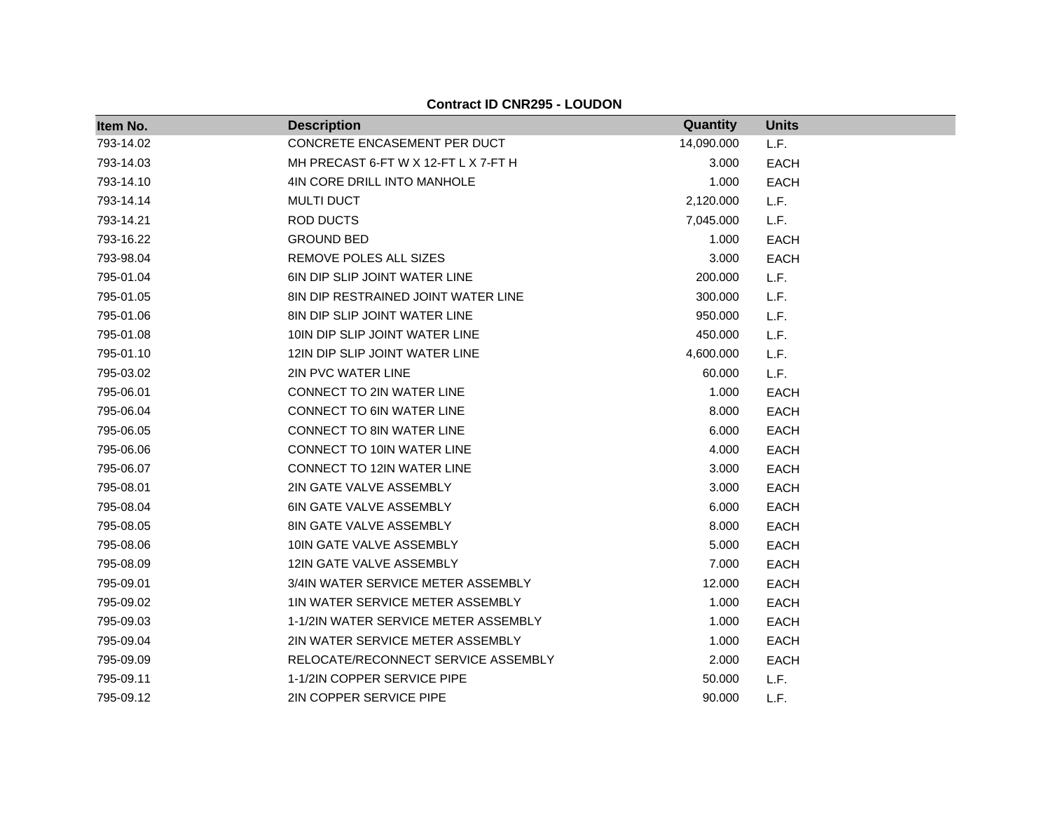**Contract ID CNR295 - LOUDON**

| Item No. | Description | Quantity | Units |
|---|---|---|---|
| 793-14.02 | CONCRETE ENCASEMENT PER DUCT | 14,090.000 | L.F. |
| 793-14.03 | MH PRECAST 6-FT W X 12-FT L X 7-FT H | 3.000 | EACH |
| 793-14.10 | 4IN CORE DRILL INTO MANHOLE | 1.000 | EACH |
| 793-14.14 | MULTI DUCT | 2,120.000 | L.F. |
| 793-14.21 | ROD DUCTS | 7,045.000 | L.F. |
| 793-16.22 | GROUND BED | 1.000 | EACH |
| 793-98.04 | REMOVE POLES ALL SIZES | 3.000 | EACH |
| 795-01.04 | 6IN DIP SLIP JOINT WATER LINE | 200.000 | L.F. |
| 795-01.05 | 8IN DIP RESTRAINED JOINT WATER LINE | 300.000 | L.F. |
| 795-01.06 | 8IN DIP SLIP JOINT WATER LINE | 950.000 | L.F. |
| 795-01.08 | 10IN DIP SLIP JOINT WATER LINE | 450.000 | L.F. |
| 795-01.10 | 12IN DIP SLIP JOINT WATER LINE | 4,600.000 | L.F. |
| 795-03.02 | 2IN PVC WATER LINE | 60.000 | L.F. |
| 795-06.01 | CONNECT TO 2IN WATER LINE | 1.000 | EACH |
| 795-06.04 | CONNECT TO 6IN WATER LINE | 8.000 | EACH |
| 795-06.05 | CONNECT TO 8IN WATER LINE | 6.000 | EACH |
| 795-06.06 | CONNECT TO 10IN WATER LINE | 4.000 | EACH |
| 795-06.07 | CONNECT TO 12IN WATER LINE | 3.000 | EACH |
| 795-08.01 | 2IN GATE VALVE ASSEMBLY | 3.000 | EACH |
| 795-08.04 | 6IN GATE VALVE ASSEMBLY | 6.000 | EACH |
| 795-08.05 | 8IN GATE VALVE ASSEMBLY | 8.000 | EACH |
| 795-08.06 | 10IN GATE VALVE ASSEMBLY | 5.000 | EACH |
| 795-08.09 | 12IN GATE VALVE ASSEMBLY | 7.000 | EACH |
| 795-09.01 | 3/4IN WATER SERVICE METER ASSEMBLY | 12.000 | EACH |
| 795-09.02 | 1IN WATER SERVICE METER ASSEMBLY | 1.000 | EACH |
| 795-09.03 | 1-1/2IN WATER SERVICE METER ASSEMBLY | 1.000 | EACH |
| 795-09.04 | 2IN WATER SERVICE METER ASSEMBLY | 1.000 | EACH |
| 795-09.09 | RELOCATE/RECONNECT SERVICE ASSEMBLY | 2.000 | EACH |
| 795-09.11 | 1-1/2IN COPPER SERVICE PIPE | 50.000 | L.F. |
| 795-09.12 | 2IN COPPER SERVICE PIPE | 90.000 | L.F. |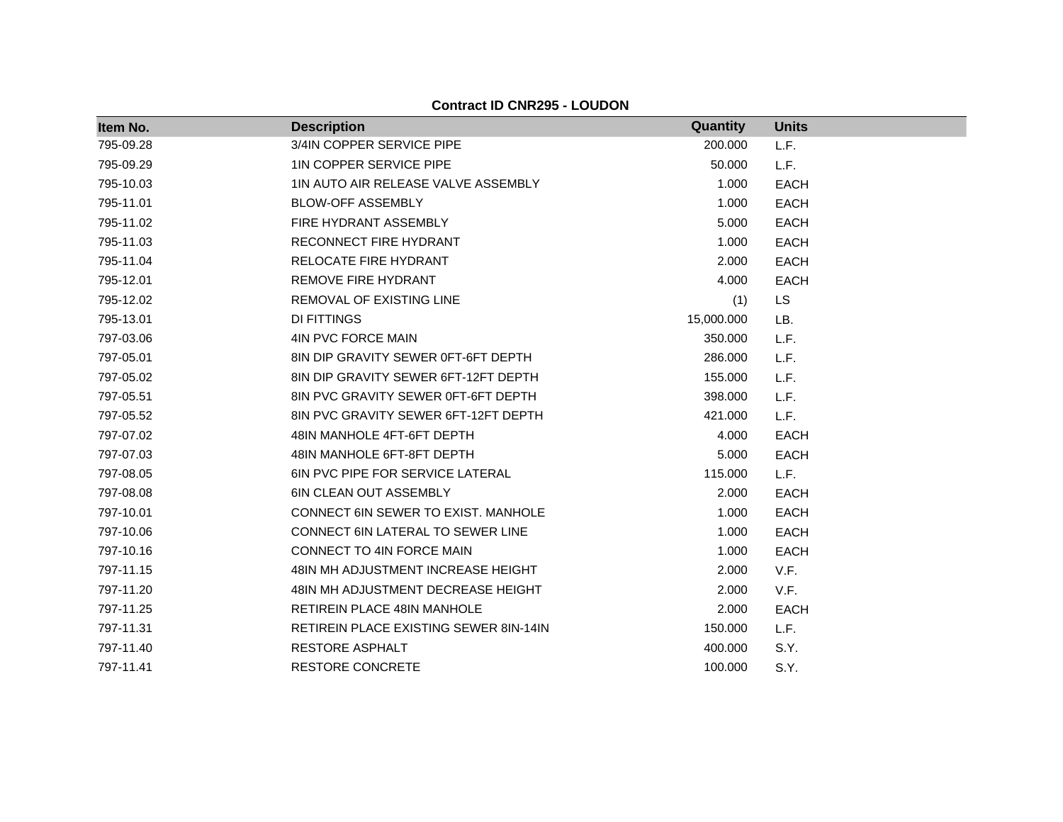**Contract ID CNR295 - LOUDON**

| Item No. | Description | Quantity | Units |
|---|---|---|---|
| 795-09.28 | 3/4IN COPPER SERVICE PIPE | 200.000 | L.F. |
| 795-09.29 | 1IN COPPER SERVICE PIPE | 50.000 | L.F. |
| 795-10.03 | 1IN AUTO AIR RELEASE VALVE ASSEMBLY | 1.000 | EACH |
| 795-11.01 | BLOW-OFF ASSEMBLY | 1.000 | EACH |
| 795-11.02 | FIRE HYDRANT ASSEMBLY | 5.000 | EACH |
| 795-11.03 | RECONNECT FIRE HYDRANT | 1.000 | EACH |
| 795-11.04 | RELOCATE FIRE HYDRANT | 2.000 | EACH |
| 795-12.01 | REMOVE FIRE HYDRANT | 4.000 | EACH |
| 795-12.02 | REMOVAL OF EXISTING LINE | (1) | LS |
| 795-13.01 | DI FITTINGS | 15,000.000 | LB. |
| 797-03.06 | 4IN PVC FORCE MAIN | 350.000 | L.F. |
| 797-05.01 | 8IN DIP GRAVITY SEWER 0FT-6FT DEPTH | 286.000 | L.F. |
| 797-05.02 | 8IN DIP GRAVITY SEWER 6FT-12FT DEPTH | 155.000 | L.F. |
| 797-05.51 | 8IN PVC GRAVITY SEWER 0FT-6FT DEPTH | 398.000 | L.F. |
| 797-05.52 | 8IN PVC GRAVITY SEWER 6FT-12FT DEPTH | 421.000 | L.F. |
| 797-07.02 | 48IN MANHOLE 4FT-6FT DEPTH | 4.000 | EACH |
| 797-07.03 | 48IN MANHOLE 6FT-8FT DEPTH | 5.000 | EACH |
| 797-08.05 | 6IN PVC PIPE FOR SERVICE LATERAL | 115.000 | L.F. |
| 797-08.08 | 6IN CLEAN OUT ASSEMBLY | 2.000 | EACH |
| 797-10.01 | CONNECT 6IN SEWER TO EXIST. MANHOLE | 1.000 | EACH |
| 797-10.06 | CONNECT 6IN LATERAL TO SEWER LINE | 1.000 | EACH |
| 797-10.16 | CONNECT TO 4IN FORCE MAIN | 1.000 | EACH |
| 797-11.15 | 48IN MH ADJUSTMENT INCREASE HEIGHT | 2.000 | V.F. |
| 797-11.20 | 48IN MH ADJUSTMENT DECREASE HEIGHT | 2.000 | V.F. |
| 797-11.25 | RETIREIN PLACE 48IN MANHOLE | 2.000 | EACH |
| 797-11.31 | RETIREIN PLACE EXISTING SEWER 8IN-14IN | 150.000 | L.F. |
| 797-11.40 | RESTORE ASPHALT | 400.000 | S.Y. |
| 797-11.41 | RESTORE CONCRETE | 100.000 | S.Y. |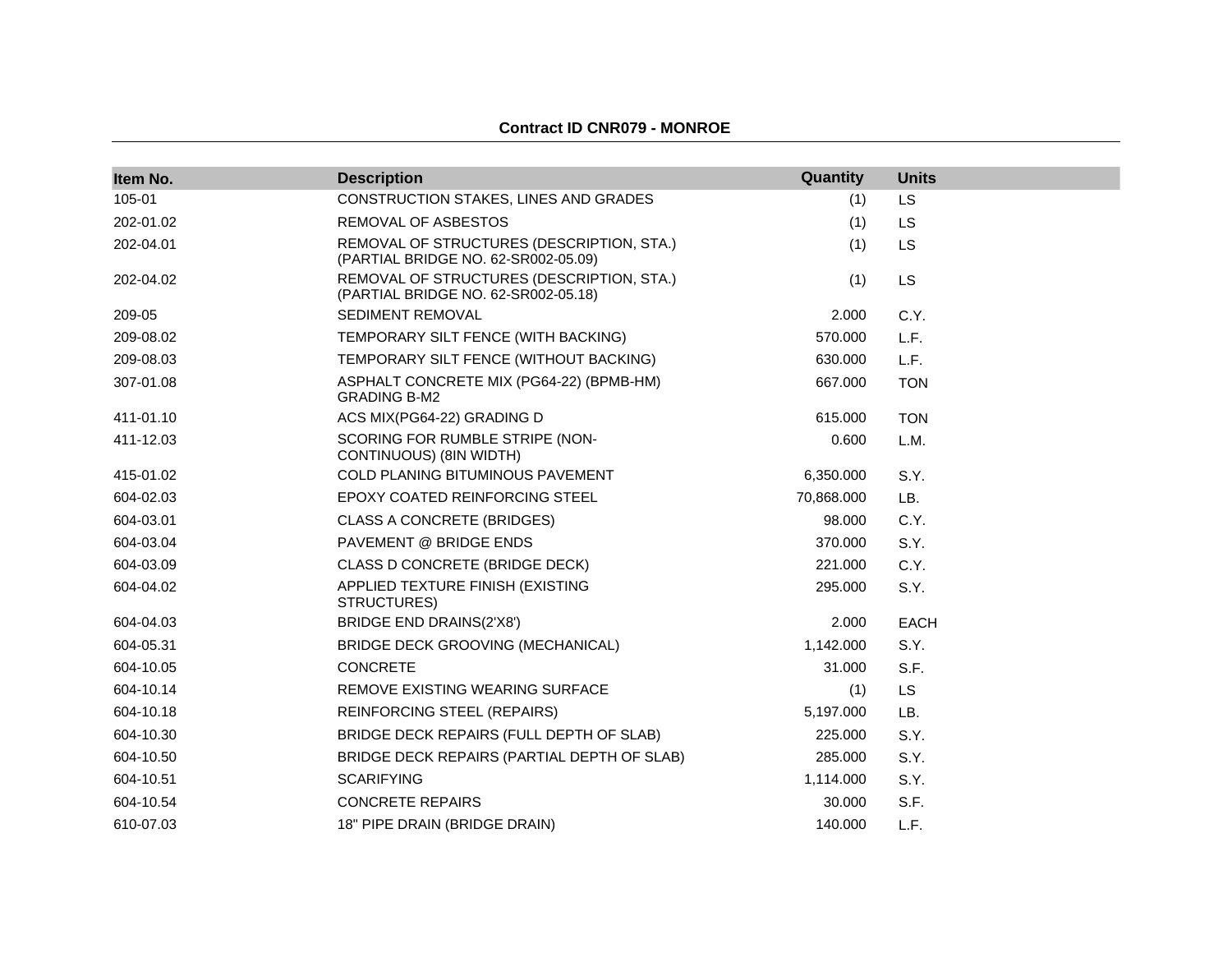**Contract ID CNR079 - MONROE**

| Item No. | Description | Quantity | Units |
|---|---|---|---|
| 105-01 | CONSTRUCTION STAKES, LINES AND GRADES | (1) | LS |
| 202-01.02 | REMOVAL OF ASBESTOS | (1) | LS |
| 202-04.01 | REMOVAL OF STRUCTURES (DESCRIPTION, STA.) (PARTIAL BRIDGE NO. 62-SR002-05.09) | (1) | LS |
| 202-04.02 | REMOVAL OF STRUCTURES (DESCRIPTION, STA.) (PARTIAL BRIDGE NO. 62-SR002-05.18) | (1) | LS |
| 209-05 | SEDIMENT REMOVAL | 2.000 | C.Y. |
| 209-08.02 | TEMPORARY SILT FENCE (WITH BACKING) | 570.000 | L.F. |
| 209-08.03 | TEMPORARY SILT FENCE (WITHOUT BACKING) | 630.000 | L.F. |
| 307-01.08 | ASPHALT CONCRETE MIX (PG64-22) (BPMB-HM) GRADING B-M2 | 667.000 | TON |
| 411-01.10 | ACS MIX(PG64-22) GRADING D | 615.000 | TON |
| 411-12.03 | SCORING FOR RUMBLE STRIPE (NON-CONTINUOUS) (8IN WIDTH) | 0.600 | L.M. |
| 415-01.02 | COLD PLANING BITUMINOUS PAVEMENT | 6,350.000 | S.Y. |
| 604-02.03 | EPOXY COATED REINFORCING STEEL | 70,868.000 | LB. |
| 604-03.01 | CLASS A CONCRETE (BRIDGES) | 98.000 | C.Y. |
| 604-03.04 | PAVEMENT @ BRIDGE ENDS | 370.000 | S.Y. |
| 604-03.09 | CLASS D CONCRETE (BRIDGE DECK) | 221.000 | C.Y. |
| 604-04.02 | APPLIED TEXTURE FINISH (EXISTING STRUCTURES) | 295.000 | S.Y. |
| 604-04.03 | BRIDGE END DRAINS(2'X8') | 2.000 | EACH |
| 604-05.31 | BRIDGE DECK GROOVING (MECHANICAL) | 1,142.000 | S.Y. |
| 604-10.05 | CONCRETE | 31.000 | S.F. |
| 604-10.14 | REMOVE EXISTING WEARING SURFACE | (1) | LS |
| 604-10.18 | REINFORCING STEEL (REPAIRS) | 5,197.000 | LB. |
| 604-10.30 | BRIDGE DECK REPAIRS (FULL DEPTH OF SLAB) | 225.000 | S.Y. |
| 604-10.50 | BRIDGE DECK REPAIRS (PARTIAL DEPTH OF SLAB) | 285.000 | S.Y. |
| 604-10.51 | SCARIFYING | 1,114.000 | S.Y. |
| 604-10.54 | CONCRETE REPAIRS | 30.000 | S.F. |
| 610-07.03 | 18" PIPE DRAIN (BRIDGE DRAIN) | 140.000 | L.F. |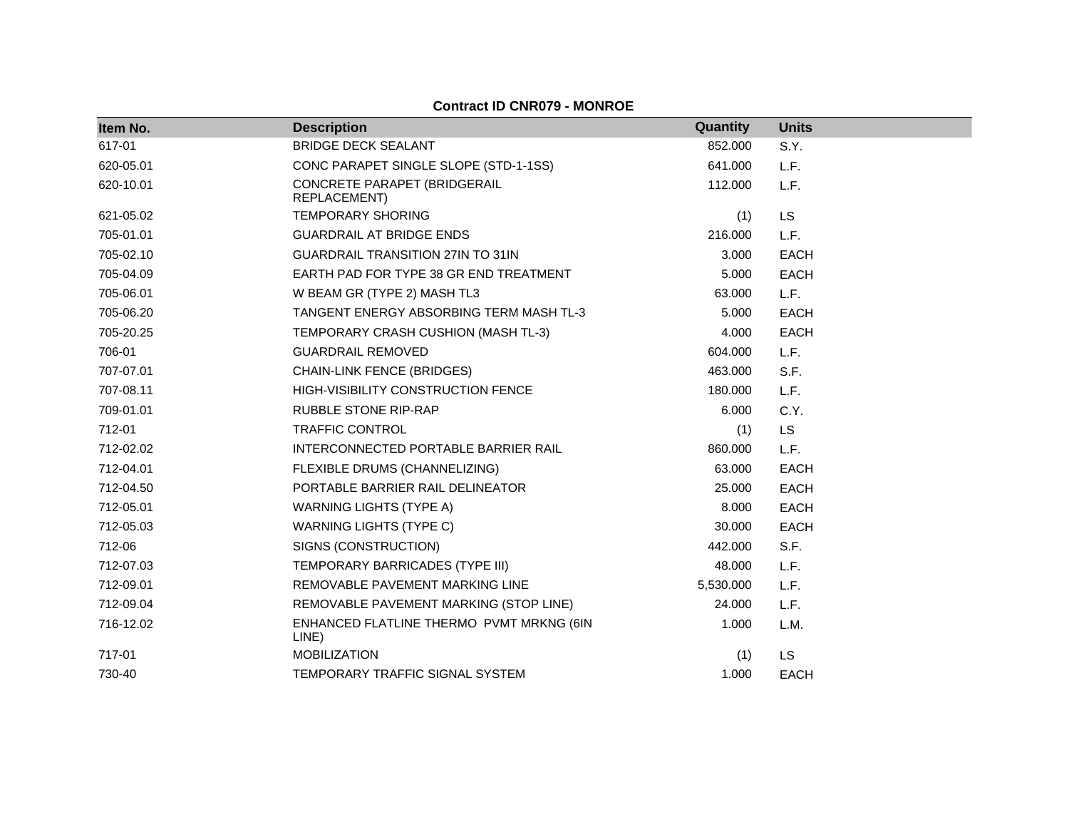**Contract ID CNR079 - MONROE**

| Item No. | Description | Quantity | Units |
| --- | --- | --- | --- |
| 617-01 | BRIDGE DECK SEALANT | 852.000 | S.Y. |
| 620-05.01 | CONC PARAPET SINGLE SLOPE (STD-1-1SS) | 641.000 | L.F. |
| 620-10.01 | CONCRETE PARAPET (BRIDGERAIL REPLACEMENT) | 112.000 | L.F. |
| 621-05.02 | TEMPORARY SHORING | (1) | LS |
| 705-01.01 | GUARDRAIL AT BRIDGE ENDS | 216.000 | L.F. |
| 705-02.10 | GUARDRAIL TRANSITION 27IN TO 31IN | 3.000 | EACH |
| 705-04.09 | EARTH PAD FOR TYPE 38 GR END TREATMENT | 5.000 | EACH |
| 705-06.01 | W BEAM GR (TYPE 2) MASH TL3 | 63.000 | L.F. |
| 705-06.20 | TANGENT ENERGY ABSORBING TERM MASH TL-3 | 5.000 | EACH |
| 705-20.25 | TEMPORARY CRASH CUSHION (MASH TL-3) | 4.000 | EACH |
| 706-01 | GUARDRAIL REMOVED | 604.000 | L.F. |
| 707-07.01 | CHAIN-LINK FENCE (BRIDGES) | 463.000 | S.F. |
| 707-08.11 | HIGH-VISIBILITY CONSTRUCTION FENCE | 180.000 | L.F. |
| 709-01.01 | RUBBLE STONE RIP-RAP | 6.000 | C.Y. |
| 712-01 | TRAFFIC CONTROL | (1) | LS |
| 712-02.02 | INTERCONNECTED PORTABLE BARRIER RAIL | 860.000 | L.F. |
| 712-04.01 | FLEXIBLE DRUMS (CHANNELIZING) | 63.000 | EACH |
| 712-04.50 | PORTABLE BARRIER RAIL DELINEATOR | 25.000 | EACH |
| 712-05.01 | WARNING LIGHTS (TYPE A) | 8.000 | EACH |
| 712-05.03 | WARNING LIGHTS (TYPE C) | 30.000 | EACH |
| 712-06 | SIGNS (CONSTRUCTION) | 442.000 | S.F. |
| 712-07.03 | TEMPORARY BARRICADES (TYPE III) | 48.000 | L.F. |
| 712-09.01 | REMOVABLE PAVEMENT MARKING LINE | 5,530.000 | L.F. |
| 712-09.04 | REMOVABLE PAVEMENT MARKING (STOP LINE) | 24.000 | L.F. |
| 716-12.02 | ENHANCED FLATLINE THERMO PVMT MRKNG (6IN LINE) | 1.000 | L.M. |
| 717-01 | MOBILIZATION | (1) | LS |
| 730-40 | TEMPORARY TRAFFIC SIGNAL SYSTEM | 1.000 | EACH |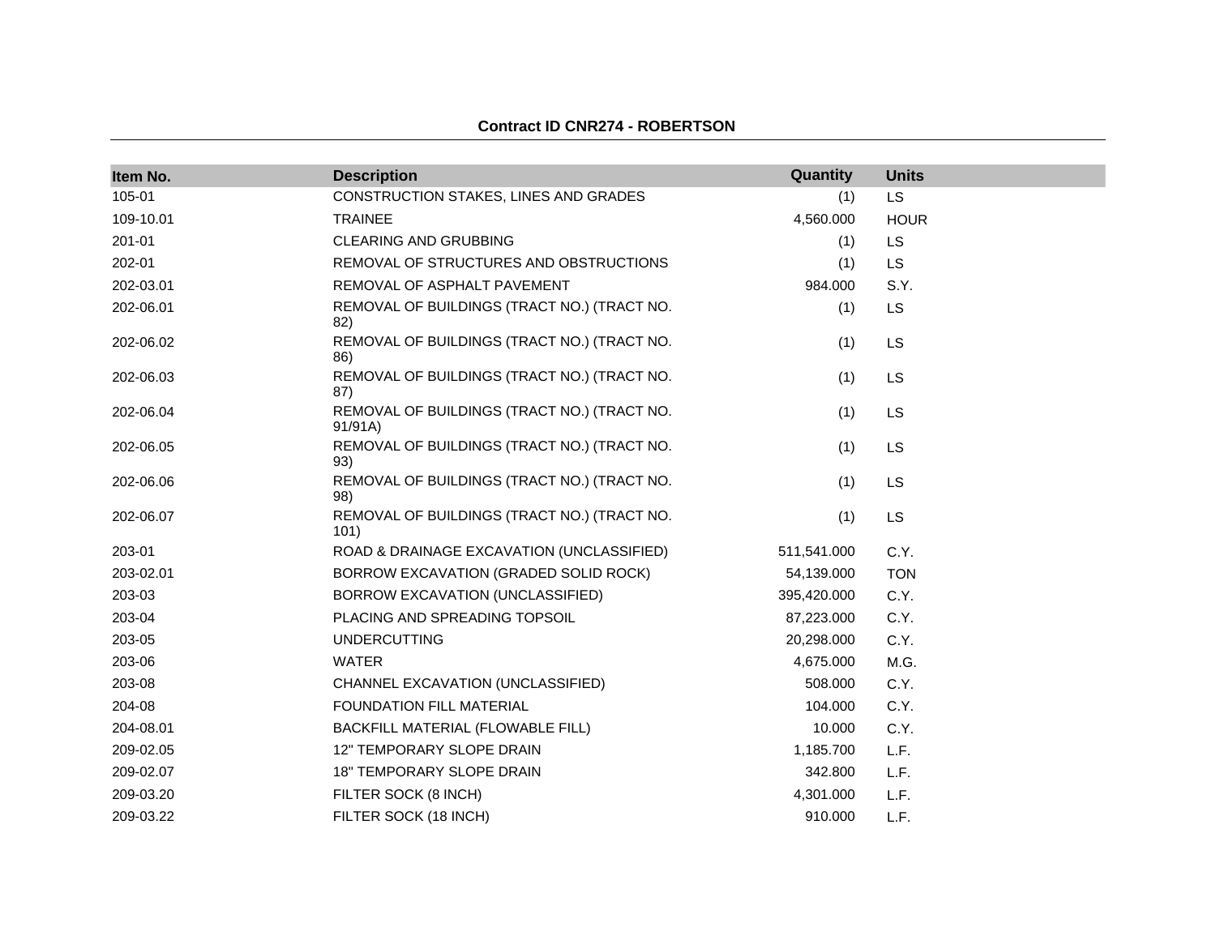**Contract ID CNR274 - ROBERTSON**

| Item No. | Description | Quantity | Units |
|---|---|---|---|
| 105-01 | CONSTRUCTION STAKES, LINES AND GRADES | (1) | LS |
| 109-10.01 | TRAINEE | 4,560.000 | HOUR |
| 201-01 | CLEARING AND GRUBBING | (1) | LS |
| 202-01 | REMOVAL OF STRUCTURES AND OBSTRUCTIONS | (1) | LS |
| 202-03.01 | REMOVAL OF ASPHALT PAVEMENT | 984.000 | S.Y. |
| 202-06.01 | REMOVAL OF BUILDINGS (TRACT NO.) (TRACT NO. 82) | (1) | LS |
| 202-06.02 | REMOVAL OF BUILDINGS (TRACT NO.) (TRACT NO. 86) | (1) | LS |
| 202-06.03 | REMOVAL OF BUILDINGS (TRACT NO.) (TRACT NO. 87) | (1) | LS |
| 202-06.04 | REMOVAL OF BUILDINGS (TRACT NO.) (TRACT NO. 91/91A) | (1) | LS |
| 202-06.05 | REMOVAL OF BUILDINGS (TRACT NO.) (TRACT NO. 93) | (1) | LS |
| 202-06.06 | REMOVAL OF BUILDINGS (TRACT NO.) (TRACT NO. 98) | (1) | LS |
| 202-06.07 | REMOVAL OF BUILDINGS (TRACT NO.) (TRACT NO. 101) | (1) | LS |
| 203-01 | ROAD & DRAINAGE EXCAVATION (UNCLASSIFIED) | 511,541.000 | C.Y. |
| 203-02.01 | BORROW EXCAVATION (GRADED SOLID ROCK) | 54,139.000 | TON |
| 203-03 | BORROW EXCAVATION (UNCLASSIFIED) | 395,420.000 | C.Y. |
| 203-04 | PLACING AND SPREADING TOPSOIL | 87,223.000 | C.Y. |
| 203-05 | UNDERCUTTING | 20,298.000 | C.Y. |
| 203-06 | WATER | 4,675.000 | M.G. |
| 203-08 | CHANNEL EXCAVATION (UNCLASSIFIED) | 508.000 | C.Y. |
| 204-08 | FOUNDATION FILL MATERIAL | 104.000 | C.Y. |
| 204-08.01 | BACKFILL MATERIAL (FLOWABLE FILL) | 10.000 | C.Y. |
| 209-02.05 | 12" TEMPORARY SLOPE DRAIN | 1,185.700 | L.F. |
| 209-02.07 | 18" TEMPORARY SLOPE DRAIN | 342.800 | L.F. |
| 209-03.20 | FILTER SOCK (8 INCH) | 4,301.000 | L.F. |
| 209-03.22 | FILTER SOCK (18 INCH) | 910.000 | L.F. |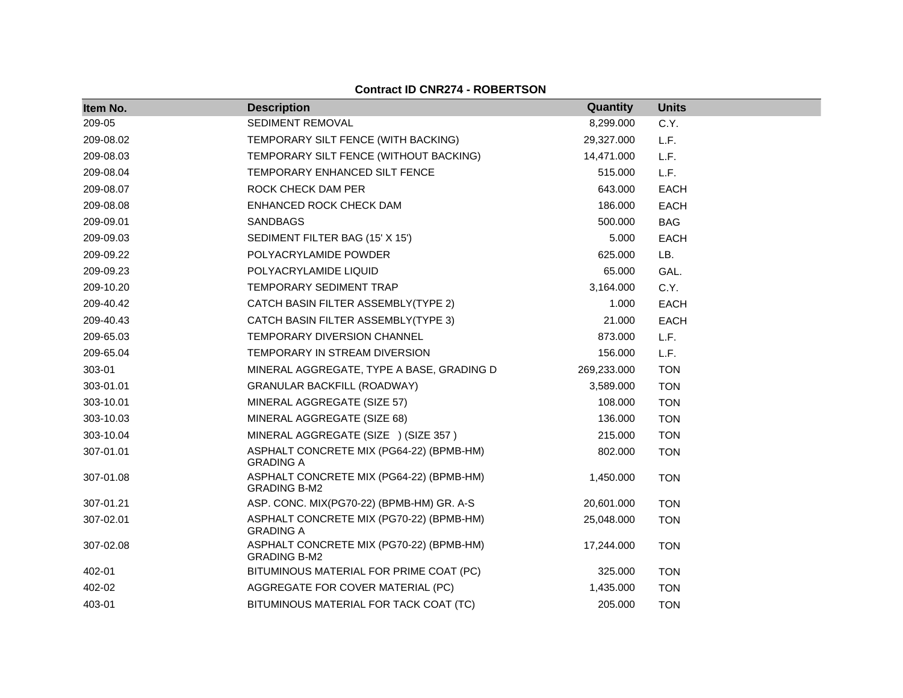**Contract ID CNR274 - ROBERTSON**

| Item No. | Description | Quantity | Units |
|---|---|---|---|
| 209-05 | SEDIMENT REMOVAL | 8,299.000 | C.Y. |
| 209-08.02 | TEMPORARY SILT FENCE (WITH BACKING) | 29,327.000 | L.F. |
| 209-08.03 | TEMPORARY SILT FENCE (WITHOUT BACKING) | 14,471.000 | L.F. |
| 209-08.04 | TEMPORARY ENHANCED SILT FENCE | 515.000 | L.F. |
| 209-08.07 | ROCK CHECK DAM PER | 643.000 | EACH |
| 209-08.08 | ENHANCED ROCK CHECK DAM | 186.000 | EACH |
| 209-09.01 | SANDBAGS | 500.000 | BAG |
| 209-09.03 | SEDIMENT FILTER BAG (15' X 15') | 5.000 | EACH |
| 209-09.22 | POLYACRYLAMIDE POWDER | 625.000 | LB. |
| 209-09.23 | POLYACRYLAMIDE LIQUID | 65.000 | GAL. |
| 209-10.20 | TEMPORARY SEDIMENT TRAP | 3,164.000 | C.Y. |
| 209-40.42 | CATCH BASIN FILTER ASSEMBLY(TYPE 2) | 1.000 | EACH |
| 209-40.43 | CATCH BASIN FILTER ASSEMBLY(TYPE 3) | 21.000 | EACH |
| 209-65.03 | TEMPORARY DIVERSION CHANNEL | 873.000 | L.F. |
| 209-65.04 | TEMPORARY IN STREAM DIVERSION | 156.000 | L.F. |
| 303-01 | MINERAL AGGREGATE, TYPE A BASE, GRADING D | 269,233.000 | TON |
| 303-01.01 | GRANULAR BACKFILL (ROADWAY) | 3,589.000 | TON |
| 303-10.01 | MINERAL AGGREGATE (SIZE 57) | 108.000 | TON |
| 303-10.03 | MINERAL AGGREGATE (SIZE 68) | 136.000 | TON |
| 303-10.04 | MINERAL AGGREGATE (SIZE ) (SIZE 357 ) | 215.000 | TON |
| 307-01.01 | ASPHALT CONCRETE MIX (PG64-22) (BPMB-HM) GRADING A | 802.000 | TON |
| 307-01.08 | ASPHALT CONCRETE MIX (PG64-22) (BPMB-HM) GRADING B-M2 | 1,450.000 | TON |
| 307-01.21 | ASP. CONC. MIX(PG70-22) (BPMB-HM) GR. A-S | 20,601.000 | TON |
| 307-02.01 | ASPHALT CONCRETE MIX (PG70-22) (BPMB-HM) GRADING A | 25,048.000 | TON |
| 307-02.08 | ASPHALT CONCRETE MIX (PG70-22) (BPMB-HM) GRADING B-M2 | 17,244.000 | TON |
| 402-01 | BITUMINOUS MATERIAL FOR PRIME COAT (PC) | 325.000 | TON |
| 402-02 | AGGREGATE FOR COVER MATERIAL (PC) | 1,435.000 | TON |
| 403-01 | BITUMINOUS MATERIAL FOR TACK COAT (TC) | 205.000 | TON |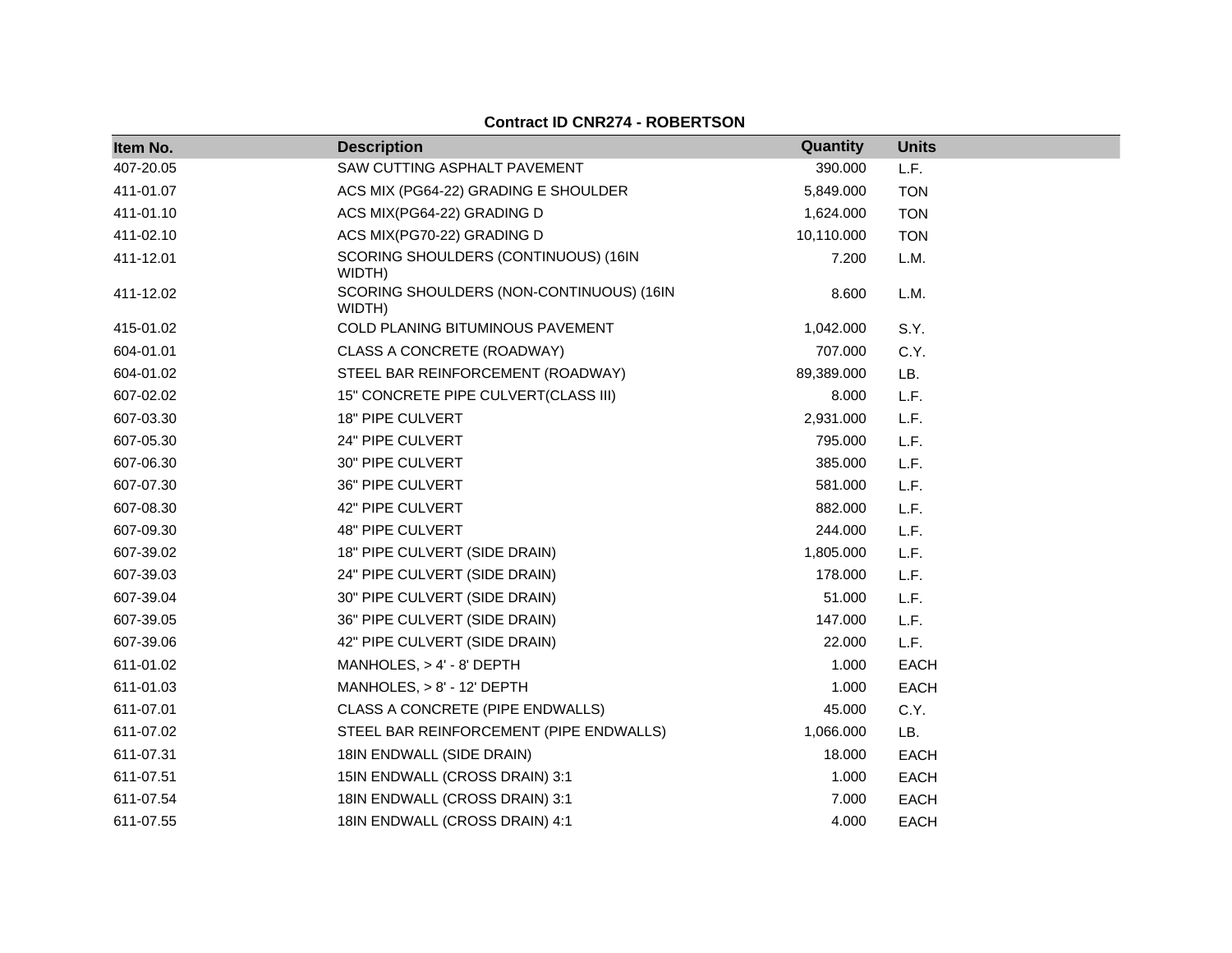**Contract ID CNR274 - ROBERTSON**

| Item No. | Description | Quantity | Units |
|---|---|---|---|
| 407-20.05 | SAW CUTTING ASPHALT PAVEMENT | 390.000 | L.F. |
| 411-01.07 | ACS MIX (PG64-22) GRADING E SHOULDER | 5,849.000 | TON |
| 411-01.10 | ACS MIX(PG64-22) GRADING D | 1,624.000 | TON |
| 411-02.10 | ACS MIX(PG70-22) GRADING D | 10,110.000 | TON |
| 411-12.01 | SCORING SHOULDERS (CONTINUOUS) (16IN WIDTH) | 7.200 | L.M. |
| 411-12.02 | SCORING SHOULDERS (NON-CONTINUOUS) (16IN WIDTH) | 8.600 | L.M. |
| 415-01.02 | COLD PLANING BITUMINOUS PAVEMENT | 1,042.000 | S.Y. |
| 604-01.01 | CLASS A CONCRETE (ROADWAY) | 707.000 | C.Y. |
| 604-01.02 | STEEL BAR REINFORCEMENT (ROADWAY) | 89,389.000 | LB. |
| 607-02.02 | 15" CONCRETE PIPE CULVERT(CLASS III) | 8.000 | L.F. |
| 607-03.30 | 18" PIPE CULVERT | 2,931.000 | L.F. |
| 607-05.30 | 24" PIPE CULVERT | 795.000 | L.F. |
| 607-06.30 | 30" PIPE CULVERT | 385.000 | L.F. |
| 607-07.30 | 36" PIPE CULVERT | 581.000 | L.F. |
| 607-08.30 | 42" PIPE CULVERT | 882.000 | L.F. |
| 607-09.30 | 48" PIPE CULVERT | 244.000 | L.F. |
| 607-39.02 | 18" PIPE CULVERT (SIDE DRAIN) | 1,805.000 | L.F. |
| 607-39.03 | 24" PIPE CULVERT (SIDE DRAIN) | 178.000 | L.F. |
| 607-39.04 | 30" PIPE CULVERT (SIDE DRAIN) | 51.000 | L.F. |
| 607-39.05 | 36" PIPE CULVERT (SIDE DRAIN) | 147.000 | L.F. |
| 607-39.06 | 42" PIPE CULVERT (SIDE DRAIN) | 22.000 | L.F. |
| 611-01.02 | MANHOLES, > 4' - 8' DEPTH | 1.000 | EACH |
| 611-01.03 | MANHOLES, > 8' - 12' DEPTH | 1.000 | EACH |
| 611-07.01 | CLASS A CONCRETE (PIPE ENDWALLS) | 45.000 | C.Y. |
| 611-07.02 | STEEL BAR REINFORCEMENT (PIPE ENDWALLS) | 1,066.000 | LB. |
| 611-07.31 | 18IN ENDWALL (SIDE DRAIN) | 18.000 | EACH |
| 611-07.51 | 15IN ENDWALL (CROSS DRAIN) 3:1 | 1.000 | EACH |
| 611-07.54 | 18IN ENDWALL (CROSS DRAIN) 3:1 | 7.000 | EACH |
| 611-07.55 | 18IN ENDWALL (CROSS DRAIN) 4:1 | 4.000 | EACH |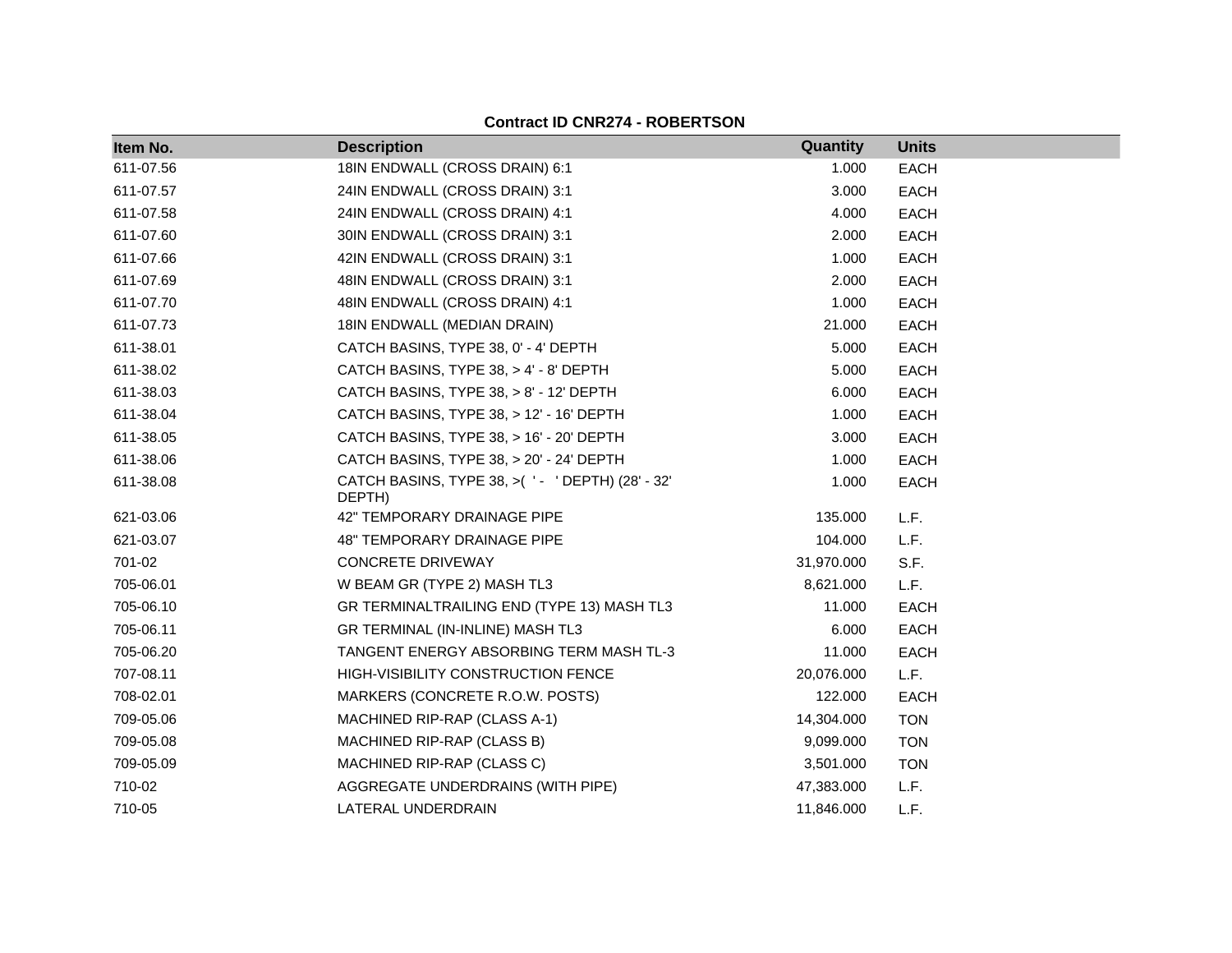**Contract ID CNR274 - ROBERTSON**

| Item No. | Description | Quantity | Units |
|---|---|---|---|
| 611-07.56 | 18IN ENDWALL (CROSS DRAIN) 6:1 | 1.000 | EACH |
| 611-07.57 | 24IN ENDWALL (CROSS DRAIN) 3:1 | 3.000 | EACH |
| 611-07.58 | 24IN ENDWALL (CROSS DRAIN) 4:1 | 4.000 | EACH |
| 611-07.60 | 30IN ENDWALL (CROSS DRAIN) 3:1 | 2.000 | EACH |
| 611-07.66 | 42IN ENDWALL (CROSS DRAIN) 3:1 | 1.000 | EACH |
| 611-07.69 | 48IN ENDWALL (CROSS DRAIN) 3:1 | 2.000 | EACH |
| 611-07.70 | 48IN ENDWALL (CROSS DRAIN) 4:1 | 1.000 | EACH |
| 611-07.73 | 18IN ENDWALL (MEDIAN DRAIN) | 21.000 | EACH |
| 611-38.01 | CATCH BASINS, TYPE 38, 0' - 4' DEPTH | 5.000 | EACH |
| 611-38.02 | CATCH BASINS, TYPE 38, > 4' - 8' DEPTH | 5.000 | EACH |
| 611-38.03 | CATCH BASINS, TYPE 38, > 8' - 12' DEPTH | 6.000 | EACH |
| 611-38.04 | CATCH BASINS, TYPE 38, > 12' - 16' DEPTH | 1.000 | EACH |
| 611-38.05 | CATCH BASINS, TYPE 38, > 16' - 20' DEPTH | 3.000 | EACH |
| 611-38.06 | CATCH BASINS, TYPE 38, > 20' - 24' DEPTH | 1.000 | EACH |
| 611-38.08 | CATCH BASINS, TYPE 38, >( ' - ' DEPTH) (28' - 32' DEPTH) | 1.000 | EACH |
| 621-03.06 | 42" TEMPORARY DRAINAGE PIPE | 135.000 | L.F. |
| 621-03.07 | 48" TEMPORARY DRAINAGE PIPE | 104.000 | L.F. |
| 701-02 | CONCRETE DRIVEWAY | 31,970.000 | S.F. |
| 705-06.01 | W BEAM GR (TYPE 2) MASH TL3 | 8,621.000 | L.F. |
| 705-06.10 | GR TERMINALTRAILING END (TYPE 13) MASH TL3 | 11.000 | EACH |
| 705-06.11 | GR TERMINAL (IN-INLINE) MASH TL3 | 6.000 | EACH |
| 705-06.20 | TANGENT ENERGY ABSORBING TERM MASH TL-3 | 11.000 | EACH |
| 707-08.11 | HIGH-VISIBILITY CONSTRUCTION FENCE | 20,076.000 | L.F. |
| 708-02.01 | MARKERS (CONCRETE R.O.W. POSTS) | 122.000 | EACH |
| 709-05.06 | MACHINED RIP-RAP (CLASS A-1) | 14,304.000 | TON |
| 709-05.08 | MACHINED RIP-RAP (CLASS B) | 9,099.000 | TON |
| 709-05.09 | MACHINED RIP-RAP (CLASS C) | 3,501.000 | TON |
| 710-02 | AGGREGATE UNDERDRAINS (WITH PIPE) | 47,383.000 | L.F. |
| 710-05 | LATERAL UNDERDRAIN | 11,846.000 | L.F. |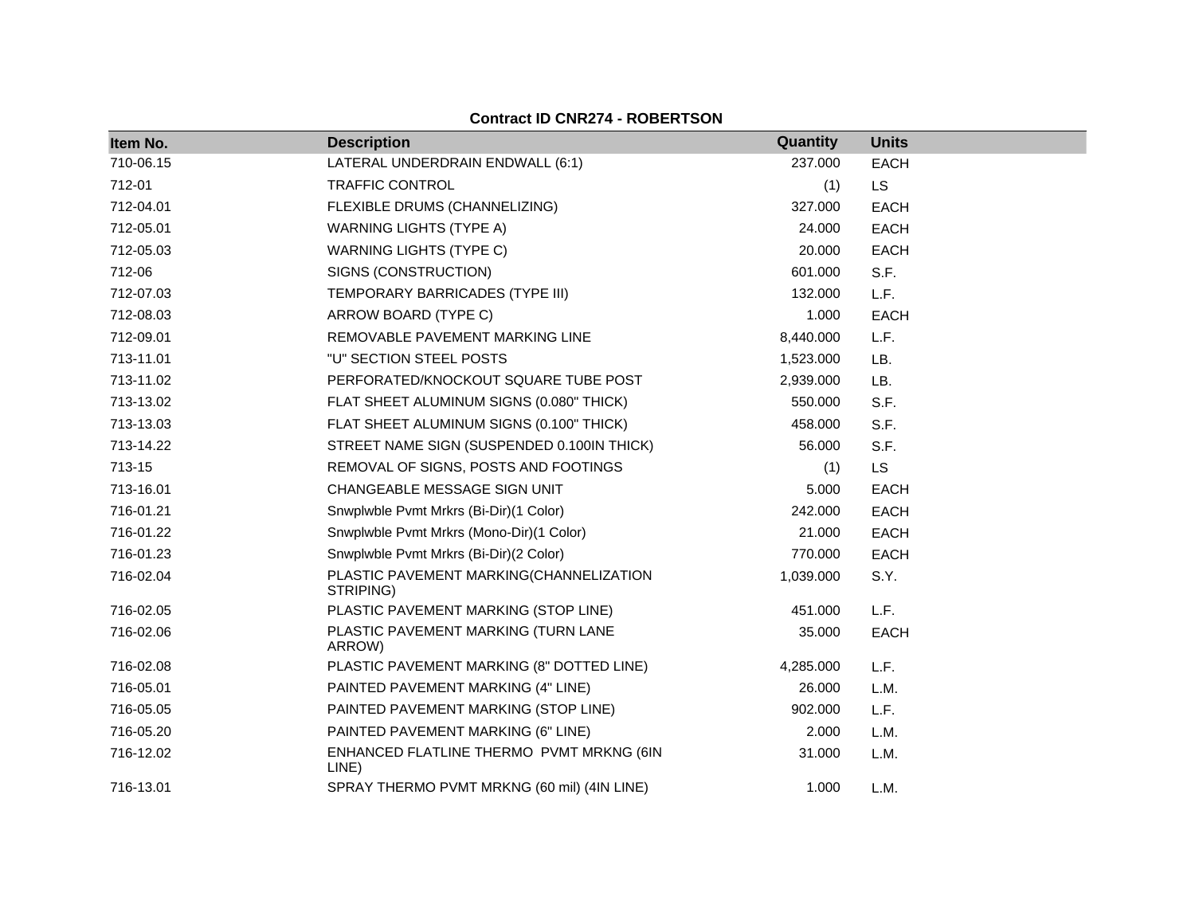**Contract ID CNR274 - ROBERTSON**

| Item No. | Description | Quantity | Units |
|---|---|---|---|
| 710-06.15 | LATERAL UNDERDRAIN ENDWALL (6:1) | 237.000 | EACH |
| 712-01 | TRAFFIC CONTROL | (1) | LS |
| 712-04.01 | FLEXIBLE DRUMS (CHANNELIZING) | 327.000 | EACH |
| 712-05.01 | WARNING LIGHTS (TYPE A) | 24.000 | EACH |
| 712-05.03 | WARNING LIGHTS (TYPE C) | 20.000 | EACH |
| 712-06 | SIGNS (CONSTRUCTION) | 601.000 | S.F. |
| 712-07.03 | TEMPORARY BARRICADES (TYPE III) | 132.000 | L.F. |
| 712-08.03 | ARROW BOARD (TYPE C) | 1.000 | EACH |
| 712-09.01 | REMOVABLE PAVEMENT MARKING LINE | 8,440.000 | L.F. |
| 713-11.01 | "U" SECTION STEEL POSTS | 1,523.000 | LB. |
| 713-11.02 | PERFORATED/KNOCKOUT SQUARE TUBE POST | 2,939.000 | LB. |
| 713-13.02 | FLAT SHEET ALUMINUM SIGNS (0.080" THICK) | 550.000 | S.F. |
| 713-13.03 | FLAT SHEET ALUMINUM SIGNS (0.100" THICK) | 458.000 | S.F. |
| 713-14.22 | STREET NAME SIGN (SUSPENDED 0.100IN THICK) | 56.000 | S.F. |
| 713-15 | REMOVAL OF SIGNS, POSTS AND FOOTINGS | (1) | LS |
| 713-16.01 | CHANGEABLE MESSAGE SIGN UNIT | 5.000 | EACH |
| 716-01.21 | Snwplwble Pvmt Mrkrs (Bi-Dir)(1 Color) | 242.000 | EACH |
| 716-01.22 | Snwplwble Pvmt Mrkrs (Mono-Dir)(1 Color) | 21.000 | EACH |
| 716-01.23 | Snwplwble Pvmt Mrkrs (Bi-Dir)(2 Color) | 770.000 | EACH |
| 716-02.04 | PLASTIC PAVEMENT MARKING(CHANNELIZATION STRIPING) | 1,039.000 | S.Y. |
| 716-02.05 | PLASTIC PAVEMENT MARKING (STOP LINE) | 451.000 | L.F. |
| 716-02.06 | PLASTIC PAVEMENT MARKING (TURN LANE ARROW) | 35.000 | EACH |
| 716-02.08 | PLASTIC PAVEMENT MARKING (8" DOTTED LINE) | 4,285.000 | L.F. |
| 716-05.01 | PAINTED PAVEMENT MARKING (4" LINE) | 26.000 | L.M. |
| 716-05.05 | PAINTED PAVEMENT MARKING (STOP LINE) | 902.000 | L.F. |
| 716-05.20 | PAINTED PAVEMENT MARKING (6" LINE) | 2.000 | L.M. |
| 716-12.02 | ENHANCED FLATLINE THERMO PVMT MRKNG (6IN LINE) | 31.000 | L.M. |
| 716-13.01 | SPRAY THERMO PVMT MRKNG (60 mil) (4IN LINE) | 1.000 | L.M. |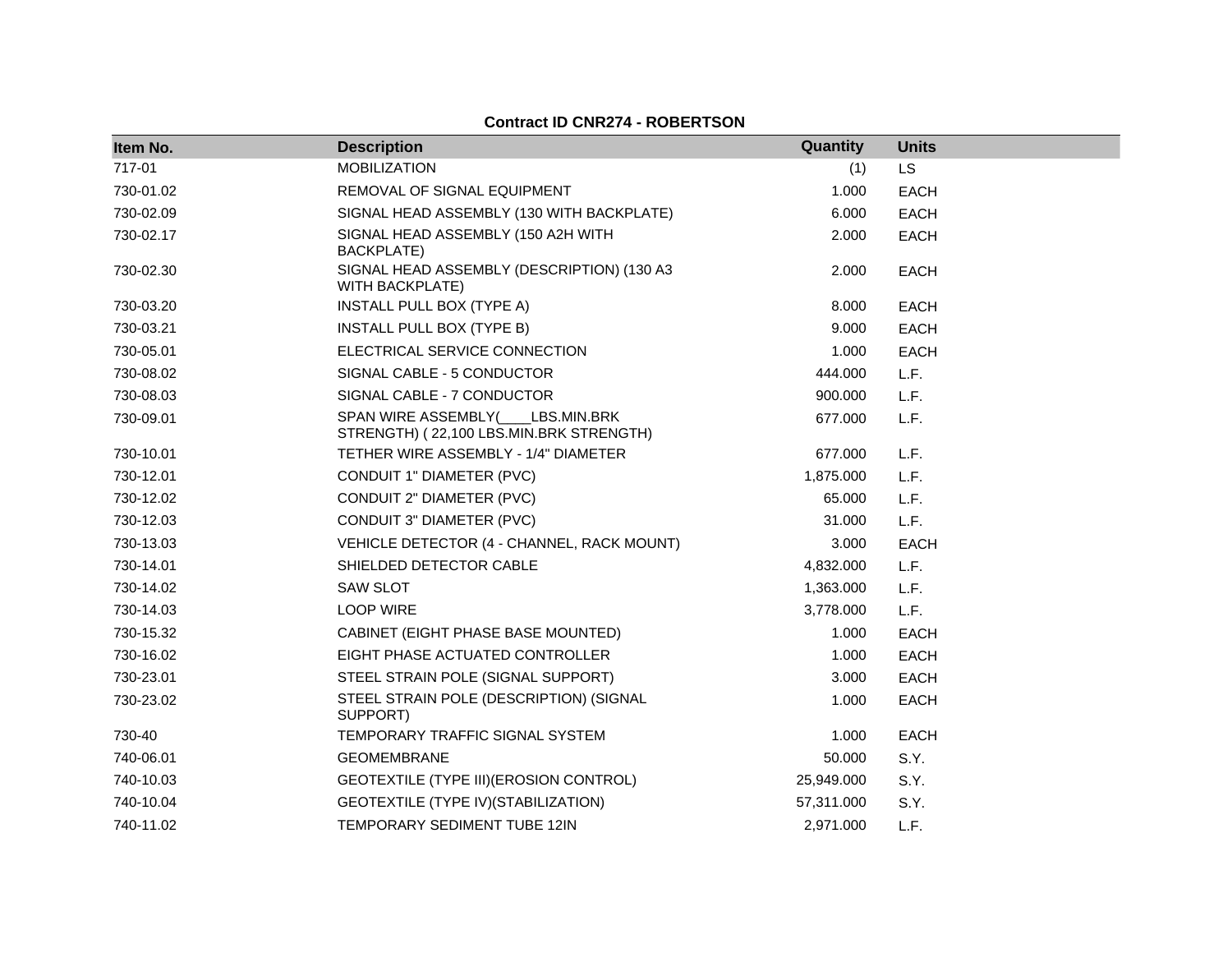**Contract ID CNR274 - ROBERTSON**

| Item No. | Description | Quantity | Units |
| --- | --- | --- | --- |
| 717-01 | MOBILIZATION | (1) | LS |
| 730-01.02 | REMOVAL OF SIGNAL EQUIPMENT | 1.000 | EACH |
| 730-02.09 | SIGNAL HEAD ASSEMBLY (130 WITH BACKPLATE) | 6.000 | EACH |
| 730-02.17 | SIGNAL HEAD ASSEMBLY (150 A2H WITH BACKPLATE) | 2.000 | EACH |
| 730-02.30 | SIGNAL HEAD ASSEMBLY (DESCRIPTION) (130 A3 WITH BACKPLATE) | 2.000 | EACH |
| 730-03.20 | INSTALL PULL BOX (TYPE A) | 8.000 | EACH |
| 730-03.21 | INSTALL PULL BOX (TYPE B) | 9.000 | EACH |
| 730-05.01 | ELECTRICAL SERVICE CONNECTION | 1.000 | EACH |
| 730-08.02 | SIGNAL CABLE - 5 CONDUCTOR | 444.000 | L.F. |
| 730-08.03 | SIGNAL CABLE - 7 CONDUCTOR | 900.000 | L.F. |
| 730-09.01 | SPAN WIRE ASSEMBLY(____LBS.MIN.BRK STRENGTH) ( 22,100 LBS.MIN.BRK STRENGTH) | 677.000 | L.F. |
| 730-10.01 | TETHER WIRE ASSEMBLY - 1/4" DIAMETER | 677.000 | L.F. |
| 730-12.01 | CONDUIT 1" DIAMETER (PVC) | 1,875.000 | L.F. |
| 730-12.02 | CONDUIT 2" DIAMETER (PVC) | 65.000 | L.F. |
| 730-12.03 | CONDUIT 3" DIAMETER (PVC) | 31.000 | L.F. |
| 730-13.03 | VEHICLE DETECTOR (4 - CHANNEL, RACK MOUNT) | 3.000 | EACH |
| 730-14.01 | SHIELDED DETECTOR CABLE | 4,832.000 | L.F. |
| 730-14.02 | SAW SLOT | 1,363.000 | L.F. |
| 730-14.03 | LOOP WIRE | 3,778.000 | L.F. |
| 730-15.32 | CABINET (EIGHT PHASE BASE MOUNTED) | 1.000 | EACH |
| 730-16.02 | EIGHT PHASE ACTUATED CONTROLLER | 1.000 | EACH |
| 730-23.01 | STEEL STRAIN POLE (SIGNAL SUPPORT) | 3.000 | EACH |
| 730-23.02 | STEEL STRAIN POLE (DESCRIPTION) (SIGNAL SUPPORT) | 1.000 | EACH |
| 730-40 | TEMPORARY TRAFFIC SIGNAL SYSTEM | 1.000 | EACH |
| 740-06.01 | GEOMEMBRANE | 50.000 | S.Y. |
| 740-10.03 | GEOTEXTILE (TYPE III)(EROSION CONTROL) | 25,949.000 | S.Y. |
| 740-10.04 | GEOTEXTILE (TYPE IV)(STABILIZATION) | 57,311.000 | S.Y. |
| 740-11.02 | TEMPORARY SEDIMENT TUBE 12IN | 2,971.000 | L.F. |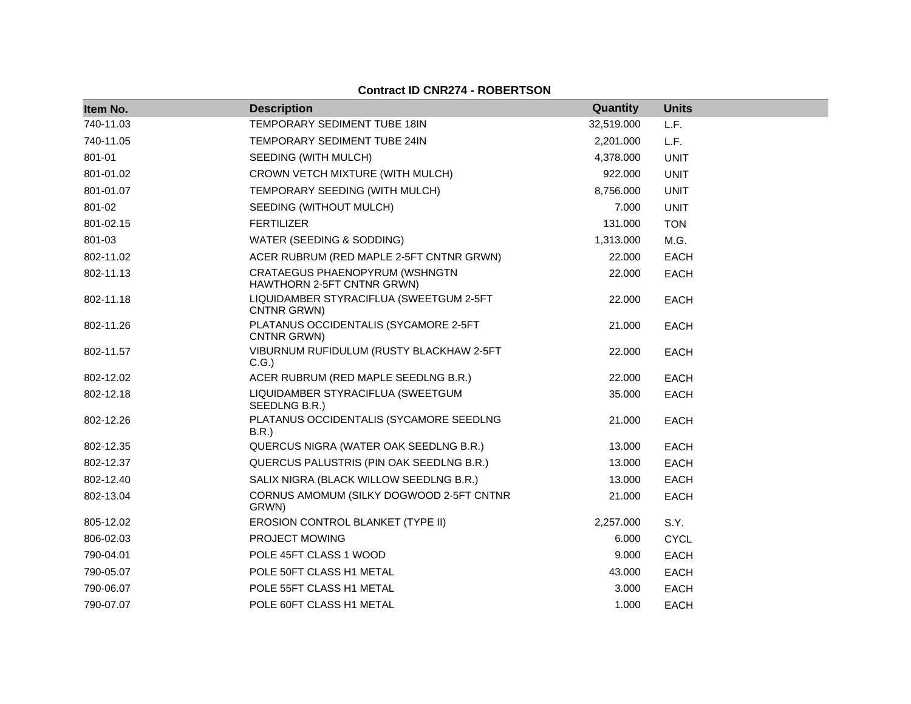**Contract ID CNR274 - ROBERTSON**

| Item No. | Description | Quantity | Units |
|---|---|---|---|
| 740-11.03 | TEMPORARY SEDIMENT TUBE 18IN | 32,519.000 | L.F. |
| 740-11.05 | TEMPORARY SEDIMENT TUBE 24IN | 2,201.000 | L.F. |
| 801-01 | SEEDING (WITH MULCH) | 4,378.000 | UNIT |
| 801-01.02 | CROWN VETCH MIXTURE (WITH MULCH) | 922.000 | UNIT |
| 801-01.07 | TEMPORARY SEEDING (WITH MULCH) | 8,756.000 | UNIT |
| 801-02 | SEEDING (WITHOUT MULCH) | 7.000 | UNIT |
| 801-02.15 | FERTILIZER | 131.000 | TON |
| 801-03 | WATER (SEEDING & SODDING) | 1,313.000 | M.G. |
| 802-11.02 | ACER RUBRUM (RED MAPLE 2-5FT CNTNR GRWN) | 22.000 | EACH |
| 802-11.13 | CRATAEGUS PHAENOPYRUM (WSHNGTN HAWTHORN 2-5FT CNTNR GRWN) | 22.000 | EACH |
| 802-11.18 | LIQUIDAMBER STYRACIFLUA (SWEETGUM 2-5FT CNTNR GRWN) | 22.000 | EACH |
| 802-11.26 | PLATANUS OCCIDENTALIS (SYCAMORE 2-5FT CNTNR GRWN) | 21.000 | EACH |
| 802-11.57 | VIBURNUM RUFIDULUM (RUSTY BLACKHAW 2-5FT C.G.) | 22.000 | EACH |
| 802-12.02 | ACER RUBRUM (RED MAPLE SEEDLNG B.R.) | 22.000 | EACH |
| 802-12.18 | LIQUIDAMBER STYRACIFLUA (SWEETGUM SEEDLNG B.R.) | 35.000 | EACH |
| 802-12.26 | PLATANUS OCCIDENTALIS (SYCAMORE SEEDLNG B.R.) | 21.000 | EACH |
| 802-12.35 | QUERCUS NIGRA (WATER OAK SEEDLNG B.R.) | 13.000 | EACH |
| 802-12.37 | QUERCUS PALUSTRIS (PIN OAK SEEDLNG B.R.) | 13.000 | EACH |
| 802-12.40 | SALIX NIGRA (BLACK WILLOW SEEDLNG B.R.) | 13.000 | EACH |
| 802-13.04 | CORNUS AMOMUM (SILKY DOGWOOD 2-5FT CNTNR GRWN) | 21.000 | EACH |
| 805-12.02 | EROSION CONTROL BLANKET (TYPE II) | 2,257.000 | S.Y. |
| 806-02.03 | PROJECT MOWING | 6.000 | CYCL |
| 790-04.01 | POLE 45FT CLASS 1 WOOD | 9.000 | EACH |
| 790-05.07 | POLE 50FT CLASS H1 METAL | 43.000 | EACH |
| 790-06.07 | POLE 55FT CLASS H1 METAL | 3.000 | EACH |
| 790-07.07 | POLE 60FT CLASS H1 METAL | 1.000 | EACH |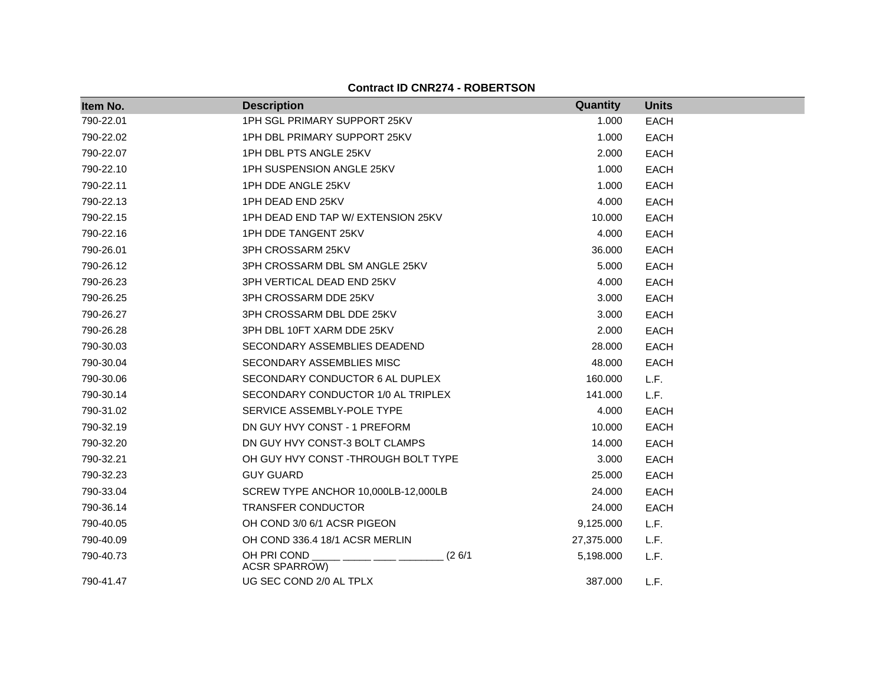**Contract ID CNR274 - ROBERTSON**

| Item No. | Description | Quantity | Units |
| --- | --- | --- | --- |
| 790-22.01 | 1PH SGL PRIMARY SUPPORT 25KV | 1.000 | EACH |
| 790-22.02 | 1PH DBL PRIMARY SUPPORT 25KV | 1.000 | EACH |
| 790-22.07 | 1PH DBL PTS ANGLE 25KV | 2.000 | EACH |
| 790-22.10 | 1PH SUSPENSION ANGLE 25KV | 1.000 | EACH |
| 790-22.11 | 1PH DDE ANGLE 25KV | 1.000 | EACH |
| 790-22.13 | 1PH DEAD END 25KV | 4.000 | EACH |
| 790-22.15 | 1PH DEAD END TAP W/ EXTENSION 25KV | 10.000 | EACH |
| 790-22.16 | 1PH DDE TANGENT 25KV | 4.000 | EACH |
| 790-26.01 | 3PH CROSSARM 25KV | 36.000 | EACH |
| 790-26.12 | 3PH CROSSARM DBL SM ANGLE 25KV | 5.000 | EACH |
| 790-26.23 | 3PH VERTICAL DEAD END 25KV | 4.000 | EACH |
| 790-26.25 | 3PH CROSSARM DDE 25KV | 3.000 | EACH |
| 790-26.27 | 3PH CROSSARM DBL DDE 25KV | 3.000 | EACH |
| 790-26.28 | 3PH DBL 10FT XARM DDE 25KV | 2.000 | EACH |
| 790-30.03 | SECONDARY ASSEMBLIES DEADEND | 28.000 | EACH |
| 790-30.04 | SECONDARY ASSEMBLIES MISC | 48.000 | EACH |
| 790-30.06 | SECONDARY CONDUCTOR 6 AL DUPLEX | 160.000 | L.F. |
| 790-30.14 | SECONDARY CONDUCTOR 1/0 AL TRIPLEX | 141.000 | L.F. |
| 790-31.02 | SERVICE ASSEMBLY-POLE TYPE | 4.000 | EACH |
| 790-32.19 | DN GUY HVY CONST - 1 PREFORM | 10.000 | EACH |
| 790-32.20 | DN GUY HVY CONST-3 BOLT CLAMPS | 14.000 | EACH |
| 790-32.21 | OH GUY HVY CONST -THROUGH BOLT TYPE | 3.000 | EACH |
| 790-32.23 | GUY GUARD | 25.000 | EACH |
| 790-33.04 | SCREW TYPE ANCHOR 10,000LB-12,000LB | 24.000 | EACH |
| 790-36.14 | TRANSFER CONDUCTOR | 24.000 | EACH |
| 790-40.05 | OH COND 3/0 6/1 ACSR PIGEON | 9,125.000 | L.F. |
| 790-40.09 | OH COND 336.4 18/1 ACSR MERLIN | 27,375.000 | L.F. |
| 790-40.73 | OH PRI COND _____ _____ ____ ________ (2 6/1 ACSR SPARROW) | 5,198.000 | L.F. |
| 790-41.47 | UG SEC COND 2/0 AL TPLX | 387.000 | L.F. |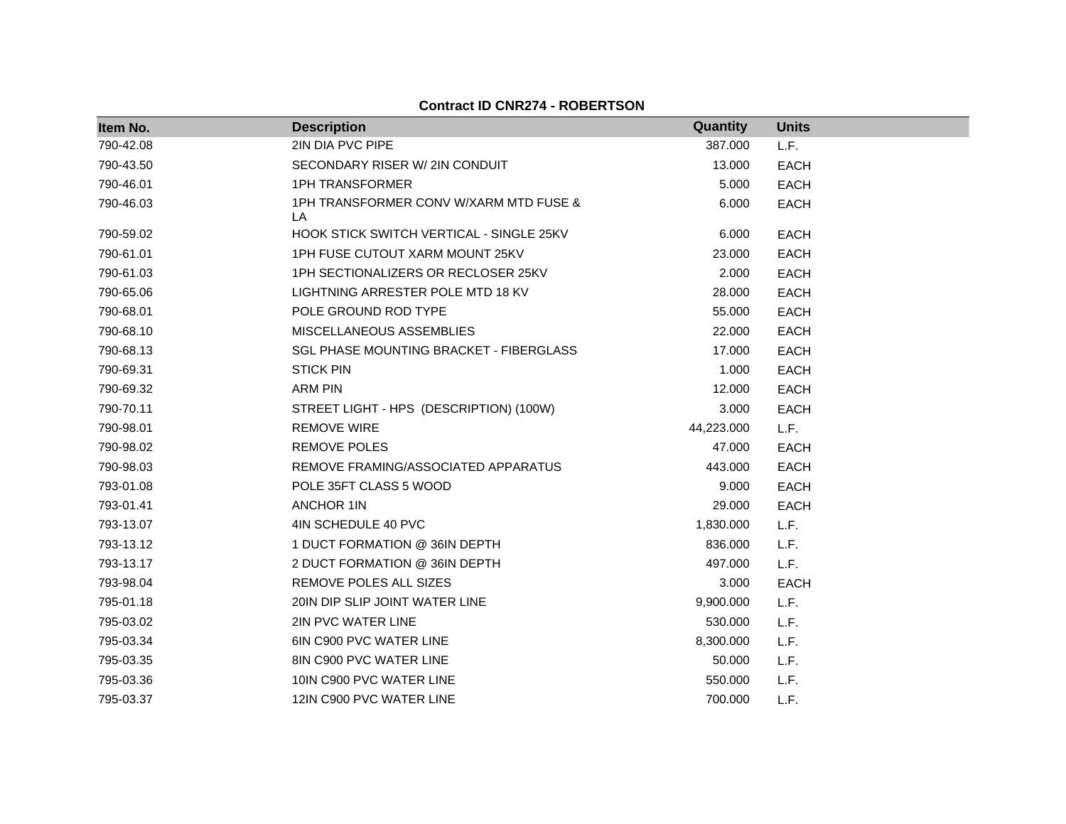**Contract ID CNR274 - ROBERTSON**

| Item No. | Description | Quantity | Units |
|---|---|---|---|
| 790-42.08 | 2IN DIA PVC PIPE | 387.000 | L.F. |
| 790-43.50 | SECONDARY RISER W/ 2IN CONDUIT | 13.000 | EACH |
| 790-46.01 | 1PH TRANSFORMER | 5.000 | EACH |
| 790-46.03 | 1PH TRANSFORMER CONV W/XARM MTD FUSE & LA | 6.000 | EACH |
| 790-59.02 | HOOK STICK SWITCH VERTICAL - SINGLE 25KV | 6.000 | EACH |
| 790-61.01 | 1PH FUSE CUTOUT XARM MOUNT 25KV | 23.000 | EACH |
| 790-61.03 | 1PH SECTIONALIZERS OR RECLOSER 25KV | 2.000 | EACH |
| 790-65.06 | LIGHTNING ARRESTER POLE MTD 18 KV | 28.000 | EACH |
| 790-68.01 | POLE GROUND ROD TYPE | 55.000 | EACH |
| 790-68.10 | MISCELLANEOUS ASSEMBLIES | 22.000 | EACH |
| 790-68.13 | SGL PHASE MOUNTING BRACKET - FIBERGLASS | 17.000 | EACH |
| 790-69.31 | STICK PIN | 1.000 | EACH |
| 790-69.32 | ARM PIN | 12.000 | EACH |
| 790-70.11 | STREET LIGHT - HPS (DESCRIPTION) (100W) | 3.000 | EACH |
| 790-98.01 | REMOVE WIRE | 44,223.000 | L.F. |
| 790-98.02 | REMOVE POLES | 47.000 | EACH |
| 790-98.03 | REMOVE FRAMING/ASSOCIATED APPARATUS | 443.000 | EACH |
| 793-01.08 | POLE 35FT CLASS 5 WOOD | 9.000 | EACH |
| 793-01.41 | ANCHOR 1IN | 29.000 | EACH |
| 793-13.07 | 4IN SCHEDULE 40 PVC | 1,830.000 | L.F. |
| 793-13.12 | 1 DUCT FORMATION @ 36IN DEPTH | 836.000 | L.F. |
| 793-13.17 | 2 DUCT FORMATION @ 36IN DEPTH | 497.000 | L.F. |
| 793-98.04 | REMOVE POLES ALL SIZES | 3.000 | EACH |
| 795-01.18 | 20IN DIP SLIP JOINT WATER LINE | 9,900.000 | L.F. |
| 795-03.02 | 2IN PVC WATER LINE | 530.000 | L.F. |
| 795-03.34 | 6IN C900 PVC WATER LINE | 8,300.000 | L.F. |
| 795-03.35 | 8IN C900 PVC WATER LINE | 50.000 | L.F. |
| 795-03.36 | 10IN C900 PVC WATER LINE | 550.000 | L.F. |
| 795-03.37 | 12IN C900 PVC WATER LINE | 700.000 | L.F. |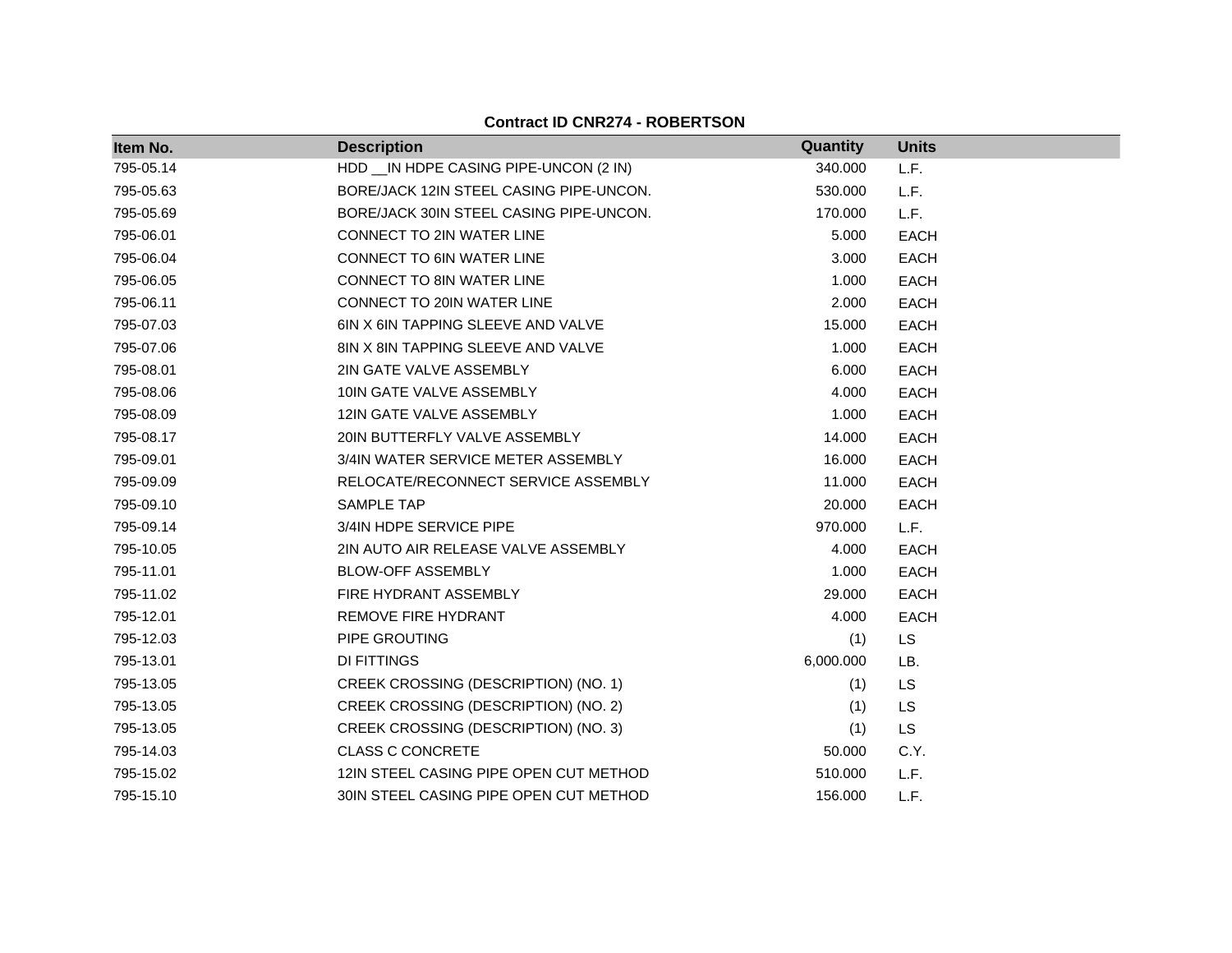**Contract ID CNR274 - ROBERTSON**

| Item No. | Description | Quantity | Units |
|---|---|---|---|
| 795-05.14 | HDD __IN HDPE CASING PIPE-UNCON (2 IN) | 340.000 | L.F. |
| 795-05.63 | BORE/JACK 12IN STEEL CASING PIPE-UNCON. | 530.000 | L.F. |
| 795-05.69 | BORE/JACK 30IN STEEL CASING PIPE-UNCON. | 170.000 | L.F. |
| 795-06.01 | CONNECT TO 2IN WATER LINE | 5.000 | EACH |
| 795-06.04 | CONNECT TO 6IN WATER LINE | 3.000 | EACH |
| 795-06.05 | CONNECT TO 8IN WATER LINE | 1.000 | EACH |
| 795-06.11 | CONNECT TO 20IN WATER LINE | 2.000 | EACH |
| 795-07.03 | 6IN X 6IN TAPPING SLEEVE AND VALVE | 15.000 | EACH |
| 795-07.06 | 8IN X 8IN TAPPING SLEEVE AND VALVE | 1.000 | EACH |
| 795-08.01 | 2IN GATE VALVE ASSEMBLY | 6.000 | EACH |
| 795-08.06 | 10IN GATE VALVE ASSEMBLY | 4.000 | EACH |
| 795-08.09 | 12IN GATE VALVE ASSEMBLY | 1.000 | EACH |
| 795-08.17 | 20IN BUTTERFLY VALVE ASSEMBLY | 14.000 | EACH |
| 795-09.01 | 3/4IN WATER SERVICE METER ASSEMBLY | 16.000 | EACH |
| 795-09.09 | RELOCATE/RECONNECT SERVICE ASSEMBLY | 11.000 | EACH |
| 795-09.10 | SAMPLE TAP | 20.000 | EACH |
| 795-09.14 | 3/4IN HDPE SERVICE PIPE | 970.000 | L.F. |
| 795-10.05 | 2IN AUTO AIR RELEASE VALVE ASSEMBLY | 4.000 | EACH |
| 795-11.01 | BLOW-OFF ASSEMBLY | 1.000 | EACH |
| 795-11.02 | FIRE HYDRANT ASSEMBLY | 29.000 | EACH |
| 795-12.01 | REMOVE FIRE HYDRANT | 4.000 | EACH |
| 795-12.03 | PIPE GROUTING | (1) | LS |
| 795-13.01 | DI FITTINGS | 6,000.000 | LB. |
| 795-13.05 | CREEK CROSSING (DESCRIPTION) (NO. 1) | (1) | LS |
| 795-13.05 | CREEK CROSSING (DESCRIPTION) (NO. 2) | (1) | LS |
| 795-13.05 | CREEK CROSSING (DESCRIPTION) (NO. 3) | (1) | LS |
| 795-14.03 | CLASS C CONCRETE | 50.000 | C.Y. |
| 795-15.02 | 12IN STEEL CASING PIPE OPEN CUT METHOD | 510.000 | L.F. |
| 795-15.10 | 30IN STEEL CASING PIPE OPEN CUT METHOD | 156.000 | L.F. |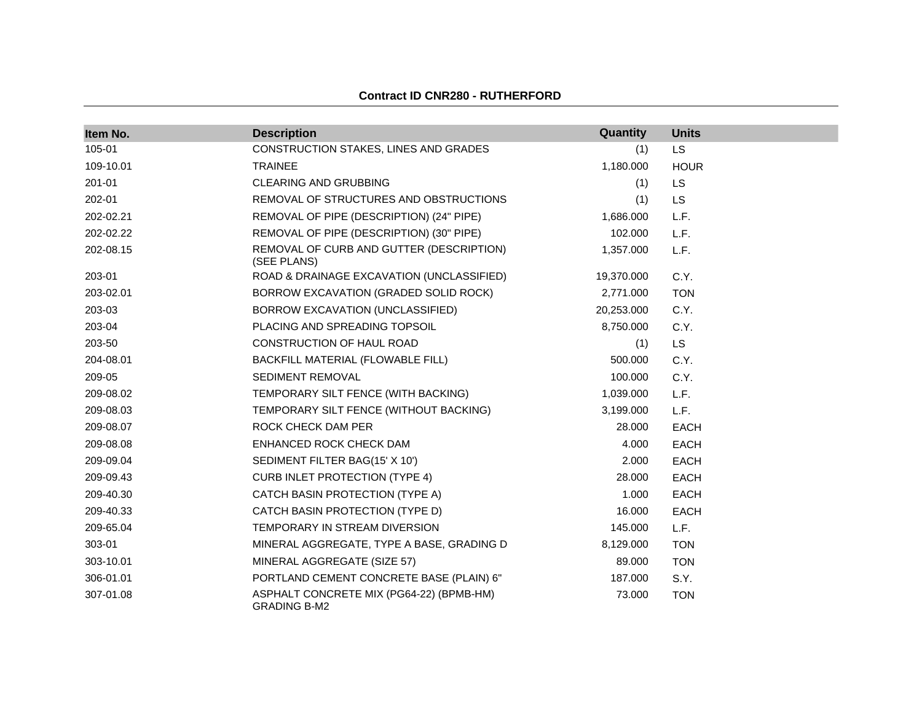**Contract ID CNR280 - RUTHERFORD**

| Item No. | Description | Quantity | Units |
|---|---|---|---|
| 105-01 | CONSTRUCTION STAKES, LINES AND GRADES | (1) | LS |
| 109-10.01 | TRAINEE | 1,180.000 | HOUR |
| 201-01 | CLEARING AND GRUBBING | (1) | LS |
| 202-01 | REMOVAL OF STRUCTURES AND OBSTRUCTIONS | (1) | LS |
| 202-02.21 | REMOVAL OF PIPE (DESCRIPTION) (24" PIPE) | 1,686.000 | L.F. |
| 202-02.22 | REMOVAL OF PIPE (DESCRIPTION) (30" PIPE) | 102.000 | L.F. |
| 202-08.15 | REMOVAL OF CURB AND GUTTER (DESCRIPTION) (SEE PLANS) | 1,357.000 | L.F. |
| 203-01 | ROAD & DRAINAGE EXCAVATION (UNCLASSIFIED) | 19,370.000 | C.Y. |
| 203-02.01 | BORROW EXCAVATION (GRADED SOLID ROCK) | 2,771.000 | TON |
| 203-03 | BORROW EXCAVATION (UNCLASSIFIED) | 20,253.000 | C.Y. |
| 203-04 | PLACING AND SPREADING TOPSOIL | 8,750.000 | C.Y. |
| 203-50 | CONSTRUCTION OF HAUL ROAD | (1) | LS |
| 204-08.01 | BACKFILL MATERIAL (FLOWABLE FILL) | 500.000 | C.Y. |
| 209-05 | SEDIMENT REMOVAL | 100.000 | C.Y. |
| 209-08.02 | TEMPORARY SILT FENCE (WITH BACKING) | 1,039.000 | L.F. |
| 209-08.03 | TEMPORARY SILT FENCE (WITHOUT BACKING) | 3,199.000 | L.F. |
| 209-08.07 | ROCK CHECK DAM PER | 28.000 | EACH |
| 209-08.08 | ENHANCED ROCK CHECK DAM | 4.000 | EACH |
| 209-09.04 | SEDIMENT FILTER BAG(15' X 10') | 2.000 | EACH |
| 209-09.43 | CURB INLET PROTECTION (TYPE 4) | 28.000 | EACH |
| 209-40.30 | CATCH BASIN PROTECTION (TYPE A) | 1.000 | EACH |
| 209-40.33 | CATCH BASIN PROTECTION (TYPE D) | 16.000 | EACH |
| 209-65.04 | TEMPORARY IN STREAM DIVERSION | 145.000 | L.F. |
| 303-01 | MINERAL AGGREGATE, TYPE A BASE, GRADING D | 8,129.000 | TON |
| 303-10.01 | MINERAL AGGREGATE (SIZE 57) | 89.000 | TON |
| 306-01.01 | PORTLAND CEMENT CONCRETE BASE (PLAIN) 6" | 187.000 | S.Y. |
| 307-01.08 | ASPHALT CONCRETE MIX (PG64-22) (BPMB-HM) GRADING B-M2 | 73.000 | TON |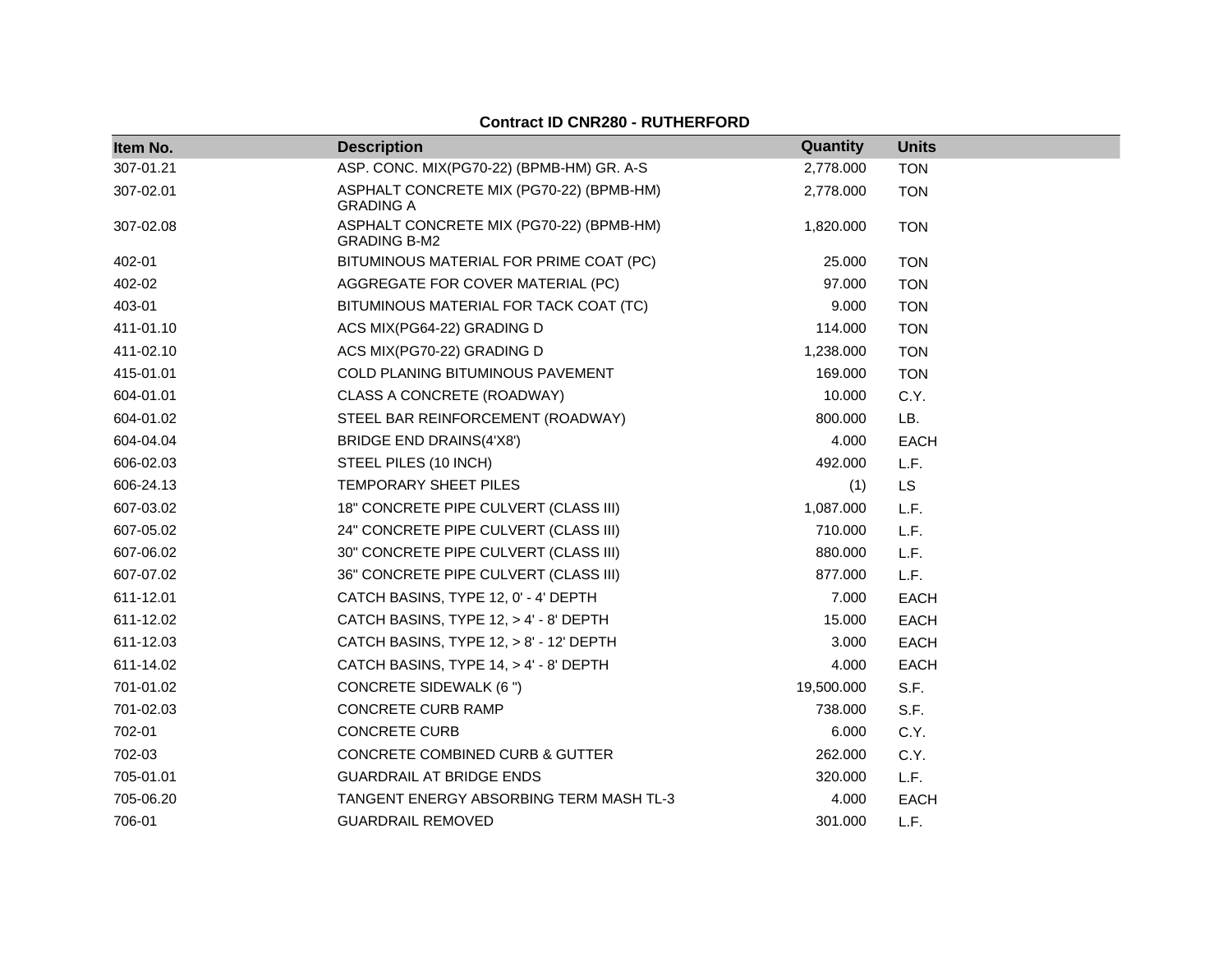**Contract ID CNR280 - RUTHERFORD**

| Item No. | Description | Quantity | Units |
|---|---|---|---|
| 307-01.21 | ASP. CONC. MIX(PG70-22) (BPMB-HM) GR. A-S | 2,778.000 | TON |
| 307-02.01 | ASPHALT CONCRETE MIX (PG70-22) (BPMB-HM) GRADING A | 2,778.000 | TON |
| 307-02.08 | ASPHALT CONCRETE MIX (PG70-22) (BPMB-HM) GRADING B-M2 | 1,820.000 | TON |
| 402-01 | BITUMINOUS MATERIAL FOR PRIME COAT (PC) | 25.000 | TON |
| 402-02 | AGGREGATE FOR COVER MATERIAL (PC) | 97.000 | TON |
| 403-01 | BITUMINOUS MATERIAL FOR TACK COAT (TC) | 9.000 | TON |
| 411-01.10 | ACS MIX(PG64-22) GRADING D | 114.000 | TON |
| 411-02.10 | ACS MIX(PG70-22) GRADING D | 1,238.000 | TON |
| 415-01.01 | COLD PLANING BITUMINOUS PAVEMENT | 169.000 | TON |
| 604-01.01 | CLASS A CONCRETE (ROADWAY) | 10.000 | C.Y. |
| 604-01.02 | STEEL BAR REINFORCEMENT (ROADWAY) | 800.000 | LB. |
| 604-04.04 | BRIDGE END DRAINS(4'X8') | 4.000 | EACH |
| 606-02.03 | STEEL PILES (10 INCH) | 492.000 | L.F. |
| 606-24.13 | TEMPORARY SHEET PILES | (1) | LS |
| 607-03.02 | 18" CONCRETE PIPE CULVERT (CLASS III) | 1,087.000 | L.F. |
| 607-05.02 | 24" CONCRETE PIPE CULVERT (CLASS III) | 710.000 | L.F. |
| 607-06.02 | 30" CONCRETE PIPE CULVERT (CLASS III) | 880.000 | L.F. |
| 607-07.02 | 36" CONCRETE PIPE CULVERT (CLASS III) | 877.000 | L.F. |
| 611-12.01 | CATCH BASINS, TYPE 12, 0' - 4' DEPTH | 7.000 | EACH |
| 611-12.02 | CATCH BASINS, TYPE 12, > 4' - 8' DEPTH | 15.000 | EACH |
| 611-12.03 | CATCH BASINS, TYPE 12, > 8' - 12' DEPTH | 3.000 | EACH |
| 611-14.02 | CATCH BASINS, TYPE 14, > 4' - 8' DEPTH | 4.000 | EACH |
| 701-01.02 | CONCRETE SIDEWALK (6 ") | 19,500.000 | S.F. |
| 701-02.03 | CONCRETE CURB RAMP | 738.000 | S.F. |
| 702-01 | CONCRETE CURB | 6.000 | C.Y. |
| 702-03 | CONCRETE COMBINED CURB & GUTTER | 262.000 | C.Y. |
| 705-01.01 | GUARDRAIL AT BRIDGE ENDS | 320.000 | L.F. |
| 705-06.20 | TANGENT ENERGY ABSORBING TERM MASH TL-3 | 4.000 | EACH |
| 706-01 | GUARDRAIL REMOVED | 301.000 | L.F. |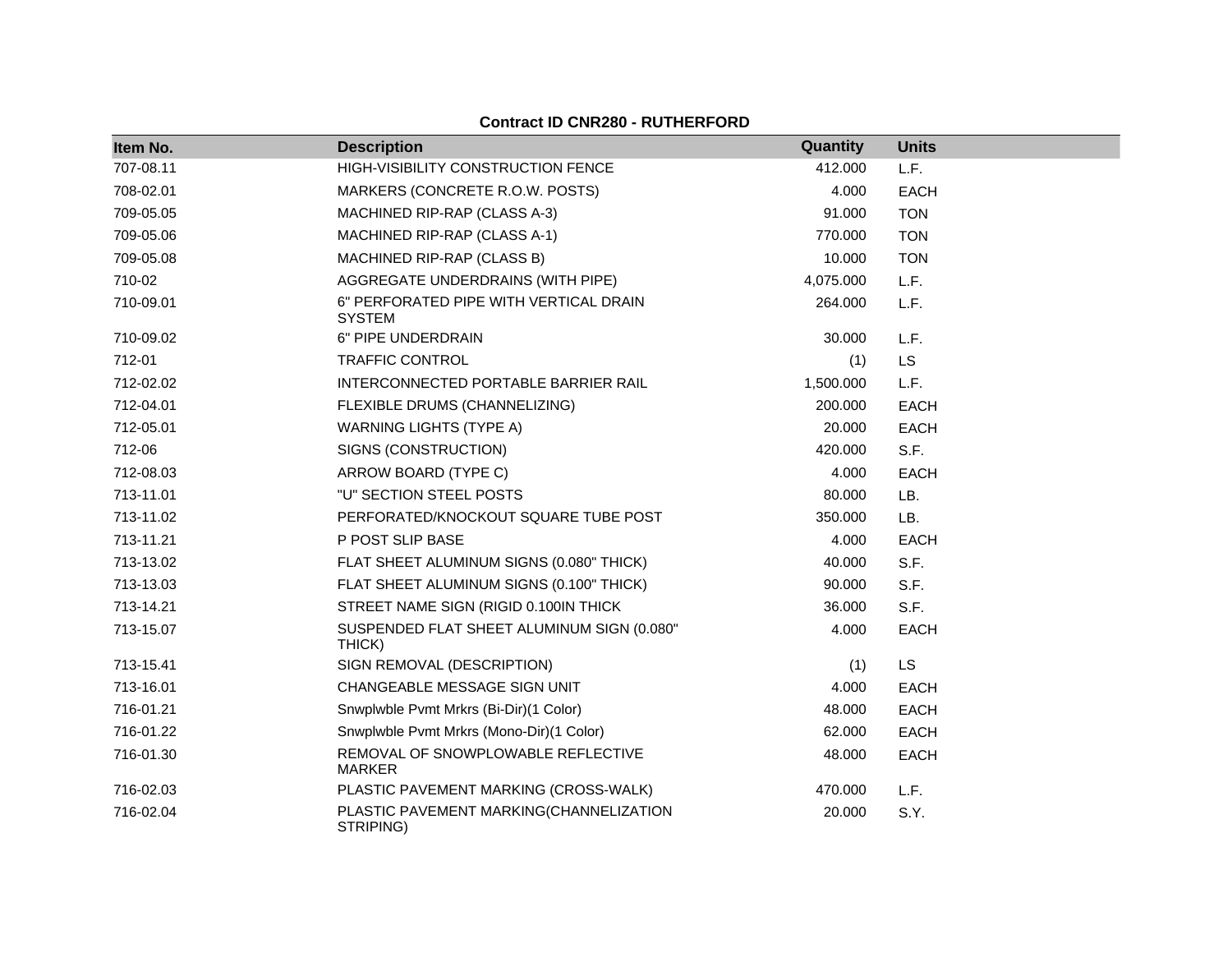**Contract ID CNR280 - RUTHERFORD**

| Item No. | Description | Quantity | Units |
|---|---|---|---|
| 707-08.11 | HIGH-VISIBILITY CONSTRUCTION FENCE | 412.000 | L.F. |
| 708-02.01 | MARKERS (CONCRETE R.O.W. POSTS) | 4.000 | EACH |
| 709-05.05 | MACHINED RIP-RAP (CLASS A-3) | 91.000 | TON |
| 709-05.06 | MACHINED RIP-RAP (CLASS A-1) | 770.000 | TON |
| 709-05.08 | MACHINED RIP-RAP (CLASS B) | 10.000 | TON |
| 710-02 | AGGREGATE UNDERDRAINS (WITH PIPE) | 4,075.000 | L.F. |
| 710-09.01 | 6" PERFORATED PIPE WITH VERTICAL DRAIN SYSTEM | 264.000 | L.F. |
| 710-09.02 | 6" PIPE UNDERDRAIN | 30.000 | L.F. |
| 712-01 | TRAFFIC CONTROL | (1) | LS |
| 712-02.02 | INTERCONNECTED PORTABLE BARRIER RAIL | 1,500.000 | L.F. |
| 712-04.01 | FLEXIBLE DRUMS (CHANNELIZING) | 200.000 | EACH |
| 712-05.01 | WARNING LIGHTS (TYPE A) | 20.000 | EACH |
| 712-06 | SIGNS (CONSTRUCTION) | 420.000 | S.F. |
| 712-08.03 | ARROW BOARD (TYPE C) | 4.000 | EACH |
| 713-11.01 | "U" SECTION STEEL POSTS | 80.000 | LB. |
| 713-11.02 | PERFORATED/KNOCKOUT SQUARE TUBE POST | 350.000 | LB. |
| 713-11.21 | P POST SLIP BASE | 4.000 | EACH |
| 713-13.02 | FLAT SHEET ALUMINUM SIGNS (0.080" THICK) | 40.000 | S.F. |
| 713-13.03 | FLAT SHEET ALUMINUM SIGNS (0.100" THICK) | 90.000 | S.F. |
| 713-14.21 | STREET NAME SIGN (RIGID 0.100IN THICK | 36.000 | S.F. |
| 713-15.07 | SUSPENDED FLAT SHEET ALUMINUM SIGN (0.080" THICK) | 4.000 | EACH |
| 713-15.41 | SIGN REMOVAL (DESCRIPTION) | (1) | LS |
| 713-16.01 | CHANGEABLE MESSAGE SIGN UNIT | 4.000 | EACH |
| 716-01.21 | Snwplwble Pvmt Mrkrs (Bi-Dir)(1 Color) | 48.000 | EACH |
| 716-01.22 | Snwplwble Pvmt Mrkrs (Mono-Dir)(1 Color) | 62.000 | EACH |
| 716-01.30 | REMOVAL OF SNOWPLOWABLE REFLECTIVE MARKER | 48.000 | EACH |
| 716-02.03 | PLASTIC PAVEMENT MARKING (CROSS-WALK) | 470.000 | L.F. |
| 716-02.04 | PLASTIC PAVEMENT MARKING(CHANNELIZATION STRIPING) | 20.000 | S.Y. |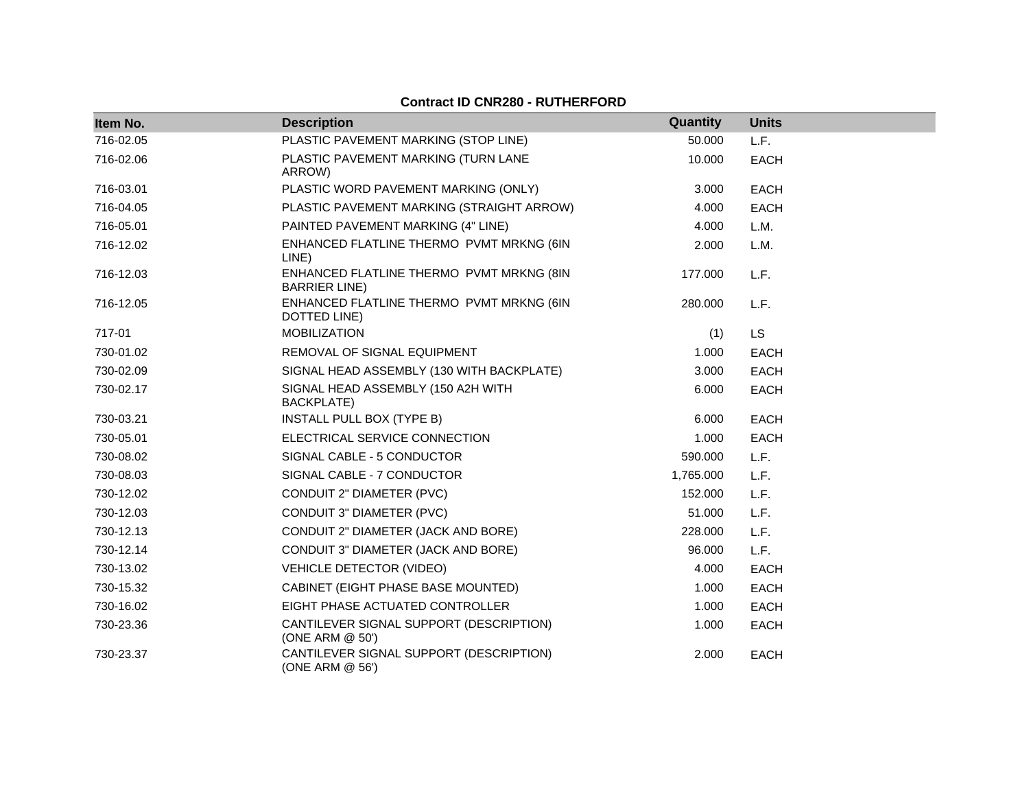**Contract ID CNR280 - RUTHERFORD**

| Item No. | Description | Quantity | Units |
|---|---|---|---|
| 716-02.05 | PLASTIC PAVEMENT MARKING (STOP LINE) | 50.000 | L.F. |
| 716-02.06 | PLASTIC PAVEMENT MARKING (TURN LANE ARROW) | 10.000 | EACH |
| 716-03.01 | PLASTIC WORD PAVEMENT MARKING (ONLY) | 3.000 | EACH |
| 716-04.05 | PLASTIC PAVEMENT MARKING (STRAIGHT ARROW) | 4.000 | EACH |
| 716-05.01 | PAINTED PAVEMENT MARKING (4" LINE) | 4.000 | L.M. |
| 716-12.02 | ENHANCED FLATLINE THERMO PVMT MRKNG (6IN LINE) | 2.000 | L.M. |
| 716-12.03 | ENHANCED FLATLINE THERMO PVMT MRKNG (8IN BARRIER LINE) | 177.000 | L.F. |
| 716-12.05 | ENHANCED FLATLINE THERMO PVMT MRKNG (6IN DOTTED LINE) | 280.000 | L.F. |
| 717-01 | MOBILIZATION | (1) | LS |
| 730-01.02 | REMOVAL OF SIGNAL EQUIPMENT | 1.000 | EACH |
| 730-02.09 | SIGNAL HEAD ASSEMBLY (130 WITH BACKPLATE) | 3.000 | EACH |
| 730-02.17 | SIGNAL HEAD ASSEMBLY (150 A2H WITH BACKPLATE) | 6.000 | EACH |
| 730-03.21 | INSTALL PULL BOX (TYPE B) | 6.000 | EACH |
| 730-05.01 | ELECTRICAL SERVICE CONNECTION | 1.000 | EACH |
| 730-08.02 | SIGNAL CABLE - 5 CONDUCTOR | 590.000 | L.F. |
| 730-08.03 | SIGNAL CABLE - 7 CONDUCTOR | 1,765.000 | L.F. |
| 730-12.02 | CONDUIT 2" DIAMETER (PVC) | 152.000 | L.F. |
| 730-12.03 | CONDUIT 3" DIAMETER (PVC) | 51.000 | L.F. |
| 730-12.13 | CONDUIT 2" DIAMETER (JACK AND BORE) | 228.000 | L.F. |
| 730-12.14 | CONDUIT 3" DIAMETER (JACK AND BORE) | 96.000 | L.F. |
| 730-13.02 | VEHICLE DETECTOR (VIDEO) | 4.000 | EACH |
| 730-15.32 | CABINET (EIGHT PHASE BASE MOUNTED) | 1.000 | EACH |
| 730-16.02 | EIGHT PHASE ACTUATED CONTROLLER | 1.000 | EACH |
| 730-23.36 | CANTILEVER SIGNAL SUPPORT (DESCRIPTION) (ONE ARM @ 50') | 1.000 | EACH |
| 730-23.37 | CANTILEVER SIGNAL SUPPORT (DESCRIPTION) (ONE ARM @ 56') | 2.000 | EACH |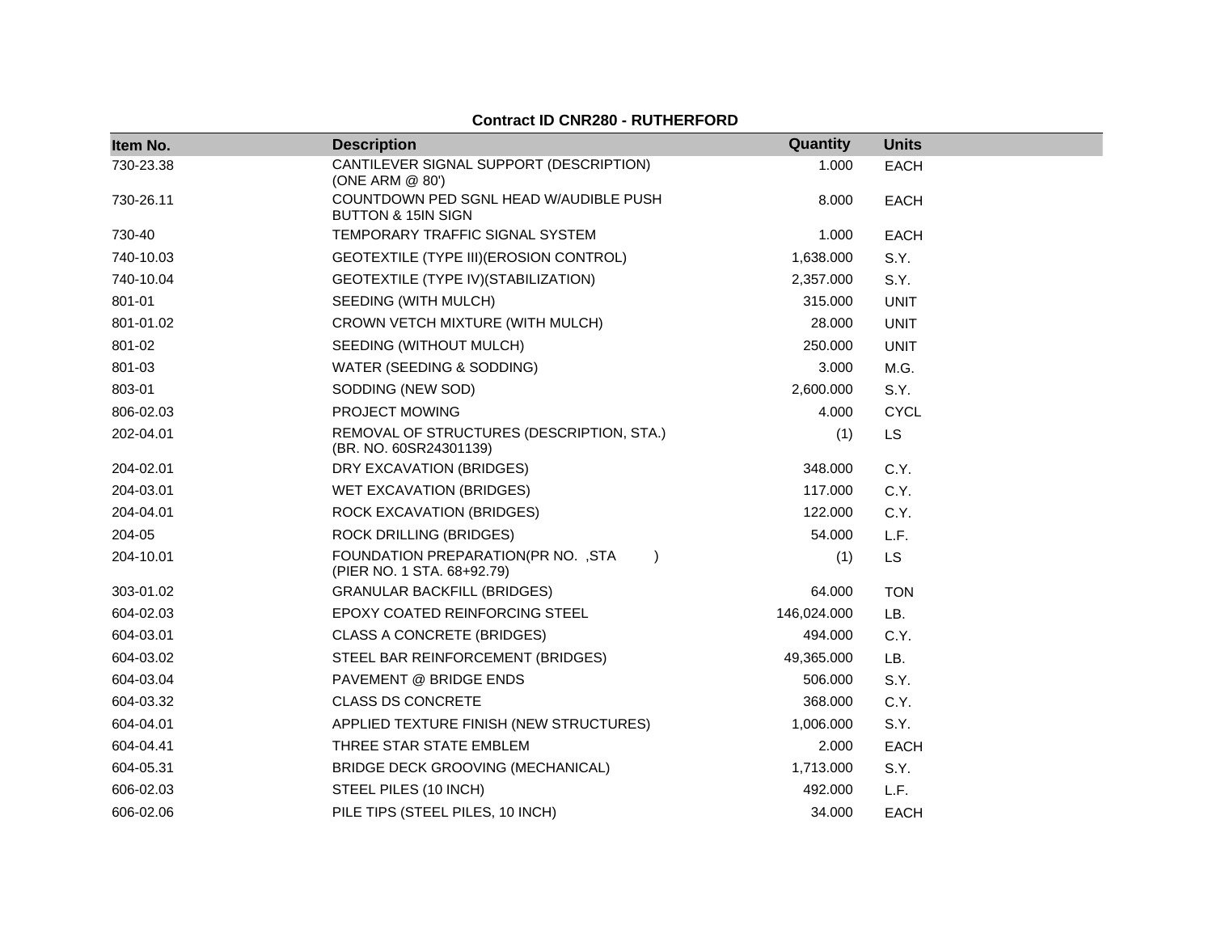**Contract ID CNR280 - RUTHERFORD**

| Item No. | Description | Quantity | Units |
|---|---|---|---|
| 730-23.38 | CANTILEVER SIGNAL SUPPORT (DESCRIPTION) (ONE ARM @ 80') | 1.000 | EACH |
| 730-26.11 | COUNTDOWN PED SGNL HEAD W/AUDIBLE PUSH BUTTON & 15IN SIGN | 8.000 | EACH |
| 730-40 | TEMPORARY TRAFFIC SIGNAL SYSTEM | 1.000 | EACH |
| 740-10.03 | GEOTEXTILE (TYPE III)(EROSION CONTROL) | 1,638.000 | S.Y. |
| 740-10.04 | GEOTEXTILE (TYPE IV)(STABILIZATION) | 2,357.000 | S.Y. |
| 801-01 | SEEDING (WITH MULCH) | 315.000 | UNIT |
| 801-01.02 | CROWN VETCH MIXTURE (WITH MULCH) | 28.000 | UNIT |
| 801-02 | SEEDING (WITHOUT MULCH) | 250.000 | UNIT |
| 801-03 | WATER (SEEDING & SODDING) | 3.000 | M.G. |
| 803-01 | SODDING (NEW SOD) | 2,600.000 | S.Y. |
| 806-02.03 | PROJECT MOWING | 4.000 | CYCL |
| 202-04.01 | REMOVAL OF STRUCTURES (DESCRIPTION, STA.) (BR. NO. 60SR24301139) | (1) | LS |
| 204-02.01 | DRY EXCAVATION (BRIDGES) | 348.000 | C.Y. |
| 204-03.01 | WET EXCAVATION (BRIDGES) | 117.000 | C.Y. |
| 204-04.01 | ROCK EXCAVATION (BRIDGES) | 122.000 | C.Y. |
| 204-05 | ROCK DRILLING (BRIDGES) | 54.000 | L.F. |
| 204-10.01 | FOUNDATION PREPARATION(PR NO. ,STA ) (PIER NO. 1 STA. 68+92.79) | (1) | LS |
| 303-01.02 | GRANULAR BACKFILL (BRIDGES) | 64.000 | TON |
| 604-02.03 | EPOXY COATED REINFORCING STEEL | 146,024.000 | LB. |
| 604-03.01 | CLASS A CONCRETE (BRIDGES) | 494.000 | C.Y. |
| 604-03.02 | STEEL BAR REINFORCEMENT (BRIDGES) | 49,365.000 | LB. |
| 604-03.04 | PAVEMENT @ BRIDGE ENDS | 506.000 | S.Y. |
| 604-03.32 | CLASS DS CONCRETE | 368.000 | C.Y. |
| 604-04.01 | APPLIED TEXTURE FINISH (NEW STRUCTURES) | 1,006.000 | S.Y. |
| 604-04.41 | THREE STAR STATE EMBLEM | 2.000 | EACH |
| 604-05.31 | BRIDGE DECK GROOVING (MECHANICAL) | 1,713.000 | S.Y. |
| 606-02.03 | STEEL PILES (10 INCH) | 492.000 | L.F. |
| 606-02.06 | PILE TIPS (STEEL PILES, 10 INCH) | 34.000 | EACH |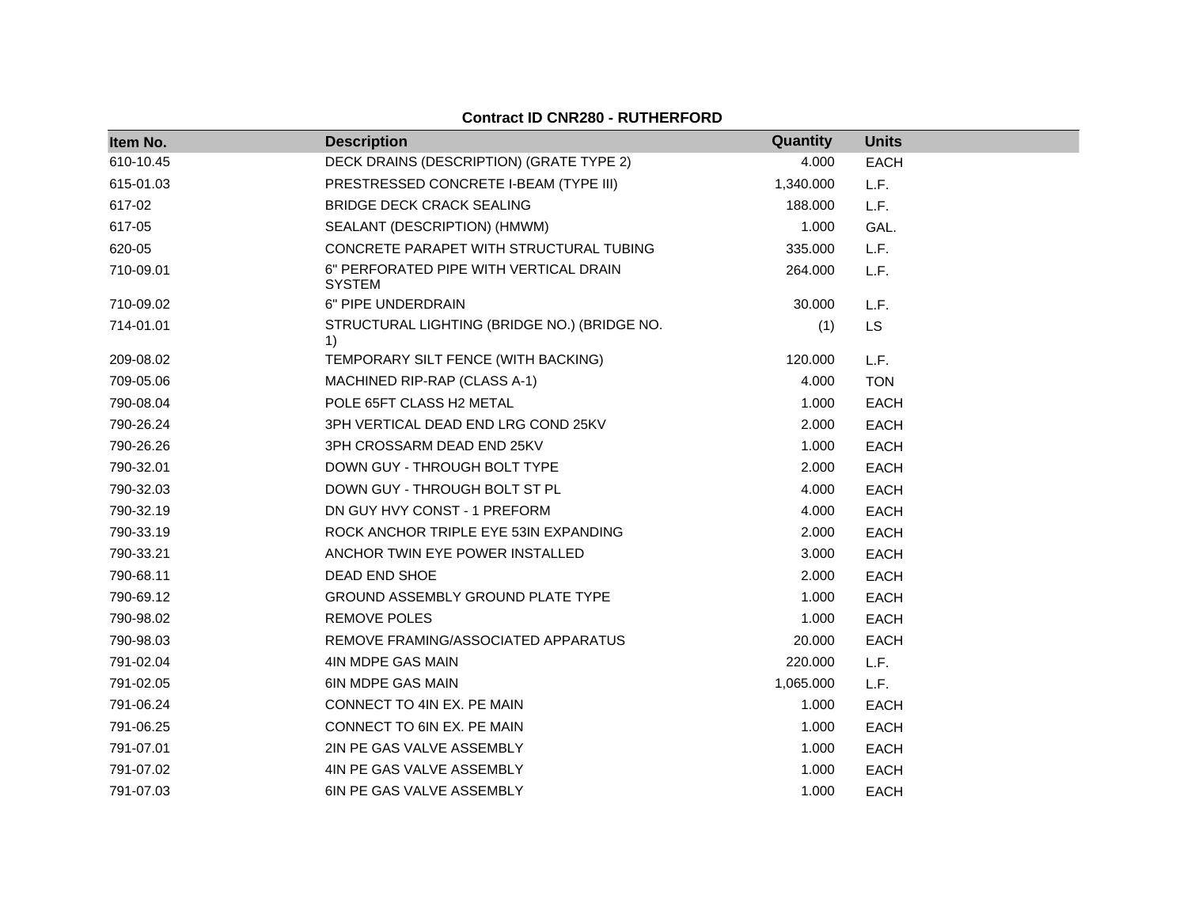**Contract ID CNR280 - RUTHERFORD**

| Item No. | Description | Quantity | Units |
|---|---|---|---|
| 610-10.45 | DECK DRAINS (DESCRIPTION) (GRATE TYPE 2) | 4.000 | EACH |
| 615-01.03 | PRESTRESSED CONCRETE I-BEAM (TYPE III) | 1,340.000 | L.F. |
| 617-02 | BRIDGE DECK CRACK SEALING | 188.000 | L.F. |
| 617-05 | SEALANT (DESCRIPTION) (HMWM) | 1.000 | GAL. |
| 620-05 | CONCRETE PARAPET WITH STRUCTURAL TUBING | 335.000 | L.F. |
| 710-09.01 | 6" PERFORATED PIPE WITH VERTICAL DRAIN SYSTEM | 264.000 | L.F. |
| 710-09.02 | 6" PIPE UNDERDRAIN | 30.000 | L.F. |
| 714-01.01 | STRUCTURAL LIGHTING (BRIDGE NO.) (BRIDGE NO. 1) | (1) | LS |
| 209-08.02 | TEMPORARY SILT FENCE (WITH BACKING) | 120.000 | L.F. |
| 709-05.06 | MACHINED RIP-RAP (CLASS A-1) | 4.000 | TON |
| 790-08.04 | POLE 65FT CLASS H2 METAL | 1.000 | EACH |
| 790-26.24 | 3PH VERTICAL DEAD END LRG COND 25KV | 2.000 | EACH |
| 790-26.26 | 3PH CROSSARM DEAD END 25KV | 1.000 | EACH |
| 790-32.01 | DOWN GUY - THROUGH BOLT TYPE | 2.000 | EACH |
| 790-32.03 | DOWN GUY - THROUGH BOLT ST PL | 4.000 | EACH |
| 790-32.19 | DN GUY HVY CONST - 1 PREFORM | 4.000 | EACH |
| 790-33.19 | ROCK ANCHOR TRIPLE EYE 53IN EXPANDING | 2.000 | EACH |
| 790-33.21 | ANCHOR TWIN EYE POWER INSTALLED | 3.000 | EACH |
| 790-68.11 | DEAD END SHOE | 2.000 | EACH |
| 790-69.12 | GROUND ASSEMBLY GROUND PLATE TYPE | 1.000 | EACH |
| 790-98.02 | REMOVE POLES | 1.000 | EACH |
| 790-98.03 | REMOVE FRAMING/ASSOCIATED APPARATUS | 20.000 | EACH |
| 791-02.04 | 4IN MDPE GAS MAIN | 220.000 | L.F. |
| 791-02.05 | 6IN MDPE GAS MAIN | 1,065.000 | L.F. |
| 791-06.24 | CONNECT TO 4IN EX. PE MAIN | 1.000 | EACH |
| 791-06.25 | CONNECT TO 6IN EX. PE MAIN | 1.000 | EACH |
| 791-07.01 | 2IN PE GAS VALVE ASSEMBLY | 1.000 | EACH |
| 791-07.02 | 4IN PE GAS VALVE ASSEMBLY | 1.000 | EACH |
| 791-07.03 | 6IN PE GAS VALVE ASSEMBLY | 1.000 | EACH |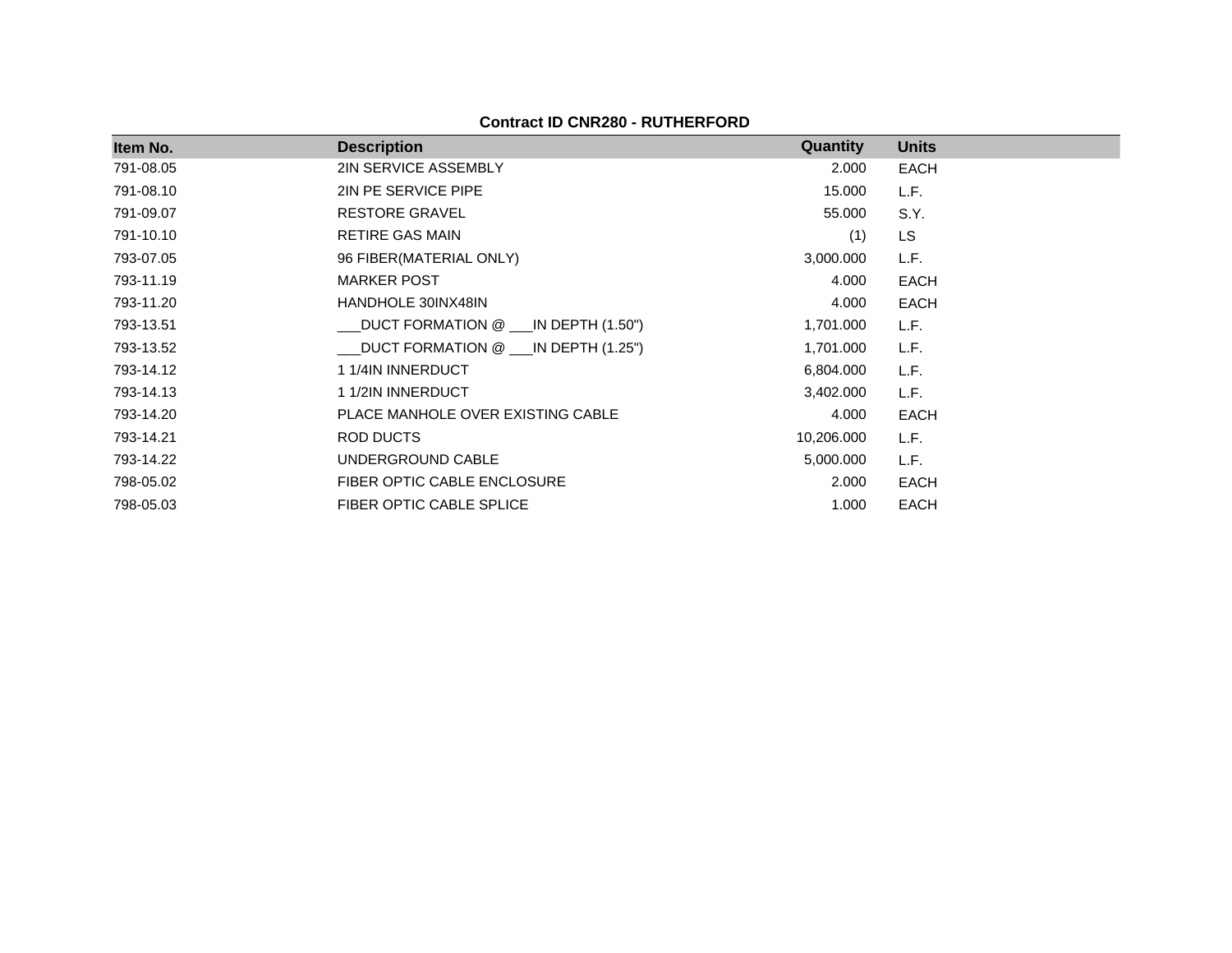**Contract ID CNR280 - RUTHERFORD**

| Item No. | Description | Quantity | Units |
|---|---|---|---|
| 791-08.05 | 2IN SERVICE ASSEMBLY | 2.000 | EACH |
| 791-08.10 | 2IN PE SERVICE PIPE | 15.000 | L.F. |
| 791-09.07 | RESTORE GRAVEL | 55.000 | S.Y. |
| 791-10.10 | RETIRE GAS MAIN | (1) | LS |
| 793-07.05 | 96 FIBER(MATERIAL ONLY) | 3,000.000 | L.F. |
| 793-11.19 | MARKER POST | 4.000 | EACH |
| 793-11.20 | HANDHOLE 30INX48IN | 4.000 | EACH |
| 793-13.51 | ___DUCT FORMATION @ ___IN DEPTH (1.50") | 1,701.000 | L.F. |
| 793-13.52 | ___DUCT FORMATION @ ___IN DEPTH (1.25") | 1,701.000 | L.F. |
| 793-14.12 | 1 1/4IN INNERDUCT | 6,804.000 | L.F. |
| 793-14.13 | 1 1/2IN INNERDUCT | 3,402.000 | L.F. |
| 793-14.20 | PLACE MANHOLE OVER EXISTING CABLE | 4.000 | EACH |
| 793-14.21 | ROD DUCTS | 10,206.000 | L.F. |
| 793-14.22 | UNDERGROUND CABLE | 5,000.000 | L.F. |
| 798-05.02 | FIBER OPTIC CABLE ENCLOSURE | 2.000 | EACH |
| 798-05.03 | FIBER OPTIC CABLE SPLICE | 1.000 | EACH |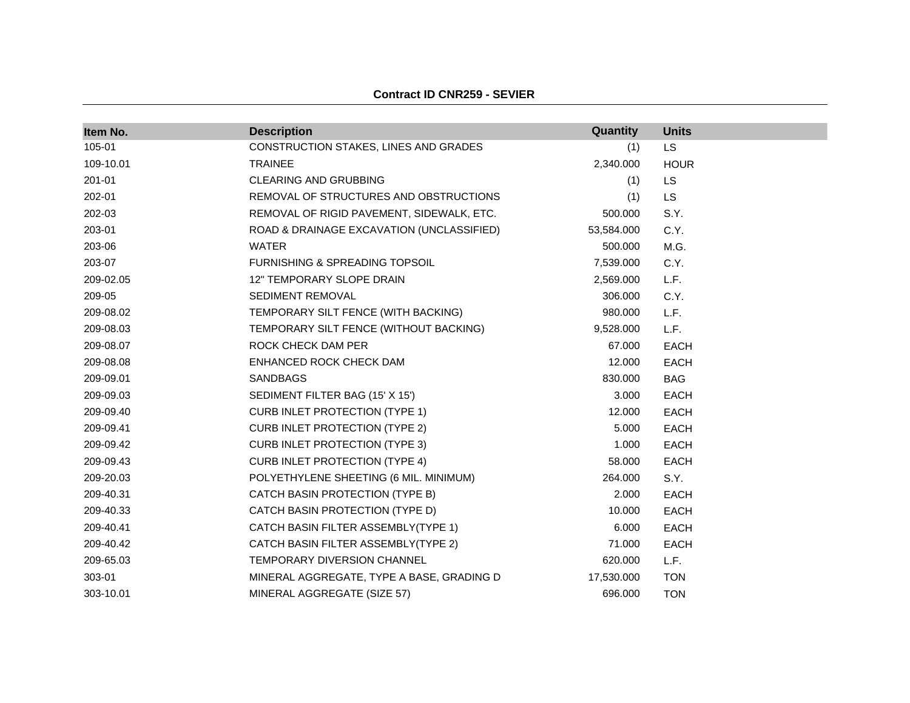**Contract ID CNR259 - SEVIER**

| Item No. | Description | Quantity | Units |
|---|---|---|---|
| 105-01 | CONSTRUCTION STAKES, LINES AND GRADES | (1) | LS |
| 109-10.01 | TRAINEE | 2,340.000 | HOUR |
| 201-01 | CLEARING AND GRUBBING | (1) | LS |
| 202-01 | REMOVAL OF STRUCTURES AND OBSTRUCTIONS | (1) | LS |
| 202-03 | REMOVAL OF RIGID PAVEMENT, SIDEWALK, ETC. | 500.000 | S.Y. |
| 203-01 | ROAD & DRAINAGE EXCAVATION (UNCLASSIFIED) | 53,584.000 | C.Y. |
| 203-06 | WATER | 500.000 | M.G. |
| 203-07 | FURNISHING & SPREADING TOPSOIL | 7,539.000 | C.Y. |
| 209-02.05 | 12" TEMPORARY SLOPE DRAIN | 2,569.000 | L.F. |
| 209-05 | SEDIMENT REMOVAL | 306.000 | C.Y. |
| 209-08.02 | TEMPORARY SILT FENCE (WITH BACKING) | 980.000 | L.F. |
| 209-08.03 | TEMPORARY SILT FENCE (WITHOUT BACKING) | 9,528.000 | L.F. |
| 209-08.07 | ROCK CHECK DAM PER | 67.000 | EACH |
| 209-08.08 | ENHANCED ROCK CHECK DAM | 12.000 | EACH |
| 209-09.01 | SANDBAGS | 830.000 | BAG |
| 209-09.03 | SEDIMENT FILTER BAG (15' X 15') | 3.000 | EACH |
| 209-09.40 | CURB INLET PROTECTION (TYPE 1) | 12.000 | EACH |
| 209-09.41 | CURB INLET PROTECTION (TYPE 2) | 5.000 | EACH |
| 209-09.42 | CURB INLET PROTECTION (TYPE 3) | 1.000 | EACH |
| 209-09.43 | CURB INLET PROTECTION (TYPE 4) | 58.000 | EACH |
| 209-20.03 | POLYETHYLENE SHEETING (6 MIL. MINIMUM) | 264.000 | S.Y. |
| 209-40.31 | CATCH BASIN PROTECTION (TYPE B) | 2.000 | EACH |
| 209-40.33 | CATCH BASIN PROTECTION (TYPE D) | 10.000 | EACH |
| 209-40.41 | CATCH BASIN FILTER ASSEMBLY(TYPE 1) | 6.000 | EACH |
| 209-40.42 | CATCH BASIN FILTER ASSEMBLY(TYPE 2) | 71.000 | EACH |
| 209-65.03 | TEMPORARY DIVERSION CHANNEL | 620.000 | L.F. |
| 303-01 | MINERAL AGGREGATE, TYPE A BASE, GRADING D | 17,530.000 | TON |
| 303-10.01 | MINERAL AGGREGATE (SIZE 57) | 696.000 | TON |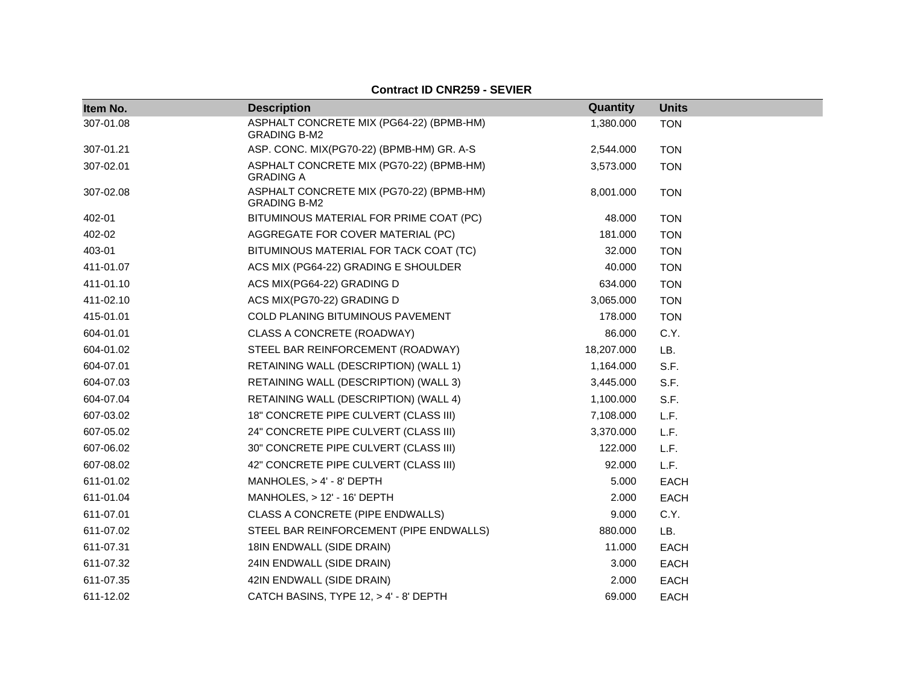**Contract ID CNR259 - SEVIER**

| Item No. | Description | Quantity | Units |
|---|---|---|---|
| 307-01.08 | ASPHALT CONCRETE MIX (PG64-22) (BPMB-HM) GRADING B-M2 | 1,380.000 | TON |
| 307-01.21 | ASP. CONC. MIX(PG70-22) (BPMB-HM) GR. A-S | 2,544.000 | TON |
| 307-02.01 | ASPHALT CONCRETE MIX (PG70-22) (BPMB-HM) GRADING A | 3,573.000 | TON |
| 307-02.08 | ASPHALT CONCRETE MIX (PG70-22) (BPMB-HM) GRADING B-M2 | 8,001.000 | TON |
| 402-01 | BITUMINOUS MATERIAL FOR PRIME COAT (PC) | 48.000 | TON |
| 402-02 | AGGREGATE FOR COVER MATERIAL (PC) | 181.000 | TON |
| 403-01 | BITUMINOUS MATERIAL FOR TACK COAT (TC) | 32.000 | TON |
| 411-01.07 | ACS MIX (PG64-22) GRADING E SHOULDER | 40.000 | TON |
| 411-01.10 | ACS MIX(PG64-22) GRADING D | 634.000 | TON |
| 411-02.10 | ACS MIX(PG70-22) GRADING D | 3,065.000 | TON |
| 415-01.01 | COLD PLANING BITUMINOUS PAVEMENT | 178.000 | TON |
| 604-01.01 | CLASS A CONCRETE (ROADWAY) | 86.000 | C.Y. |
| 604-01.02 | STEEL BAR REINFORCEMENT (ROADWAY) | 18,207.000 | LB. |
| 604-07.01 | RETAINING WALL (DESCRIPTION) (WALL 1) | 1,164.000 | S.F. |
| 604-07.03 | RETAINING WALL (DESCRIPTION) (WALL 3) | 3,445.000 | S.F. |
| 604-07.04 | RETAINING WALL (DESCRIPTION) (WALL 4) | 1,100.000 | S.F. |
| 607-03.02 | 18" CONCRETE PIPE CULVERT (CLASS III) | 7,108.000 | L.F. |
| 607-05.02 | 24" CONCRETE PIPE CULVERT (CLASS III) | 3,370.000 | L.F. |
| 607-06.02 | 30" CONCRETE PIPE CULVERT (CLASS III) | 122.000 | L.F. |
| 607-08.02 | 42" CONCRETE PIPE CULVERT (CLASS III) | 92.000 | L.F. |
| 611-01.02 | MANHOLES, > 4' - 8' DEPTH | 5.000 | EACH |
| 611-01.04 | MANHOLES, > 12' - 16' DEPTH | 2.000 | EACH |
| 611-07.01 | CLASS A CONCRETE (PIPE ENDWALLS) | 9.000 | C.Y. |
| 611-07.02 | STEEL BAR REINFORCEMENT (PIPE ENDWALLS) | 880.000 | LB. |
| 611-07.31 | 18IN ENDWALL (SIDE DRAIN) | 11.000 | EACH |
| 611-07.32 | 24IN ENDWALL (SIDE DRAIN) | 3.000 | EACH |
| 611-07.35 | 42IN ENDWALL (SIDE DRAIN) | 2.000 | EACH |
| 611-12.02 | CATCH BASINS, TYPE 12, > 4' - 8' DEPTH | 69.000 | EACH |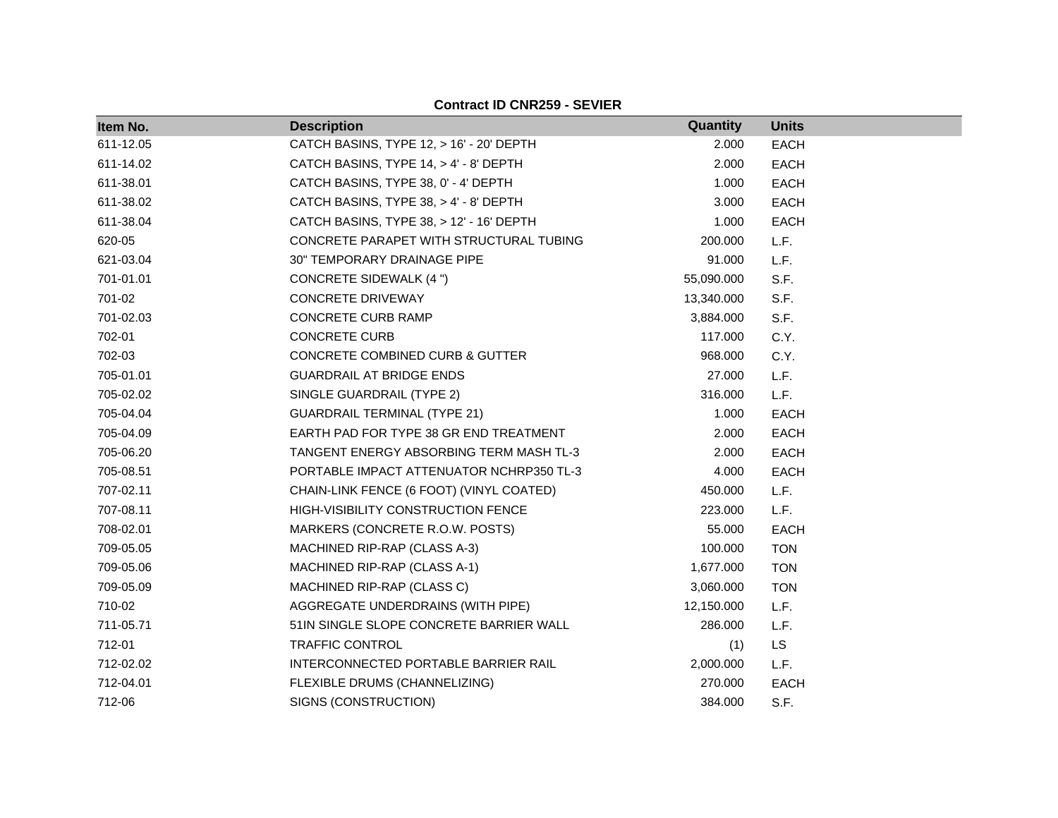**Contract ID CNR259 - SEVIER**

| Item No. | Description | Quantity | Units |
|---|---|---|---|
| 611-12.05 | CATCH BASINS, TYPE 12, > 16' - 20' DEPTH | 2.000 | EACH |
| 611-14.02 | CATCH BASINS, TYPE 14, > 4' - 8' DEPTH | 2.000 | EACH |
| 611-38.01 | CATCH BASINS, TYPE 38, 0' - 4' DEPTH | 1.000 | EACH |
| 611-38.02 | CATCH BASINS, TYPE 38, > 4' - 8' DEPTH | 3.000 | EACH |
| 611-38.04 | CATCH BASINS, TYPE 38, > 12' - 16' DEPTH | 1.000 | EACH |
| 620-05 | CONCRETE PARAPET WITH STRUCTURAL TUBING | 200.000 | L.F. |
| 621-03.04 | 30" TEMPORARY DRAINAGE PIPE | 91.000 | L.F. |
| 701-01.01 | CONCRETE SIDEWALK (4 ") | 55,090.000 | S.F. |
| 701-02 | CONCRETE DRIVEWAY | 13,340.000 | S.F. |
| 701-02.03 | CONCRETE CURB RAMP | 3,884.000 | S.F. |
| 702-01 | CONCRETE CURB | 117.000 | C.Y. |
| 702-03 | CONCRETE COMBINED CURB & GUTTER | 968.000 | C.Y. |
| 705-01.01 | GUARDRAIL AT BRIDGE ENDS | 27.000 | L.F. |
| 705-02.02 | SINGLE GUARDRAIL (TYPE 2) | 316.000 | L.F. |
| 705-04.04 | GUARDRAIL TERMINAL (TYPE 21) | 1.000 | EACH |
| 705-04.09 | EARTH PAD FOR TYPE 38 GR END TREATMENT | 2.000 | EACH |
| 705-06.20 | TANGENT ENERGY ABSORBING TERM MASH TL-3 | 2.000 | EACH |
| 705-08.51 | PORTABLE IMPACT ATTENUATOR NCHRP350 TL-3 | 4.000 | EACH |
| 707-02.11 | CHAIN-LINK FENCE (6 FOOT) (VINYL COATED) | 450.000 | L.F. |
| 707-08.11 | HIGH-VISIBILITY CONSTRUCTION FENCE | 223.000 | L.F. |
| 708-02.01 | MARKERS (CONCRETE R.O.W. POSTS) | 55.000 | EACH |
| 709-05.05 | MACHINED RIP-RAP (CLASS A-3) | 100.000 | TON |
| 709-05.06 | MACHINED RIP-RAP (CLASS A-1) | 1,677.000 | TON |
| 709-05.09 | MACHINED RIP-RAP (CLASS C) | 3,060.000 | TON |
| 710-02 | AGGREGATE UNDERDRAINS (WITH PIPE) | 12,150.000 | L.F. |
| 711-05.71 | 51IN SINGLE SLOPE CONCRETE BARRIER WALL | 286.000 | L.F. |
| 712-01 | TRAFFIC CONTROL | (1) | LS |
| 712-02.02 | INTERCONNECTED PORTABLE BARRIER RAIL | 2,000.000 | L.F. |
| 712-04.01 | FLEXIBLE DRUMS (CHANNELIZING) | 270.000 | EACH |
| 712-06 | SIGNS (CONSTRUCTION) | 384.000 | S.F. |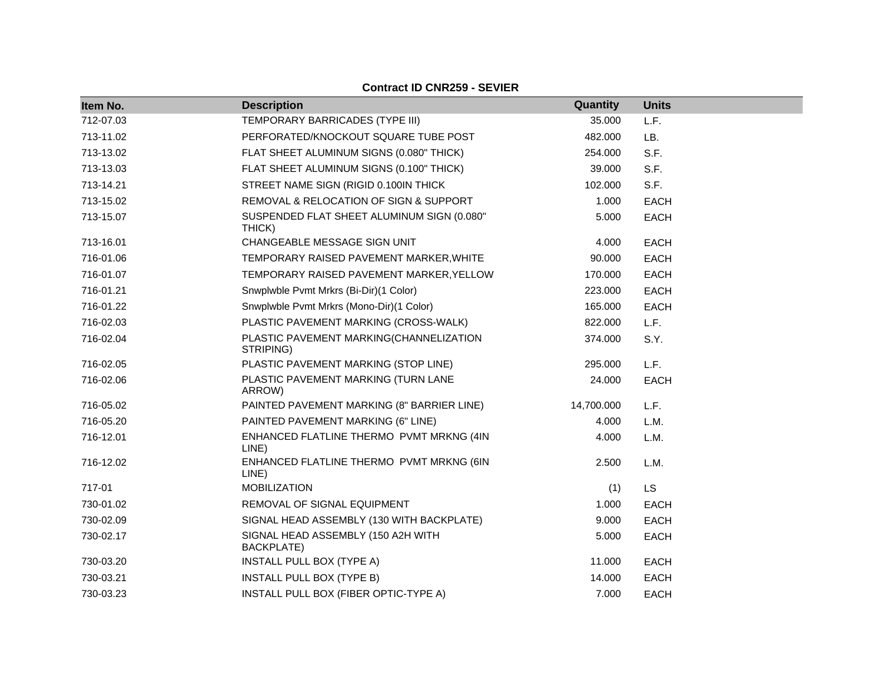**Contract ID CNR259 - SEVIER**

| Item No. | Description | Quantity | Units |
|---|---|---|---|
| 712-07.03 | TEMPORARY BARRICADES (TYPE III) | 35.000 | L.F. |
| 713-11.02 | PERFORATED/KNOCKOUT SQUARE TUBE POST | 482.000 | LB. |
| 713-13.02 | FLAT SHEET ALUMINUM SIGNS (0.080" THICK) | 254.000 | S.F. |
| 713-13.03 | FLAT SHEET ALUMINUM SIGNS (0.100" THICK) | 39.000 | S.F. |
| 713-14.21 | STREET NAME SIGN (RIGID 0.100IN THICK | 102.000 | S.F. |
| 713-15.02 | REMOVAL & RELOCATION OF SIGN & SUPPORT | 1.000 | EACH |
| 713-15.07 | SUSPENDED FLAT SHEET ALUMINUM SIGN (0.080" THICK) | 5.000 | EACH |
| 713-16.01 | CHANGEABLE MESSAGE SIGN UNIT | 4.000 | EACH |
| 716-01.06 | TEMPORARY RAISED PAVEMENT MARKER,WHITE | 90.000 | EACH |
| 716-01.07 | TEMPORARY RAISED PAVEMENT MARKER,YELLOW | 170.000 | EACH |
| 716-01.21 | Snwplwble Pvmt Mrkrs (Bi-Dir)(1 Color) | 223.000 | EACH |
| 716-01.22 | Snwplwble Pvmt Mrkrs (Mono-Dir)(1 Color) | 165.000 | EACH |
| 716-02.03 | PLASTIC PAVEMENT MARKING (CROSS-WALK) | 822.000 | L.F. |
| 716-02.04 | PLASTIC PAVEMENT MARKING(CHANNELIZATION STRIPING) | 374.000 | S.Y. |
| 716-02.05 | PLASTIC PAVEMENT MARKING (STOP LINE) | 295.000 | L.F. |
| 716-02.06 | PLASTIC PAVEMENT MARKING (TURN LANE ARROW) | 24.000 | EACH |
| 716-05.02 | PAINTED PAVEMENT MARKING (8" BARRIER LINE) | 14,700.000 | L.F. |
| 716-05.20 | PAINTED PAVEMENT MARKING (6" LINE) | 4.000 | L.M. |
| 716-12.01 | ENHANCED FLATLINE THERMO PVMT MRKNG (4IN LINE) | 4.000 | L.M. |
| 716-12.02 | ENHANCED FLATLINE THERMO PVMT MRKNG (6IN LINE) | 2.500 | L.M. |
| 717-01 | MOBILIZATION | (1) | LS |
| 730-01.02 | REMOVAL OF SIGNAL EQUIPMENT | 1.000 | EACH |
| 730-02.09 | SIGNAL HEAD ASSEMBLY (130 WITH BACKPLATE) | 9.000 | EACH |
| 730-02.17 | SIGNAL HEAD ASSEMBLY (150 A2H WITH BACKPLATE) | 5.000 | EACH |
| 730-03.20 | INSTALL PULL BOX (TYPE A) | 11.000 | EACH |
| 730-03.21 | INSTALL PULL BOX (TYPE B) | 14.000 | EACH |
| 730-03.23 | INSTALL PULL BOX (FIBER OPTIC-TYPE A) | 7.000 | EACH |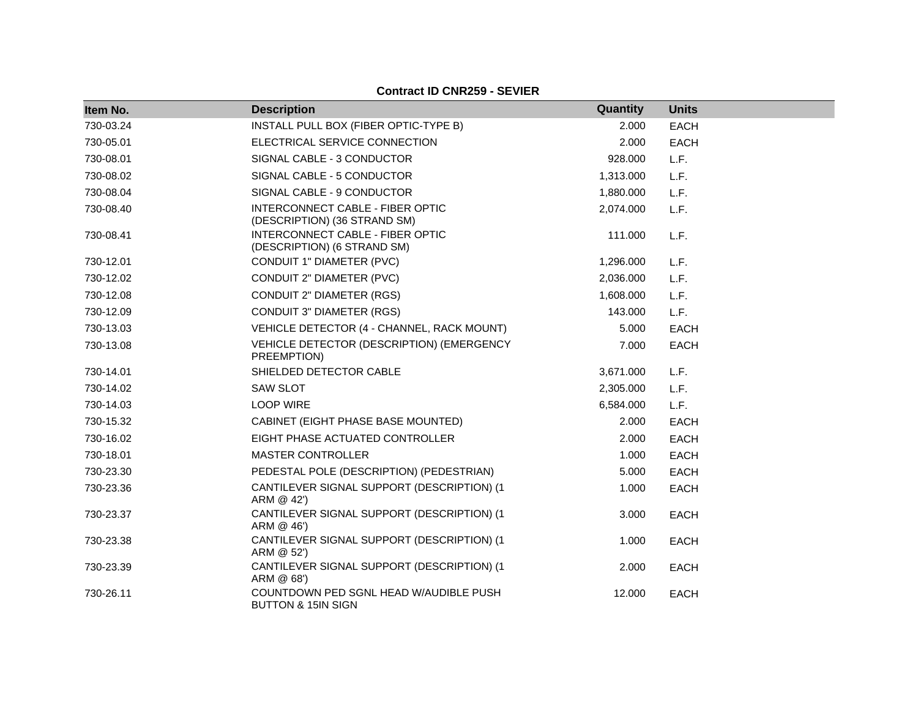**Contract ID CNR259 - SEVIER**

| Item No. | Description | Quantity | Units |
|---|---|---|---|
| 730-03.24 | INSTALL PULL BOX (FIBER OPTIC-TYPE B) | 2.000 | EACH |
| 730-05.01 | ELECTRICAL SERVICE CONNECTION | 2.000 | EACH |
| 730-08.01 | SIGNAL CABLE - 3 CONDUCTOR | 928.000 | L.F. |
| 730-08.02 | SIGNAL CABLE - 5 CONDUCTOR | 1,313.000 | L.F. |
| 730-08.04 | SIGNAL CABLE - 9 CONDUCTOR | 1,880.000 | L.F. |
| 730-08.40 | INTERCONNECT CABLE - FIBER OPTIC (DESCRIPTION) (36 STRAND SM) | 2,074.000 | L.F. |
| 730-08.41 | INTERCONNECT CABLE - FIBER OPTIC (DESCRIPTION) (6 STRAND SM) | 111.000 | L.F. |
| 730-12.01 | CONDUIT 1" DIAMETER (PVC) | 1,296.000 | L.F. |
| 730-12.02 | CONDUIT 2" DIAMETER (PVC) | 2,036.000 | L.F. |
| 730-12.08 | CONDUIT 2" DIAMETER (RGS) | 1,608.000 | L.F. |
| 730-12.09 | CONDUIT 3" DIAMETER (RGS) | 143.000 | L.F. |
| 730-13.03 | VEHICLE DETECTOR (4 - CHANNEL, RACK MOUNT) | 5.000 | EACH |
| 730-13.08 | VEHICLE DETECTOR (DESCRIPTION) (EMERGENCY PREEMPTION) | 7.000 | EACH |
| 730-14.01 | SHIELDED DETECTOR CABLE | 3,671.000 | L.F. |
| 730-14.02 | SAW SLOT | 2,305.000 | L.F. |
| 730-14.03 | LOOP WIRE | 6,584.000 | L.F. |
| 730-15.32 | CABINET (EIGHT PHASE BASE MOUNTED) | 2.000 | EACH |
| 730-16.02 | EIGHT PHASE ACTUATED CONTROLLER | 2.000 | EACH |
| 730-18.01 | MASTER CONTROLLER | 1.000 | EACH |
| 730-23.30 | PEDESTAL POLE (DESCRIPTION) (PEDESTRIAN) | 5.000 | EACH |
| 730-23.36 | CANTILEVER SIGNAL SUPPORT (DESCRIPTION) (1 ARM @ 42') | 1.000 | EACH |
| 730-23.37 | CANTILEVER SIGNAL SUPPORT (DESCRIPTION) (1 ARM @ 46') | 3.000 | EACH |
| 730-23.38 | CANTILEVER SIGNAL SUPPORT (DESCRIPTION) (1 ARM @ 52') | 1.000 | EACH |
| 730-23.39 | CANTILEVER SIGNAL SUPPORT (DESCRIPTION) (1 ARM @ 68') | 2.000 | EACH |
| 730-26.11 | COUNTDOWN PED SGNL HEAD W/AUDIBLE PUSH BUTTON & 15IN SIGN | 12.000 | EACH |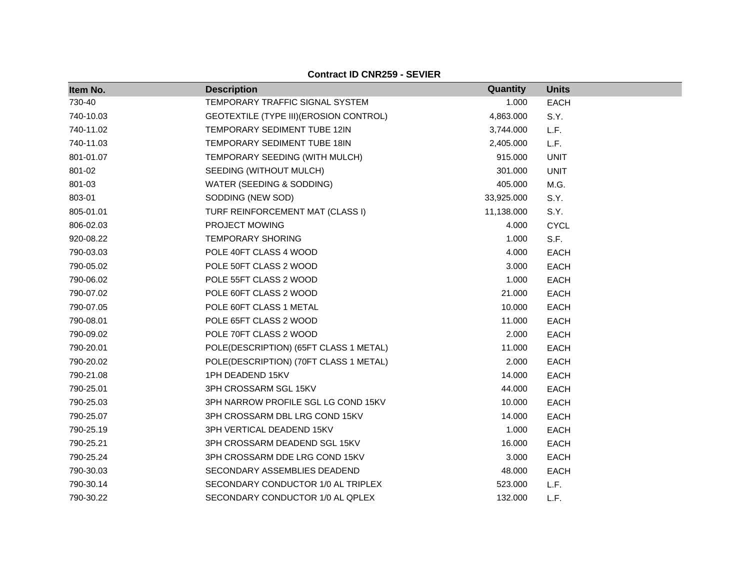**Contract ID CNR259 - SEVIER**

| Item No. | Description | Quantity | Units |
|---|---|---|---|
| 730-40 | TEMPORARY TRAFFIC SIGNAL SYSTEM | 1.000 | EACH |
| 740-10.03 | GEOTEXTILE (TYPE III)(EROSION CONTROL) | 4,863.000 | S.Y. |
| 740-11.02 | TEMPORARY SEDIMENT TUBE 12IN | 3,744.000 | L.F. |
| 740-11.03 | TEMPORARY SEDIMENT TUBE 18IN | 2,405.000 | L.F. |
| 801-01.07 | TEMPORARY SEEDING (WITH MULCH) | 915.000 | UNIT |
| 801-02 | SEEDING (WITHOUT MULCH) | 301.000 | UNIT |
| 801-03 | WATER (SEEDING & SODDING) | 405.000 | M.G. |
| 803-01 | SODDING (NEW SOD) | 33,925.000 | S.Y. |
| 805-01.01 | TURF REINFORCEMENT MAT (CLASS I) | 11,138.000 | S.Y. |
| 806-02.03 | PROJECT MOWING | 4.000 | CYCL |
| 920-08.22 | TEMPORARY SHORING | 1.000 | S.F. |
| 790-03.03 | POLE 40FT CLASS 4 WOOD | 4.000 | EACH |
| 790-05.02 | POLE 50FT CLASS 2 WOOD | 3.000 | EACH |
| 790-06.02 | POLE 55FT CLASS 2 WOOD | 1.000 | EACH |
| 790-07.02 | POLE 60FT CLASS 2 WOOD | 21.000 | EACH |
| 790-07.05 | POLE 60FT CLASS 1 METAL | 10.000 | EACH |
| 790-08.01 | POLE 65FT CLASS 2 WOOD | 11.000 | EACH |
| 790-09.02 | POLE 70FT CLASS 2 WOOD | 2.000 | EACH |
| 790-20.01 | POLE(DESCRIPTION) (65FT CLASS 1 METAL) | 11.000 | EACH |
| 790-20.02 | POLE(DESCRIPTION) (70FT CLASS 1 METAL) | 2.000 | EACH |
| 790-21.08 | 1PH DEADEND 15KV | 14.000 | EACH |
| 790-25.01 | 3PH CROSSARM SGL 15KV | 44.000 | EACH |
| 790-25.03 | 3PH NARROW PROFILE SGL LG COND 15KV | 10.000 | EACH |
| 790-25.07 | 3PH CROSSARM DBL LRG COND 15KV | 14.000 | EACH |
| 790-25.19 | 3PH VERTICAL DEADEND 15KV | 1.000 | EACH |
| 790-25.21 | 3PH CROSSARM DEADEND SGL 15KV | 16.000 | EACH |
| 790-25.24 | 3PH CROSSARM DDE LRG COND 15KV | 3.000 | EACH |
| 790-30.03 | SECONDARY ASSEMBLIES DEADEND | 48.000 | EACH |
| 790-30.14 | SECONDARY CONDUCTOR 1/0 AL TRIPLEX | 523.000 | L.F. |
| 790-30.22 | SECONDARY CONDUCTOR 1/0 AL QPLEX | 132.000 | L.F. |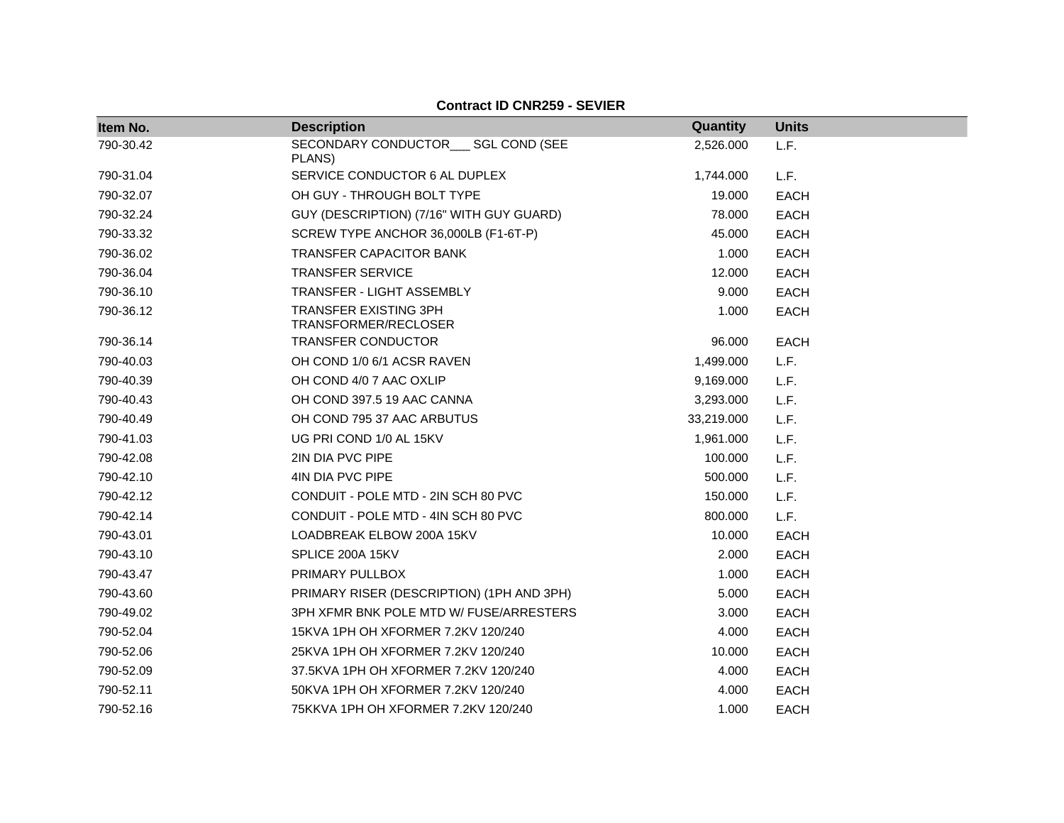**Contract ID CNR259 - SEVIER**

| Item No. | Description | Quantity | Units |
| --- | --- | --- | --- |
| 790-30.42 | SECONDARY CONDUCTOR___ SGL COND (SEE PLANS) | 2,526.000 | L.F. |
| 790-31.04 | SERVICE CONDUCTOR 6 AL DUPLEX | 1,744.000 | L.F. |
| 790-32.07 | OH GUY - THROUGH BOLT TYPE | 19.000 | EACH |
| 790-32.24 | GUY (DESCRIPTION) (7/16" WITH GUY GUARD) | 78.000 | EACH |
| 790-33.32 | SCREW TYPE ANCHOR 36,000LB (F1-6T-P) | 45.000 | EACH |
| 790-36.02 | TRANSFER CAPACITOR BANK | 1.000 | EACH |
| 790-36.04 | TRANSFER SERVICE | 12.000 | EACH |
| 790-36.10 | TRANSFER - LIGHT ASSEMBLY | 9.000 | EACH |
| 790-36.12 | TRANSFER EXISTING 3PH TRANSFORMER/RECLOSER | 1.000 | EACH |
| 790-36.14 | TRANSFER CONDUCTOR | 96.000 | EACH |
| 790-40.03 | OH COND 1/0 6/1 ACSR RAVEN | 1,499.000 | L.F. |
| 790-40.39 | OH COND 4/0 7 AAC OXLIP | 9,169.000 | L.F. |
| 790-40.43 | OH COND 397.5 19 AAC CANNA | 3,293.000 | L.F. |
| 790-40.49 | OH COND 795 37 AAC ARBUTUS | 33,219.000 | L.F. |
| 790-41.03 | UG PRI COND 1/0 AL 15KV | 1,961.000 | L.F. |
| 790-42.08 | 2IN DIA PVC PIPE | 100.000 | L.F. |
| 790-42.10 | 4IN DIA PVC PIPE | 500.000 | L.F. |
| 790-42.12 | CONDUIT - POLE MTD - 2IN SCH 80 PVC | 150.000 | L.F. |
| 790-42.14 | CONDUIT - POLE MTD - 4IN SCH 80 PVC | 800.000 | L.F. |
| 790-43.01 | LOADBREAK ELBOW 200A 15KV | 10.000 | EACH |
| 790-43.10 | SPLICE 200A 15KV | 2.000 | EACH |
| 790-43.47 | PRIMARY PULLBOX | 1.000 | EACH |
| 790-43.60 | PRIMARY RISER (DESCRIPTION) (1PH AND 3PH) | 5.000 | EACH |
| 790-49.02 | 3PH XFMR BNK POLE MTD W/ FUSE/ARRESTERS | 3.000 | EACH |
| 790-52.04 | 15KVA 1PH OH XFORMER 7.2KV 120/240 | 4.000 | EACH |
| 790-52.06 | 25KVA 1PH OH XFORMER 7.2KV 120/240 | 10.000 | EACH |
| 790-52.09 | 37.5KVA 1PH OH XFORMER 7.2KV 120/240 | 4.000 | EACH |
| 790-52.11 | 50KVA 1PH OH XFORMER 7.2KV 120/240 | 4.000 | EACH |
| 790-52.16 | 75KKVA 1PH OH XFORMER 7.2KV 120/240 | 1.000 | EACH |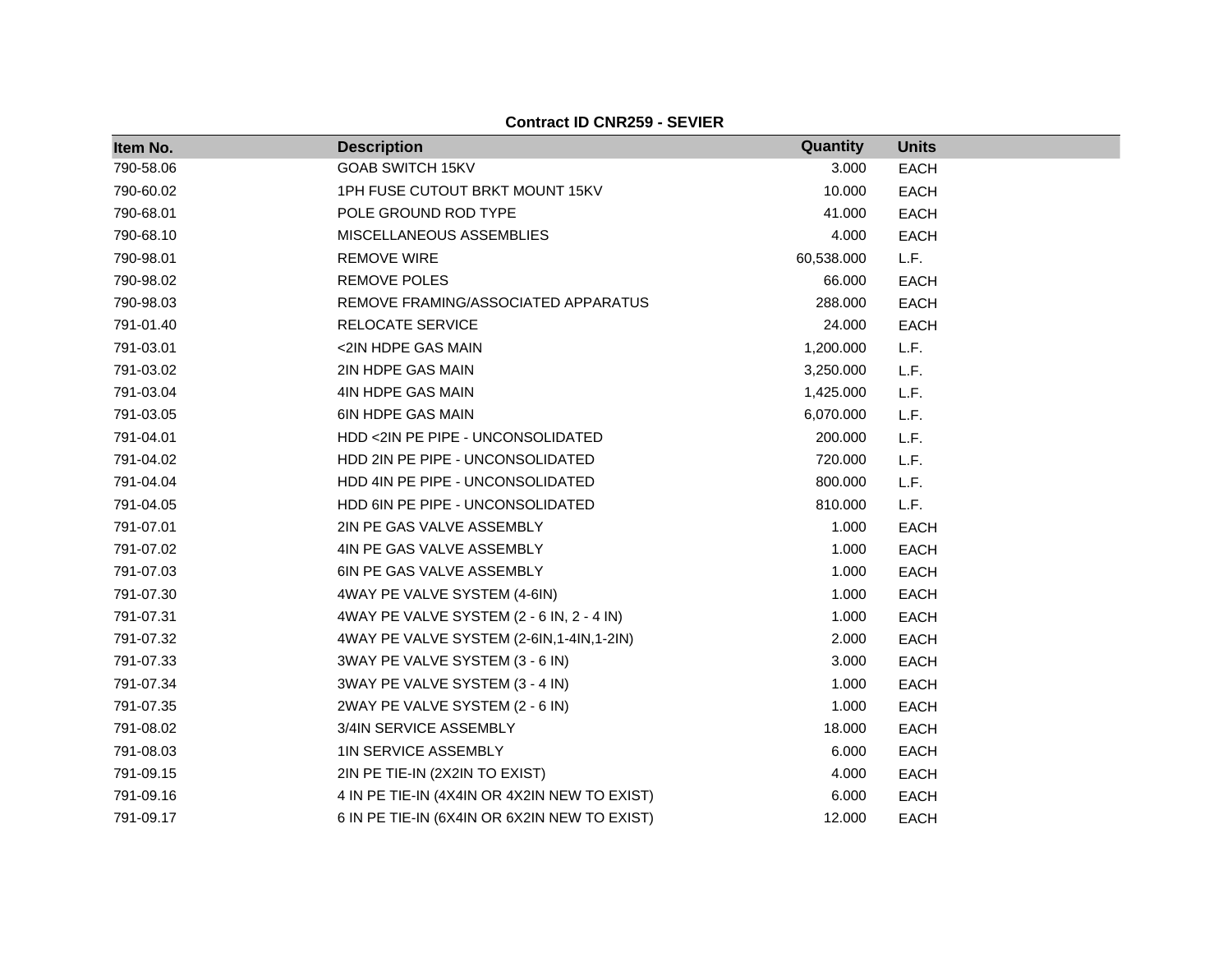**Contract ID CNR259 - SEVIER**

| Item No. | Description | Quantity | Units |
|---|---|---|---|
| 790-58.06 | GOAB SWITCH 15KV | 3.000 | EACH |
| 790-60.02 | 1PH FUSE CUTOUT BRKT MOUNT 15KV | 10.000 | EACH |
| 790-68.01 | POLE GROUND ROD TYPE | 41.000 | EACH |
| 790-68.10 | MISCELLANEOUS ASSEMBLIES | 4.000 | EACH |
| 790-98.01 | REMOVE WIRE | 60,538.000 | L.F. |
| 790-98.02 | REMOVE POLES | 66.000 | EACH |
| 790-98.03 | REMOVE FRAMING/ASSOCIATED APPARATUS | 288.000 | EACH |
| 791-01.40 | RELOCATE SERVICE | 24.000 | EACH |
| 791-03.01 | <2IN HDPE GAS MAIN | 1,200.000 | L.F. |
| 791-03.02 | 2IN HDPE GAS MAIN | 3,250.000 | L.F. |
| 791-03.04 | 4IN HDPE GAS MAIN | 1,425.000 | L.F. |
| 791-03.05 | 6IN HDPE GAS MAIN | 6,070.000 | L.F. |
| 791-04.01 | HDD <2IN PE PIPE - UNCONSOLIDATED | 200.000 | L.F. |
| 791-04.02 | HDD 2IN PE PIPE - UNCONSOLIDATED | 720.000 | L.F. |
| 791-04.04 | HDD 4IN PE PIPE - UNCONSOLIDATED | 800.000 | L.F. |
| 791-04.05 | HDD 6IN PE PIPE - UNCONSOLIDATED | 810.000 | L.F. |
| 791-07.01 | 2IN PE GAS VALVE ASSEMBLY | 1.000 | EACH |
| 791-07.02 | 4IN PE GAS VALVE ASSEMBLY | 1.000 | EACH |
| 791-07.03 | 6IN PE GAS VALVE ASSEMBLY | 1.000 | EACH |
| 791-07.30 | 4WAY PE VALVE SYSTEM (4-6IN) | 1.000 | EACH |
| 791-07.31 | 4WAY PE VALVE SYSTEM (2 - 6 IN, 2 - 4 IN) | 1.000 | EACH |
| 791-07.32 | 4WAY PE VALVE SYSTEM (2-6IN,1-4IN,1-2IN) | 2.000 | EACH |
| 791-07.33 | 3WAY PE VALVE SYSTEM (3 - 6 IN) | 3.000 | EACH |
| 791-07.34 | 3WAY PE VALVE SYSTEM (3 - 4 IN) | 1.000 | EACH |
| 791-07.35 | 2WAY PE VALVE SYSTEM (2 - 6 IN) | 1.000 | EACH |
| 791-08.02 | 3/4IN SERVICE ASSEMBLY | 18.000 | EACH |
| 791-08.03 | 1IN SERVICE ASSEMBLY | 6.000 | EACH |
| 791-09.15 | 2IN PE TIE-IN (2X2IN TO EXIST) | 4.000 | EACH |
| 791-09.16 | 4 IN PE TIE-IN (4X4IN OR 4X2IN NEW TO EXIST) | 6.000 | EACH |
| 791-09.17 | 6 IN PE TIE-IN (6X4IN OR 6X2IN NEW TO EXIST) | 12.000 | EACH |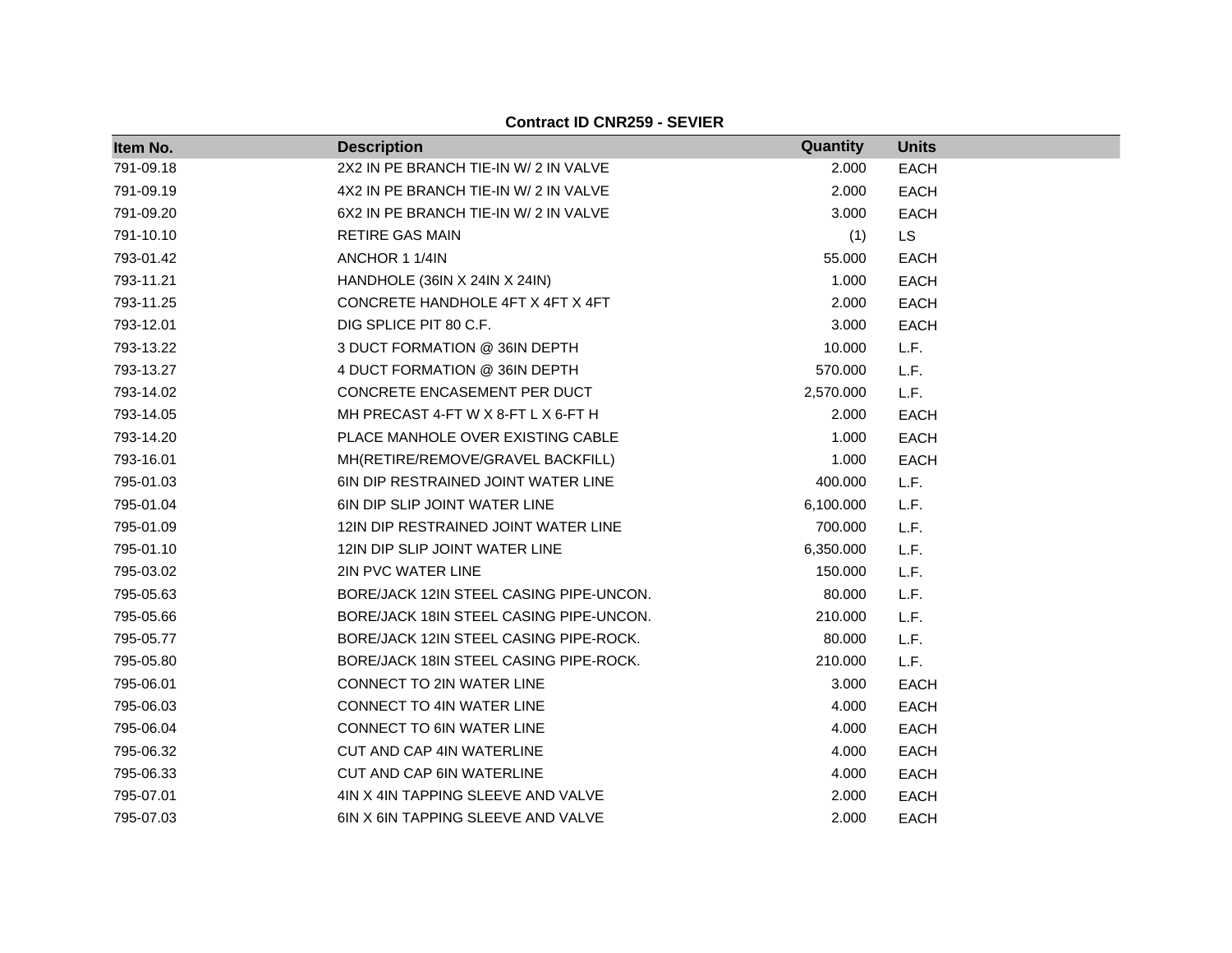**Contract ID CNR259 - SEVIER**

| Item No. | Description | Quantity | Units |
| --- | --- | --- | --- |
| 791-09.18 | 2X2 IN PE BRANCH TIE-IN W/ 2 IN VALVE | 2.000 | EACH |
| 791-09.19 | 4X2 IN PE BRANCH TIE-IN W/ 2 IN VALVE | 2.000 | EACH |
| 791-09.20 | 6X2 IN PE BRANCH TIE-IN W/ 2 IN VALVE | 3.000 | EACH |
| 791-10.10 | RETIRE GAS MAIN | (1) | LS |
| 793-01.42 | ANCHOR 1 1/4IN | 55.000 | EACH |
| 793-11.21 | HANDHOLE (36IN X 24IN X 24IN) | 1.000 | EACH |
| 793-11.25 | CONCRETE HANDHOLE 4FT X 4FT X 4FT | 2.000 | EACH |
| 793-12.01 | DIG SPLICE PIT 80 C.F. | 3.000 | EACH |
| 793-13.22 | 3 DUCT FORMATION @ 36IN DEPTH | 10.000 | L.F. |
| 793-13.27 | 4 DUCT FORMATION @ 36IN DEPTH | 570.000 | L.F. |
| 793-14.02 | CONCRETE ENCASEMENT PER DUCT | 2,570.000 | L.F. |
| 793-14.05 | MH PRECAST 4-FT W X 8-FT L X 6-FT H | 2.000 | EACH |
| 793-14.20 | PLACE MANHOLE OVER EXISTING CABLE | 1.000 | EACH |
| 793-16.01 | MH(RETIRE/REMOVE/GRAVEL BACKFILL) | 1.000 | EACH |
| 795-01.03 | 6IN DIP RESTRAINED JOINT WATER LINE | 400.000 | L.F. |
| 795-01.04 | 6IN DIP SLIP JOINT WATER LINE | 6,100.000 | L.F. |
| 795-01.09 | 12IN DIP RESTRAINED JOINT WATER LINE | 700.000 | L.F. |
| 795-01.10 | 12IN DIP SLIP JOINT WATER LINE | 6,350.000 | L.F. |
| 795-03.02 | 2IN PVC WATER LINE | 150.000 | L.F. |
| 795-05.63 | BORE/JACK 12IN STEEL CASING PIPE-UNCON. | 80.000 | L.F. |
| 795-05.66 | BORE/JACK 18IN STEEL CASING PIPE-UNCON. | 210.000 | L.F. |
| 795-05.77 | BORE/JACK 12IN STEEL CASING PIPE-ROCK. | 80.000 | L.F. |
| 795-05.80 | BORE/JACK 18IN STEEL CASING PIPE-ROCK. | 210.000 | L.F. |
| 795-06.01 | CONNECT TO 2IN WATER LINE | 3.000 | EACH |
| 795-06.03 | CONNECT TO 4IN WATER LINE | 4.000 | EACH |
| 795-06.04 | CONNECT TO 6IN WATER LINE | 4.000 | EACH |
| 795-06.32 | CUT AND CAP 4IN WATERLINE | 4.000 | EACH |
| 795-06.33 | CUT AND CAP 6IN WATERLINE | 4.000 | EACH |
| 795-07.01 | 4IN X 4IN TAPPING SLEEVE AND VALVE | 2.000 | EACH |
| 795-07.03 | 6IN X 6IN TAPPING SLEEVE AND VALVE | 2.000 | EACH |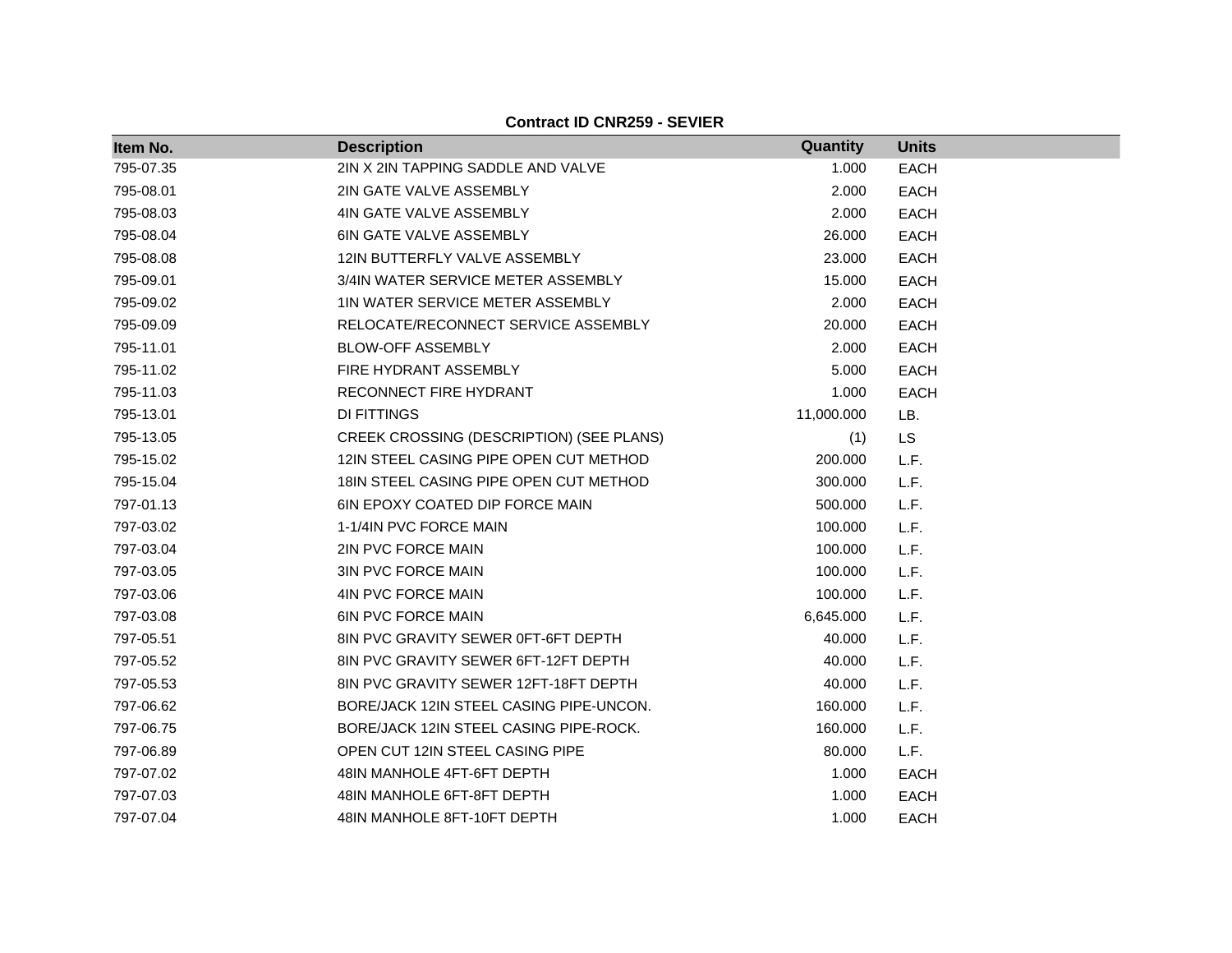**Contract ID CNR259 - SEVIER**

| Item No. | Description | Quantity | Units |
|---|---|---|---|
| 795-07.35 | 2IN X 2IN TAPPING SADDLE AND VALVE | 1.000 | EACH |
| 795-08.01 | 2IN GATE VALVE ASSEMBLY | 2.000 | EACH |
| 795-08.03 | 4IN GATE VALVE ASSEMBLY | 2.000 | EACH |
| 795-08.04 | 6IN GATE VALVE ASSEMBLY | 26.000 | EACH |
| 795-08.08 | 12IN BUTTERFLY VALVE ASSEMBLY | 23.000 | EACH |
| 795-09.01 | 3/4IN WATER SERVICE METER ASSEMBLY | 15.000 | EACH |
| 795-09.02 | 1IN WATER SERVICE METER ASSEMBLY | 2.000 | EACH |
| 795-09.09 | RELOCATE/RECONNECT SERVICE ASSEMBLY | 20.000 | EACH |
| 795-11.01 | BLOW-OFF ASSEMBLY | 2.000 | EACH |
| 795-11.02 | FIRE HYDRANT ASSEMBLY | 5.000 | EACH |
| 795-11.03 | RECONNECT FIRE HYDRANT | 1.000 | EACH |
| 795-13.01 | DI FITTINGS | 11,000.000 | LB. |
| 795-13.05 | CREEK CROSSING (DESCRIPTION) (SEE PLANS) | (1) | LS |
| 795-15.02 | 12IN STEEL CASING PIPE OPEN CUT METHOD | 200.000 | L.F. |
| 795-15.04 | 18IN STEEL CASING PIPE OPEN CUT METHOD | 300.000 | L.F. |
| 797-01.13 | 6IN EPOXY COATED DIP FORCE MAIN | 500.000 | L.F. |
| 797-03.02 | 1-1/4IN PVC FORCE MAIN | 100.000 | L.F. |
| 797-03.04 | 2IN PVC FORCE MAIN | 100.000 | L.F. |
| 797-03.05 | 3IN PVC FORCE MAIN | 100.000 | L.F. |
| 797-03.06 | 4IN PVC FORCE MAIN | 100.000 | L.F. |
| 797-03.08 | 6IN PVC FORCE MAIN | 6,645.000 | L.F. |
| 797-05.51 | 8IN PVC GRAVITY SEWER 0FT-6FT DEPTH | 40.000 | L.F. |
| 797-05.52 | 8IN PVC GRAVITY SEWER 6FT-12FT DEPTH | 40.000 | L.F. |
| 797-05.53 | 8IN PVC GRAVITY SEWER 12FT-18FT DEPTH | 40.000 | L.F. |
| 797-06.62 | BORE/JACK 12IN STEEL CASING PIPE-UNCON. | 160.000 | L.F. |
| 797-06.75 | BORE/JACK 12IN STEEL CASING PIPE-ROCK. | 160.000 | L.F. |
| 797-06.89 | OPEN CUT 12IN STEEL CASING PIPE | 80.000 | L.F. |
| 797-07.02 | 48IN MANHOLE 4FT-6FT DEPTH | 1.000 | EACH |
| 797-07.03 | 48IN MANHOLE 6FT-8FT DEPTH | 1.000 | EACH |
| 797-07.04 | 48IN MANHOLE 8FT-10FT DEPTH | 1.000 | EACH |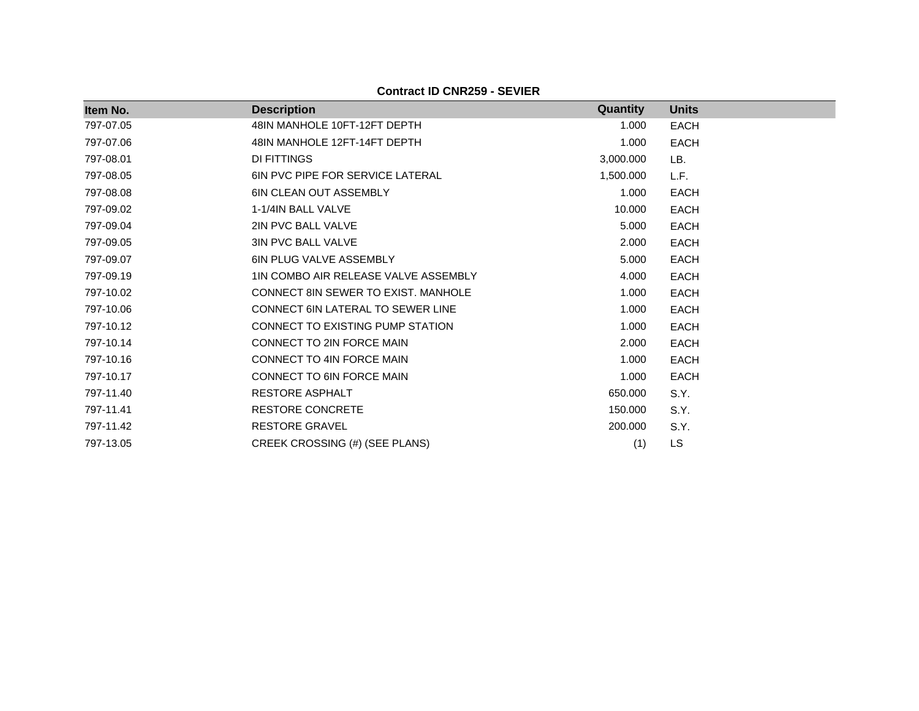**Contract ID CNR259 - SEVIER**

| Item No. | Description | Quantity | Units |
|---|---|---|---|
| 797-07.05 | 48IN MANHOLE 10FT-12FT DEPTH | 1.000 | EACH |
| 797-07.06 | 48IN MANHOLE 12FT-14FT DEPTH | 1.000 | EACH |
| 797-08.01 | DI FITTINGS | 3,000.000 | LB. |
| 797-08.05 | 6IN PVC PIPE FOR SERVICE LATERAL | 1,500.000 | L.F. |
| 797-08.08 | 6IN CLEAN OUT ASSEMBLY | 1.000 | EACH |
| 797-09.02 | 1-1/4IN BALL VALVE | 10.000 | EACH |
| 797-09.04 | 2IN PVC BALL VALVE | 5.000 | EACH |
| 797-09.05 | 3IN PVC BALL VALVE | 2.000 | EACH |
| 797-09.07 | 6IN PLUG VALVE ASSEMBLY | 5.000 | EACH |
| 797-09.19 | 1IN COMBO AIR RELEASE VALVE ASSEMBLY | 4.000 | EACH |
| 797-10.02 | CONNECT 8IN SEWER TO EXIST. MANHOLE | 1.000 | EACH |
| 797-10.06 | CONNECT 6IN LATERAL TO SEWER LINE | 1.000 | EACH |
| 797-10.12 | CONNECT TO EXISTING PUMP STATION | 1.000 | EACH |
| 797-10.14 | CONNECT TO 2IN FORCE MAIN | 2.000 | EACH |
| 797-10.16 | CONNECT TO 4IN FORCE MAIN | 1.000 | EACH |
| 797-10.17 | CONNECT TO 6IN FORCE MAIN | 1.000 | EACH |
| 797-11.40 | RESTORE ASPHALT | 650.000 | S.Y. |
| 797-11.41 | RESTORE CONCRETE | 150.000 | S.Y. |
| 797-11.42 | RESTORE GRAVEL | 200.000 | S.Y. |
| 797-13.05 | CREEK CROSSING (#) (SEE PLANS) | (1) | LS |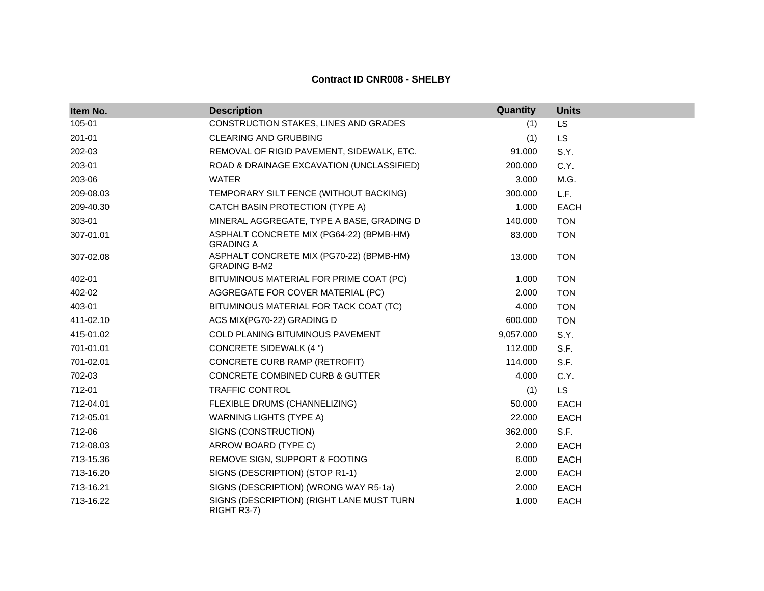## Contract ID CNR008 - SHELBY

| Item No. | Description | Quantity | Units |
|---|---|---|---|
| 105-01 | CONSTRUCTION STAKES, LINES AND GRADES | (1) | LS |
| 201-01 | CLEARING AND GRUBBING | (1) | LS |
| 202-03 | REMOVAL OF RIGID PAVEMENT, SIDEWALK, ETC. | 91.000 | S.Y. |
| 203-01 | ROAD & DRAINAGE EXCAVATION (UNCLASSIFIED) | 200.000 | C.Y. |
| 203-06 | WATER | 3.000 | M.G. |
| 209-08.03 | TEMPORARY SILT FENCE (WITHOUT BACKING) | 300.000 | L.F. |
| 209-40.30 | CATCH BASIN PROTECTION (TYPE A) | 1.000 | EACH |
| 303-01 | MINERAL AGGREGATE, TYPE A BASE, GRADING D | 140.000 | TON |
| 307-01.01 | ASPHALT CONCRETE MIX (PG64-22) (BPMB-HM) GRADING A | 83.000 | TON |
| 307-02.08 | ASPHALT CONCRETE MIX (PG70-22) (BPMB-HM) GRADING B-M2 | 13.000 | TON |
| 402-01 | BITUMINOUS MATERIAL FOR PRIME COAT (PC) | 1.000 | TON |
| 402-02 | AGGREGATE FOR COVER MATERIAL (PC) | 2.000 | TON |
| 403-01 | BITUMINOUS MATERIAL FOR TACK COAT (TC) | 4.000 | TON |
| 411-02.10 | ACS MIX(PG70-22) GRADING D | 600.000 | TON |
| 415-01.02 | COLD PLANING BITUMINOUS PAVEMENT | 9,057.000 | S.Y. |
| 701-01.01 | CONCRETE SIDEWALK (4 ") | 112.000 | S.F. |
| 701-02.01 | CONCRETE CURB RAMP (RETROFIT) | 114.000 | S.F. |
| 702-03 | CONCRETE COMBINED CURB & GUTTER | 4.000 | C.Y. |
| 712-01 | TRAFFIC CONTROL | (1) | LS |
| 712-04.01 | FLEXIBLE DRUMS (CHANNELIZING) | 50.000 | EACH |
| 712-05.01 | WARNING LIGHTS (TYPE A) | 22.000 | EACH |
| 712-06 | SIGNS (CONSTRUCTION) | 362.000 | S.F. |
| 712-08.03 | ARROW BOARD (TYPE C) | 2.000 | EACH |
| 713-15.36 | REMOVE SIGN, SUPPORT & FOOTING | 6.000 | EACH |
| 713-16.20 | SIGNS (DESCRIPTION) (STOP R1-1) | 2.000 | EACH |
| 713-16.21 | SIGNS (DESCRIPTION) (WRONG WAY R5-1a) | 2.000 | EACH |
| 713-16.22 | SIGNS (DESCRIPTION) (RIGHT LANE MUST TURN RIGHT R3-7) | 1.000 | EACH |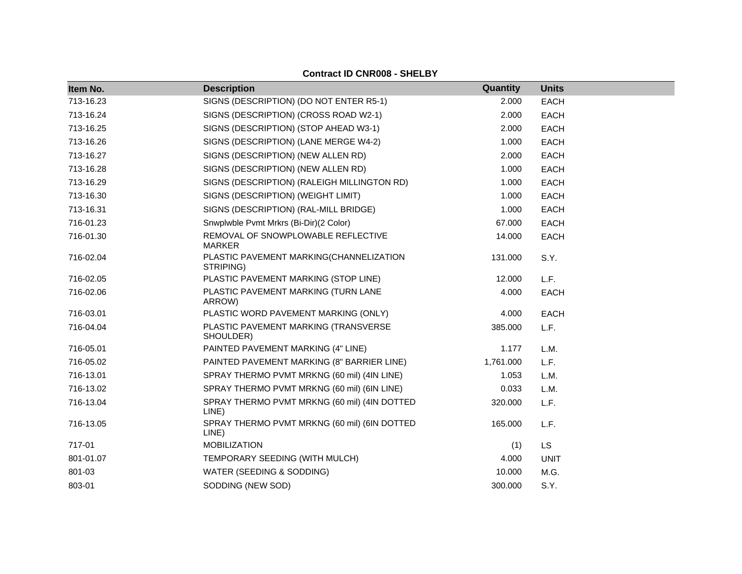**Contract ID CNR008 - SHELBY**

| Item No. | Description | Quantity | Units |
| --- | --- | --- | --- |
| 713-16.23 | SIGNS (DESCRIPTION) (DO NOT ENTER R5-1) | 2.000 | EACH |
| 713-16.24 | SIGNS (DESCRIPTION) (CROSS ROAD W2-1) | 2.000 | EACH |
| 713-16.25 | SIGNS (DESCRIPTION) (STOP AHEAD W3-1) | 2.000 | EACH |
| 713-16.26 | SIGNS (DESCRIPTION) (LANE MERGE W4-2) | 1.000 | EACH |
| 713-16.27 | SIGNS (DESCRIPTION) (NEW ALLEN RD) | 2.000 | EACH |
| 713-16.28 | SIGNS (DESCRIPTION) (NEW ALLEN RD) | 1.000 | EACH |
| 713-16.29 | SIGNS (DESCRIPTION) (RALEIGH MILLINGTON RD) | 1.000 | EACH |
| 713-16.30 | SIGNS (DESCRIPTION) (WEIGHT LIMIT) | 1.000 | EACH |
| 713-16.31 | SIGNS (DESCRIPTION) (RAL-MILL BRIDGE) | 1.000 | EACH |
| 716-01.23 | Snwplwble Pvmt Mrkrs (Bi-Dir)(2 Color) | 67.000 | EACH |
| 716-01.30 | REMOVAL OF SNOWPLOWABLE REFLECTIVE MARKER | 14.000 | EACH |
| 716-02.04 | PLASTIC PAVEMENT MARKING(CHANNELIZATION STRIPING) | 131.000 | S.Y. |
| 716-02.05 | PLASTIC PAVEMENT MARKING (STOP LINE) | 12.000 | L.F. |
| 716-02.06 | PLASTIC PAVEMENT MARKING (TURN LANE ARROW) | 4.000 | EACH |
| 716-03.01 | PLASTIC WORD PAVEMENT MARKING (ONLY) | 4.000 | EACH |
| 716-04.04 | PLASTIC PAVEMENT MARKING (TRANSVERSE SHOULDER) | 385.000 | L.F. |
| 716-05.01 | PAINTED PAVEMENT MARKING (4" LINE) | 1.177 | L.M. |
| 716-05.02 | PAINTED PAVEMENT MARKING (8" BARRIER LINE) | 1,761.000 | L.F. |
| 716-13.01 | SPRAY THERMO PVMT MRKNG (60 mil) (4IN LINE) | 1.053 | L.M. |
| 716-13.02 | SPRAY THERMO PVMT MRKNG (60 mil) (6IN LINE) | 0.033 | L.M. |
| 716-13.04 | SPRAY THERMO PVMT MRKNG (60 mil) (4IN DOTTED LINE) | 320.000 | L.F. |
| 716-13.05 | SPRAY THERMO PVMT MRKNG (60 mil) (6IN DOTTED LINE) | 165.000 | L.F. |
| 717-01 | MOBILIZATION | (1) | LS |
| 801-01.07 | TEMPORARY SEEDING (WITH MULCH) | 4.000 | UNIT |
| 801-03 | WATER (SEEDING & SODDING) | 10.000 | M.G. |
| 803-01 | SODDING (NEW SOD) | 300.000 | S.Y. |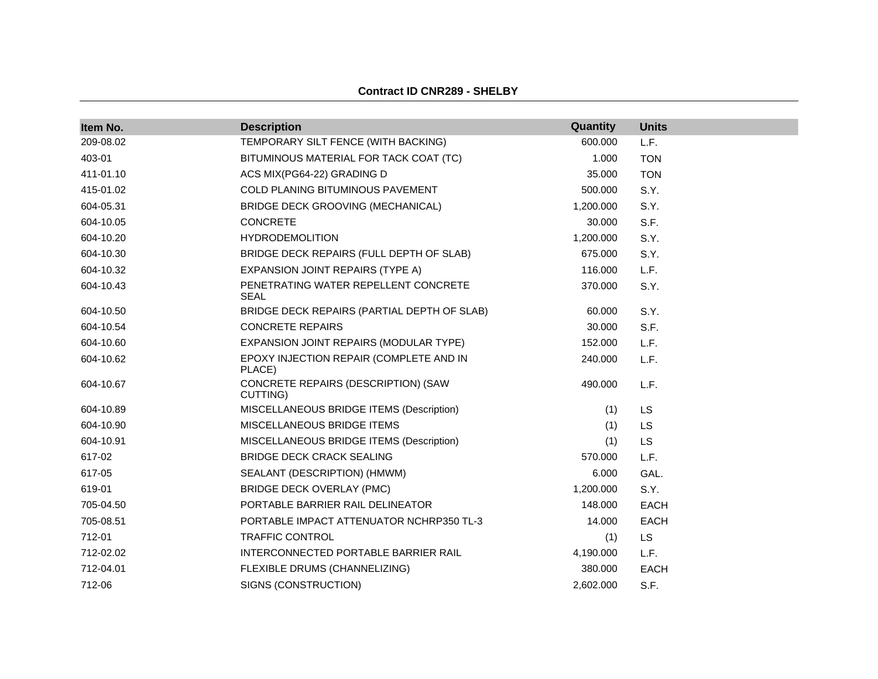**Contract ID CNR289 - SHELBY**

| Item No. | Description | Quantity | Units |
|---|---|---|---|
| 209-08.02 | TEMPORARY SILT FENCE (WITH BACKING) | 600.000 | L.F. |
| 403-01 | BITUMINOUS MATERIAL FOR TACK COAT (TC) | 1.000 | TON |
| 411-01.10 | ACS MIX(PG64-22) GRADING D | 35.000 | TON |
| 415-01.02 | COLD PLANING BITUMINOUS PAVEMENT | 500.000 | S.Y. |
| 604-05.31 | BRIDGE DECK GROOVING (MECHANICAL) | 1,200.000 | S.Y. |
| 604-10.05 | CONCRETE | 30.000 | S.F. |
| 604-10.20 | HYDRODEMOLITION | 1,200.000 | S.Y. |
| 604-10.30 | BRIDGE DECK REPAIRS (FULL DEPTH OF SLAB) | 675.000 | S.Y. |
| 604-10.32 | EXPANSION JOINT REPAIRS (TYPE A) | 116.000 | L.F. |
| 604-10.43 | PENETRATING WATER REPELLENT CONCRETE SEAL | 370.000 | S.Y. |
| 604-10.50 | BRIDGE DECK REPAIRS (PARTIAL DEPTH OF SLAB) | 60.000 | S.Y. |
| 604-10.54 | CONCRETE REPAIRS | 30.000 | S.F. |
| 604-10.60 | EXPANSION JOINT REPAIRS (MODULAR TYPE) | 152.000 | L.F. |
| 604-10.62 | EPOXY INJECTION REPAIR (COMPLETE AND IN PLACE) | 240.000 | L.F. |
| 604-10.67 | CONCRETE REPAIRS (DESCRIPTION) (SAW CUTTING) | 490.000 | L.F. |
| 604-10.89 | MISCELLANEOUS BRIDGE ITEMS (Description) | (1) | LS |
| 604-10.90 | MISCELLANEOUS BRIDGE ITEMS | (1) | LS |
| 604-10.91 | MISCELLANEOUS BRIDGE ITEMS (Description) | (1) | LS |
| 617-02 | BRIDGE DECK CRACK SEALING | 570.000 | L.F. |
| 617-05 | SEALANT (DESCRIPTION) (HMWM) | 6.000 | GAL. |
| 619-01 | BRIDGE DECK OVERLAY (PMC) | 1,200.000 | S.Y. |
| 705-04.50 | PORTABLE BARRIER RAIL DELINEATOR | 148.000 | EACH |
| 705-08.51 | PORTABLE IMPACT ATTENUATOR NCHRP350 TL-3 | 14.000 | EACH |
| 712-01 | TRAFFIC CONTROL | (1) | LS |
| 712-02.02 | INTERCONNECTED PORTABLE BARRIER RAIL | 4,190.000 | L.F. |
| 712-04.01 | FLEXIBLE DRUMS (CHANNELIZING) | 380.000 | EACH |
| 712-06 | SIGNS (CONSTRUCTION) | 2,602.000 | S.F. |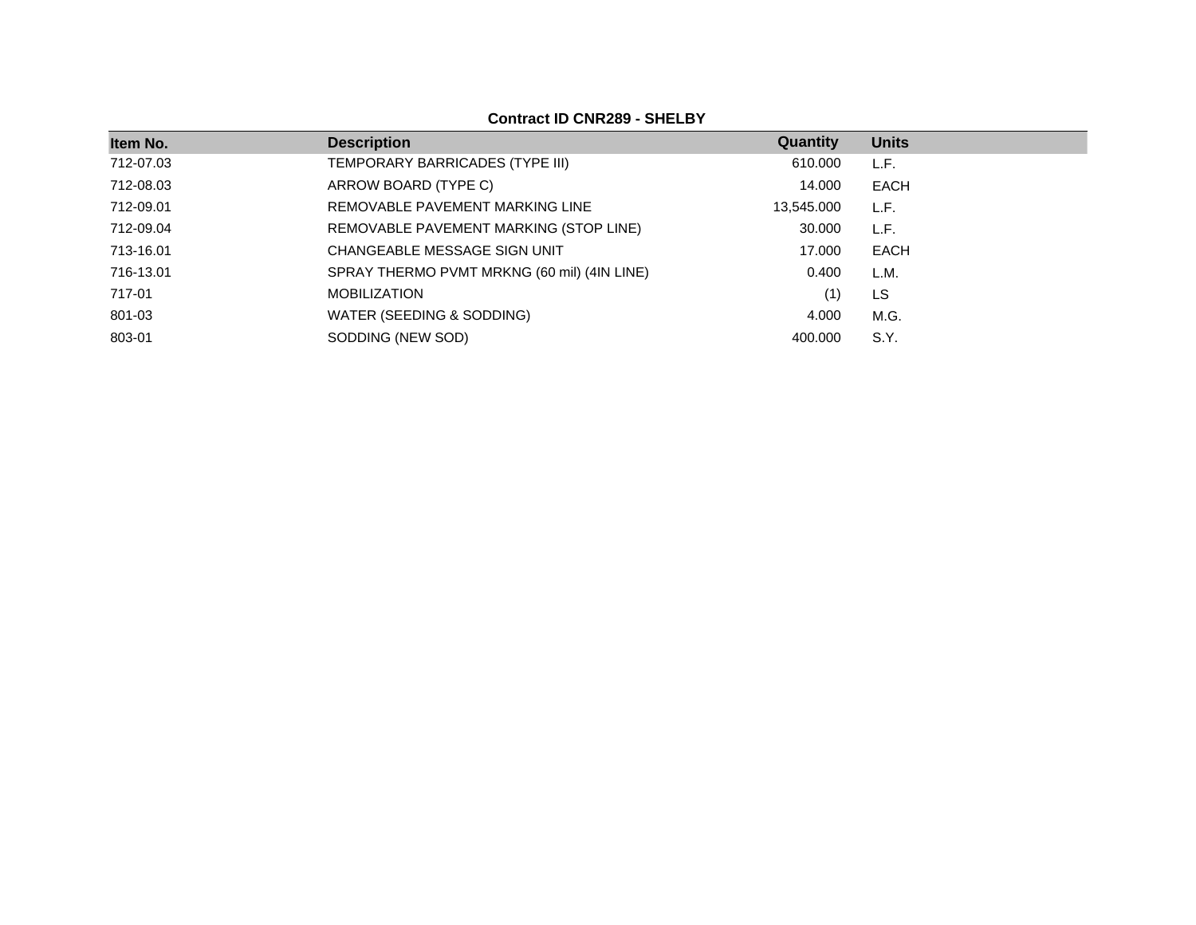**Contract ID CNR289 - SHELBY**

| Item No. | Description | Quantity | Units |
|---|---|---|---|
| 712-07.03 | TEMPORARY BARRICADES (TYPE III) | 610.000 | L.F. |
| 712-08.03 | ARROW BOARD (TYPE C) | 14.000 | EACH |
| 712-09.01 | REMOVABLE PAVEMENT MARKING LINE | 13,545.000 | L.F. |
| 712-09.04 | REMOVABLE PAVEMENT MARKING (STOP LINE) | 30.000 | L.F. |
| 713-16.01 | CHANGEABLE MESSAGE SIGN UNIT | 17.000 | EACH |
| 716-13.01 | SPRAY THERMO PVMT MRKNG (60 mil) (4IN LINE) | 0.400 | L.M. |
| 717-01 | MOBILIZATION | (1) | LS |
| 801-03 | WATER (SEEDING & SODDING) | 4.000 | M.G. |
| 803-01 | SODDING (NEW SOD) | 400.000 | S.Y. |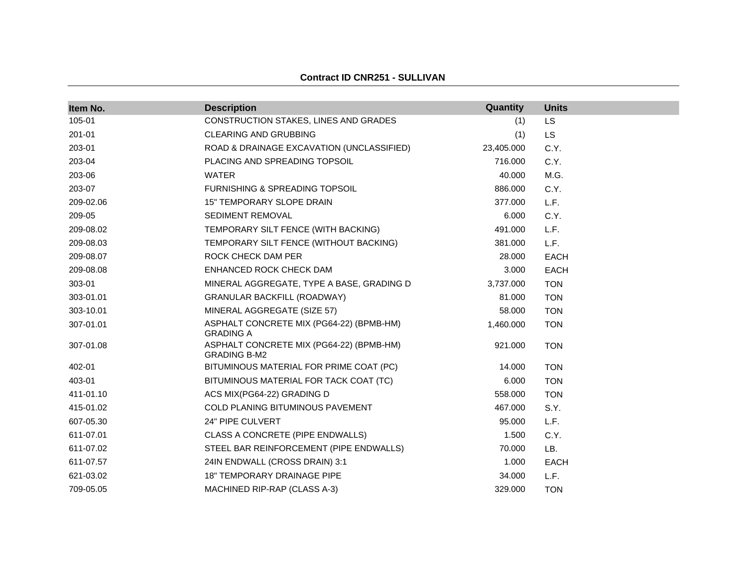**Contract ID CNR251 - SULLIVAN**

| Item No. | Description | Quantity | Units |
|---|---|---|---|
| 105-01 | CONSTRUCTION STAKES, LINES AND GRADES | (1) | LS |
| 201-01 | CLEARING AND GRUBBING | (1) | LS |
| 203-01 | ROAD & DRAINAGE EXCAVATION (UNCLASSIFIED) | 23,405.000 | C.Y. |
| 203-04 | PLACING AND SPREADING TOPSOIL | 716.000 | C.Y. |
| 203-06 | WATER | 40.000 | M.G. |
| 203-07 | FURNISHING & SPREADING TOPSOIL | 886.000 | C.Y. |
| 209-02.06 | 15" TEMPORARY SLOPE DRAIN | 377.000 | L.F. |
| 209-05 | SEDIMENT REMOVAL | 6.000 | C.Y. |
| 209-08.02 | TEMPORARY SILT FENCE (WITH BACKING) | 491.000 | L.F. |
| 209-08.03 | TEMPORARY SILT FENCE (WITHOUT BACKING) | 381.000 | L.F. |
| 209-08.07 | ROCK CHECK DAM PER | 28.000 | EACH |
| 209-08.08 | ENHANCED ROCK CHECK DAM | 3.000 | EACH |
| 303-01 | MINERAL AGGREGATE, TYPE A BASE, GRADING D | 3,737.000 | TON |
| 303-01.01 | GRANULAR BACKFILL (ROADWAY) | 81.000 | TON |
| 303-10.01 | MINERAL AGGREGATE (SIZE 57) | 58.000 | TON |
| 307-01.01 | ASPHALT CONCRETE MIX (PG64-22) (BPMB-HM) GRADING A | 1,460.000 | TON |
| 307-01.08 | ASPHALT CONCRETE MIX (PG64-22) (BPMB-HM) GRADING B-M2 | 921.000 | TON |
| 402-01 | BITUMINOUS MATERIAL FOR PRIME COAT (PC) | 14.000 | TON |
| 403-01 | BITUMINOUS MATERIAL FOR TACK COAT (TC) | 6.000 | TON |
| 411-01.10 | ACS MIX(PG64-22) GRADING D | 558.000 | TON |
| 415-01.02 | COLD PLANING BITUMINOUS PAVEMENT | 467.000 | S.Y. |
| 607-05.30 | 24" PIPE CULVERT | 95.000 | L.F. |
| 611-07.01 | CLASS A CONCRETE (PIPE ENDWALLS) | 1.500 | C.Y. |
| 611-07.02 | STEEL BAR REINFORCEMENT (PIPE ENDWALLS) | 70.000 | LB. |
| 611-07.57 | 24IN ENDWALL (CROSS DRAIN) 3:1 | 1.000 | EACH |
| 621-03.02 | 18" TEMPORARY DRAINAGE PIPE | 34.000 | L.F. |
| 709-05.05 | MACHINED RIP-RAP (CLASS A-3) | 329.000 | TON |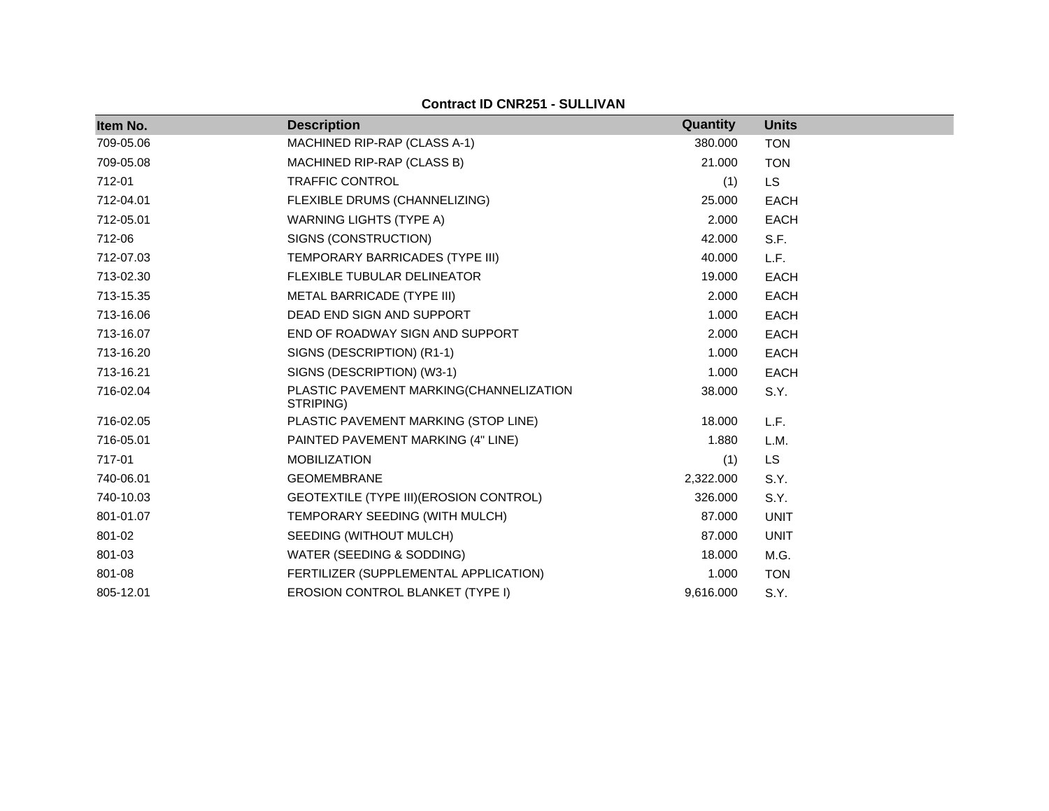**Contract ID CNR251 - SULLIVAN**

| Item No. | Description | Quantity | Units |
|---|---|---|---|
| 709-05.06 | MACHINED RIP-RAP (CLASS A-1) | 380.000 | TON |
| 709-05.08 | MACHINED RIP-RAP (CLASS B) | 21.000 | TON |
| 712-01 | TRAFFIC CONTROL | (1) | LS |
| 712-04.01 | FLEXIBLE DRUMS (CHANNELIZING) | 25.000 | EACH |
| 712-05.01 | WARNING LIGHTS (TYPE A) | 2.000 | EACH |
| 712-06 | SIGNS (CONSTRUCTION) | 42.000 | S.F. |
| 712-07.03 | TEMPORARY BARRICADES (TYPE III) | 40.000 | L.F. |
| 713-02.30 | FLEXIBLE TUBULAR DELINEATOR | 19.000 | EACH |
| 713-15.35 | METAL BARRICADE (TYPE III) | 2.000 | EACH |
| 713-16.06 | DEAD END SIGN AND SUPPORT | 1.000 | EACH |
| 713-16.07 | END OF ROADWAY SIGN AND SUPPORT | 2.000 | EACH |
| 713-16.20 | SIGNS (DESCRIPTION) (R1-1) | 1.000 | EACH |
| 713-16.21 | SIGNS (DESCRIPTION) (W3-1) | 1.000 | EACH |
| 716-02.04 | PLASTIC PAVEMENT MARKING(CHANNELIZATION STRIPING) | 38.000 | S.Y. |
| 716-02.05 | PLASTIC PAVEMENT MARKING (STOP LINE) | 18.000 | L.F. |
| 716-05.01 | PAINTED PAVEMENT MARKING (4" LINE) | 1.880 | L.M. |
| 717-01 | MOBILIZATION | (1) | LS |
| 740-06.01 | GEOMEMBRANE | 2,322.000 | S.Y. |
| 740-10.03 | GEOTEXTILE (TYPE III)(EROSION CONTROL) | 326.000 | S.Y. |
| 801-01.07 | TEMPORARY SEEDING (WITH MULCH) | 87.000 | UNIT |
| 801-02 | SEEDING (WITHOUT MULCH) | 87.000 | UNIT |
| 801-03 | WATER (SEEDING & SODDING) | 18.000 | M.G. |
| 801-08 | FERTILIZER (SUPPLEMENTAL APPLICATION) | 1.000 | TON |
| 805-12.01 | EROSION CONTROL BLANKET (TYPE I) | 9,616.000 | S.Y. |